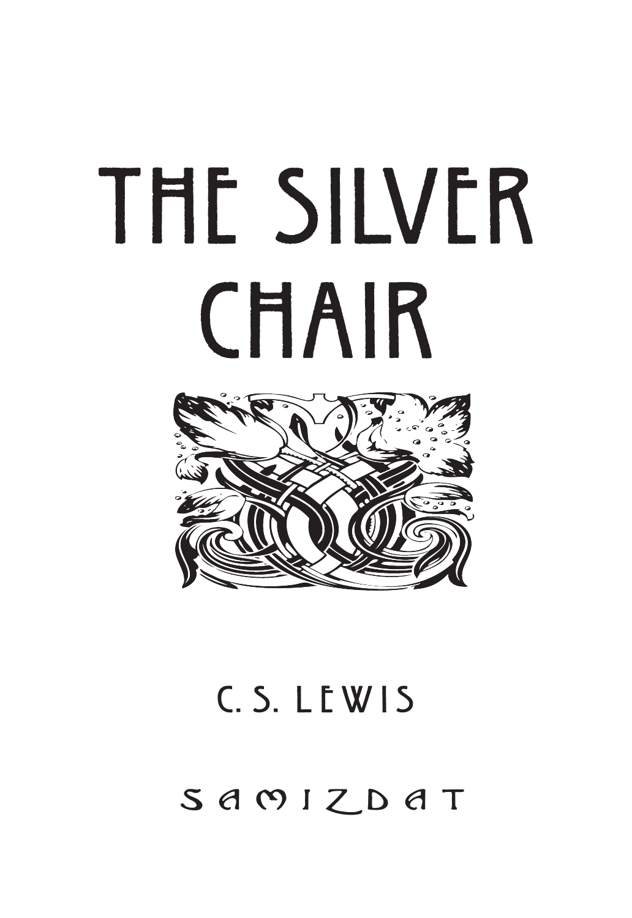# THE SILVER CHAIR

C. S. LEWIS

SAMIZDAT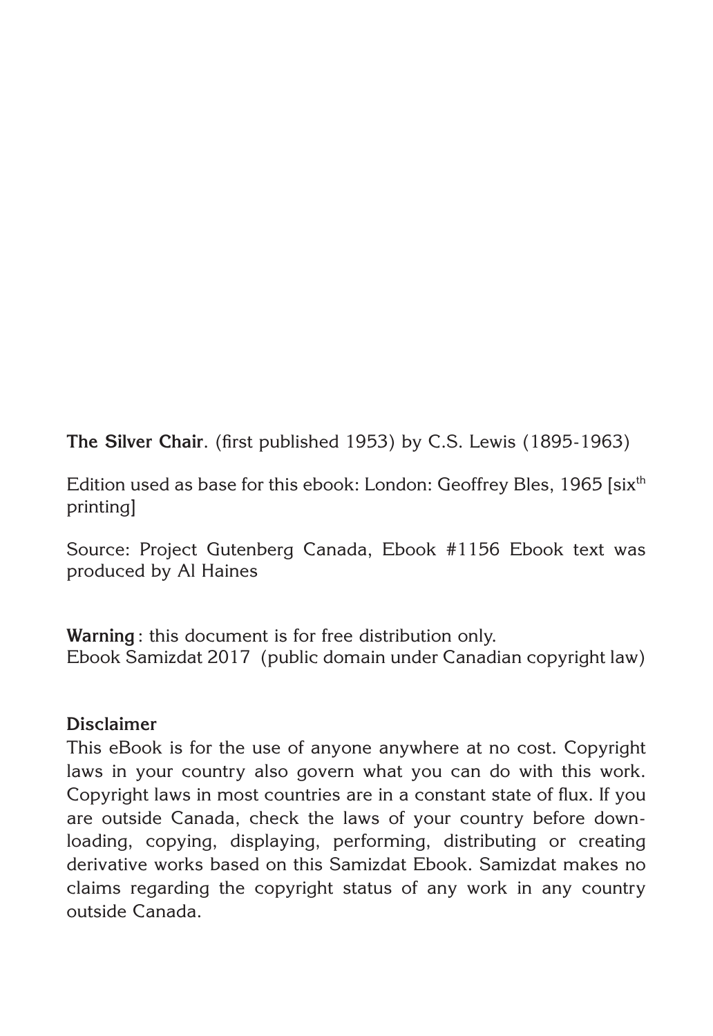**The Silver Chair**. (first published 1953) by C.S. Lewis (1895-1963)

Edition used as base for this ebook: London: Geoffrey Bles, 1965 [sixth printing]

Source: Project Gutenberg Canada, Ebook #1156 Ebook text was produced by Al Haines

**Warning** : this document is for free distribution only.
Ebook Samizdat 2017 (public domain under Canadian copyright law)

**Disclaimer**
This eBook is for the use of anyone anywhere at no cost. Copyright laws in your country also govern what you can do with this work. Copyright laws in most countries are in a constant state of flux. If you are outside Canada, check the laws of your country before downloading, copying, displaying, performing, distributing or creating derivative works based on this Samizdat Ebook. Samizdat makes no claims regarding the copyright status of any work in any country outside Canada.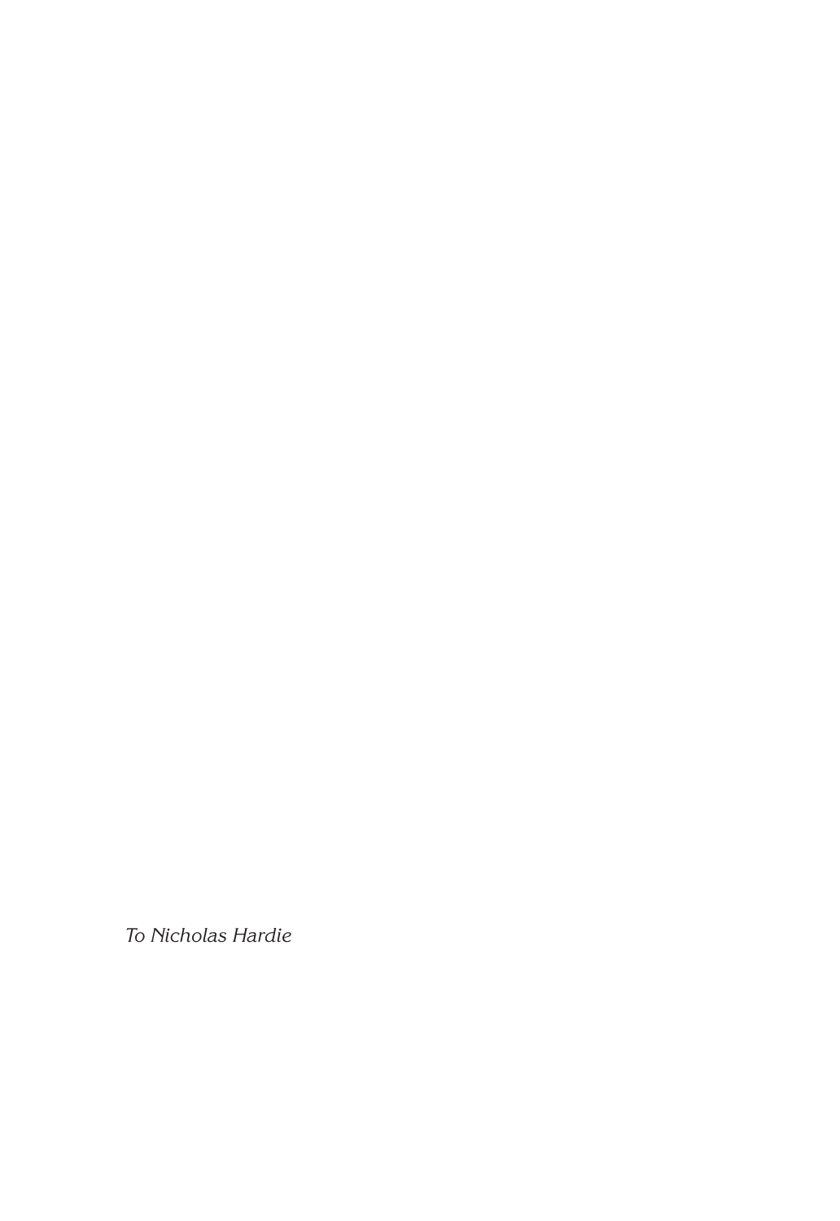*To Nicholas Hardie*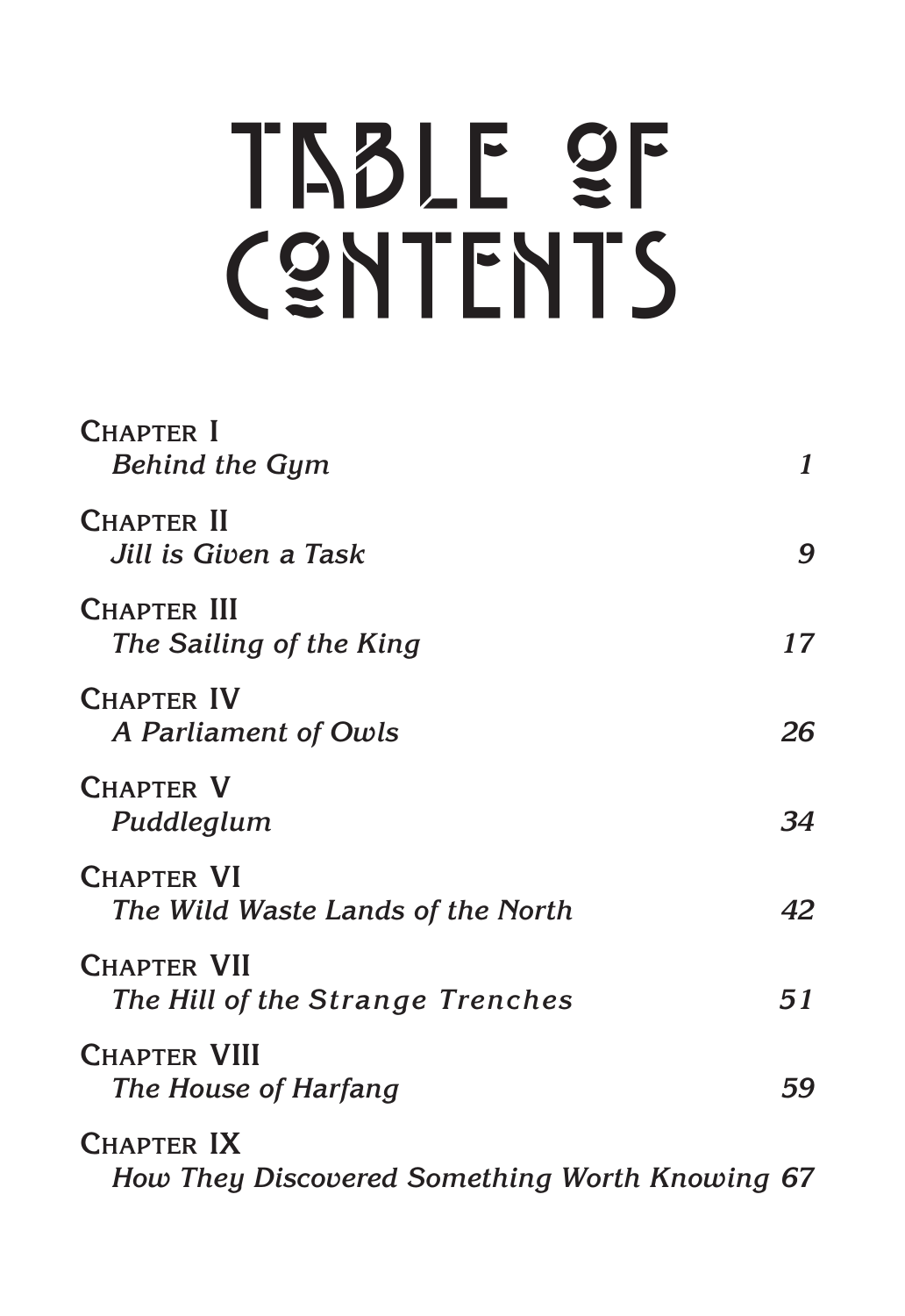# TABLE OF CONTENTS

CHAPTER I
*Behind the Gym* *1*

CHAPTER II
*Jill is Given a Task* *9*

CHAPTER III
*The Sailing of the King* *17*

CHAPTER IV
*A Parliament of Owls* *26*

CHAPTER V
*Puddleglum* *34*

CHAPTER VI
*The Wild Waste Lands of the North* *42*

CHAPTER VII
*The Hill of the Strange Trenches* *51*

CHAPTER VIII
*The House of Harfang* *59*

CHAPTER IX
*How They Discovered Something Worth Knowing* *67*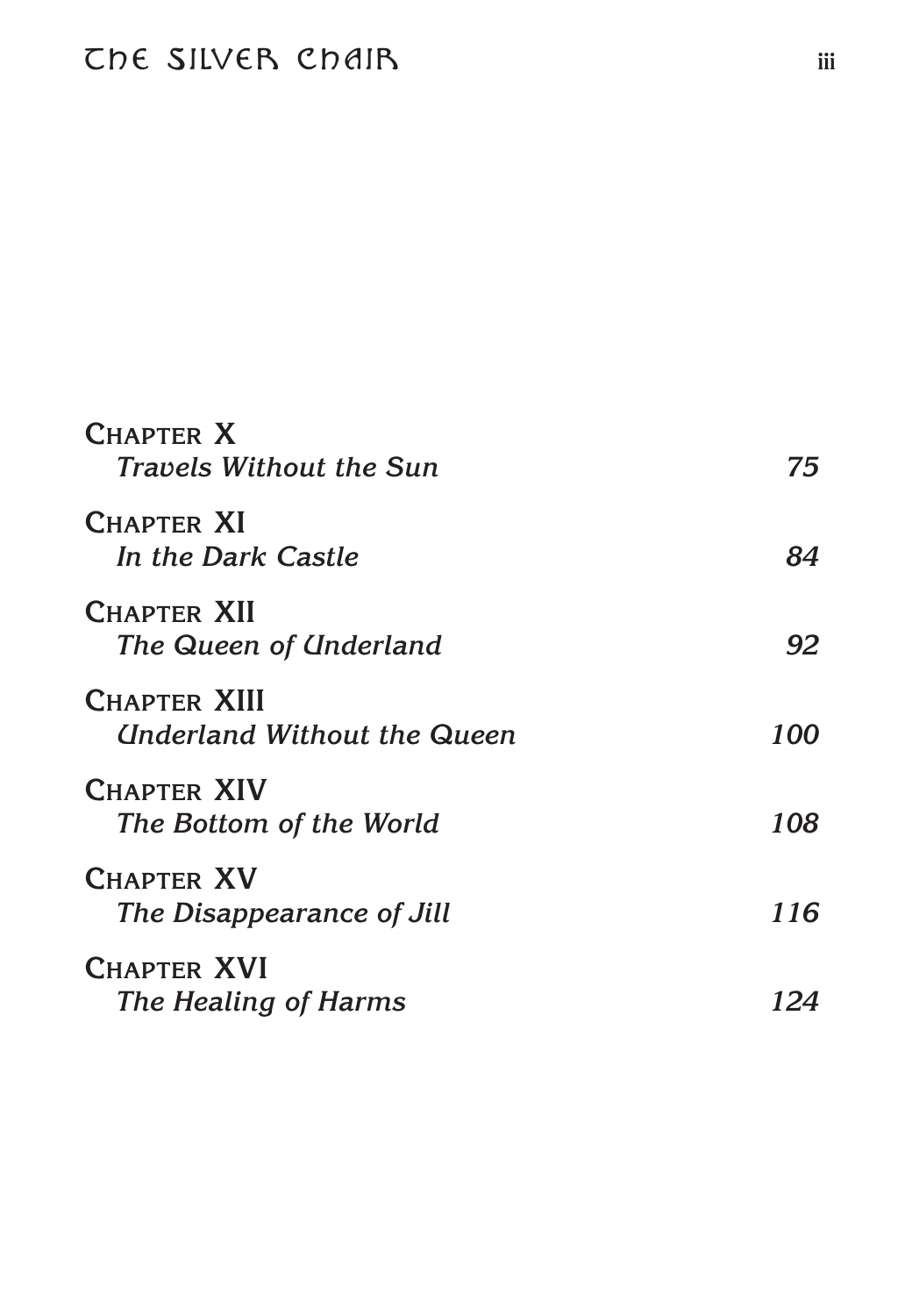CHAPTER X
*Travels Without the Sun* 75

CHAPTER XI
*In the Dark Castle* 84

CHAPTER XII
*The Queen of Underland* 92

CHAPTER XIII
*Underland Without the Queen* 100

CHAPTER XIV
*The Bottom of the World* 108

CHAPTER XV
*The Disappearance of Jill* 116

CHAPTER XVI
*The Healing of Harms* 124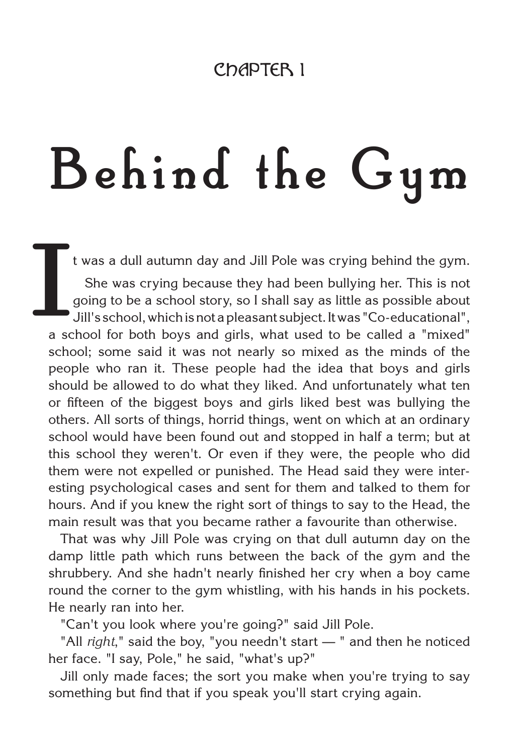# CHAPTER 1

# Behind the Gym

It was a dull autumn day and Jill Pole was crying behind the gym.

She was crying because they had been bullying her. This is not going to be a school story, so I shall say as little as possible about Jill's school, which is not a pleasant subject. It was "Co-educational", a school for both boys and girls, what used to be called a "mixed" school; some said it was not nearly so mixed as the minds of the people who ran it. These people had the idea that boys and girls should be allowed to do what they liked. And unfortunately what ten or fifteen of the biggest boys and girls liked best was bullying the others. All sorts of things, horrid things, went on which at an ordinary school would have been found out and stopped in half a term; but at this school they weren't. Or even if they were, the people who did them were not expelled or punished. The Head said they were interesting psychological cases and sent for them and talked to them for hours. And if you knew the right sort of things to say to the Head, the main result was that you became rather a favourite than otherwise.

That was why Jill Pole was crying on that dull autumn day on the damp little path which runs between the back of the gym and the shrubbery. And she hadn't nearly finished her cry when a boy came round the corner to the gym whistling, with his hands in his pockets. He nearly ran into her.

"Can't you look where you're going?" said Jill Pole.

"All *right*," said the boy, "you needn't start — " and then he noticed her face. "I say, Pole," he said, "what's up?"

Jill only made faces; the sort you make when you're trying to say something but find that if you speak you'll start crying again.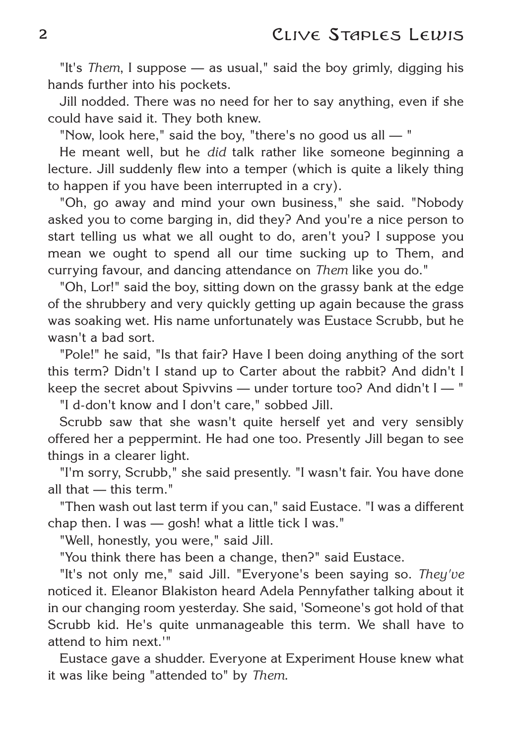"It's *Them*, I suppose — as usual," said the boy grimly, digging his hands further into his pockets.

Jill nodded. There was no need for her to say anything, even if she could have said it. They both knew.

"Now, look here," said the boy, "there's no good us all — "

He meant well, but he *did* talk rather like someone beginning a lecture. Jill suddenly flew into a temper (which is quite a likely thing to happen if you have been interrupted in a cry).

"Oh, go away and mind your own business," she said. "Nobody asked you to come barging in, did they? And you're a nice person to start telling us what we all ought to do, aren't you? I suppose you mean we ought to spend all our time sucking up to Them, and currying favour, and dancing attendance on *Them* like you do."

"Oh, Lor!" said the boy, sitting down on the grassy bank at the edge of the shrubbery and very quickly getting up again because the grass was soaking wet. His name unfortunately was Eustace Scrubb, but he wasn't a bad sort.

"Pole!" he said, "Is that fair? Have I been doing anything of the sort this term? Didn't I stand up to Carter about the rabbit? And didn't I keep the secret about Spivvins — under torture too? And didn't I — "

"I d-don't know and I don't care," sobbed Jill.

Scrubb saw that she wasn't quite herself yet and very sensibly offered her a peppermint. He had one too. Presently Jill began to see things in a clearer light.

"I'm sorry, Scrubb," she said presently. "I wasn't fair. You have done all that — this term."

"Then wash out last term if you can," said Eustace. "I was a different chap then. I was — gosh! what a little tick I was."

"Well, honestly, you were," said Jill.

"You think there has been a change, then?" said Eustace.

"It's not only me," said Jill. "Everyone's been saying so. *They've* noticed it. Eleanor Blakiston heard Adela Pennyfather talking about it in our changing room yesterday. She said, 'Someone's got hold of that Scrubb kid. He's quite unmanageable this term. We shall have to attend to him next.'"

Eustace gave a shudder. Everyone at Experiment House knew what it was like being "attended to" by *Them*.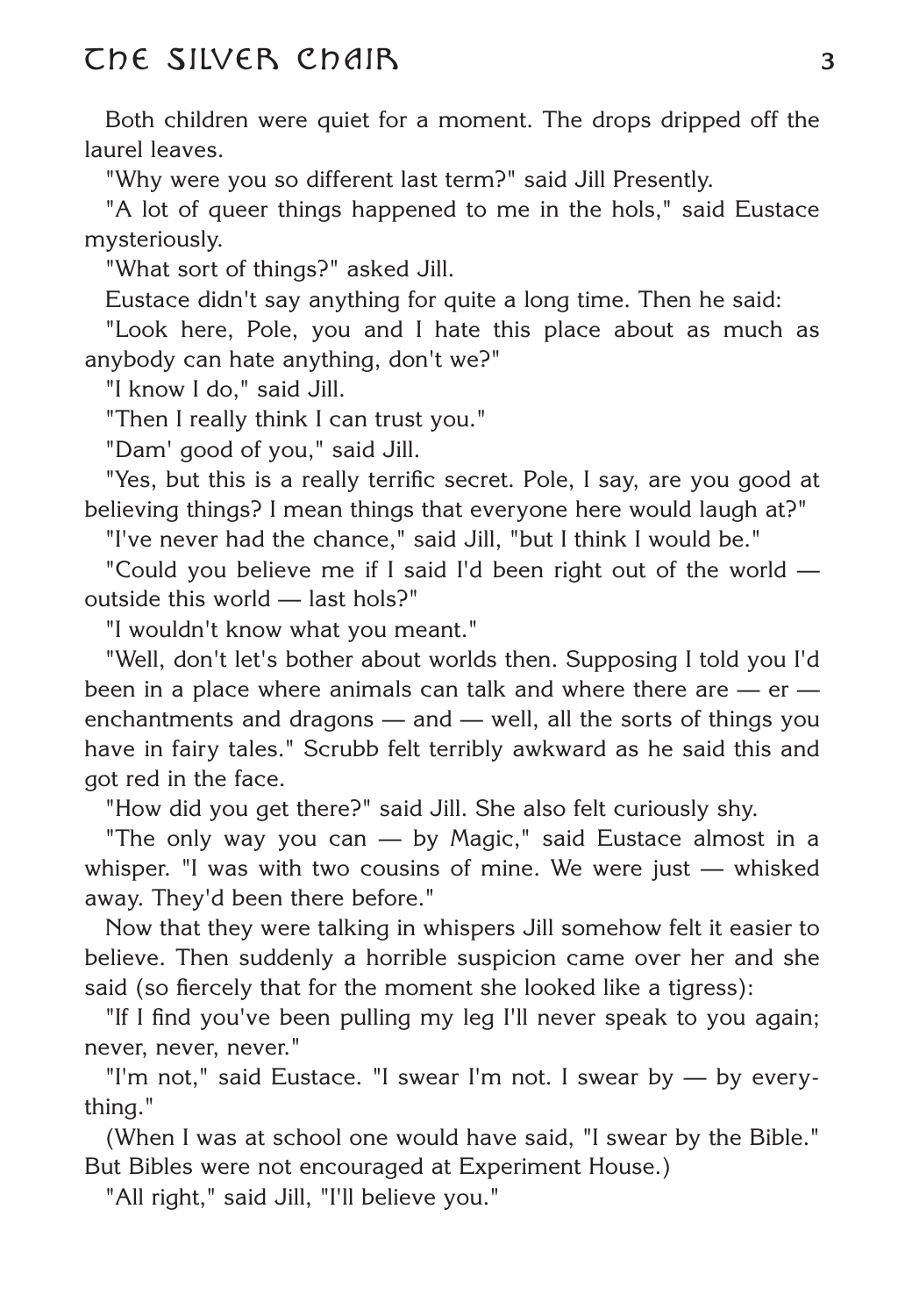Both children were quiet for a moment. The drops dripped off the laurel leaves.

"Why were you so different last term?" said Jill Presently.

"A lot of queer things happened to me in the hols," said Eustace mysteriously.

"What sort of things?" asked Jill.

Eustace didn't say anything for quite a long time. Then he said:

"Look here, Pole, you and I hate this place about as much as anybody can hate anything, don't we?"

"I know I do," said Jill.

"Then I really think I can trust you."

"Dam' good of you," said Jill.

"Yes, but this is a really terrific secret. Pole, I say, are you good at believing things? I mean things that everyone here would laugh at?"

"I've never had the chance," said Jill, "but I think I would be."

"Could you believe me if I said I'd been right out of the world — outside this world — last hols?"

"I wouldn't know what you meant."

"Well, don't let's bother about worlds then. Supposing I told you I'd been in a place where animals can talk and where there are — er — enchantments and dragons — and — well, all the sorts of things you have in fairy tales." Scrubb felt terribly awkward as he said this and got red in the face.

"How did you get there?" said Jill. She also felt curiously shy.

"The only way you can — by Magic," said Eustace almost in a whisper. "I was with two cousins of mine. We were just — whisked away. They'd been there before."

Now that they were talking in whispers Jill somehow felt it easier to believe. Then suddenly a horrible suspicion came over her and she said (so fiercely that for the moment she looked like a tigress):

"If I find you've been pulling my leg I'll never speak to you again; never, never, never."

"I'm not," said Eustace. "I swear I'm not. I swear by — by everything."

(When I was at school one would have said, "I swear by the Bible." But Bibles were not encouraged at Experiment House.)

"All right," said Jill, "I'll believe you."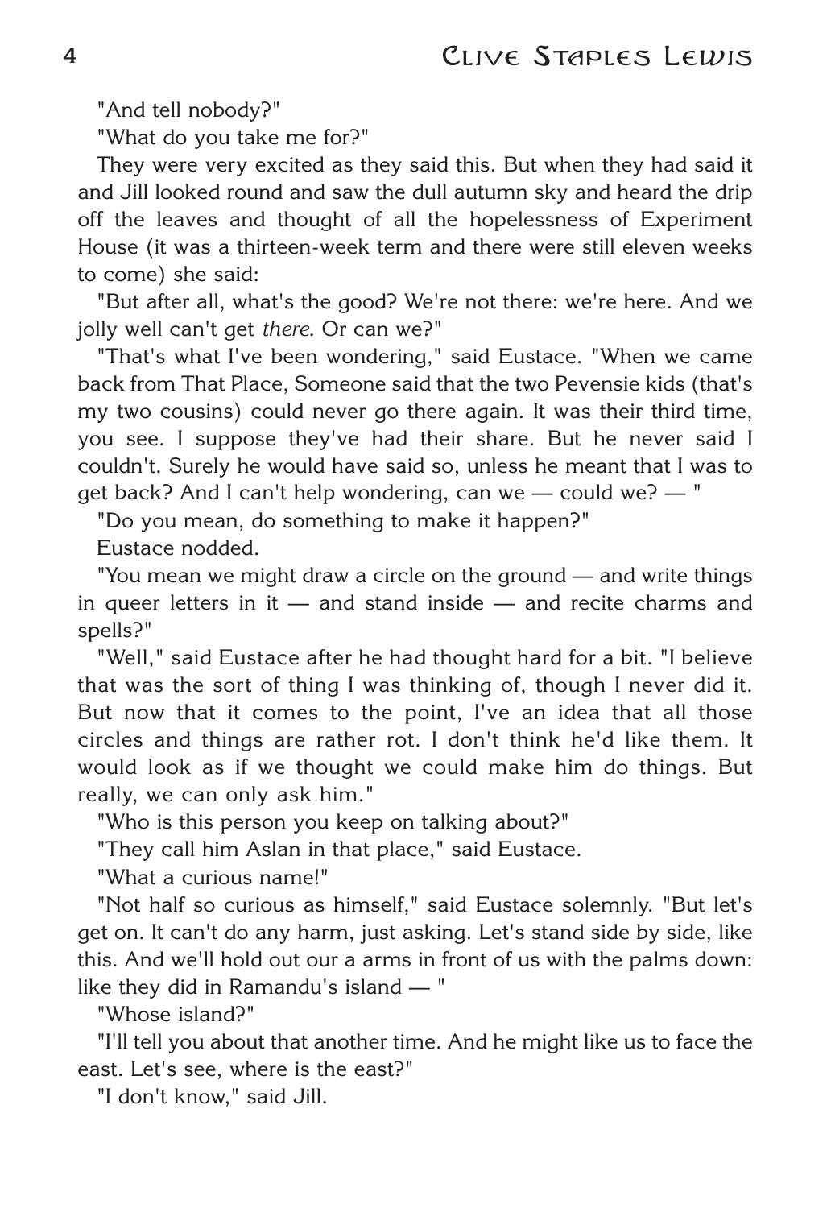"And tell nobody?"

"What do you take me for?"

They were very excited as they said this. But when they had said it and Jill looked round and saw the dull autumn sky and heard the drip off the leaves and thought of all the hopelessness of Experiment House (it was a thirteen-week term and there were still eleven weeks to come) she said:

"But after all, what's the good? We're not there: we're here. And we jolly well can't get *there*. Or can we?"

"That's what I've been wondering," said Eustace. "When we came back from That Place, Someone said that the two Pevensie kids (that's my two cousins) could never go there again. It was their third time, you see. I suppose they've had their share. But he never said I couldn't. Surely he would have said so, unless he meant that I was to get back? And I can't help wondering, can we — could we? — "

"Do you mean, do something to make it happen?"

Eustace nodded.

"You mean we might draw a circle on the ground — and write things in queer letters in it — and stand inside — and recite charms and spells?"

"Well," said Eustace after he had thought hard for a bit. "I believe that was the sort of thing I was thinking of, though I never did it. But now that it comes to the point, I've an idea that all those circles and things are rather rot. I don't think he'd like them. It would look as if we thought we could make him do things. But really, we can only ask him."

"Who is this person you keep on talking about?"

"They call him Aslan in that place," said Eustace.

"What a curious name!"

"Not half so curious as himself," said Eustace solemnly. "But let's get on. It can't do any harm, just asking. Let's stand side by side, like this. And we'll hold out our a arms in front of us with the palms down: like they did in Ramandu's island — "

"Whose island?"

"I'll tell you about that another time. And he might like us to face the east. Let's see, where is the east?"

"I don't know," said Jill.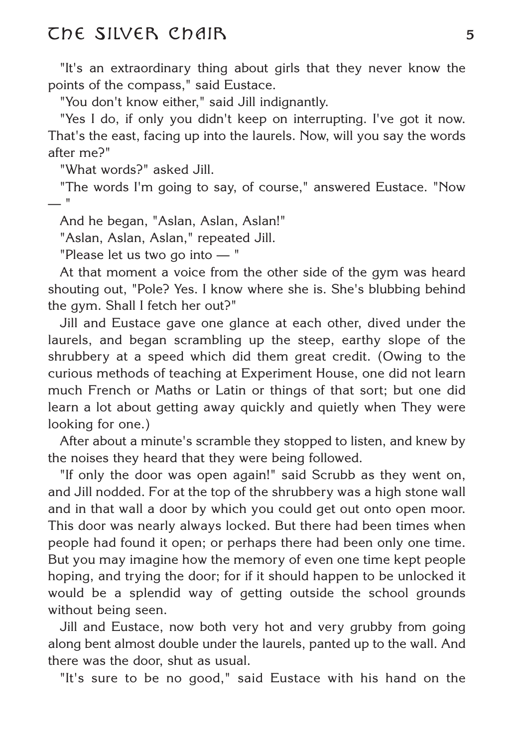"It's an extraordinary thing about girls that they never know the points of the compass," said Eustace.

"You don't know either," said Jill indignantly.

"Yes I do, if only you didn't keep on interrupting. I've got it now. That's the east, facing up into the laurels. Now, will you say the words after me?"

"What words?" asked Jill.

"The words I'm going to say, of course," answered Eustace. "Now — "

And he began, "Aslan, Aslan, Aslan!"

"Aslan, Aslan, Aslan," repeated Jill.

"Please let us two go into — "

At that moment a voice from the other side of the gym was heard shouting out, "Pole? Yes. I know where she is. She's blubbing behind the gym. Shall I fetch her out?"

Jill and Eustace gave one glance at each other, dived under the laurels, and began scrambling up the steep, earthy slope of the shrubbery at a speed which did them great credit. (Owing to the curious methods of teaching at Experiment House, one did not learn much French or Maths or Latin or things of that sort; but one did learn a lot about getting away quickly and quietly when They were looking for one.)

After about a minute's scramble they stopped to listen, and knew by the noises they heard that they were being followed.

"If only the door was open again!" said Scrubb as they went on, and Jill nodded. For at the top of the shrubbery was a high stone wall and in that wall a door by which you could get out onto open moor. This door was nearly always locked. But there had been times when people had found it open; or perhaps there had been only one time. But you may imagine how the memory of even one time kept people hoping, and trying the door; for if it should happen to be unlocked it would be a splendid way of getting outside the school grounds without being seen.

Jill and Eustace, now both very hot and very grubby from going along bent almost double under the laurels, panted up to the wall. And there was the door, shut as usual.

"It's sure to be no good," said Eustace with his hand on the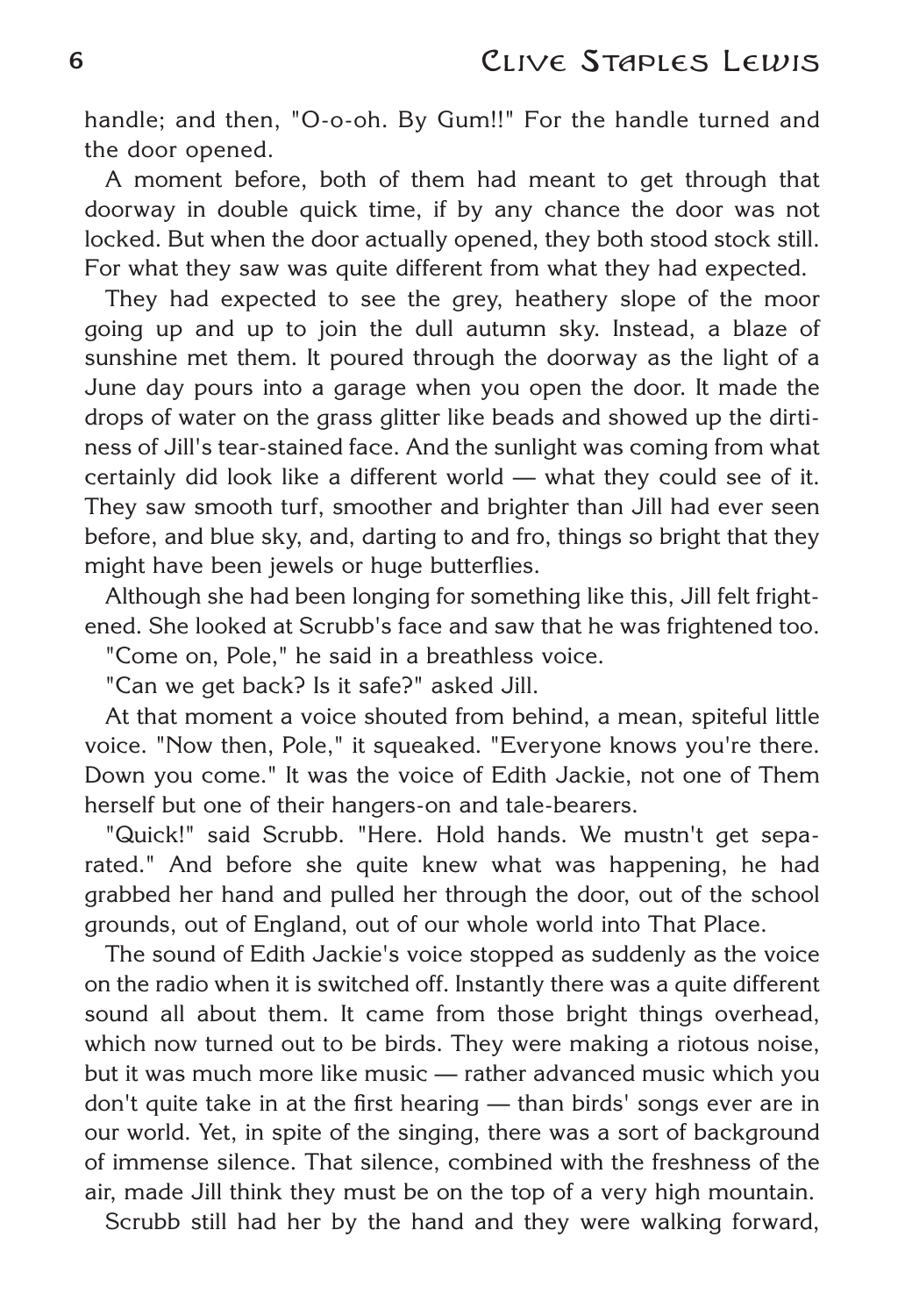handle; and then, "O-o-oh. By Gum!!" For the handle turned and the door opened.

A moment before, both of them had meant to get through that doorway in double quick time, if by any chance the door was not locked. But when the door actually opened, they both stood stock still. For what they saw was quite different from what they had expected.

They had expected to see the grey, heathery slope of the moor going up and up to join the dull autumn sky. Instead, a blaze of sunshine met them. It poured through the doorway as the light of a June day pours into a garage when you open the door. It made the drops of water on the grass glitter like beads and showed up the dirtiness of Jill's tear-stained face. And the sunlight was coming from what certainly did look like a different world — what they could see of it. They saw smooth turf, smoother and brighter than Jill had ever seen before, and blue sky, and, darting to and fro, things so bright that they might have been jewels or huge butterflies.

Although she had been longing for something like this, Jill felt frightened. She looked at Scrubb's face and saw that he was frightened too.

"Come on, Pole," he said in a breathless voice.

"Can we get back? Is it safe?" asked Jill.

At that moment a voice shouted from behind, a mean, spiteful little voice. "Now then, Pole," it squeaked. "Everyone knows you're there. Down you come." It was the voice of Edith Jackie, not one of Them herself but one of their hangers-on and tale-bearers.

"Quick!" said Scrubb. "Here. Hold hands. We mustn't get separated." And before she quite knew what was happening, he had grabbed her hand and pulled her through the door, out of the school grounds, out of England, out of our whole world into That Place.

The sound of Edith Jackie's voice stopped as suddenly as the voice on the radio when it is switched off. Instantly there was a quite different sound all about them. It came from those bright things overhead, which now turned out to be birds. They were making a riotous noise, but it was much more like music — rather advanced music which you don't quite take in at the first hearing — than birds' songs ever are in our world. Yet, in spite of the singing, there was a sort of background of immense silence. That silence, combined with the freshness of the air, made Jill think they must be on the top of a very high mountain.

Scrubb still had her by the hand and they were walking forward,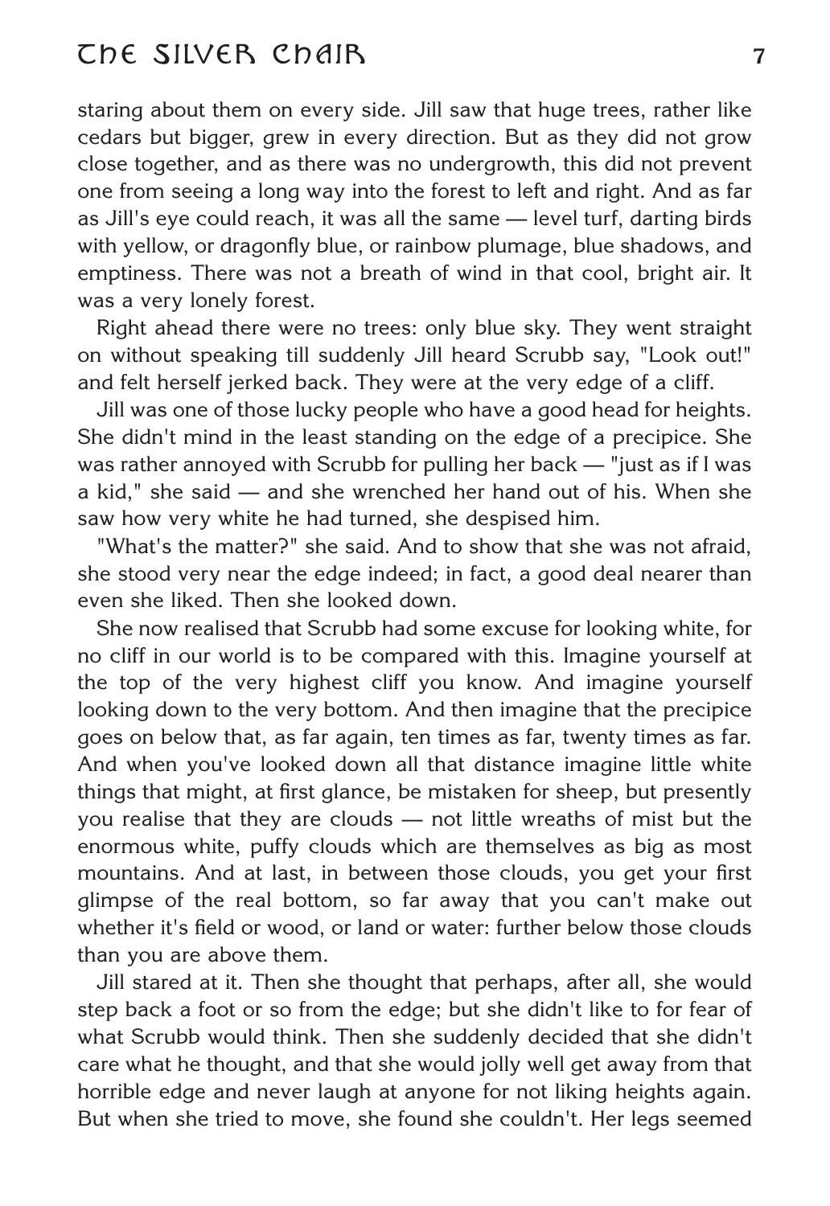staring about them on every side. Jill saw that huge trees, rather like cedars but bigger, grew in every direction. But as they did not grow close together, and as there was no undergrowth, this did not prevent one from seeing a long way into the forest to left and right. And as far as Jill's eye could reach, it was all the same — level turf, darting birds with yellow, or dragonfly blue, or rainbow plumage, blue shadows, and emptiness. There was not a breath of wind in that cool, bright air. It was a very lonely forest.

Right ahead there were no trees: only blue sky. They went straight on without speaking till suddenly Jill heard Scrubb say, "Look out!" and felt herself jerked back. They were at the very edge of a cliff.

Jill was one of those lucky people who have a good head for heights. She didn't mind in the least standing on the edge of a precipice. She was rather annoyed with Scrubb for pulling her back — "just as if I was a kid," she said — and she wrenched her hand out of his. When she saw how very white he had turned, she despised him.

"What's the matter?" she said. And to show that she was not afraid, she stood very near the edge indeed; in fact, a good deal nearer than even she liked. Then she looked down.

She now realised that Scrubb had some excuse for looking white, for no cliff in our world is to be compared with this. Imagine yourself at the top of the very highest cliff you know. And imagine yourself looking down to the very bottom. And then imagine that the precipice goes on below that, as far again, ten times as far, twenty times as far. And when you've looked down all that distance imagine little white things that might, at first glance, be mistaken for sheep, but presently you realise that they are clouds — not little wreaths of mist but the enormous white, puffy clouds which are themselves as big as most mountains. And at last, in between those clouds, you get your first glimpse of the real bottom, so far away that you can't make out whether it's field or wood, or land or water: further below those clouds than you are above them.

Jill stared at it. Then she thought that perhaps, after all, she would step back a foot or so from the edge; but she didn't like to for fear of what Scrubb would think. Then she suddenly decided that she didn't care what he thought, and that she would jolly well get away from that horrible edge and never laugh at anyone for not liking heights again. But when she tried to move, she found she couldn't. Her legs seemed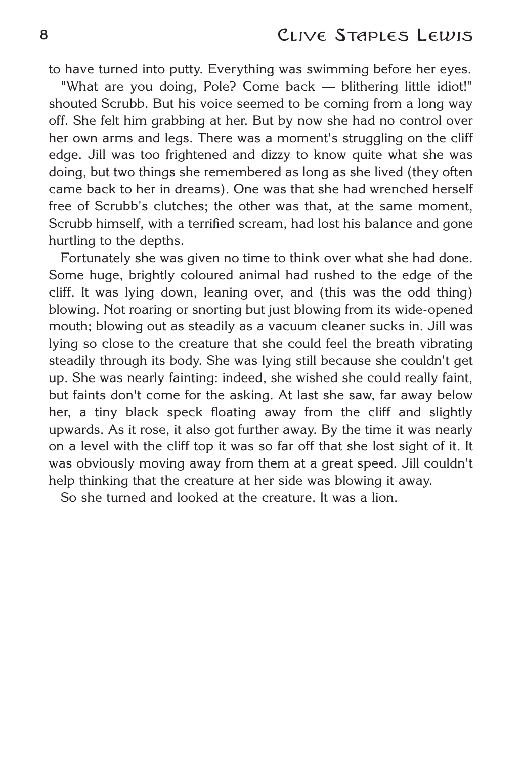to have turned into putty. Everything was swimming before her eyes.

"What are you doing, Pole? Come back — blithering little idiot!" shouted Scrubb. But his voice seemed to be coming from a long way off. She felt him grabbing at her. But by now she had no control over her own arms and legs. There was a moment's struggling on the cliff edge. Jill was too frightened and dizzy to know quite what she was doing, but two things she remembered as long as she lived (they often came back to her in dreams). One was that she had wrenched herself free of Scrubb's clutches; the other was that, at the same moment, Scrubb himself, with a terrified scream, had lost his balance and gone hurtling to the depths.

Fortunately she was given no time to think over what she had done. Some huge, brightly coloured animal had rushed to the edge of the cliff. It was lying down, leaning over, and (this was the odd thing) blowing. Not roaring or snorting but just blowing from its wide-opened mouth; blowing out as steadily as a vacuum cleaner sucks in. Jill was lying so close to the creature that she could feel the breath vibrating steadily through its body. She was lying still because she couldn't get up. She was nearly fainting: indeed, she wished she could really faint, but faints don't come for the asking. At last she saw, far away below her, a tiny black speck floating away from the cliff and slightly upwards. As it rose, it also got further away. By the time it was nearly on a level with the cliff top it was so far off that she lost sight of it. It was obviously moving away from them at a great speed. Jill couldn't help thinking that the creature at her side was blowing it away.

So she turned and looked at the creature. It was a lion.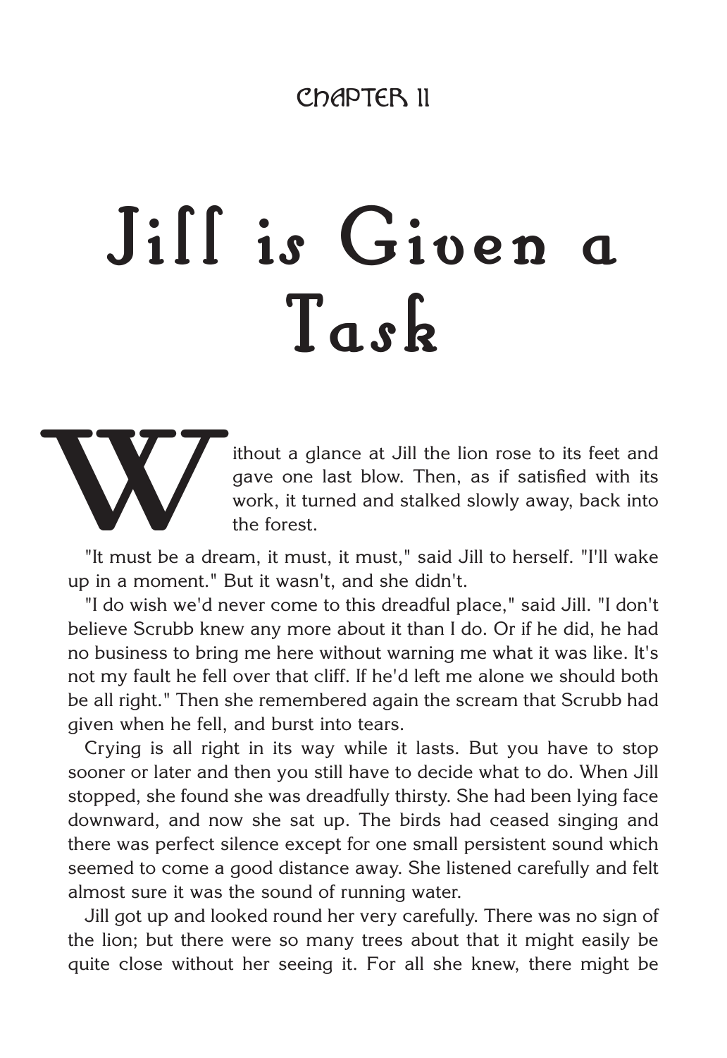## CHAPTER II

# Jill is Given a Task

Without a glance at Jill the lion rose to its feet and gave one last blow. Then, as if satisfied with its work, it turned and stalked slowly away, back into the forest.

"It must be a dream, it must, it must," said Jill to herself. "I'll wake up in a moment." But it wasn't, and she didn't.

"I do wish we'd never come to this dreadful place," said Jill. "I don't believe Scrubb knew any more about it than I do. Or if he did, he had no business to bring me here without warning me what it was like. It's not my fault he fell over that cliff. If he'd left me alone we should both be all right." Then she remembered again the scream that Scrubb had given when he fell, and burst into tears.

Crying is all right in its way while it lasts. But you have to stop sooner or later and then you still have to decide what to do. When Jill stopped, she found she was dreadfully thirsty. She had been lying face downward, and now she sat up. The birds had ceased singing and there was perfect silence except for one small persistent sound which seemed to come a good distance away. She listened carefully and felt almost sure it was the sound of running water.

Jill got up and looked round her very carefully. There was no sign of the lion; but there were so many trees about that it might easily be quite close without her seeing it. For all she knew, there might be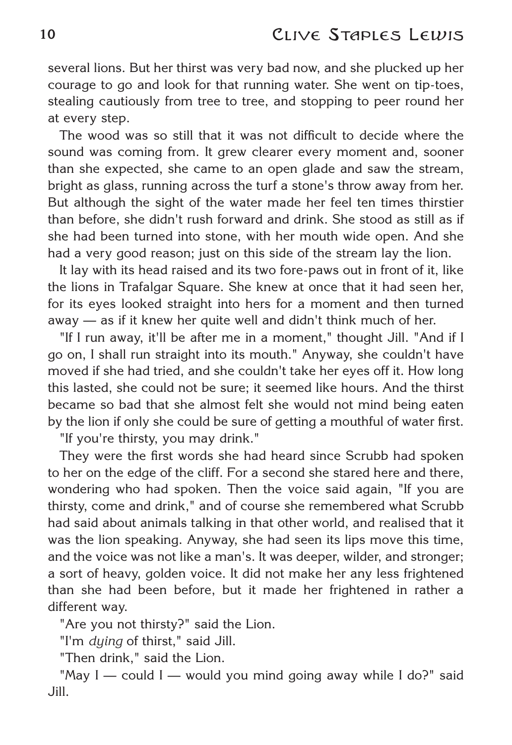several lions. But her thirst was very bad now, and she plucked up her courage to go and look for that running water. She went on tip-toes, stealing cautiously from tree to tree, and stopping to peer round her at every step.

The wood was so still that it was not difficult to decide where the sound was coming from. It grew clearer every moment and, sooner than she expected, she came to an open glade and saw the stream, bright as glass, running across the turf a stone's throw away from her. But although the sight of the water made her feel ten times thirstier than before, she didn't rush forward and drink. She stood as still as if she had been turned into stone, with her mouth wide open. And she had a very good reason; just on this side of the stream lay the lion.

It lay with its head raised and its two fore-paws out in front of it, like the lions in Trafalgar Square. She knew at once that it had seen her, for its eyes looked straight into hers for a moment and then turned away — as if it knew her quite well and didn't think much of her.

"If I run away, it'll be after me in a moment," thought Jill. "And if I go on, I shall run straight into its mouth." Anyway, she couldn't have moved if she had tried, and she couldn't take her eyes off it. How long this lasted, she could not be sure; it seemed like hours. And the thirst became so bad that she almost felt she would not mind being eaten by the lion if only she could be sure of getting a mouthful of water first.

"If you're thirsty, you may drink."

They were the first words she had heard since Scrubb had spoken to her on the edge of the cliff. For a second she stared here and there, wondering who had spoken. Then the voice said again, "If you are thirsty, come and drink," and of course she remembered what Scrubb had said about animals talking in that other world, and realised that it was the lion speaking. Anyway, she had seen its lips move this time, and the voice was not like a man's. It was deeper, wilder, and stronger; a sort of heavy, golden voice. It did not make her any less frightened than she had been before, but it made her frightened in rather a different way.

"Are you not thirsty?" said the Lion.

"I'm *dying* of thirst," said Jill.

"Then drink," said the Lion.

"May I — could I — would you mind going away while I do?" said Jill.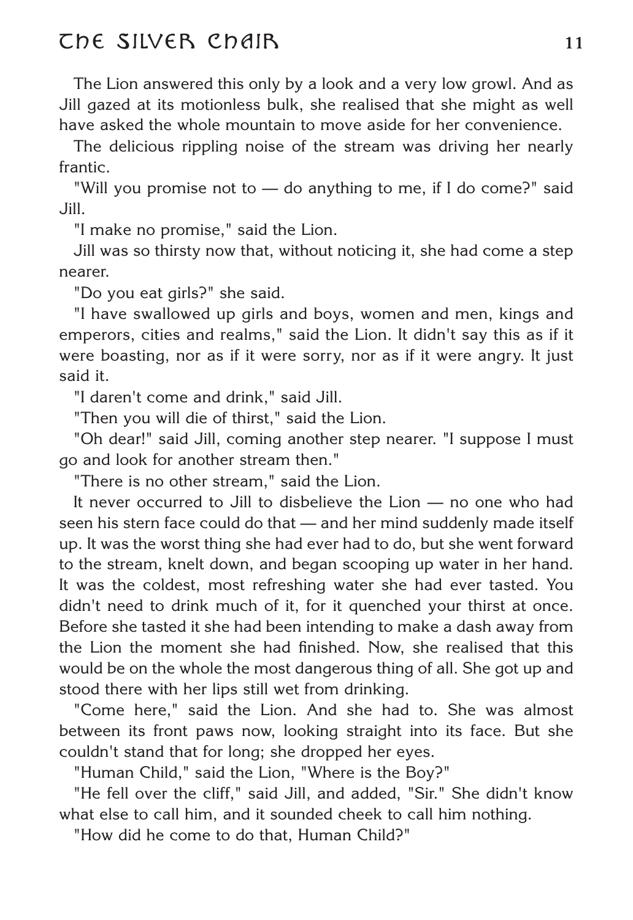The Lion answered this only by a look and a very low growl. And as Jill gazed at its motionless bulk, she realised that she might as well have asked the whole mountain to move aside for her convenience.

The delicious rippling noise of the stream was driving her nearly frantic.

"Will you promise not to — do anything to me, if I do come?" said Jill.

"I make no promise," said the Lion.

Jill was so thirsty now that, without noticing it, she had come a step nearer.

"Do you eat girls?" she said.

"I have swallowed up girls and boys, women and men, kings and emperors, cities and realms," said the Lion. It didn't say this as if it were boasting, nor as if it were sorry, nor as if it were angry. It just said it.

"I daren't come and drink," said Jill.

"Then you will die of thirst," said the Lion.

"Oh dear!" said Jill, coming another step nearer. "I suppose I must go and look for another stream then."

"There is no other stream," said the Lion.

It never occurred to Jill to disbelieve the Lion — no one who had seen his stern face could do that — and her mind suddenly made itself up. It was the worst thing she had ever had to do, but she went forward to the stream, knelt down, and began scooping up water in her hand. It was the coldest, most refreshing water she had ever tasted. You didn't need to drink much of it, for it quenched your thirst at once. Before she tasted it she had been intending to make a dash away from the Lion the moment she had finished. Now, she realised that this would be on the whole the most dangerous thing of all. She got up and stood there with her lips still wet from drinking.

"Come here," said the Lion. And she had to. She was almost between its front paws now, looking straight into its face. But she couldn't stand that for long; she dropped her eyes.

"Human Child," said the Lion, "Where is the Boy?"

"He fell over the cliff," said Jill, and added, "Sir." She didn't know what else to call him, and it sounded cheek to call him nothing.

"How did he come to do that, Human Child?"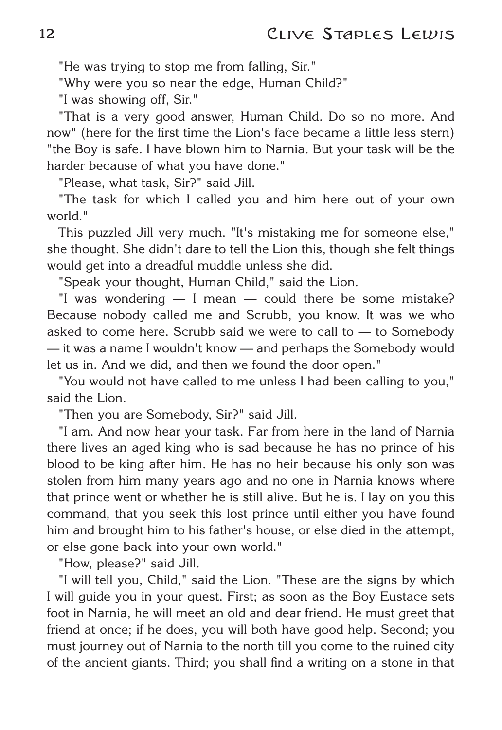"He was trying to stop me from falling, Sir."

"Why were you so near the edge, Human Child?"

"I was showing off, Sir."

"That is a very good answer, Human Child. Do so no more. And now" (here for the first time the Lion's face became a little less stern) "the Boy is safe. I have blown him to Narnia. But your task will be the harder because of what you have done."

"Please, what task, Sir?" said Jill.

"The task for which I called you and him here out of your own world."

This puzzled Jill very much. "It's mistaking me for someone else," she thought. She didn't dare to tell the Lion this, though she felt things would get into a dreadful muddle unless she did.

"Speak your thought, Human Child," said the Lion.

"I was wondering — I mean — could there be some mistake? Because nobody called me and Scrubb, you know. It was we who asked to come here. Scrubb said we were to call to — to Somebody — it was a name I wouldn't know — and perhaps the Somebody would let us in. And we did, and then we found the door open."

"You would not have called to me unless I had been calling to you," said the Lion.

"Then you are Somebody, Sir?" said Jill.

"I am. And now hear your task. Far from here in the land of Narnia there lives an aged king who is sad because he has no prince of his blood to be king after him. He has no heir because his only son was stolen from him many years ago and no one in Narnia knows where that prince went or whether he is still alive. But he is. I lay on you this command, that you seek this lost prince until either you have found him and brought him to his father's house, or else died in the attempt, or else gone back into your own world."

"How, please?" said Jill.

"I will tell you, Child," said the Lion. "These are the signs by which I will guide you in your quest. First; as soon as the Boy Eustace sets foot in Narnia, he will meet an old and dear friend. He must greet that friend at once; if he does, you will both have good help. Second; you must journey out of Narnia to the north till you come to the ruined city of the ancient giants. Third; you shall find a writing on a stone in that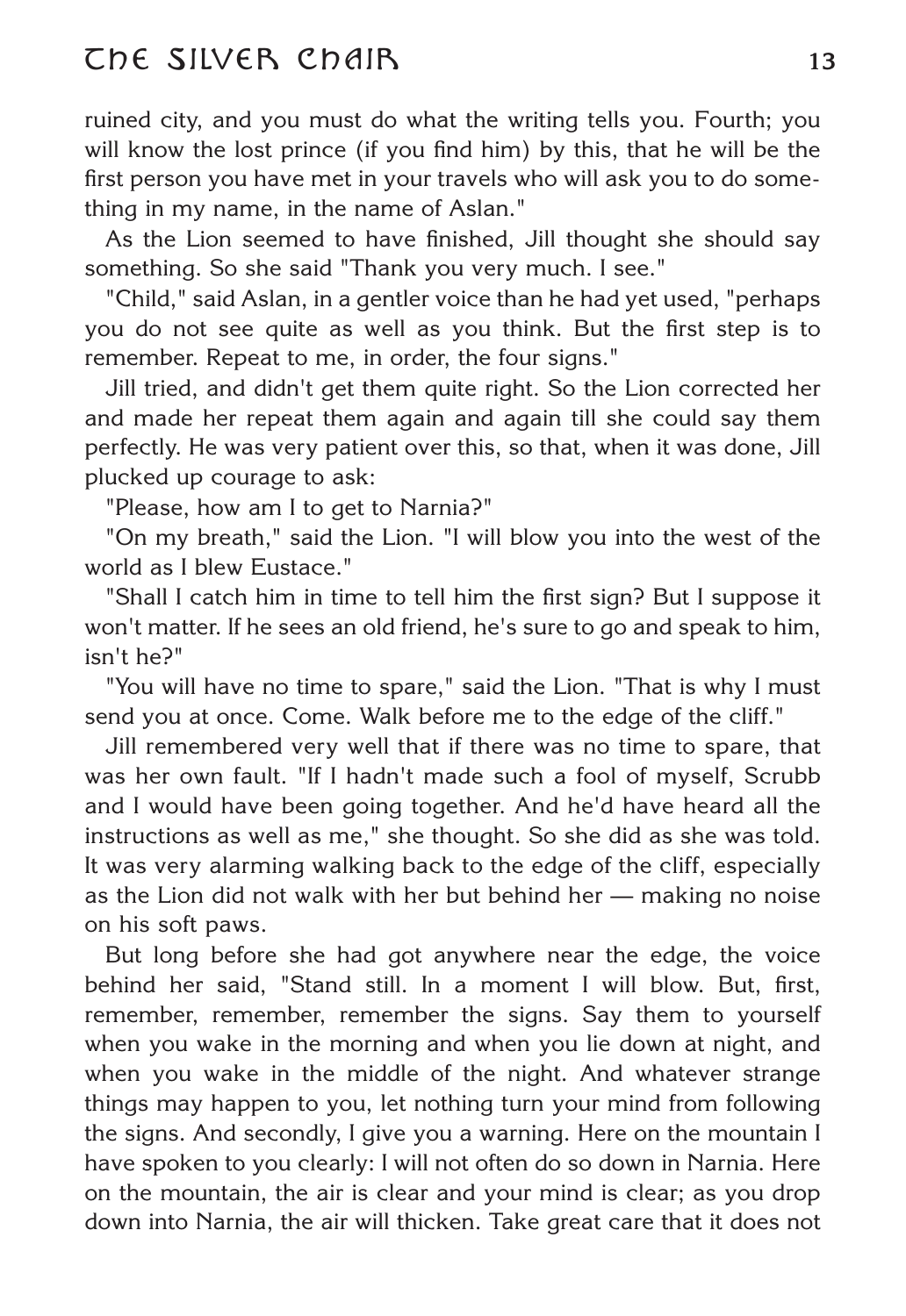ruined city, and you must do what the writing tells you. Fourth; you will know the lost prince (if you find him) by this, that he will be the first person you have met in your travels who will ask you to do something in my name, in the name of Aslan."

As the Lion seemed to have finished, Jill thought she should say something. So she said "Thank you very much. I see."

"Child," said Aslan, in a gentler voice than he had yet used, "perhaps you do not see quite as well as you think. But the first step is to remember. Repeat to me, in order, the four signs."

Jill tried, and didn't get them quite right. So the Lion corrected her and made her repeat them again and again till she could say them perfectly. He was very patient over this, so that, when it was done, Jill plucked up courage to ask:

"Please, how am I to get to Narnia?"

"On my breath," said the Lion. "I will blow you into the west of the world as I blew Eustace."

"Shall I catch him in time to tell him the first sign? But I suppose it won't matter. If he sees an old friend, he's sure to go and speak to him, isn't he?"

"You will have no time to spare," said the Lion. "That is why I must send you at once. Come. Walk before me to the edge of the cliff."

Jill remembered very well that if there was no time to spare, that was her own fault. "If I hadn't made such a fool of myself, Scrubb and I would have been going together. And he'd have heard all the instructions as well as me," she thought. So she did as she was told. It was very alarming walking back to the edge of the cliff, especially as the Lion did not walk with her but behind her — making no noise on his soft paws.

But long before she had got anywhere near the edge, the voice behind her said, "Stand still. In a moment I will blow. But, first, remember, remember, remember the signs. Say them to yourself when you wake in the morning and when you lie down at night, and when you wake in the middle of the night. And whatever strange things may happen to you, let nothing turn your mind from following the signs. And secondly, I give you a warning. Here on the mountain I have spoken to you clearly: I will not often do so down in Narnia. Here on the mountain, the air is clear and your mind is clear; as you drop down into Narnia, the air will thicken. Take great care that it does not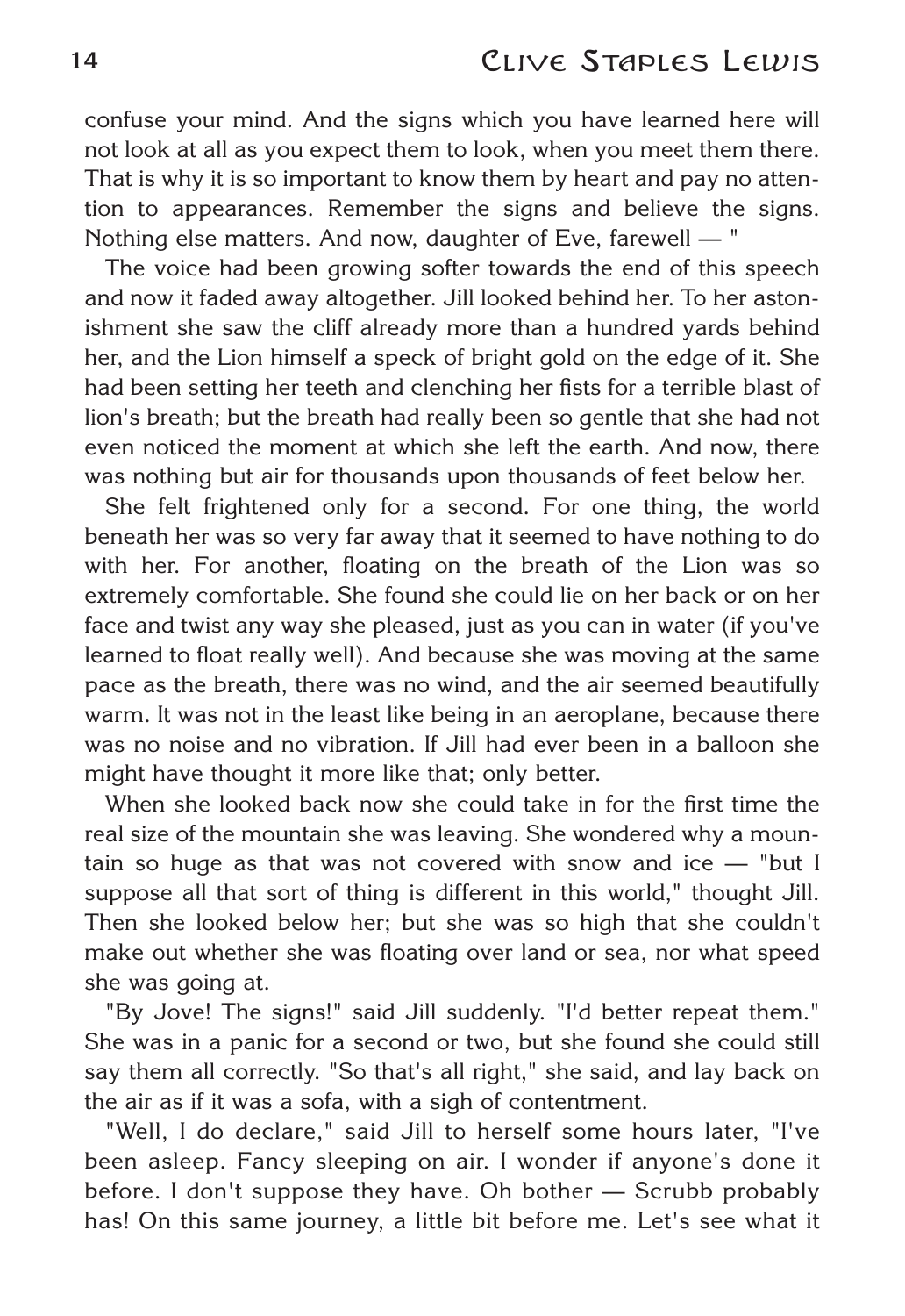confuse your mind. And the signs which you have learned here will not look at all as you expect them to look, when you meet them there. That is why it is so important to know them by heart and pay no attention to appearances. Remember the signs and believe the signs. Nothing else matters. And now, daughter of Eve, farewell — "

The voice had been growing softer towards the end of this speech and now it faded away altogether. Jill looked behind her. To her astonishment she saw the cliff already more than a hundred yards behind her, and the Lion himself a speck of bright gold on the edge of it. She had been setting her teeth and clenching her fists for a terrible blast of lion's breath; but the breath had really been so gentle that she had not even noticed the moment at which she left the earth. And now, there was nothing but air for thousands upon thousands of feet below her.

She felt frightened only for a second. For one thing, the world beneath her was so very far away that it seemed to have nothing to do with her. For another, floating on the breath of the Lion was so extremely comfortable. She found she could lie on her back or on her face and twist any way she pleased, just as you can in water (if you've learned to float really well). And because she was moving at the same pace as the breath, there was no wind, and the air seemed beautifully warm. It was not in the least like being in an aeroplane, because there was no noise and no vibration. If Jill had ever been in a balloon she might have thought it more like that; only better.

When she looked back now she could take in for the first time the real size of the mountain she was leaving. She wondered why a mountain so huge as that was not covered with snow and ice — "but I suppose all that sort of thing is different in this world," thought Jill. Then she looked below her; but she was so high that she couldn't make out whether she was floating over land or sea, nor what speed she was going at.

"By Jove! The signs!" said Jill suddenly. "I'd better repeat them." She was in a panic for a second or two, but she found she could still say them all correctly. "So that's all right," she said, and lay back on the air as if it was a sofa, with a sigh of contentment.

"Well, I do declare," said Jill to herself some hours later, "I've been asleep. Fancy sleeping on air. I wonder if anyone's done it before. I don't suppose they have. Oh bother — Scrubb probably has! On this same journey, a little bit before me. Let's see what it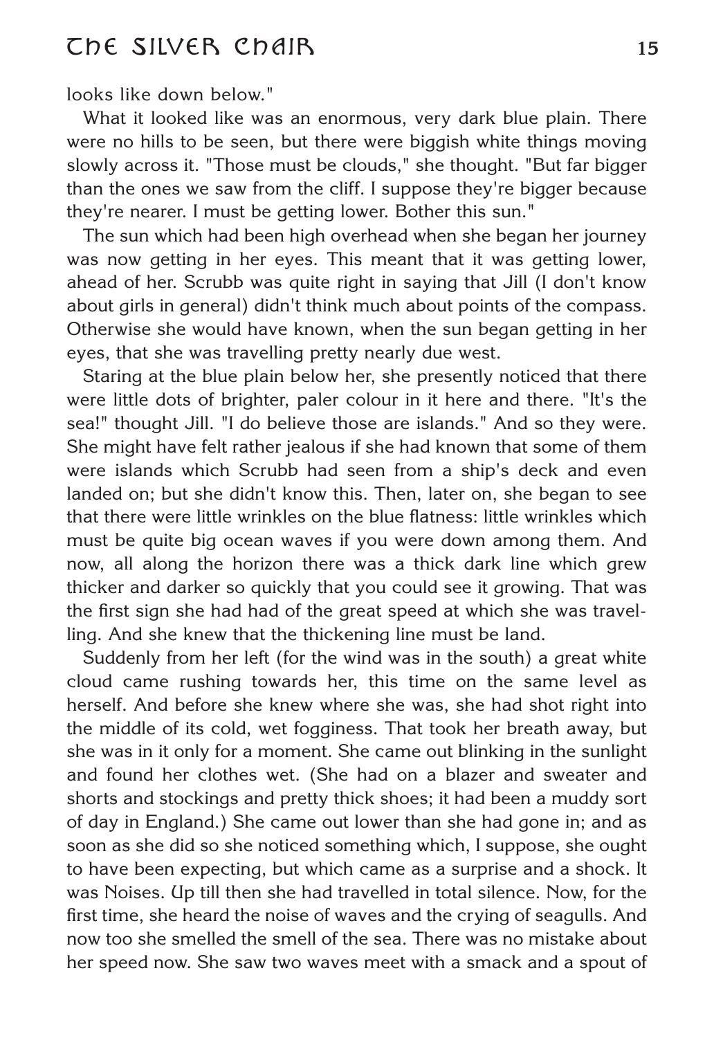looks like down below."

What it looked like was an enormous, very dark blue plain. There were no hills to be seen, but there were biggish white things moving slowly across it. "Those must be clouds," she thought. "But far bigger than the ones we saw from the cliff. I suppose they're bigger because they're nearer. I must be getting lower. Bother this sun."

The sun which had been high overhead when she began her journey was now getting in her eyes. This meant that it was getting lower, ahead of her. Scrubb was quite right in saying that Jill (I don't know about girls in general) didn't think much about points of the compass. Otherwise she would have known, when the sun began getting in her eyes, that she was travelling pretty nearly due west.

Staring at the blue plain below her, she presently noticed that there were little dots of brighter, paler colour in it here and there. "It's the sea!" thought Jill. "I do believe those are islands." And so they were. She might have felt rather jealous if she had known that some of them were islands which Scrubb had seen from a ship's deck and even landed on; but she didn't know this. Then, later on, she began to see that there were little wrinkles on the blue flatness: little wrinkles which must be quite big ocean waves if you were down among them. And now, all along the horizon there was a thick dark line which grew thicker and darker so quickly that you could see it growing. That was the first sign she had had of the great speed at which she was travelling. And she knew that the thickening line must be land.

Suddenly from her left (for the wind was in the south) a great white cloud came rushing towards her, this time on the same level as herself. And before she knew where she was, she had shot right into the middle of its cold, wet fogginess. That took her breath away, but she was in it only for a moment. She came out blinking in the sunlight and found her clothes wet. (She had on a blazer and sweater and shorts and stockings and pretty thick shoes; it had been a muddy sort of day in England.) She came out lower than she had gone in; and as soon as she did so she noticed something which, I suppose, she ought to have been expecting, but which came as a surprise and a shock. It was Noises. Up till then she had travelled in total silence. Now, for the first time, she heard the noise of waves and the crying of seagulls. And now too she smelled the smell of the sea. There was no mistake about her speed now. She saw two waves meet with a smack and a spout of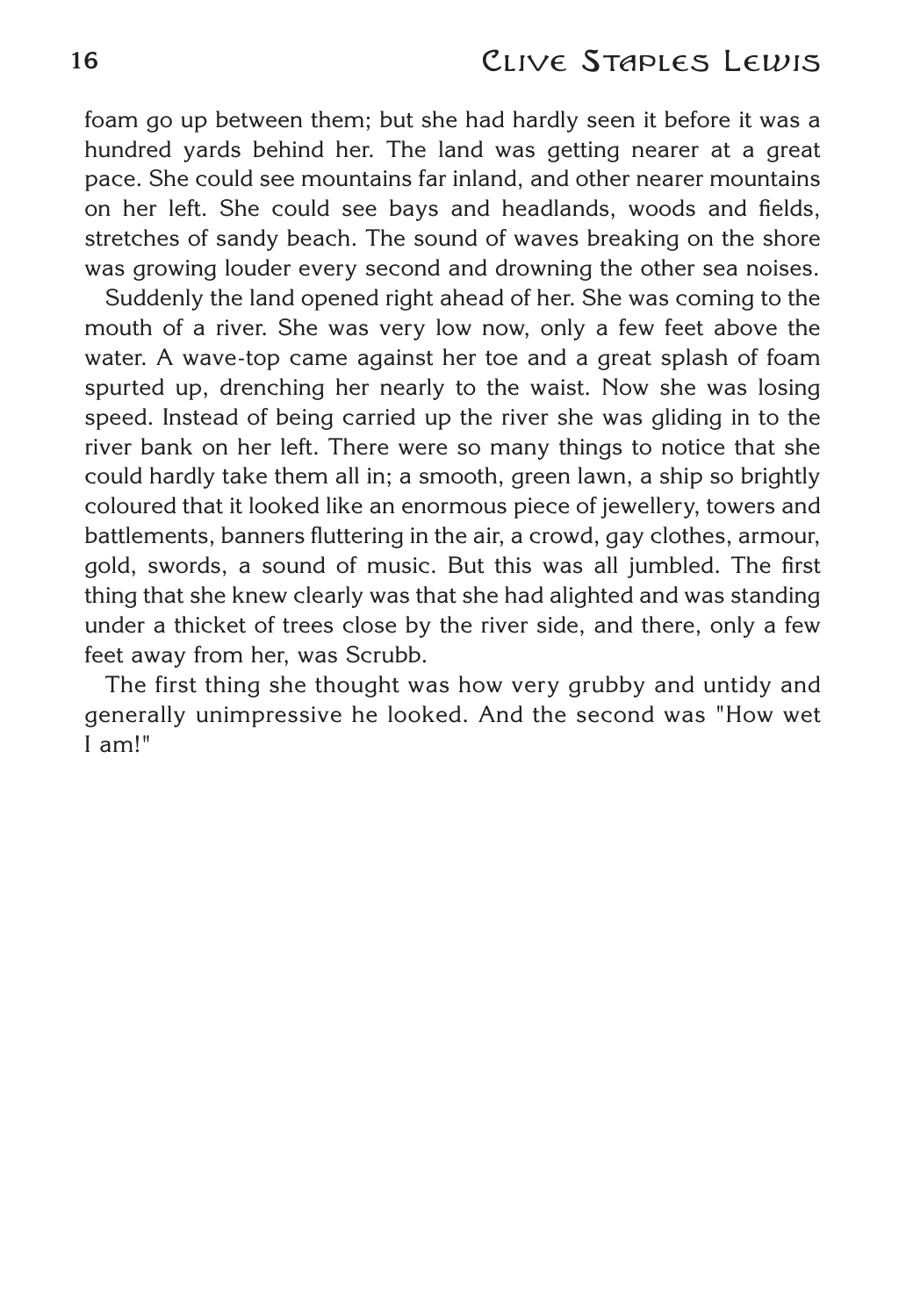foam go up between them; but she had hardly seen it before it was a hundred yards behind her. The land was getting nearer at a great pace. She could see mountains far inland, and other nearer mountains on her left. She could see bays and headlands, woods and fields, stretches of sandy beach. The sound of waves breaking on the shore was growing louder every second and drowning the other sea noises.

Suddenly the land opened right ahead of her. She was coming to the mouth of a river. She was very low now, only a few feet above the water. A wave-top came against her toe and a great splash of foam spurted up, drenching her nearly to the waist. Now she was losing speed. Instead of being carried up the river she was gliding in to the river bank on her left. There were so many things to notice that she could hardly take them all in; a smooth, green lawn, a ship so brightly coloured that it looked like an enormous piece of jewellery, towers and battlements, banners fluttering in the air, a crowd, gay clothes, armour, gold, swords, a sound of music. But this was all jumbled. The first thing that she knew clearly was that she had alighted and was standing under a thicket of trees close by the river side, and there, only a few feet away from her, was Scrubb.

The first thing she thought was how very grubby and untidy and generally unimpressive he looked. And the second was "How wet I am!"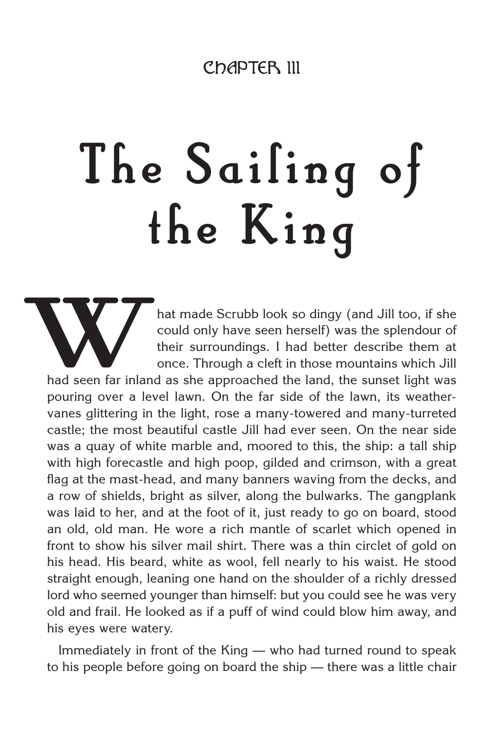## CHAPTER III

# The Sailing of the King

What made Scrubb look so dingy (and Jill too, if she could only have seen herself) was the splendour of their surroundings. I had better describe them at once. Through a cleft in those mountains which Jill had seen far inland as she approached the land, the sunset light was pouring over a level lawn. On the far side of the lawn, its weather-vanes glittering in the light, rose a many-towered and many-turreted castle; the most beautiful castle Jill had ever seen. On the near side was a quay of white marble and, moored to this, the ship: a tall ship with high forecastle and high poop, gilded and crimson, with a great flag at the mast-head, and many banners waving from the decks, and a row of shields, bright as silver, along the bulwarks. The gangplank was laid to her, and at the foot of it, just ready to go on board, stood an old, old man. He wore a rich mantle of scarlet which opened in front to show his silver mail shirt. There was a thin circlet of gold on his head. His beard, white as wool, fell nearly to his waist. He stood straight enough, leaning one hand on the shoulder of a richly dressed lord who seemed younger than himself: but you could see he was very old and frail. He looked as if a puff of wind could blow him away, and his eyes were watery.

Immediately in front of the King — who had turned round to speak to his people before going on board the ship — there was a little chair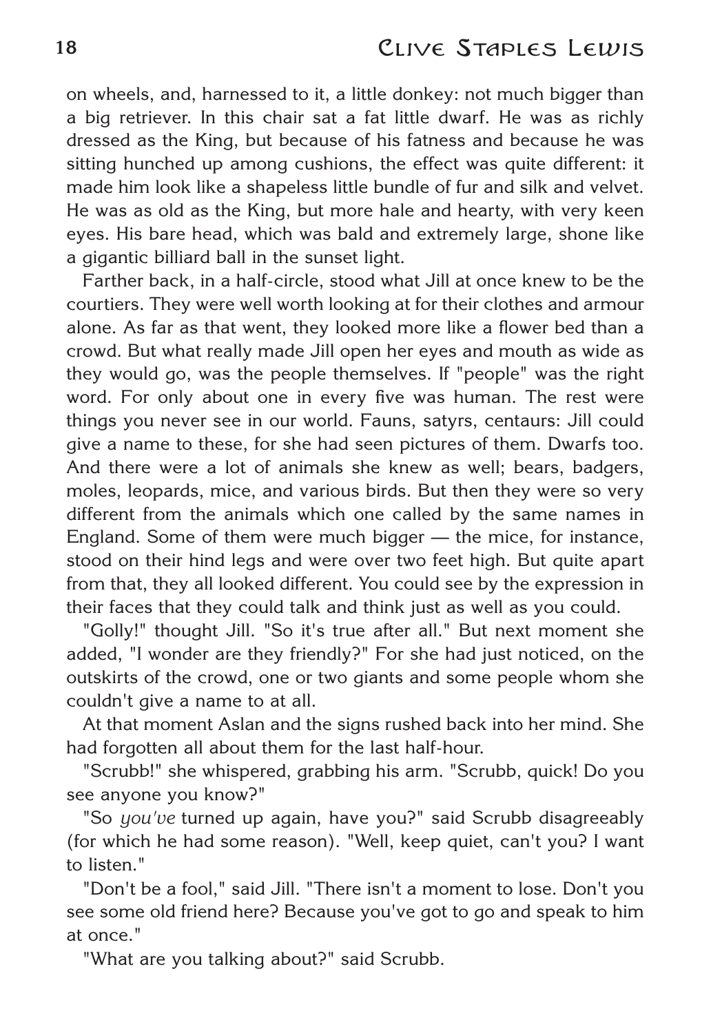on wheels, and, harnessed to it, a little donkey: not much bigger than a big retriever. In this chair sat a fat little dwarf. He was as richly dressed as the King, but because of his fatness and because he was sitting hunched up among cushions, the effect was quite different: it made him look like a shapeless little bundle of fur and silk and velvet. He was as old as the King, but more hale and hearty, with very keen eyes. His bare head, which was bald and extremely large, shone like a gigantic billiard ball in the sunset light.

Farther back, in a half-circle, stood what Jill at once knew to be the courtiers. They were well worth looking at for their clothes and armour alone. As far as that went, they looked more like a flower bed than a crowd. But what really made Jill open her eyes and mouth as wide as they would go, was the people themselves. If "people" was the right word. For only about one in every five was human. The rest were things you never see in our world. Fauns, satyrs, centaurs: Jill could give a name to these, for she had seen pictures of them. Dwarfs too. And there were a lot of animals she knew as well; bears, badgers, moles, leopards, mice, and various birds. But then they were so very different from the animals which one called by the same names in England. Some of them were much bigger — the mice, for instance, stood on their hind legs and were over two feet high. But quite apart from that, they all looked different. You could see by the expression in their faces that they could talk and think just as well as you could.

"Golly!" thought Jill. "So it's true after all." But next moment she added, "I wonder are they friendly?" For she had just noticed, on the outskirts of the crowd, one or two giants and some people whom she couldn't give a name to at all.

At that moment Aslan and the signs rushed back into her mind. She had forgotten all about them for the last half-hour.

"Scrubb!" she whispered, grabbing his arm. "Scrubb, quick! Do you see anyone you know?"

"So *you've* turned up again, have you?" said Scrubb disagreeably (for which he had some reason). "Well, keep quiet, can't you? I want to listen."

"Don't be a fool," said Jill. "There isn't a moment to lose. Don't you see some old friend here? Because you've got to go and speak to him at once."

"What are you talking about?" said Scrubb.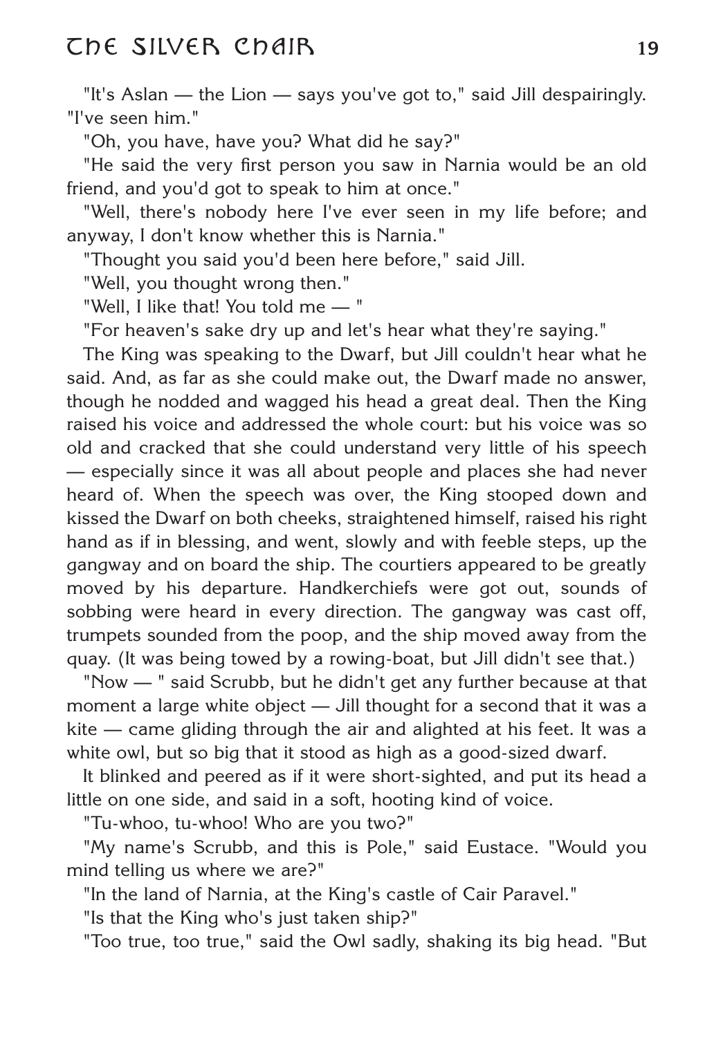"It's Aslan — the Lion — says you've got to," said Jill despairingly. "I've seen him."

"Oh, you have, have you? What did he say?"

"He said the very first person you saw in Narnia would be an old friend, and you'd got to speak to him at once."

"Well, there's nobody here I've ever seen in my life before; and anyway, I don't know whether this is Narnia."

"Thought you said you'd been here before," said Jill.

"Well, you thought wrong then."

"Well, I like that! You told me — "

"For heaven's sake dry up and let's hear what they're saying."

The King was speaking to the Dwarf, but Jill couldn't hear what he said. And, as far as she could make out, the Dwarf made no answer, though he nodded and wagged his head a great deal. Then the King raised his voice and addressed the whole court: but his voice was so old and cracked that she could understand very little of his speech — especially since it was all about people and places she had never heard of. When the speech was over, the King stooped down and kissed the Dwarf on both cheeks, straightened himself, raised his right hand as if in blessing, and went, slowly and with feeble steps, up the gangway and on board the ship. The courtiers appeared to be greatly moved by his departure. Handkerchiefs were got out, sounds of sobbing were heard in every direction. The gangway was cast off, trumpets sounded from the poop, and the ship moved away from the quay. (It was being towed by a rowing-boat, but Jill didn't see that.)

"Now — " said Scrubb, but he didn't get any further because at that moment a large white object — Jill thought for a second that it was a kite — came gliding through the air and alighted at his feet. It was a white owl, but so big that it stood as high as a good-sized dwarf.

It blinked and peered as if it were short-sighted, and put its head a little on one side, and said in a soft, hooting kind of voice.

"Tu-whoo, tu-whoo! Who are you two?"

"My name's Scrubb, and this is Pole," said Eustace. "Would you mind telling us where we are?"

"In the land of Narnia, at the King's castle of Cair Paravel."

"Is that the King who's just taken ship?"

"Too true, too true," said the Owl sadly, shaking its big head. "But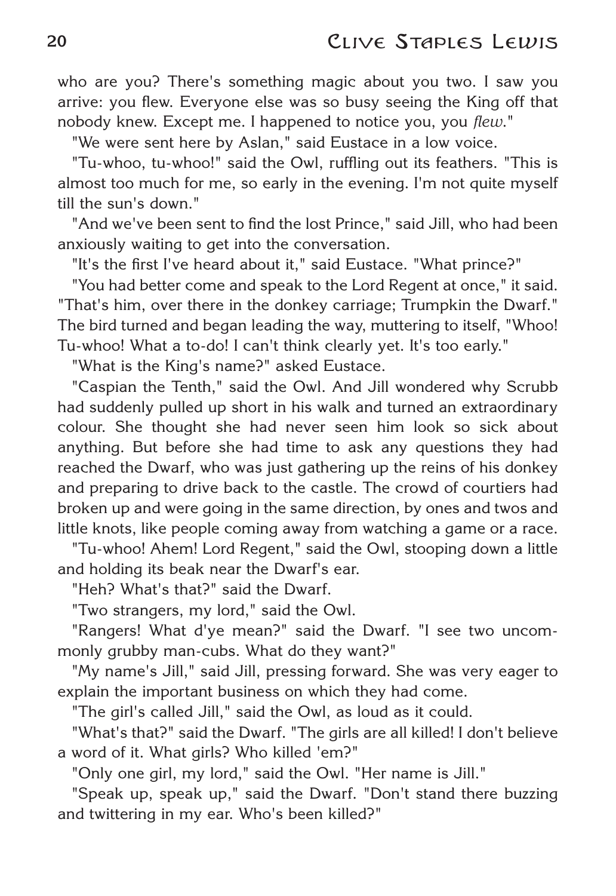who are you? There's something magic about you two. I saw you arrive: you flew. Everyone else was so busy seeing the King off that nobody knew. Except me. I happened to notice you, you *flew*."

"We were sent here by Aslan," said Eustace in a low voice.

"Tu-whoo, tu-whoo!" said the Owl, ruffling out its feathers. "This is almost too much for me, so early in the evening. I'm not quite myself till the sun's down."

"And we've been sent to find the lost Prince," said Jill, who had been anxiously waiting to get into the conversation.

"It's the first I've heard about it," said Eustace. "What prince?"

"You had better come and speak to the Lord Regent at once," it said. "That's him, over there in the donkey carriage; Trumpkin the Dwarf." The bird turned and began leading the way, muttering to itself, "Whoo! Tu-whoo! What a to-do! I can't think clearly yet. It's too early."

"What is the King's name?" asked Eustace.

"Caspian the Tenth," said the Owl. And Jill wondered why Scrubb had suddenly pulled up short in his walk and turned an extraordinary colour. She thought she had never seen him look so sick about anything. But before she had time to ask any questions they had reached the Dwarf, who was just gathering up the reins of his donkey and preparing to drive back to the castle. The crowd of courtiers had broken up and were going in the same direction, by ones and twos and little knots, like people coming away from watching a game or a race.

"Tu-whoo! Ahem! Lord Regent," said the Owl, stooping down a little and holding its beak near the Dwarf's ear.

"Heh? What's that?" said the Dwarf.

"Two strangers, my lord," said the Owl.

"Rangers! What d'ye mean?" said the Dwarf. "I see two uncommonly grubby man-cubs. What do they want?"

"My name's Jill," said Jill, pressing forward. She was very eager to explain the important business on which they had come.

"The girl's called Jill," said the Owl, as loud as it could.

"What's that?" said the Dwarf. "The girls are all killed! I don't believe a word of it. What girls? Who killed 'em?"

"Only one girl, my lord," said the Owl. "Her name is Jill."

"Speak up, speak up," said the Dwarf. "Don't stand there buzzing and twittering in my ear. Who's been killed?"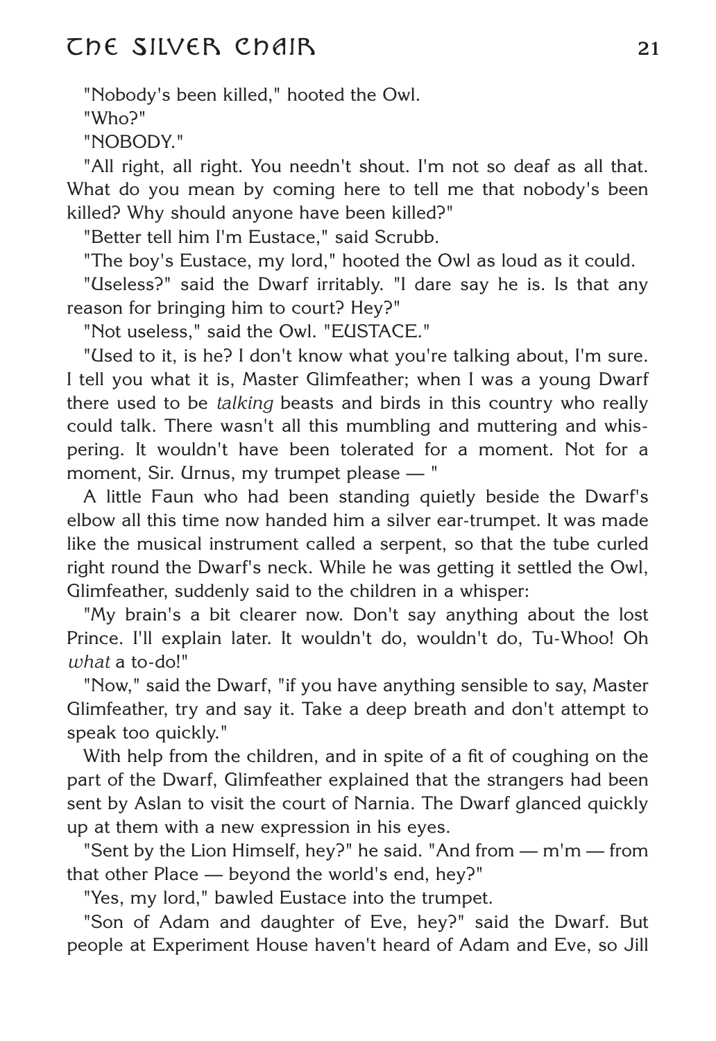"Nobody's been killed," hooted the Owl.

"Who?"

"NOBODY."

"All right, all right. You needn't shout. I'm not so deaf as all that. What do you mean by coming here to tell me that nobody's been killed? Why should anyone have been killed?"

"Better tell him I'm Eustace," said Scrubb.

"The boy's Eustace, my lord," hooted the Owl as loud as it could.

"Useless?" said the Dwarf irritably. "I dare say he is. Is that any reason for bringing him to court? Hey?"

"Not useless," said the Owl. "EUSTACE."

"Used to it, is he? I don't know what you're talking about, I'm sure. I tell you what it is, Master Glimfeather; when I was a young Dwarf there used to be *talking* beasts and birds in this country who really could talk. There wasn't all this mumbling and muttering and whispering. It wouldn't have been tolerated for a moment. Not for a moment, Sir. Urnus, my trumpet please — "

A little Faun who had been standing quietly beside the Dwarf's elbow all this time now handed him a silver ear-trumpet. It was made like the musical instrument called a serpent, so that the tube curled right round the Dwarf's neck. While he was getting it settled the Owl, Glimfeather, suddenly said to the children in a whisper:

"My brain's a bit clearer now. Don't say anything about the lost Prince. I'll explain later. It wouldn't do, wouldn't do, Tu-Whoo! Oh *what* a to-do!"

"Now," said the Dwarf, "if you have anything sensible to say, Master Glimfeather, try and say it. Take a deep breath and don't attempt to speak too quickly."

With help from the children, and in spite of a fit of coughing on the part of the Dwarf, Glimfeather explained that the strangers had been sent by Aslan to visit the court of Narnia. The Dwarf glanced quickly up at them with a new expression in his eyes.

"Sent by the Lion Himself, hey?" he said. "And from — m'm — from that other Place — beyond the world's end, hey?"

"Yes, my lord," bawled Eustace into the trumpet.

"Son of Adam and daughter of Eve, hey?" said the Dwarf. But people at Experiment House haven't heard of Adam and Eve, so Jill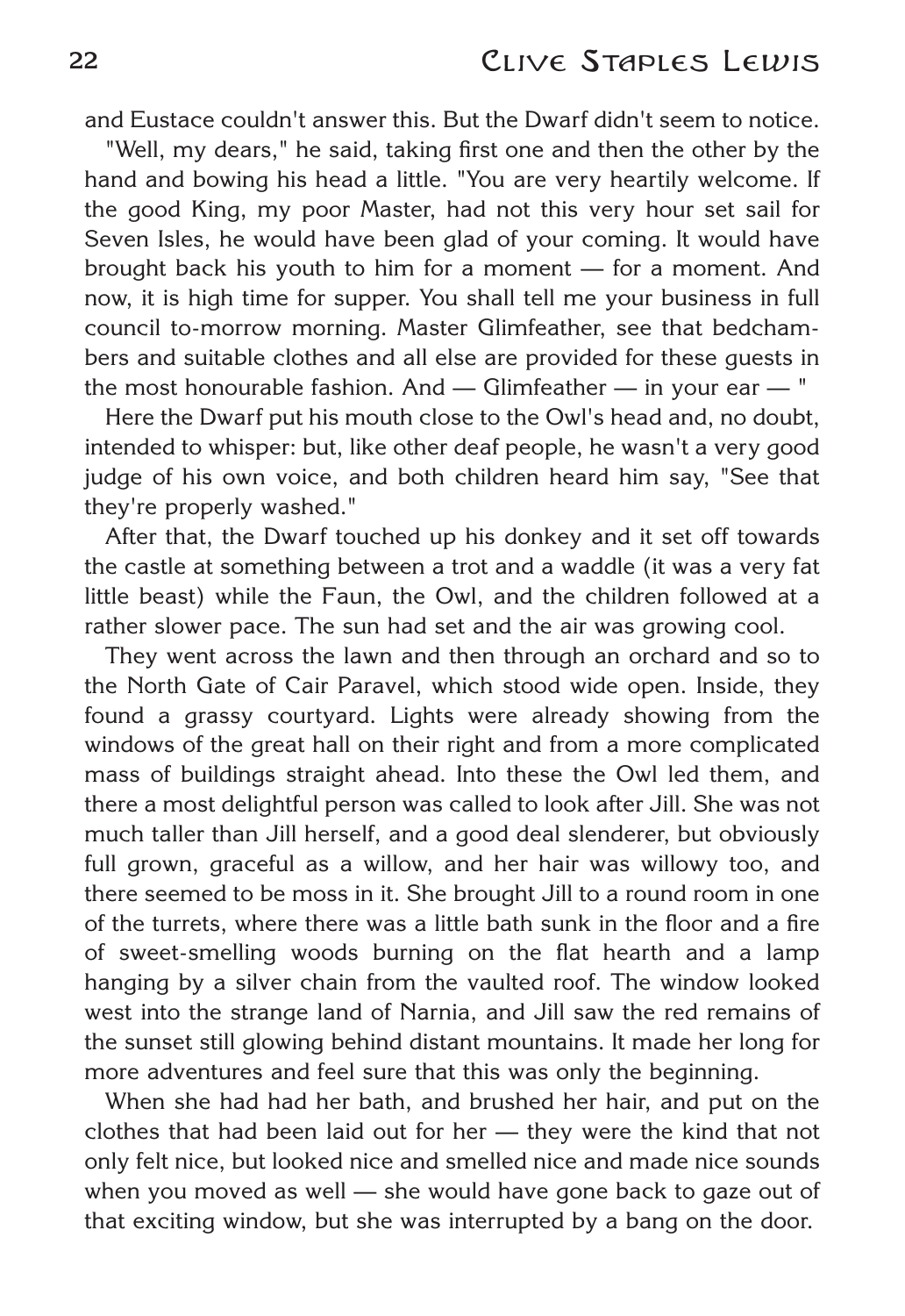and Eustace couldn't answer this. But the Dwarf didn't seem to notice.

"Well, my dears," he said, taking first one and then the other by the hand and bowing his head a little. "You are very heartily welcome. If the good King, my poor Master, had not this very hour set sail for Seven Isles, he would have been glad of your coming. It would have brought back his youth to him for a moment — for a moment. And now, it is high time for supper. You shall tell me your business in full council to-morrow morning. Master Glimfeather, see that bedchambers and suitable clothes and all else are provided for these guests in the most honourable fashion. And — Glimfeather — in your ear — "

Here the Dwarf put his mouth close to the Owl's head and, no doubt, intended to whisper: but, like other deaf people, he wasn't a very good judge of his own voice, and both children heard him say, "See that they're properly washed."

After that, the Dwarf touched up his donkey and it set off towards the castle at something between a trot and a waddle (it was a very fat little beast) while the Faun, the Owl, and the children followed at a rather slower pace. The sun had set and the air was growing cool.

They went across the lawn and then through an orchard and so to the North Gate of Cair Paravel, which stood wide open. Inside, they found a grassy courtyard. Lights were already showing from the windows of the great hall on their right and from a more complicated mass of buildings straight ahead. Into these the Owl led them, and there a most delightful person was called to look after Jill. She was not much taller than Jill herself, and a good deal slenderer, but obviously full grown, graceful as a willow, and her hair was willowy too, and there seemed to be moss in it. She brought Jill to a round room in one of the turrets, where there was a little bath sunk in the floor and a fire of sweet-smelling woods burning on the flat hearth and a lamp hanging by a silver chain from the vaulted roof. The window looked west into the strange land of Narnia, and Jill saw the red remains of the sunset still glowing behind distant mountains. It made her long for more adventures and feel sure that this was only the beginning.

When she had had her bath, and brushed her hair, and put on the clothes that had been laid out for her — they were the kind that not only felt nice, but looked nice and smelled nice and made nice sounds when you moved as well — she would have gone back to gaze out of that exciting window, but she was interrupted by a bang on the door.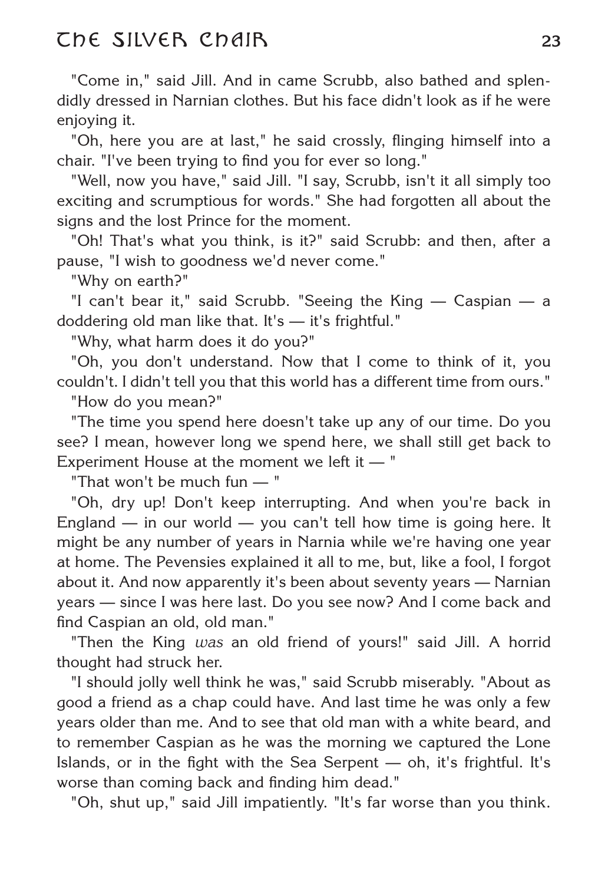"Come in," said Jill. And in came Scrubb, also bathed and splendidly dressed in Narnian clothes. But his face didn't look as if he were enjoying it.

"Oh, here you are at last," he said crossly, flinging himself into a chair. "I've been trying to find you for ever so long."

"Well, now you have," said Jill. "I say, Scrubb, isn't it all simply too exciting and scrumptious for words." She had forgotten all about the signs and the lost Prince for the moment.

"Oh! That's what you think, is it?" said Scrubb: and then, after a pause, "I wish to goodness we'd never come."

"Why on earth?"

"I can't bear it," said Scrubb. "Seeing the King — Caspian — a doddering old man like that. It's — it's frightful."

"Why, what harm does it do you?"

"Oh, you don't understand. Now that I come to think of it, you couldn't. I didn't tell you that this world has a different time from ours."

"How do you mean?"

"The time you spend here doesn't take up any of our time. Do you see? I mean, however long we spend here, we shall still get back to Experiment House at the moment we left it — "

"That won't be much fun — "

"Oh, dry up! Don't keep interrupting. And when you're back in England — in our world — you can't tell how time is going here. It might be any number of years in Narnia while we're having one year at home. The Pevensies explained it all to me, but, like a fool, I forgot about it. And now apparently it's been about seventy years — Narnian years — since I was here last. Do you see now? And I come back and find Caspian an old, old man."

"Then the King *was* an old friend of yours!" said Jill. A horrid thought had struck her.

"I should jolly well think he was," said Scrubb miserably. "About as good a friend as a chap could have. And last time he was only a few years older than me. And to see that old man with a white beard, and to remember Caspian as he was the morning we captured the Lone Islands, or in the fight with the Sea Serpent — oh, it's frightful. It's worse than coming back and finding him dead."

"Oh, shut up," said Jill impatiently. "It's far worse than you think.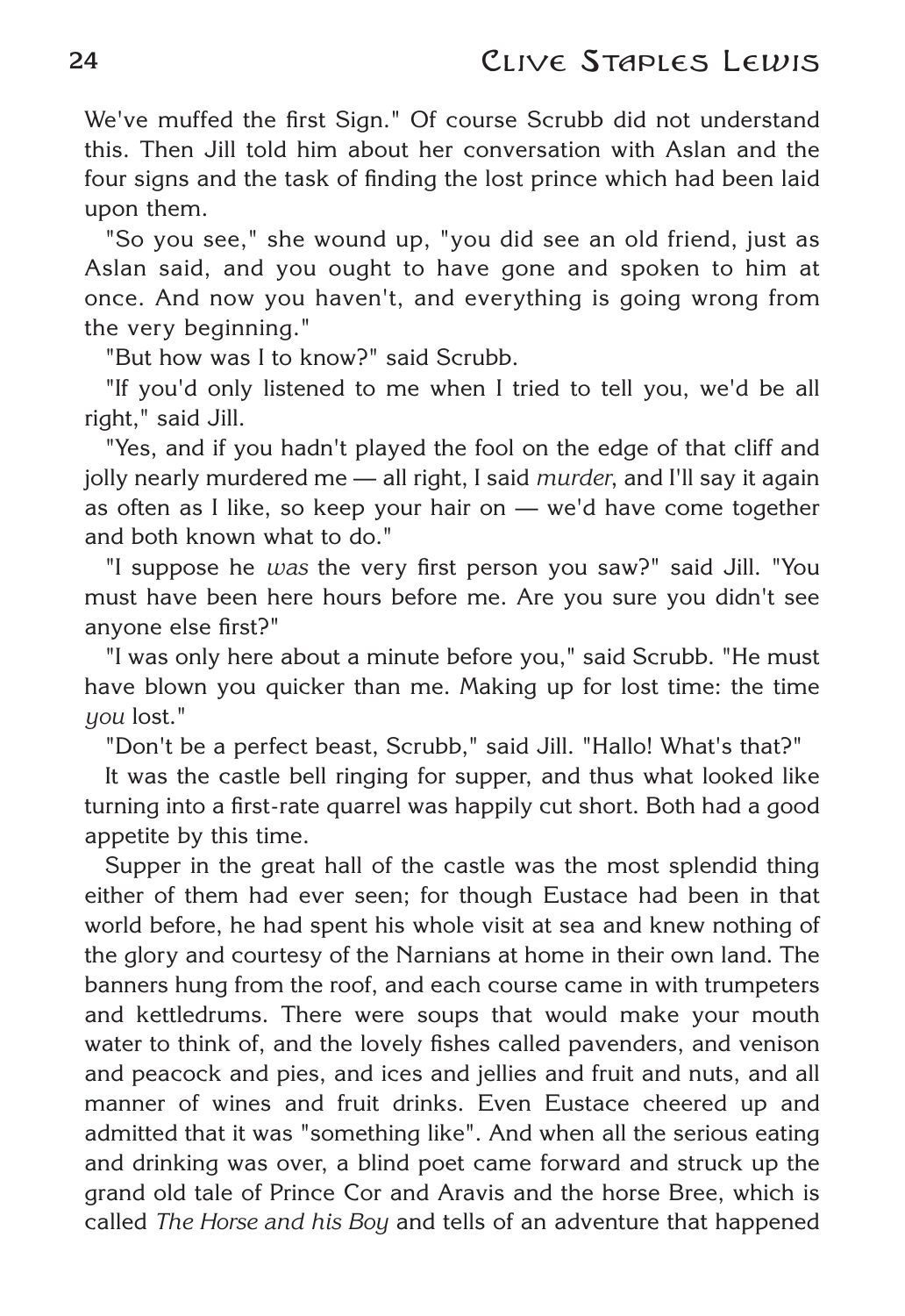We've muffed the first Sign." Of course Scrubb did not understand this. Then Jill told him about her conversation with Aslan and the four signs and the task of finding the lost prince which had been laid upon them.

"So you see," she wound up, "you did see an old friend, just as Aslan said, and you ought to have gone and spoken to him at once. And now you haven't, and everything is going wrong from the very beginning."

"But how was I to know?" said Scrubb.

"If you'd only listened to me when I tried to tell you, we'd be all right," said Jill.

"Yes, and if you hadn't played the fool on the edge of that cliff and jolly nearly murdered me — all right, I said *murder*, and I'll say it again as often as I like, so keep your hair on — we'd have come together and both known what to do."

"I suppose he *was* the very first person you saw?" said Jill. "You must have been here hours before me. Are you sure you didn't see anyone else first?"

"I was only here about a minute before you," said Scrubb. "He must have blown you quicker than me. Making up for lost time: the time *you* lost."

"Don't be a perfect beast, Scrubb," said Jill. "Hallo! What's that?"

It was the castle bell ringing for supper, and thus what looked like turning into a first-rate quarrel was happily cut short. Both had a good appetite by this time.

Supper in the great hall of the castle was the most splendid thing either of them had ever seen; for though Eustace had been in that world before, he had spent his whole visit at sea and knew nothing of the glory and courtesy of the Narnians at home in their own land. The banners hung from the roof, and each course came in with trumpeters and kettledrums. There were soups that would make your mouth water to think of, and the lovely fishes called pavenders, and venison and peacock and pies, and ices and jellies and fruit and nuts, and all manner of wines and fruit drinks. Even Eustace cheered up and admitted that it was "something like". And when all the serious eating and drinking was over, a blind poet came forward and struck up the grand old tale of Prince Cor and Aravis and the horse Bree, which is called *The Horse and his Boy* and tells of an adventure that happened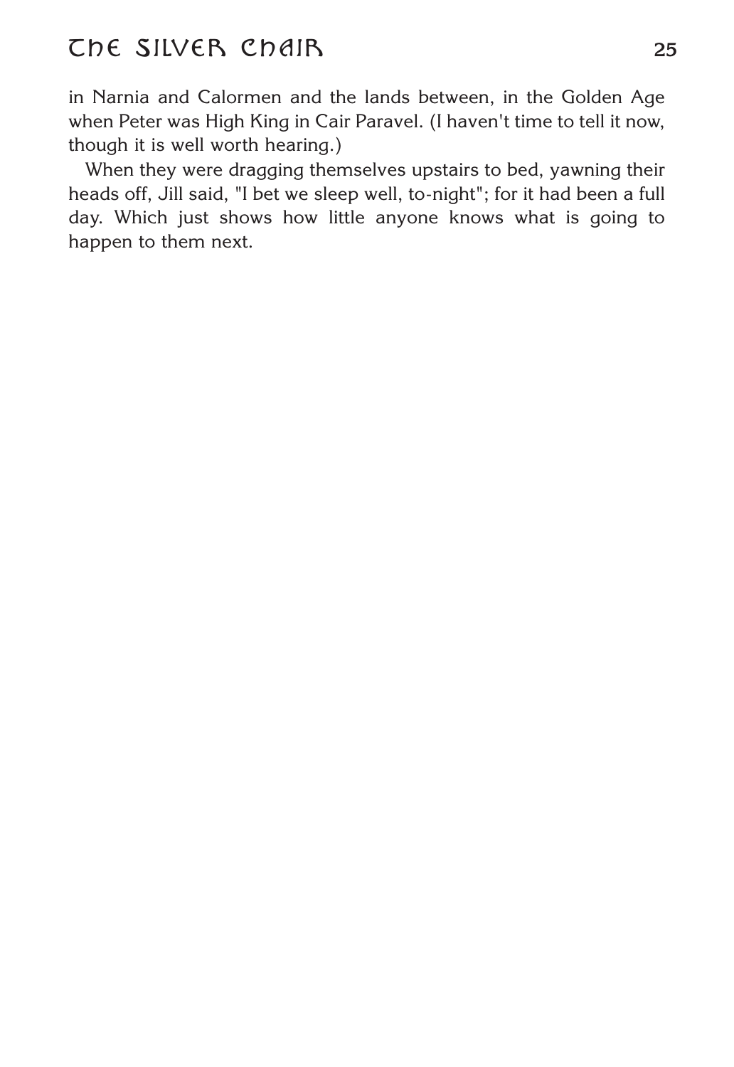in Narnia and Calormen and the lands between, in the Golden Age when Peter was High King in Cair Paravel. (I haven't time to tell it now, though it is well worth hearing.)

When they were dragging themselves upstairs to bed, yawning their heads off, Jill said, "I bet we sleep well, to-night"; for it had been a full day. Which just shows how little anyone knows what is going to happen to them next.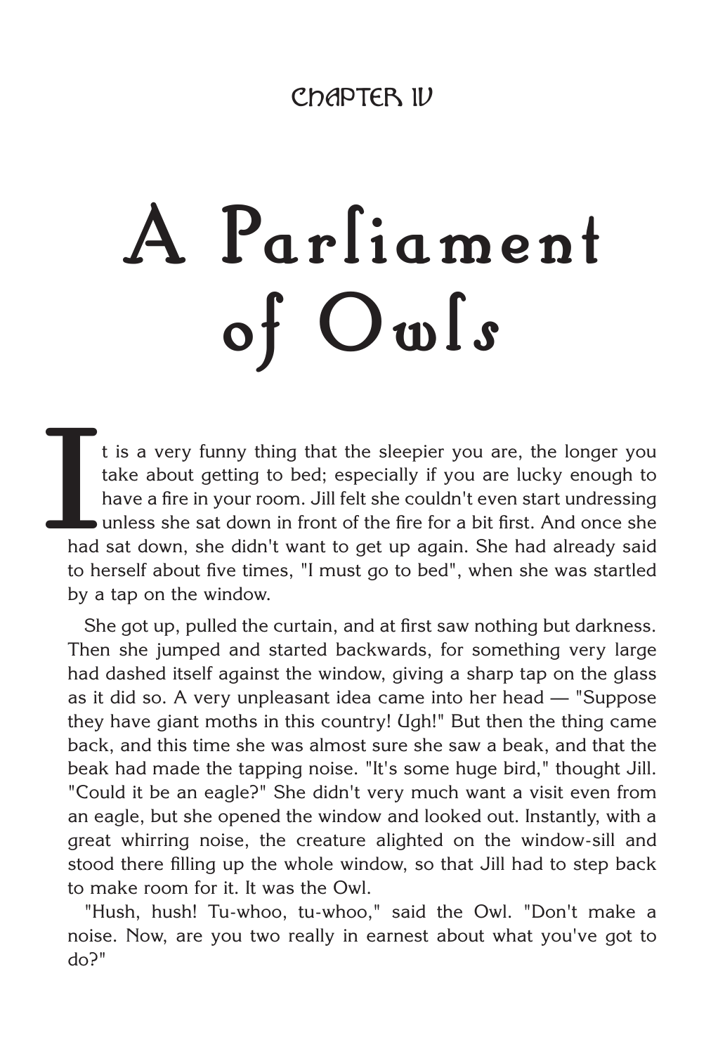## CHAPTER IV

# A Parliament of Owls

It is a very funny thing that the sleepier you are, the longer you take about getting to bed; especially if you are lucky enough to have a fire in your room. Jill felt she couldn't even start undressing unless she sat down in front of the fire for a bit first. And once she had sat down, she didn't want to get up again. She had already said to herself about five times, "I must go to bed", when she was startled by a tap on the window.

She got up, pulled the curtain, and at first saw nothing but darkness. Then she jumped and started backwards, for something very large had dashed itself against the window, giving a sharp tap on the glass as it did so. A very unpleasant idea came into her head — "Suppose they have giant moths in this country! Ugh!" But then the thing came back, and this time she was almost sure she saw a beak, and that the beak had made the tapping noise. "It's some huge bird," thought Jill. "Could it be an eagle?" She didn't very much want a visit even from an eagle, but she opened the window and looked out. Instantly, with a great whirring noise, the creature alighted on the window-sill and stood there filling up the whole window, so that Jill had to step back to make room for it. It was the Owl.

"Hush, hush! Tu-whoo, tu-whoo," said the Owl. "Don't make a noise. Now, are you two really in earnest about what you've got to do?"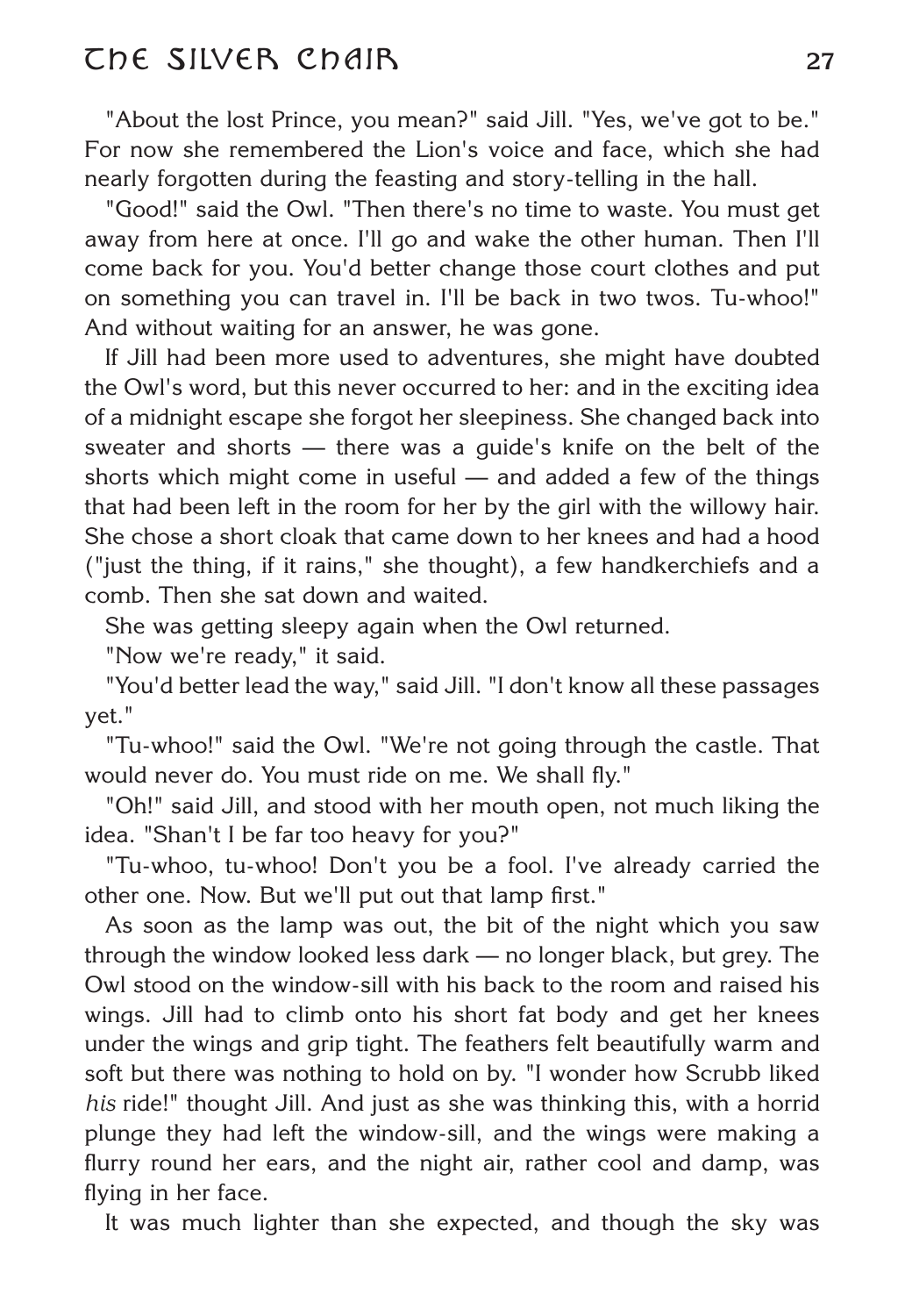"About the lost Prince, you mean?" said Jill. "Yes, we've got to be." For now she remembered the Lion's voice and face, which she had nearly forgotten during the feasting and story-telling in the hall.

"Good!" said the Owl. "Then there's no time to waste. You must get away from here at once. I'll go and wake the other human. Then I'll come back for you. You'd better change those court clothes and put on something you can travel in. I'll be back in two twos. Tu-whoo!" And without waiting for an answer, he was gone.

If Jill had been more used to adventures, she might have doubted the Owl's word, but this never occurred to her: and in the exciting idea of a midnight escape she forgot her sleepiness. She changed back into sweater and shorts — there was a guide's knife on the belt of the shorts which might come in useful — and added a few of the things that had been left in the room for her by the girl with the willowy hair. She chose a short cloak that came down to her knees and had a hood ("just the thing, if it rains," she thought), a few handkerchiefs and a comb. Then she sat down and waited.

She was getting sleepy again when the Owl returned.

"Now we're ready," it said.

"You'd better lead the way," said Jill. "I don't know all these passages yet."

"Tu-whoo!" said the Owl. "We're not going through the castle. That would never do. You must ride on me. We shall fly."

"Oh!" said Jill, and stood with her mouth open, not much liking the idea. "Shan't I be far too heavy for you?"

"Tu-whoo, tu-whoo! Don't you be a fool. I've already carried the other one. Now. But we'll put out that lamp first."

As soon as the lamp was out, the bit of the night which you saw through the window looked less dark — no longer black, but grey. The Owl stood on the window-sill with his back to the room and raised his wings. Jill had to climb onto his short fat body and get her knees under the wings and grip tight. The feathers felt beautifully warm and soft but there was nothing to hold on by. "I wonder how Scrubb liked *his* ride!" thought Jill. And just as she was thinking this, with a horrid plunge they had left the window-sill, and the wings were making a flurry round her ears, and the night air, rather cool and damp, was flying in her face.

It was much lighter than she expected, and though the sky was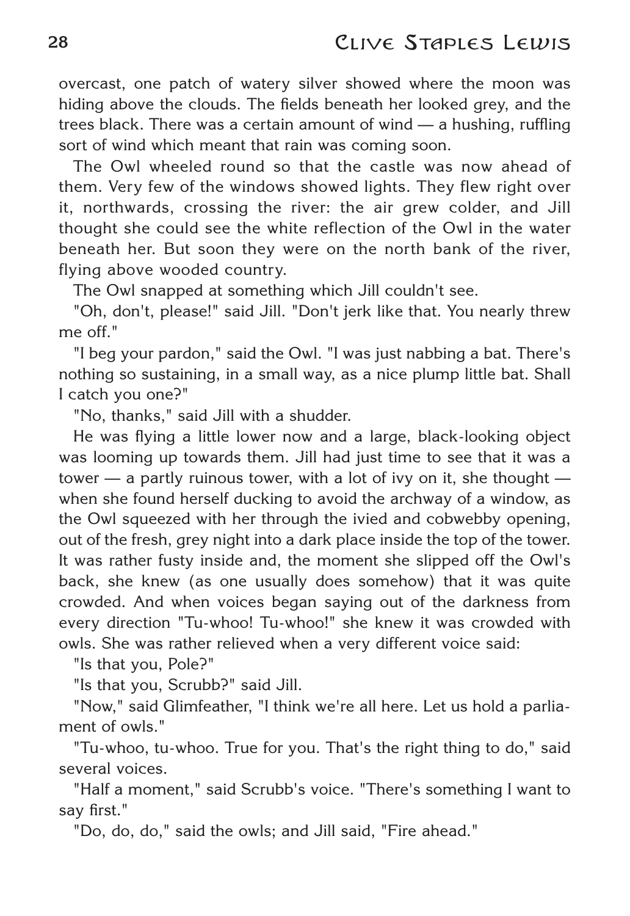overcast, one patch of watery silver showed where the moon was hiding above the clouds. The fields beneath her looked grey, and the trees black. There was a certain amount of wind — a hushing, ruffling sort of wind which meant that rain was coming soon.

The Owl wheeled round so that the castle was now ahead of them. Very few of the windows showed lights. They flew right over it, northwards, crossing the river: the air grew colder, and Jill thought she could see the white reflection of the Owl in the water beneath her. But soon they were on the north bank of the river, flying above wooded country.

The Owl snapped at something which Jill couldn't see.

"Oh, don't, please!" said Jill. "Don't jerk like that. You nearly threw me off."

"I beg your pardon," said the Owl. "I was just nabbing a bat. There's nothing so sustaining, in a small way, as a nice plump little bat. Shall I catch you one?"

"No, thanks," said Jill with a shudder.

He was flying a little lower now and a large, black-looking object was looming up towards them. Jill had just time to see that it was a tower — a partly ruinous tower, with a lot of ivy on it, she thought — when she found herself ducking to avoid the archway of a window, as the Owl squeezed with her through the ivied and cobwebby opening, out of the fresh, grey night into a dark place inside the top of the tower. It was rather fusty inside and, the moment she slipped off the Owl's back, she knew (as one usually does somehow) that it was quite crowded. And when voices began saying out of the darkness from every direction "Tu-whoo! Tu-whoo!" she knew it was crowded with owls. She was rather relieved when a very different voice said:

"Is that you, Pole?"

"Is that you, Scrubb?" said Jill.

"Now," said Glimfeather, "I think we're all here. Let us hold a parliament of owls."

"Tu-whoo, tu-whoo. True for you. That's the right thing to do," said several voices.

"Half a moment," said Scrubb's voice. "There's something I want to say first."

"Do, do, do," said the owls; and Jill said, "Fire ahead."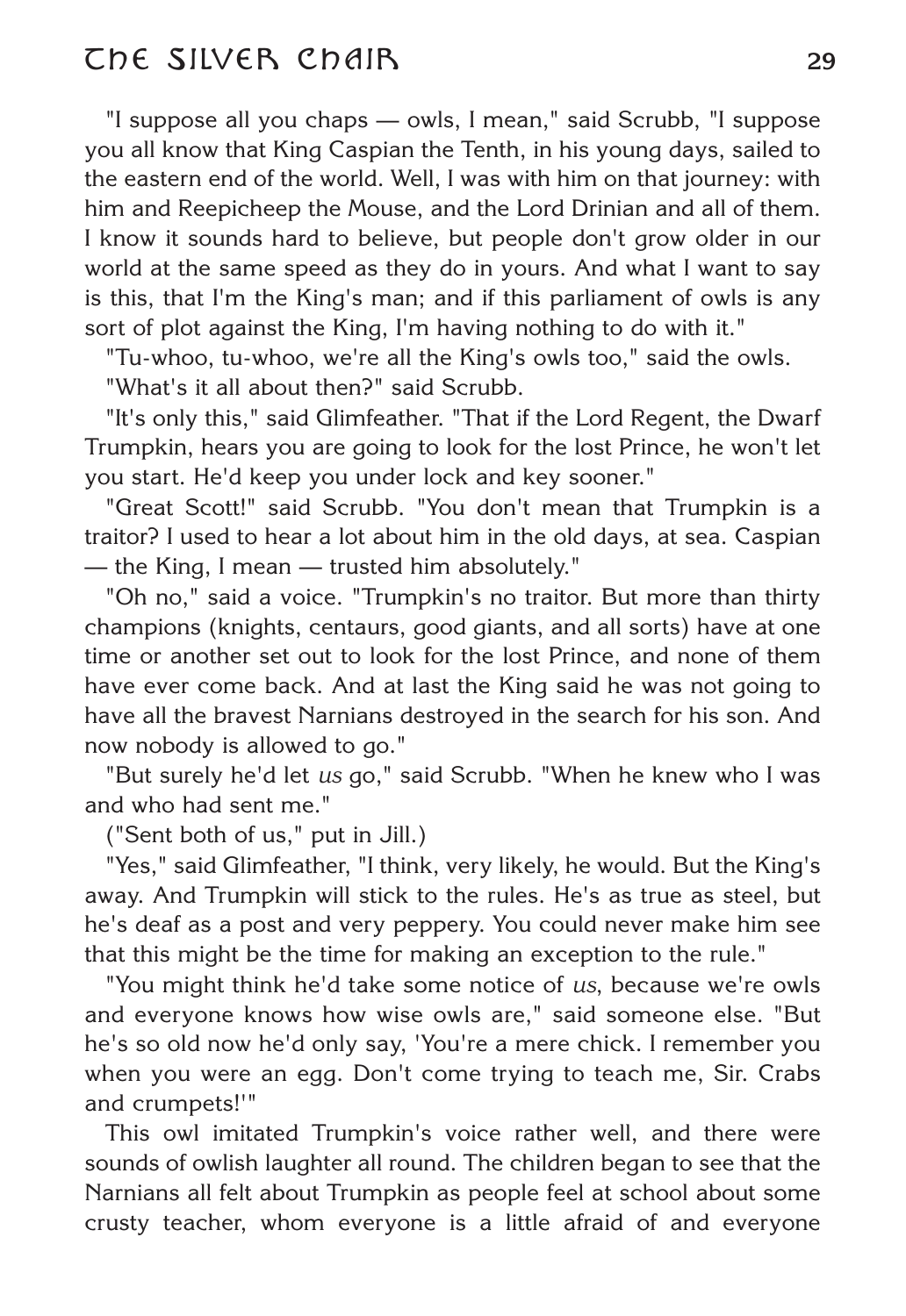"I suppose all you chaps — owls, I mean," said Scrubb, "I suppose you all know that King Caspian the Tenth, in his young days, sailed to the eastern end of the world. Well, I was with him on that journey: with him and Reepicheep the Mouse, and the Lord Drinian and all of them. I know it sounds hard to believe, but people don't grow older in our world at the same speed as they do in yours. And what I want to say is this, that I'm the King's man; and if this parliament of owls is any sort of plot against the King, I'm having nothing to do with it."

"Tu-whoo, tu-whoo, we're all the King's owls too," said the owls.

"What's it all about then?" said Scrubb.

"It's only this," said Glimfeather. "That if the Lord Regent, the Dwarf Trumpkin, hears you are going to look for the lost Prince, he won't let you start. He'd keep you under lock and key sooner."

"Great Scott!" said Scrubb. "You don't mean that Trumpkin is a traitor? I used to hear a lot about him in the old days, at sea. Caspian — the King, I mean — trusted him absolutely."

"Oh no," said a voice. "Trumpkin's no traitor. But more than thirty champions (knights, centaurs, good giants, and all sorts) have at one time or another set out to look for the lost Prince, and none of them have ever come back. And at last the King said he was not going to have all the bravest Narnians destroyed in the search for his son. And now nobody is allowed to go."

"But surely he'd let *us* go," said Scrubb. "When he knew who I was and who had sent me."

("Sent both of us," put in Jill.)

"Yes," said Glimfeather, "I think, very likely, he would. But the King's away. And Trumpkin will stick to the rules. He's as true as steel, but he's deaf as a post and very peppery. You could never make him see that this might be the time for making an exception to the rule."

"You might think he'd take some notice of *us*, because we're owls and everyone knows how wise owls are," said someone else. "But he's so old now he'd only say, 'You're a mere chick. I remember you when you were an egg. Don't come trying to teach me, Sir. Crabs and crumpets!'"

This owl imitated Trumpkin's voice rather well, and there were sounds of owlish laughter all round. The children began to see that the Narnians all felt about Trumpkin as people feel at school about some crusty teacher, whom everyone is a little afraid of and everyone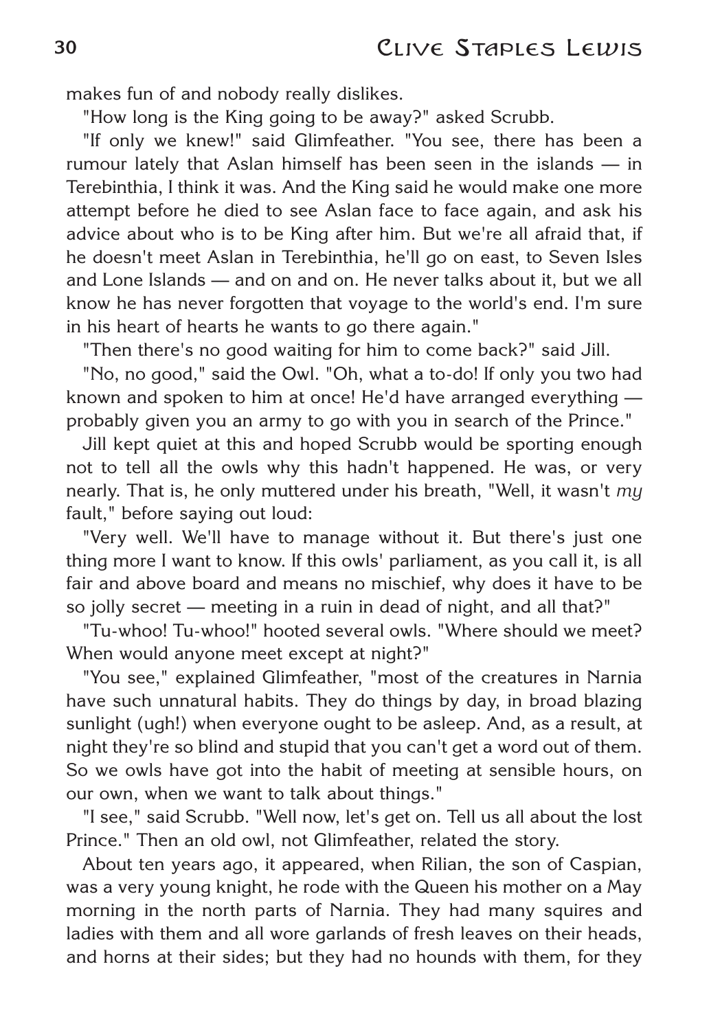makes fun of and nobody really dislikes.

"How long is the King going to be away?" asked Scrubb.

"If only we knew!" said Glimfeather. "You see, there has been a rumour lately that Aslan himself has been seen in the islands — in Terebinthia, I think it was. And the King said he would make one more attempt before he died to see Aslan face to face again, and ask his advice about who is to be King after him. But we're all afraid that, if he doesn't meet Aslan in Terebinthia, he'll go on east, to Seven Isles and Lone Islands — and on and on. He never talks about it, but we all know he has never forgotten that voyage to the world's end. I'm sure in his heart of hearts he wants to go there again."

"Then there's no good waiting for him to come back?" said Jill.

"No, no good," said the Owl. "Oh, what a to-do! If only you two had known and spoken to him at once! He'd have arranged everything — probably given you an army to go with you in search of the Prince."

Jill kept quiet at this and hoped Scrubb would be sporting enough not to tell all the owls why this hadn't happened. He was, or very nearly. That is, he only muttered under his breath, "Well, it wasn't *my* fault," before saying out loud:

"Very well. We'll have to manage without it. But there's just one thing more I want to know. If this owls' parliament, as you call it, is all fair and above board and means no mischief, why does it have to be so jolly secret — meeting in a ruin in dead of night, and all that?"

"Tu-whoo! Tu-whoo!" hooted several owls. "Where should we meet? When would anyone meet except at night?"

"You see," explained Glimfeather, "most of the creatures in Narnia have such unnatural habits. They do things by day, in broad blazing sunlight (ugh!) when everyone ought to be asleep. And, as a result, at night they're so blind and stupid that you can't get a word out of them. So we owls have got into the habit of meeting at sensible hours, on our own, when we want to talk about things."

"I see," said Scrubb. "Well now, let's get on. Tell us all about the lost Prince." Then an old owl, not Glimfeather, related the story.

About ten years ago, it appeared, when Rilian, the son of Caspian, was a very young knight, he rode with the Queen his mother on a May morning in the north parts of Narnia. They had many squires and ladies with them and all wore garlands of fresh leaves on their heads, and horns at their sides; but they had no hounds with them, for they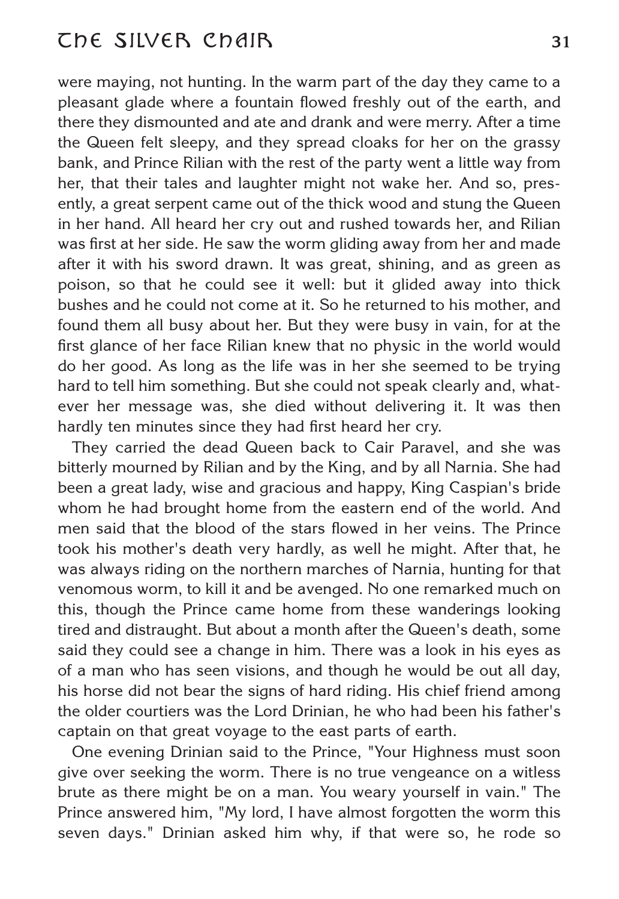were maying, not hunting. In the warm part of the day they came to a pleasant glade where a fountain flowed freshly out of the earth, and there they dismounted and ate and drank and were merry. After a time the Queen felt sleepy, and they spread cloaks for her on the grassy bank, and Prince Rilian with the rest of the party went a little way from her, that their tales and laughter might not wake her. And so, presently, a great serpent came out of the thick wood and stung the Queen in her hand. All heard her cry out and rushed towards her, and Rilian was first at her side. He saw the worm gliding away from her and made after it with his sword drawn. It was great, shining, and as green as poison, so that he could see it well: but it glided away into thick bushes and he could not come at it. So he returned to his mother, and found them all busy about her. But they were busy in vain, for at the first glance of her face Rilian knew that no physic in the world would do her good. As long as the life was in her she seemed to be trying hard to tell him something. But she could not speak clearly and, whatever her message was, she died without delivering it. It was then hardly ten minutes since they had first heard her cry.

They carried the dead Queen back to Cair Paravel, and she was bitterly mourned by Rilian and by the King, and by all Narnia. She had been a great lady, wise and gracious and happy, King Caspian's bride whom he had brought home from the eastern end of the world. And men said that the blood of the stars flowed in her veins. The Prince took his mother's death very hardly, as well he might. After that, he was always riding on the northern marches of Narnia, hunting for that venomous worm, to kill it and be avenged. No one remarked much on this, though the Prince came home from these wanderings looking tired and distraught. But about a month after the Queen's death, some said they could see a change in him. There was a look in his eyes as of a man who has seen visions, and though he would be out all day, his horse did not bear the signs of hard riding. His chief friend among the older courtiers was the Lord Drinian, he who had been his father's captain on that great voyage to the east parts of earth.

One evening Drinian said to the Prince, "Your Highness must soon give over seeking the worm. There is no true vengeance on a witless brute as there might be on a man. You weary yourself in vain." The Prince answered him, "My lord, I have almost forgotten the worm this seven days." Drinian asked him why, if that were so, he rode so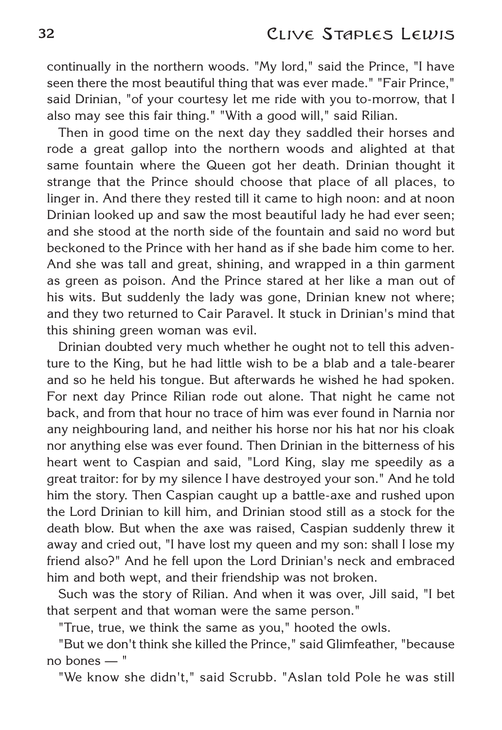continually in the northern woods. "My lord," said the Prince, "I have seen there the most beautiful thing that was ever made." "Fair Prince," said Drinian, "of your courtesy let me ride with you to-morrow, that I also may see this fair thing." "With a good will," said Rilian.

Then in good time on the next day they saddled their horses and rode a great gallop into the northern woods and alighted at that same fountain where the Queen got her death. Drinian thought it strange that the Prince should choose that place of all places, to linger in. And there they rested till it came to high noon: and at noon Drinian looked up and saw the most beautiful lady he had ever seen; and she stood at the north side of the fountain and said no word but beckoned to the Prince with her hand as if she bade him come to her. And she was tall and great, shining, and wrapped in a thin garment as green as poison. And the Prince stared at her like a man out of his wits. But suddenly the lady was gone, Drinian knew not where; and they two returned to Cair Paravel. It stuck in Drinian's mind that this shining green woman was evil.

Drinian doubted very much whether he ought not to tell this adventure to the King, but he had little wish to be a blab and a tale-bearer and so he held his tongue. But afterwards he wished he had spoken. For next day Prince Rilian rode out alone. That night he came not back, and from that hour no trace of him was ever found in Narnia nor any neighbouring land, and neither his horse nor his hat nor his cloak nor anything else was ever found. Then Drinian in the bitterness of his heart went to Caspian and said, "Lord King, slay me speedily as a great traitor: for by my silence I have destroyed your son." And he told him the story. Then Caspian caught up a battle-axe and rushed upon the Lord Drinian to kill him, and Drinian stood still as a stock for the death blow. But when the axe was raised, Caspian suddenly threw it away and cried out, "I have lost my queen and my son: shall I lose my friend also?" And he fell upon the Lord Drinian's neck and embraced him and both wept, and their friendship was not broken.

Such was the story of Rilian. And when it was over, Jill said, "I bet that serpent and that woman were the same person."

"True, true, we think the same as you," hooted the owls.

"But we don't think she killed the Prince," said Glimfeather, "because no bones — "

"We know she didn't," said Scrubb. "Aslan told Pole he was still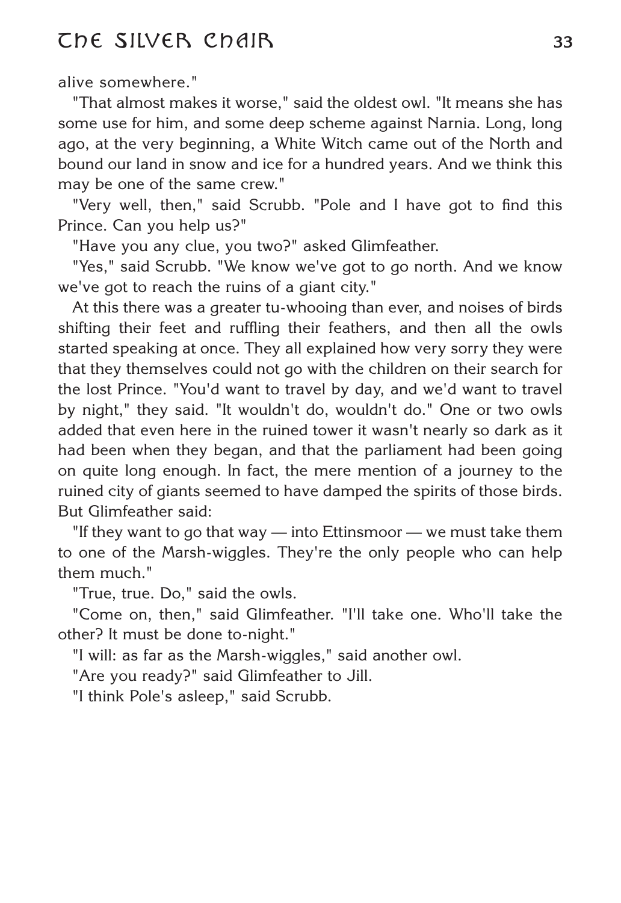alive somewhere."

"That almost makes it worse," said the oldest owl. "It means she has some use for him, and some deep scheme against Narnia. Long, long ago, at the very beginning, a White Witch came out of the North and bound our land in snow and ice for a hundred years. And we think this may be one of the same crew."

"Very well, then," said Scrubb. "Pole and I have got to find this Prince. Can you help us?"

"Have you any clue, you two?" asked Glimfeather.

"Yes," said Scrubb. "We know we've got to go north. And we know we've got to reach the ruins of a giant city."

At this there was a greater tu-whooing than ever, and noises of birds shifting their feet and ruffling their feathers, and then all the owls started speaking at once. They all explained how very sorry they were that they themselves could not go with the children on their search for the lost Prince. "You'd want to travel by day, and we'd want to travel by night," they said. "It wouldn't do, wouldn't do." One or two owls added that even here in the ruined tower it wasn't nearly so dark as it had been when they began, and that the parliament had been going on quite long enough. In fact, the mere mention of a journey to the ruined city of giants seemed to have damped the spirits of those birds. But Glimfeather said:

"If they want to go that way — into Ettinsmoor — we must take them to one of the Marsh-wiggles. They're the only people who can help them much."

"True, true. Do," said the owls.

"Come on, then," said Glimfeather. "I'll take one. Who'll take the other? It must be done to-night."

"I will: as far as the Marsh-wiggles," said another owl.

"Are you ready?" said Glimfeather to Jill.

"I think Pole's asleep," said Scrubb.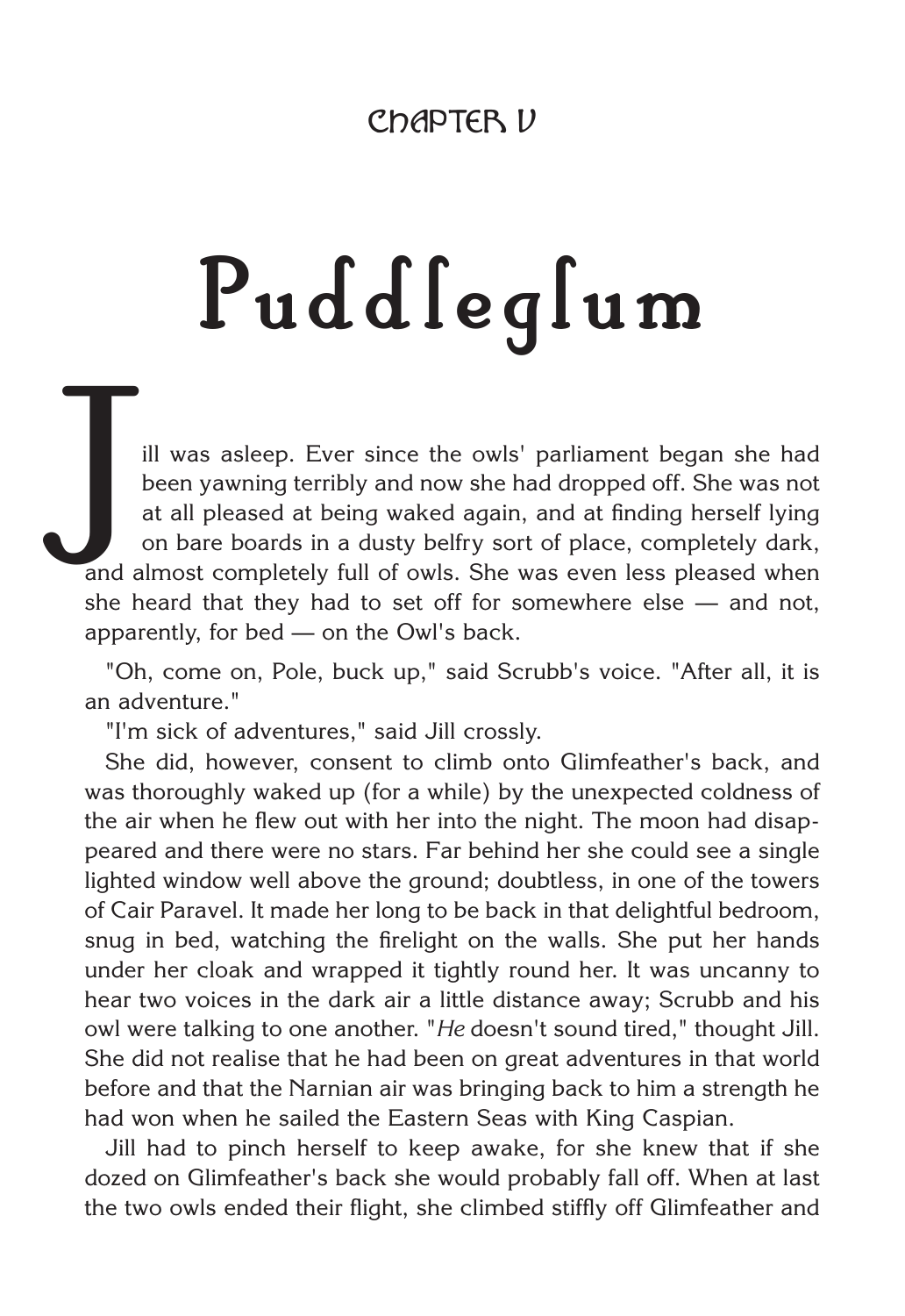## Chapter V

# Puddleglum

Jill was asleep. Ever since the owls' parliament began she had been yawning terribly and now she had dropped off. She was not at all pleased at being waked again, and at finding herself lying on bare boards in a dusty belfry sort of place, completely dark, and almost completely full of owls. She was even less pleased when she heard that they had to set off for somewhere else — and not, apparently, for bed — on the Owl's back.

"Oh, come on, Pole, buck up," said Scrubb's voice. "After all, it is an adventure."

"I'm sick of adventures," said Jill crossly.

She did, however, consent to climb onto Glimfeather's back, and was thoroughly waked up (for a while) by the unexpected coldness of the air when he flew out with her into the night. The moon had disappeared and there were no stars. Far behind her she could see a single lighted window well above the ground; doubtless, in one of the towers of Cair Paravel. It made her long to be back in that delightful bedroom, snug in bed, watching the firelight on the walls. She put her hands under her cloak and wrapped it tightly round her. It was uncanny to hear two voices in the dark air a little distance away; Scrubb and his owl were talking to one another. "*He* doesn't sound tired," thought Jill. She did not realise that he had been on great adventures in that world before and that the Narnian air was bringing back to him a strength he had won when he sailed the Eastern Seas with King Caspian.

Jill had to pinch herself to keep awake, for she knew that if she dozed on Glimfeather's back she would probably fall off. When at last the two owls ended their flight, she climbed stiffly off Glimfeather and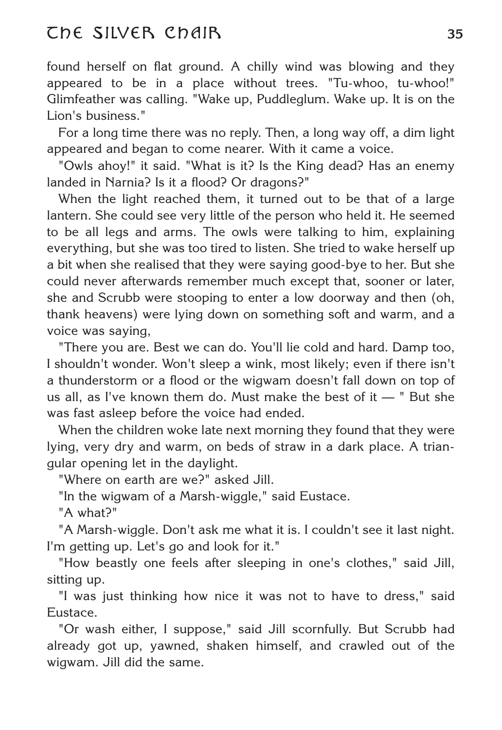found herself on flat ground. A chilly wind was blowing and they appeared to be in a place without trees. "Tu-whoo, tu-whoo!" Glimfeather was calling. "Wake up, Puddleglum. Wake up. It is on the Lion's business."

For a long time there was no reply. Then, a long way off, a dim light appeared and began to come nearer. With it came a voice.

"Owls ahoy!" it said. "What is it? Is the King dead? Has an enemy landed in Narnia? Is it a flood? Or dragons?"

When the light reached them, it turned out to be that of a large lantern. She could see very little of the person who held it. He seemed to be all legs and arms. The owls were talking to him, explaining everything, but she was too tired to listen. She tried to wake herself up a bit when she realised that they were saying good-bye to her. But she could never afterwards remember much except that, sooner or later, she and Scrubb were stooping to enter a low doorway and then (oh, thank heavens) were lying down on something soft and warm, and a voice was saying,

"There you are. Best we can do. You'll lie cold and hard. Damp too, I shouldn't wonder. Won't sleep a wink, most likely; even if there isn't a thunderstorm or a flood or the wigwam doesn't fall down on top of us all, as I've known them do. Must make the best of it — " But she was fast asleep before the voice had ended.

When the children woke late next morning they found that they were lying, very dry and warm, on beds of straw in a dark place. A triangular opening let in the daylight.

"Where on earth are we?" asked Jill.

"In the wigwam of a Marsh-wiggle," said Eustace.

"A what?"

"A Marsh-wiggle. Don't ask me what it is. I couldn't see it last night. I'm getting up. Let's go and look for it."

"How beastly one feels after sleeping in one's clothes," said Jill, sitting up.

"I was just thinking how nice it was not to have to dress," said Eustace.

"Or wash either, I suppose," said Jill scornfully. But Scrubb had already got up, yawned, shaken himself, and crawled out of the wigwam. Jill did the same.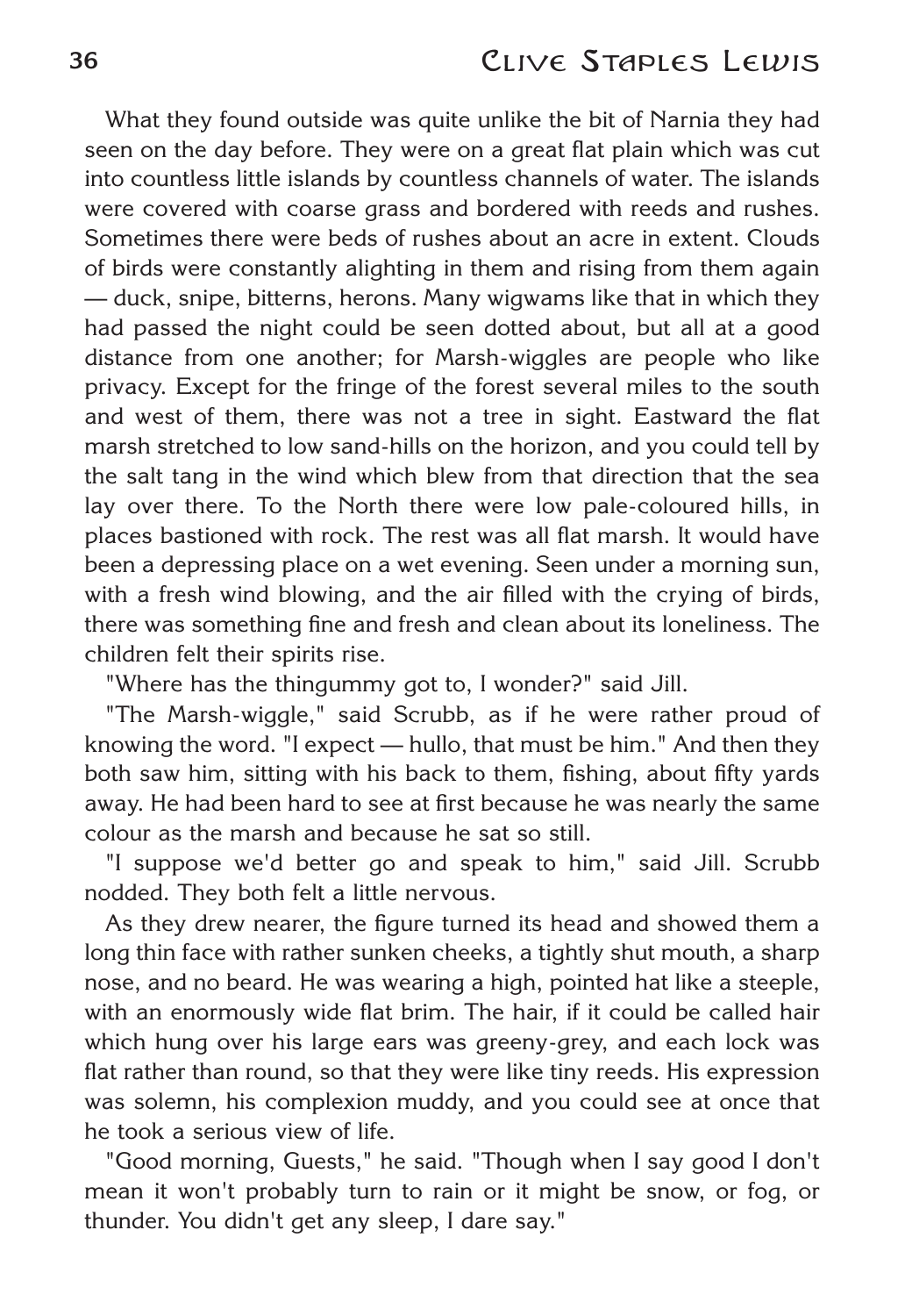What they found outside was quite unlike the bit of Narnia they had seen on the day before. They were on a great flat plain which was cut into countless little islands by countless channels of water. The islands were covered with coarse grass and bordered with reeds and rushes. Sometimes there were beds of rushes about an acre in extent. Clouds of birds were constantly alighting in them and rising from them again — duck, snipe, bitterns, herons. Many wigwams like that in which they had passed the night could be seen dotted about, but all at a good distance from one another; for Marsh-wiggles are people who like privacy. Except for the fringe of the forest several miles to the south and west of them, there was not a tree in sight. Eastward the flat marsh stretched to low sand-hills on the horizon, and you could tell by the salt tang in the wind which blew from that direction that the sea lay over there. To the North there were low pale-coloured hills, in places bastioned with rock. The rest was all flat marsh. It would have been a depressing place on a wet evening. Seen under a morning sun, with a fresh wind blowing, and the air filled with the crying of birds, there was something fine and fresh and clean about its loneliness. The children felt their spirits rise.

"Where has the thingummy got to, I wonder?" said Jill.

"The Marsh-wiggle," said Scrubb, as if he were rather proud of knowing the word. "I expect — hullo, that must be him." And then they both saw him, sitting with his back to them, fishing, about fifty yards away. He had been hard to see at first because he was nearly the same colour as the marsh and because he sat so still.

"I suppose we'd better go and speak to him," said Jill. Scrubb nodded. They both felt a little nervous.

As they drew nearer, the figure turned its head and showed them a long thin face with rather sunken cheeks, a tightly shut mouth, a sharp nose, and no beard. He was wearing a high, pointed hat like a steeple, with an enormously wide flat brim. The hair, if it could be called hair which hung over his large ears was greeny-grey, and each lock was flat rather than round, so that they were like tiny reeds. His expression was solemn, his complexion muddy, and you could see at once that he took a serious view of life.

"Good morning, Guests," he said. "Though when I say good I don't mean it won't probably turn to rain or it might be snow, or fog, or thunder. You didn't get any sleep, I dare say."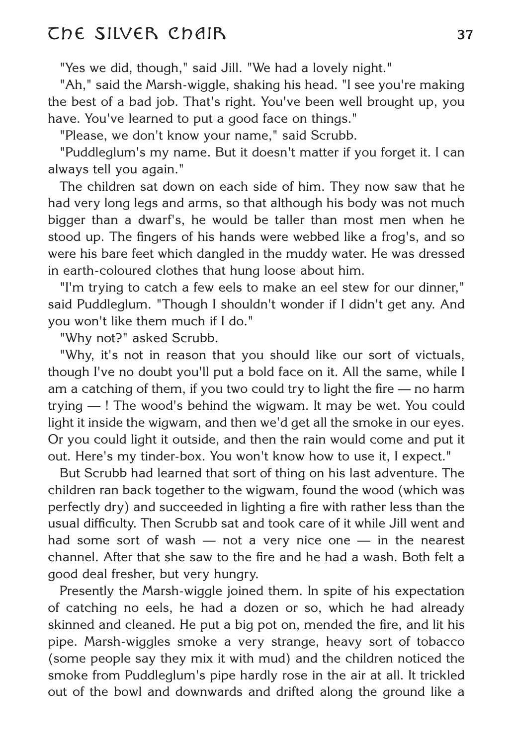"Yes we did, though," said Jill. "We had a lovely night."

"Ah," said the Marsh-wiggle, shaking his head. "I see you're making the best of a bad job. That's right. You've been well brought up, you have. You've learned to put a good face on things."

"Please, we don't know your name," said Scrubb.

"Puddleglum's my name. But it doesn't matter if you forget it. I can always tell you again."

The children sat down on each side of him. They now saw that he had very long legs and arms, so that although his body was not much bigger than a dwarf's, he would be taller than most men when he stood up. The fingers of his hands were webbed like a frog's, and so were his bare feet which dangled in the muddy water. He was dressed in earth-coloured clothes that hung loose about him.

"I'm trying to catch a few eels to make an eel stew for our dinner," said Puddleglum. "Though I shouldn't wonder if I didn't get any. And you won't like them much if I do."

"Why not?" asked Scrubb.

"Why, it's not in reason that you should like our sort of victuals, though I've no doubt you'll put a bold face on it. All the same, while I am a catching of them, if you two could try to light the fire — no harm trying — ! The wood's behind the wigwam. It may be wet. You could light it inside the wigwam, and then we'd get all the smoke in our eyes. Or you could light it outside, and then the rain would come and put it out. Here's my tinder-box. You won't know how to use it, I expect."

But Scrubb had learned that sort of thing on his last adventure. The children ran back together to the wigwam, found the wood (which was perfectly dry) and succeeded in lighting a fire with rather less than the usual difficulty. Then Scrubb sat and took care of it while Jill went and had some sort of wash — not a very nice one — in the nearest channel. After that she saw to the fire and he had a wash. Both felt a good deal fresher, but very hungry.

Presently the Marsh-wiggle joined them. In spite of his expectation of catching no eels, he had a dozen or so, which he had already skinned and cleaned. He put a big pot on, mended the fire, and lit his pipe. Marsh-wiggles smoke a very strange, heavy sort of tobacco (some people say they mix it with mud) and the children noticed the smoke from Puddleglum's pipe hardly rose in the air at all. It trickled out of the bowl and downwards and drifted along the ground like a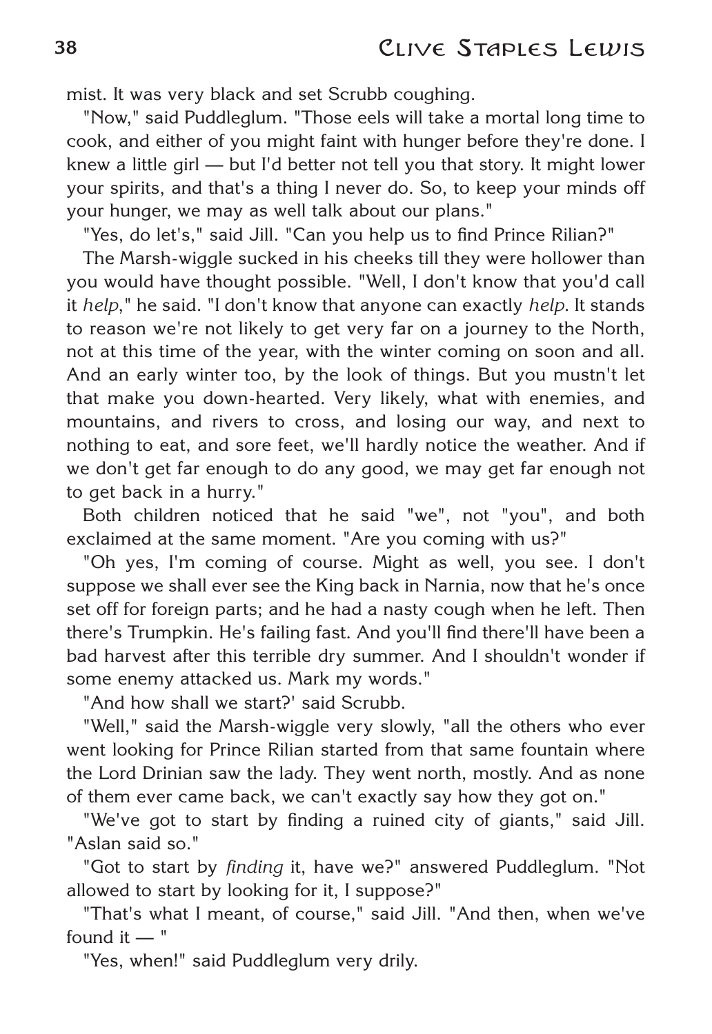mist. It was very black and set Scrubb coughing.

"Now," said Puddleglum. "Those eels will take a mortal long time to cook, and either of you might faint with hunger before they're done. I knew a little girl — but I'd better not tell you that story. It might lower your spirits, and that's a thing I never do. So, to keep your minds off your hunger, we may as well talk about our plans."

"Yes, do let's," said Jill. "Can you help us to find Prince Rilian?"

The Marsh-wiggle sucked in his cheeks till they were hollower than you would have thought possible. "Well, I don't know that you'd call it *help*," he said. "I don't know that anyone can exactly *help*. It stands to reason we're not likely to get very far on a journey to the North, not at this time of the year, with the winter coming on soon and all. And an early winter too, by the look of things. But you mustn't let that make you down-hearted. Very likely, what with enemies, and mountains, and rivers to cross, and losing our way, and next to nothing to eat, and sore feet, we'll hardly notice the weather. And if we don't get far enough to do any good, we may get far enough not to get back in a hurry."

Both children noticed that he said "we", not "you", and both exclaimed at the same moment. "Are you coming with us?"

"Oh yes, I'm coming of course. Might as well, you see. I don't suppose we shall ever see the King back in Narnia, now that he's once set off for foreign parts; and he had a nasty cough when he left. Then there's Trumpkin. He's failing fast. And you'll find there'll have been a bad harvest after this terrible dry summer. And I shouldn't wonder if some enemy attacked us. Mark my words."

"And how shall we start?' said Scrubb.

"Well," said the Marsh-wiggle very slowly, "all the others who ever went looking for Prince Rilian started from that same fountain where the Lord Drinian saw the lady. They went north, mostly. And as none of them ever came back, we can't exactly say how they got on."

"We've got to start by finding a ruined city of giants," said Jill. "Aslan said so."

"Got to start by *finding* it, have we?" answered Puddleglum. "Not allowed to start by looking for it, I suppose?"

"That's what I meant, of course," said Jill. "And then, when we've found it — "

"Yes, when!" said Puddleglum very drily.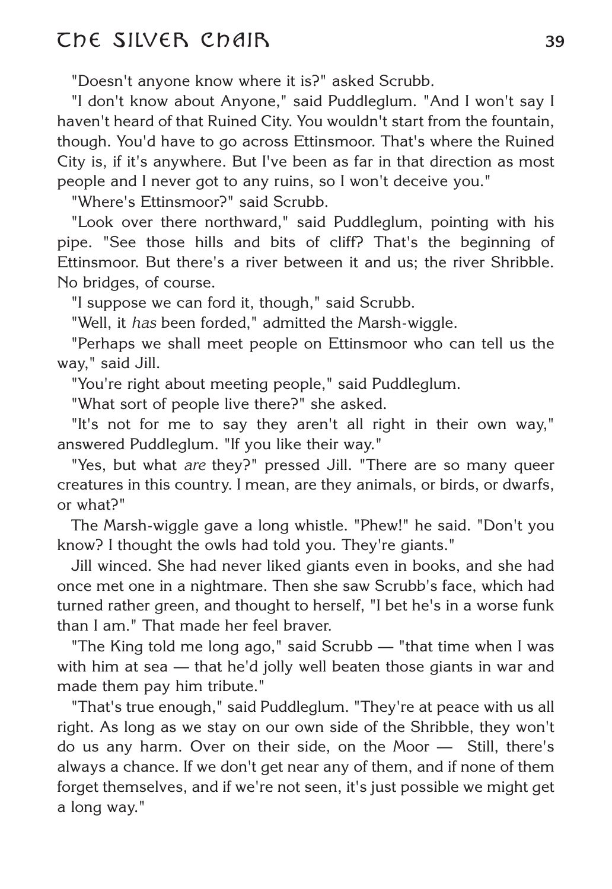"Doesn't anyone know where it is?" asked Scrubb.

"I don't know about Anyone," said Puddleglum. "And I won't say I haven't heard of that Ruined City. You wouldn't start from the fountain, though. You'd have to go across Ettinsmoor. That's where the Ruined City is, if it's anywhere. But I've been as far in that direction as most people and I never got to any ruins, so I won't deceive you."

"Where's Ettinsmoor?" said Scrubb.

"Look over there northward," said Puddleglum, pointing with his pipe. "See those hills and bits of cliff? That's the beginning of Ettinsmoor. But there's a river between it and us; the river Shribble. No bridges, of course.

"I suppose we can ford it, though," said Scrubb.

"Well, it *has* been forded," admitted the Marsh-wiggle.

"Perhaps we shall meet people on Ettinsmoor who can tell us the way," said Jill.

"You're right about meeting people," said Puddleglum.

"What sort of people live there?" she asked.

"It's not for me to say they aren't all right in their own way," answered Puddleglum. "If you like their way."

"Yes, but what *are* they?" pressed Jill. "There are so many queer creatures in this country. I mean, are they animals, or birds, or dwarfs, or what?"

The Marsh-wiggle gave a long whistle. "Phew!" he said. "Don't you know? I thought the owls had told you. They're giants."

Jill winced. She had never liked giants even in books, and she had once met one in a nightmare. Then she saw Scrubb's face, which had turned rather green, and thought to herself, "I bet he's in a worse funk than I am." That made her feel braver.

"The King told me long ago," said Scrubb — "that time when I was with him at sea — that he'd jolly well beaten those giants in war and made them pay him tribute."

"That's true enough," said Puddleglum. "They're at peace with us all right. As long as we stay on our own side of the Shribble, they won't do us any harm. Over on their side, on the Moor — Still, there's always a chance. If we don't get near any of them, and if none of them forget themselves, and if we're not seen, it's just possible we might get a long way."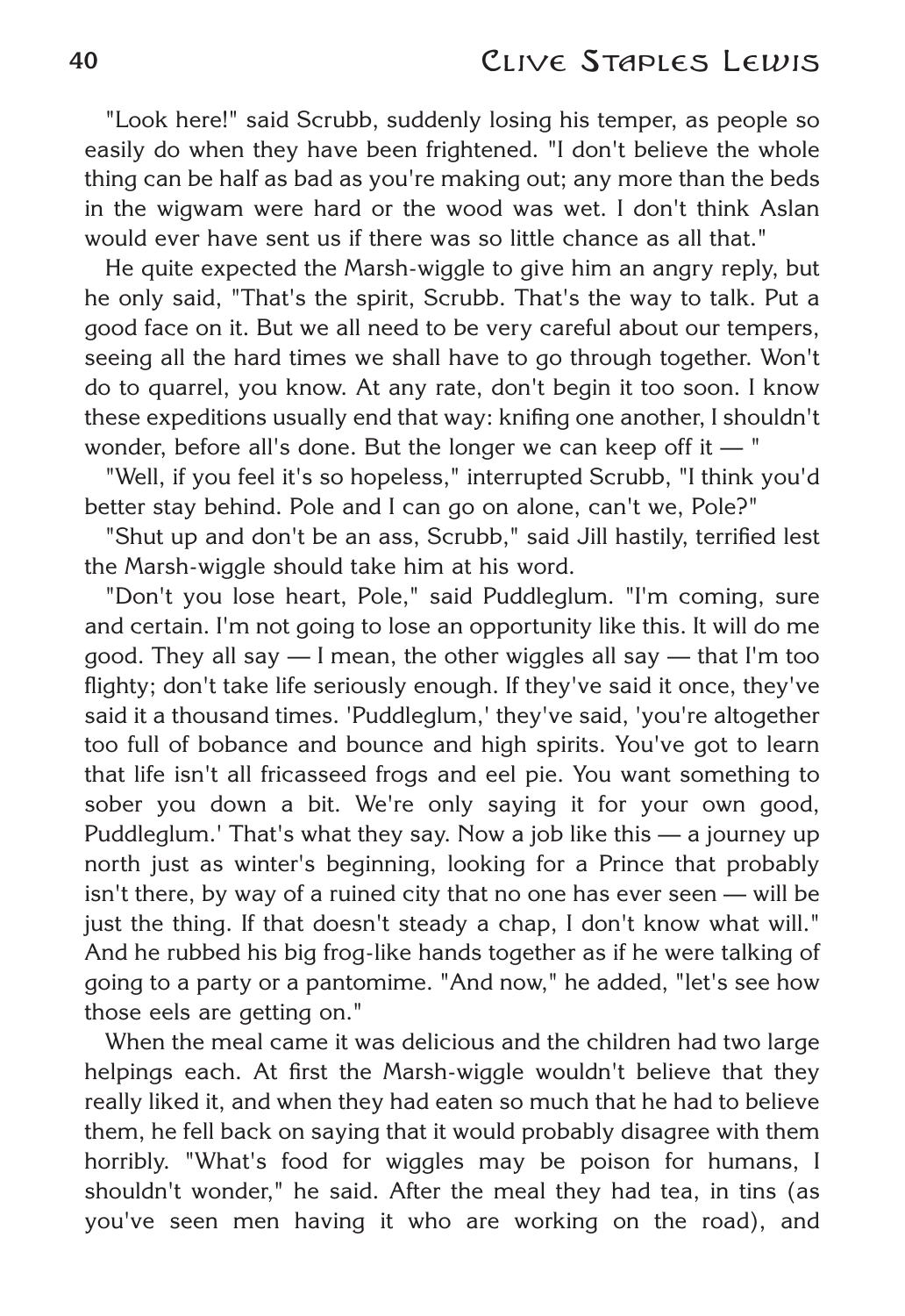"Look here!" said Scrubb, suddenly losing his temper, as people so easily do when they have been frightened. "I don't believe the whole thing can be half as bad as you're making out; any more than the beds in the wigwam were hard or the wood was wet. I don't think Aslan would ever have sent us if there was so little chance as all that."

He quite expected the Marsh-wiggle to give him an angry reply, but he only said, "That's the spirit, Scrubb. That's the way to talk. Put a good face on it. But we all need to be very careful about our tempers, seeing all the hard times we shall have to go through together. Won't do to quarrel, you know. At any rate, don't begin it too soon. I know these expeditions usually end that way: knifing one another, I shouldn't wonder, before all's done. But the longer we can keep off it — "

"Well, if you feel it's so hopeless," interrupted Scrubb, "I think you'd better stay behind. Pole and I can go on alone, can't we, Pole?"

"Shut up and don't be an ass, Scrubb," said Jill hastily, terrified lest the Marsh-wiggle should take him at his word.

"Don't you lose heart, Pole," said Puddleglum. "I'm coming, sure and certain. I'm not going to lose an opportunity like this. It will do me good. They all say — I mean, the other wiggles all say — that I'm too flighty; don't take life seriously enough. If they've said it once, they've said it a thousand times. 'Puddleglum,' they've said, 'you're altogether too full of bobance and bounce and high spirits. You've got to learn that life isn't all fricasseed frogs and eel pie. You want something to sober you down a bit. We're only saying it for your own good, Puddleglum.' That's what they say. Now a job like this — a journey up north just as winter's beginning, looking for a Prince that probably isn't there, by way of a ruined city that no one has ever seen — will be just the thing. If that doesn't steady a chap, I don't know what will." And he rubbed his big frog-like hands together as if he were talking of going to a party or a pantomime. "And now," he added, "let's see how those eels are getting on."

When the meal came it was delicious and the children had two large helpings each. At first the Marsh-wiggle wouldn't believe that they really liked it, and when they had eaten so much that he had to believe them, he fell back on saying that it would probably disagree with them horribly. "What's food for wiggles may be poison for humans, I shouldn't wonder," he said. After the meal they had tea, in tins (as you've seen men having it who are working on the road), and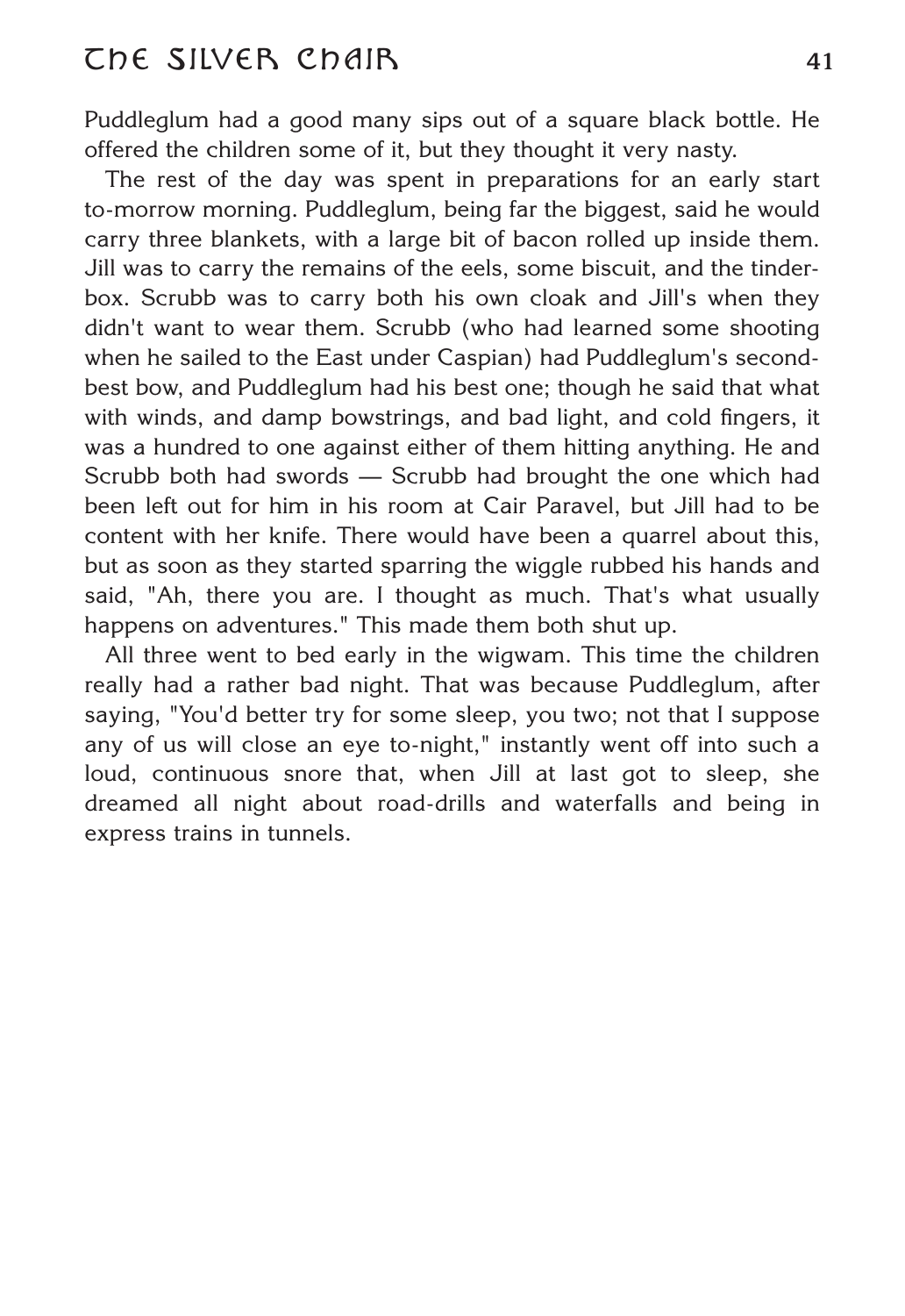Puddleglum had a good many sips out of a square black bottle. He offered the children some of it, but they thought it very nasty.

The rest of the day was spent in preparations for an early start to-morrow morning. Puddleglum, being far the biggest, said he would carry three blankets, with a large bit of bacon rolled up inside them. Jill was to carry the remains of the eels, some biscuit, and the tinder-box. Scrubb was to carry both his own cloak and Jill's when they didn't want to wear them. Scrubb (who had learned some shooting when he sailed to the East under Caspian) had Puddleglum's second-best bow, and Puddleglum had his best one; though he said that what with winds, and damp bowstrings, and bad light, and cold fingers, it was a hundred to one against either of them hitting anything. He and Scrubb both had swords — Scrubb had brought the one which had been left out for him in his room at Cair Paravel, but Jill had to be content with her knife. There would have been a quarrel about this, but as soon as they started sparring the wiggle rubbed his hands and said, "Ah, there you are. I thought as much. That's what usually happens on adventures." This made them both shut up.

All three went to bed early in the wigwam. This time the children really had a rather bad night. That was because Puddleglum, after saying, "You'd better try for some sleep, you two; not that I suppose any of us will close an eye to-night," instantly went off into such a loud, continuous snore that, when Jill at last got to sleep, she dreamed all night about road-drills and waterfalls and being in express trains in tunnels.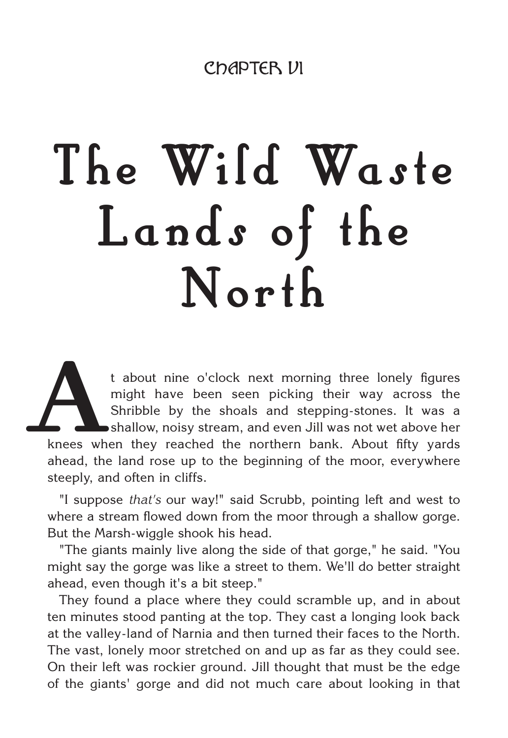CHAPTER VI

# The Wild Waste Lands of the North

At about nine o'clock next morning three lonely figures might have been seen picking their way across the Shribble by the shoals and stepping-stones. It was a shallow, noisy stream, and even Jill was not wet above her knees when they reached the northern bank. About fifty yards ahead, the land rose up to the beginning of the moor, everywhere steeply, and often in cliffs.

"I suppose *that's* our way!" said Scrubb, pointing left and west to where a stream flowed down from the moor through a shallow gorge. But the Marsh-wiggle shook his head.

"The giants mainly live along the side of that gorge," he said. "You might say the gorge was like a street to them. We'll do better straight ahead, even though it's a bit steep."

They found a place where they could scramble up, and in about ten minutes stood panting at the top. They cast a longing look back at the valley-land of Narnia and then turned their faces to the North. The vast, lonely moor stretched on and up as far as they could see. On their left was rockier ground. Jill thought that must be the edge of the giants' gorge and did not much care about looking in that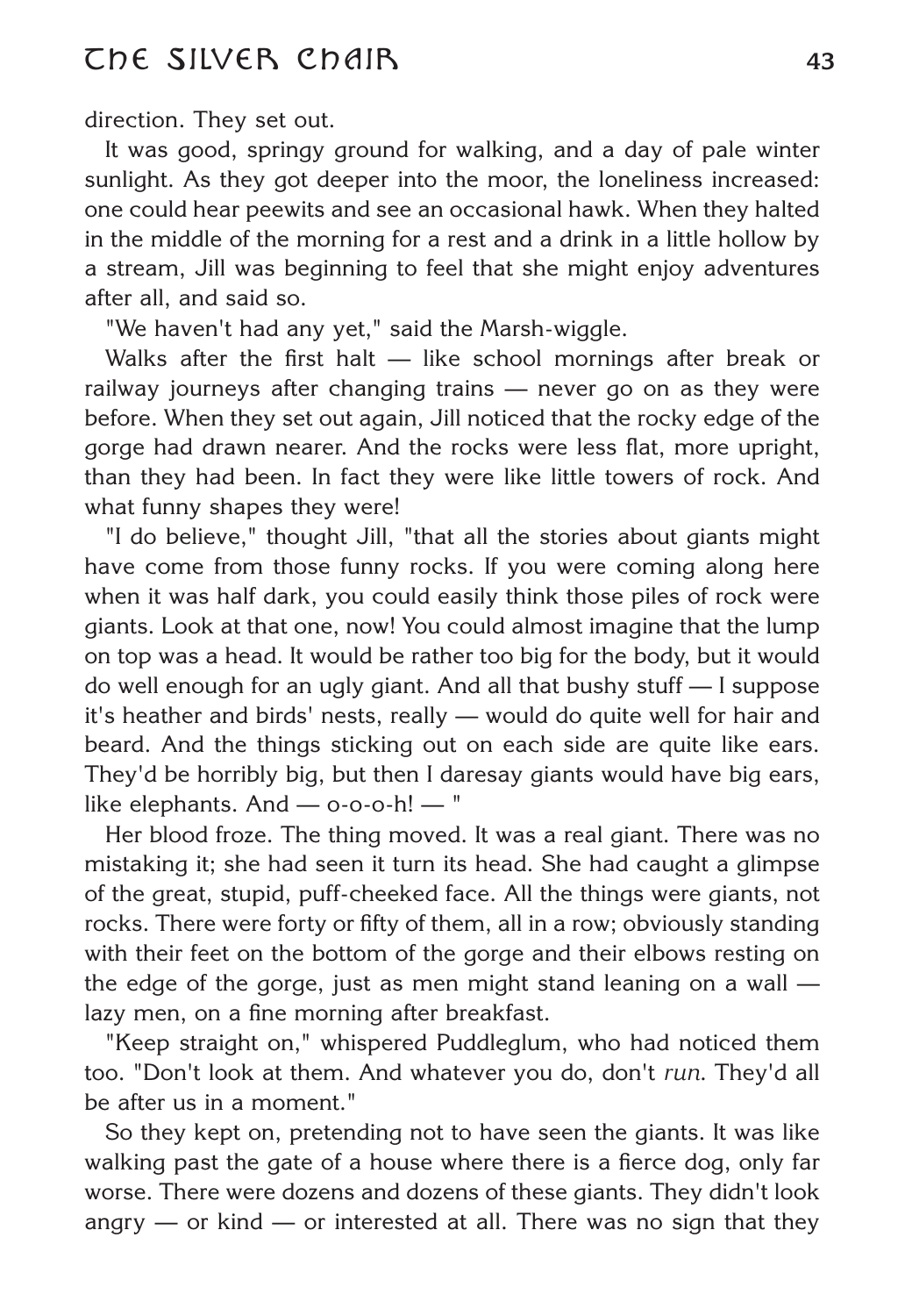direction. They set out.

It was good, springy ground for walking, and a day of pale winter sunlight. As they got deeper into the moor, the loneliness increased: one could hear peewits and see an occasional hawk. When they halted in the middle of the morning for a rest and a drink in a little hollow by a stream, Jill was beginning to feel that she might enjoy adventures after all, and said so.

"We haven't had any yet," said the Marsh-wiggle.

Walks after the first halt — like school mornings after break or railway journeys after changing trains — never go on as they were before. When they set out again, Jill noticed that the rocky edge of the gorge had drawn nearer. And the rocks were less flat, more upright, than they had been. In fact they were like little towers of rock. And what funny shapes they were!

"I do believe," thought Jill, "that all the stories about giants might have come from those funny rocks. If you were coming along here when it was half dark, you could easily think those piles of rock were giants. Look at that one, now! You could almost imagine that the lump on top was a head. It would be rather too big for the body, but it would do well enough for an ugly giant. And all that bushy stuff — I suppose it's heather and birds' nests, really — would do quite well for hair and beard. And the things sticking out on each side are quite like ears. They'd be horribly big, but then I daresay giants would have big ears, like elephants. And — o-o-o-h! — "

Her blood froze. The thing moved. It was a real giant. There was no mistaking it; she had seen it turn its head. She had caught a glimpse of the great, stupid, puff-cheeked face. All the things were giants, not rocks. There were forty or fifty of them, all in a row; obviously standing with their feet on the bottom of the gorge and their elbows resting on the edge of the gorge, just as men might stand leaning on a wall — lazy men, on a fine morning after breakfast.

"Keep straight on," whispered Puddleglum, who had noticed them too. "Don't look at them. And whatever you do, don't *run*. They'd all be after us in a moment."

So they kept on, pretending not to have seen the giants. It was like walking past the gate of a house where there is a fierce dog, only far worse. There were dozens and dozens of these giants. They didn't look angry — or kind — or interested at all. There was no sign that they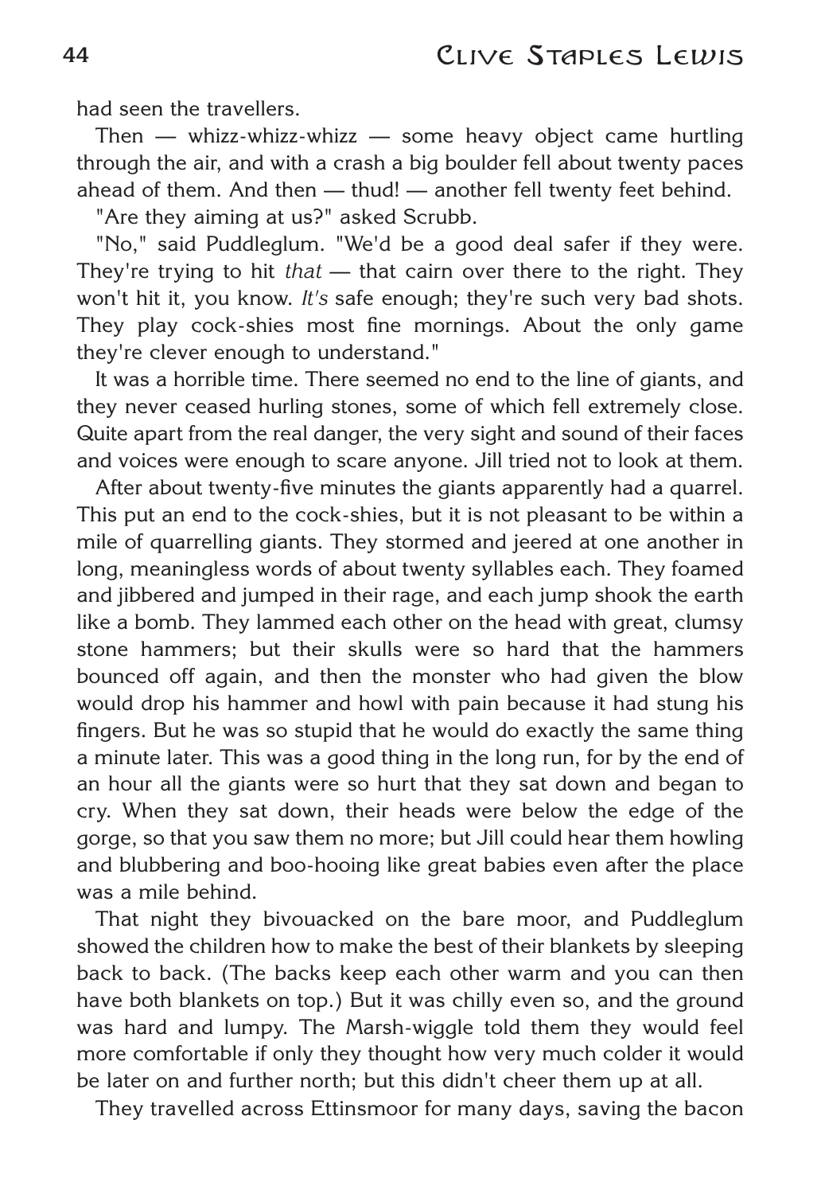had seen the travellers.

Then — whizz-whizz-whizz — some heavy object came hurtling through the air, and with a crash a big boulder fell about twenty paces ahead of them. And then — thud! — another fell twenty feet behind.

"Are they aiming at us?" asked Scrubb.

"No," said Puddleglum. "We'd be a good deal safer if they were. They're trying to hit *that* — that cairn over there to the right. They won't hit it, you know. *It's* safe enough; they're such very bad shots. They play cock-shies most fine mornings. About the only game they're clever enough to understand."

It was a horrible time. There seemed no end to the line of giants, and they never ceased hurling stones, some of which fell extremely close. Quite apart from the real danger, the very sight and sound of their faces and voices were enough to scare anyone. Jill tried not to look at them.

After about twenty-five minutes the giants apparently had a quarrel. This put an end to the cock-shies, but it is not pleasant to be within a mile of quarrelling giants. They stormed and jeered at one another in long, meaningless words of about twenty syllables each. They foamed and jibbered and jumped in their rage, and each jump shook the earth like a bomb. They lammed each other on the head with great, clumsy stone hammers; but their skulls were so hard that the hammers bounced off again, and then the monster who had given the blow would drop his hammer and howl with pain because it had stung his fingers. But he was so stupid that he would do exactly the same thing a minute later. This was a good thing in the long run, for by the end of an hour all the giants were so hurt that they sat down and began to cry. When they sat down, their heads were below the edge of the gorge, so that you saw them no more; but Jill could hear them howling and blubbering and boo-hooing like great babies even after the place was a mile behind.

That night they bivouacked on the bare moor, and Puddleglum showed the children how to make the best of their blankets by sleeping back to back. (The backs keep each other warm and you can then have both blankets on top.) But it was chilly even so, and the ground was hard and lumpy. The Marsh-wiggle told them they would feel more comfortable if only they thought how very much colder it would be later on and further north; but this didn't cheer them up at all.

They travelled across Ettinsmoor for many days, saving the bacon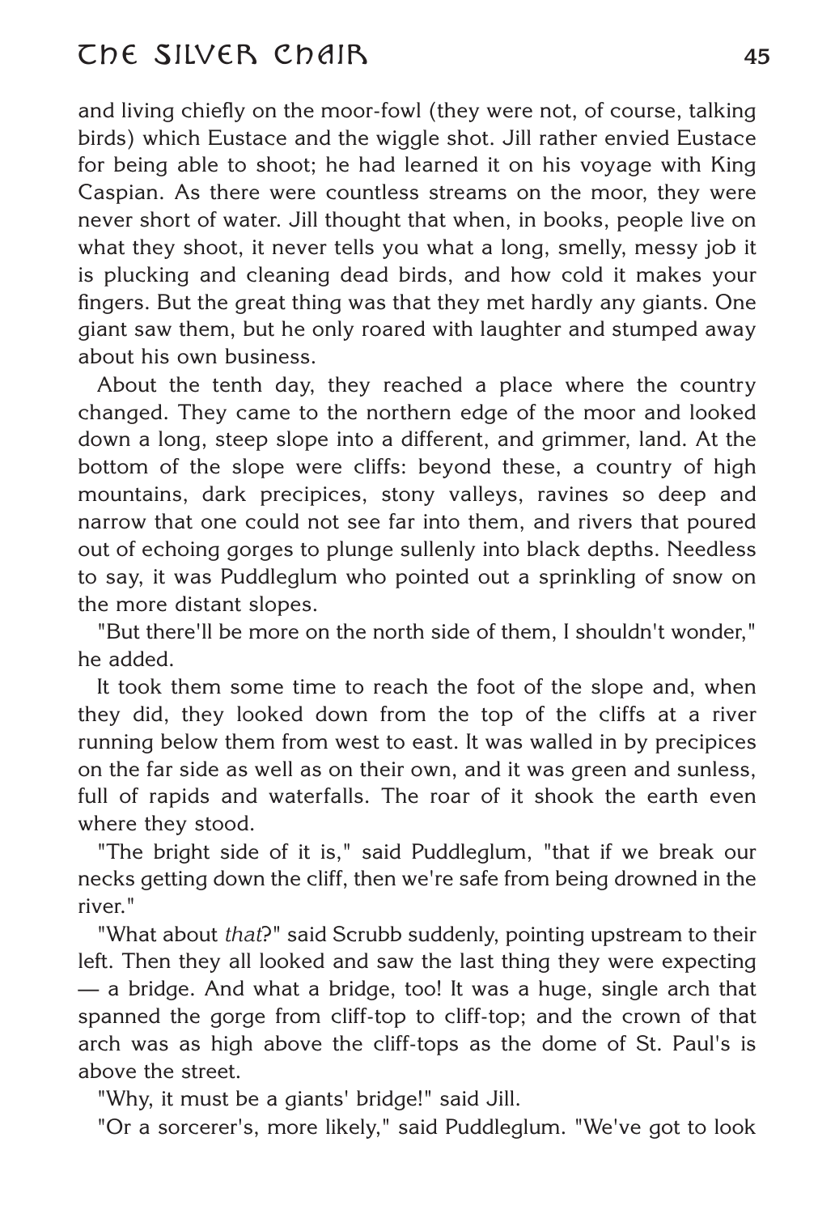and living chiefly on the moor-fowl (they were not, of course, talking birds) which Eustace and the wiggle shot. Jill rather envied Eustace for being able to shoot; he had learned it on his voyage with King Caspian. As there were countless streams on the moor, they were never short of water. Jill thought that when, in books, people live on what they shoot, it never tells you what a long, smelly, messy job it is plucking and cleaning dead birds, and how cold it makes your fingers. But the great thing was that they met hardly any giants. One giant saw them, but he only roared with laughter and stumped away about his own business.

About the tenth day, they reached a place where the country changed. They came to the northern edge of the moor and looked down a long, steep slope into a different, and grimmer, land. At the bottom of the slope were cliffs: beyond these, a country of high mountains, dark precipices, stony valleys, ravines so deep and narrow that one could not see far into them, and rivers that poured out of echoing gorges to plunge sullenly into black depths. Needless to say, it was Puddleglum who pointed out a sprinkling of snow on the more distant slopes.

"But there'll be more on the north side of them, I shouldn't wonder," he added.

It took them some time to reach the foot of the slope and, when they did, they looked down from the top of the cliffs at a river running below them from west to east. It was walled in by precipices on the far side as well as on their own, and it was green and sunless, full of rapids and waterfalls. The roar of it shook the earth even where they stood.

"The bright side of it is," said Puddleglum, "that if we break our necks getting down the cliff, then we're safe from being drowned in the river."

"What about *that*?" said Scrubb suddenly, pointing upstream to their left. Then they all looked and saw the last thing they were expecting — a bridge. And what a bridge, too! It was a huge, single arch that spanned the gorge from cliff-top to cliff-top; and the crown of that arch was as high above the cliff-tops as the dome of St. Paul's is above the street.

"Why, it must be a giants' bridge!" said Jill.

"Or a sorcerer's, more likely," said Puddleglum. "We've got to look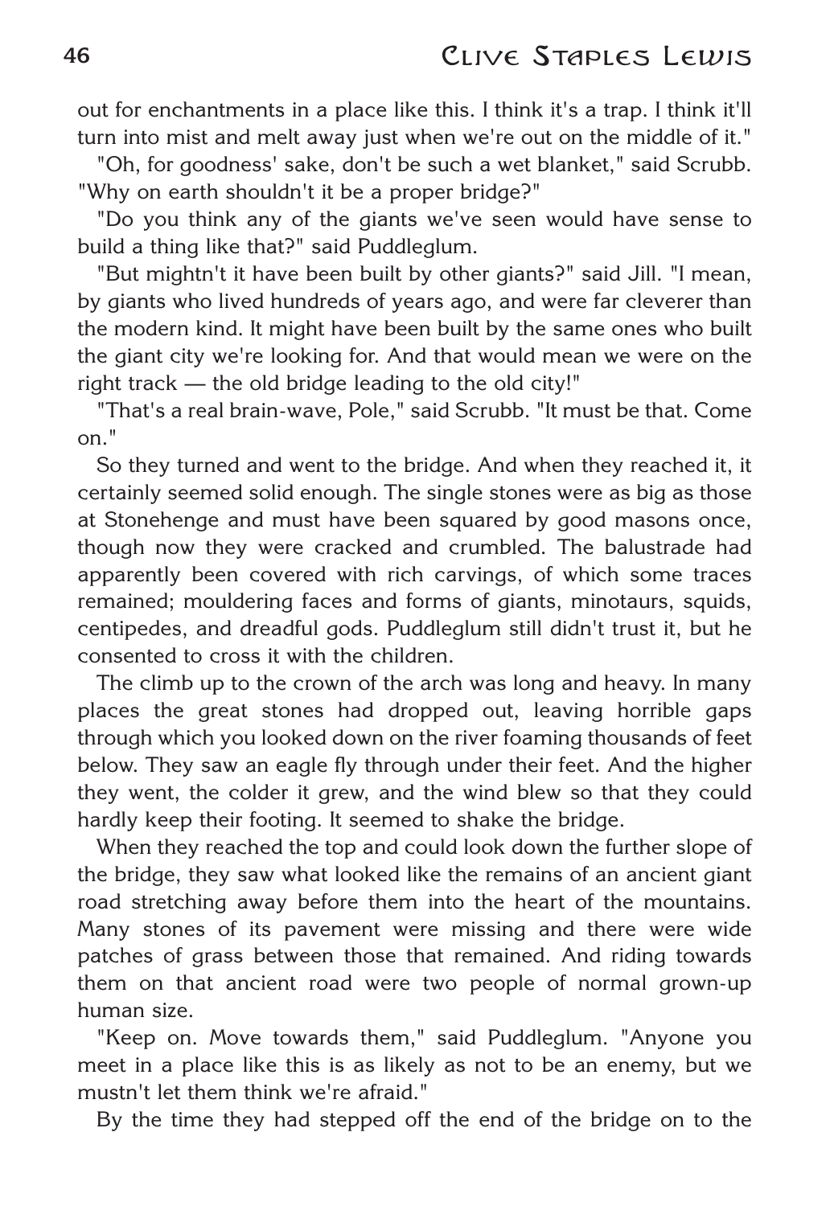out for enchantments in a place like this. I think it's a trap. I think it'll turn into mist and melt away just when we're out on the middle of it."

"Oh, for goodness' sake, don't be such a wet blanket," said Scrubb. "Why on earth shouldn't it be a proper bridge?"

"Do you think any of the giants we've seen would have sense to build a thing like that?" said Puddleglum.

"But mightn't it have been built by other giants?" said Jill. "I mean, by giants who lived hundreds of years ago, and were far cleverer than the modern kind. It might have been built by the same ones who built the giant city we're looking for. And that would mean we were on the right track — the old bridge leading to the old city!"

"That's a real brain-wave, Pole," said Scrubb. "It must be that. Come on."

So they turned and went to the bridge. And when they reached it, it certainly seemed solid enough. The single stones were as big as those at Stonehenge and must have been squared by good masons once, though now they were cracked and crumbled. The balustrade had apparently been covered with rich carvings, of which some traces remained; mouldering faces and forms of giants, minotaurs, squids, centipedes, and dreadful gods. Puddleglum still didn't trust it, but he consented to cross it with the children.

The climb up to the crown of the arch was long and heavy. In many places the great stones had dropped out, leaving horrible gaps through which you looked down on the river foaming thousands of feet below. They saw an eagle fly through under their feet. And the higher they went, the colder it grew, and the wind blew so that they could hardly keep their footing. It seemed to shake the bridge.

When they reached the top and could look down the further slope of the bridge, they saw what looked like the remains of an ancient giant road stretching away before them into the heart of the mountains. Many stones of its pavement were missing and there were wide patches of grass between those that remained. And riding towards them on that ancient road were two people of normal grown-up human size.

"Keep on. Move towards them," said Puddleglum. "Anyone you meet in a place like this is as likely as not to be an enemy, but we mustn't let them think we're afraid."

By the time they had stepped off the end of the bridge on to the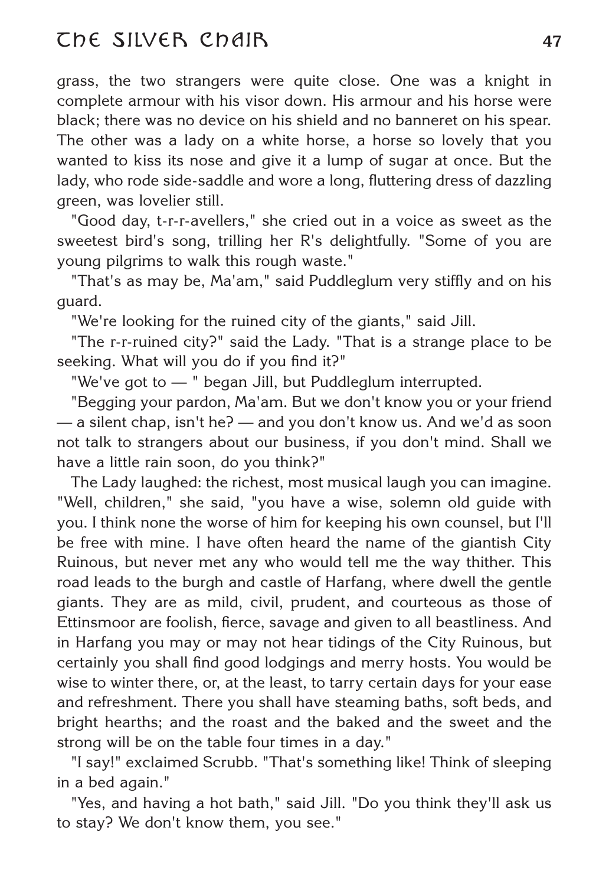grass, the two strangers were quite close. One was a knight in complete armour with his visor down. His armour and his horse were black; there was no device on his shield and no banneret on his spear. The other was a lady on a white horse, a horse so lovely that you wanted to kiss its nose and give it a lump of sugar at once. But the lady, who rode side-saddle and wore a long, fluttering dress of dazzling green, was lovelier still.

"Good day, t-r-r-avellers," she cried out in a voice as sweet as the sweetest bird's song, trilling her R's delightfully. "Some of you are young pilgrims to walk this rough waste."

"That's as may be, Ma'am," said Puddleglum very stiffly and on his guard.

"We're looking for the ruined city of the giants," said Jill.

"The r-r-ruined city?" said the Lady. "That is a strange place to be seeking. What will you do if you find it?"

"We've got to — " began Jill, but Puddleglum interrupted.

"Begging your pardon, Ma'am. But we don't know you or your friend — a silent chap, isn't he? — and you don't know us. And we'd as soon not talk to strangers about our business, if you don't mind. Shall we have a little rain soon, do you think?"

The Lady laughed: the richest, most musical laugh you can imagine. "Well, children," she said, "you have a wise, solemn old guide with you. I think none the worse of him for keeping his own counsel, but I'll be free with mine. I have often heard the name of the giantish City Ruinous, but never met any who would tell me the way thither. This road leads to the burgh and castle of Harfang, where dwell the gentle giants. They are as mild, civil, prudent, and courteous as those of Ettinsmoor are foolish, fierce, savage and given to all beastliness. And in Harfang you may or may not hear tidings of the City Ruinous, but certainly you shall find good lodgings and merry hosts. You would be wise to winter there, or, at the least, to tarry certain days for your ease and refreshment. There you shall have steaming baths, soft beds, and bright hearths; and the roast and the baked and the sweet and the strong will be on the table four times in a day."

"I say!" exclaimed Scrubb. "That's something like! Think of sleeping in a bed again."

"Yes, and having a hot bath," said Jill. "Do you think they'll ask us to stay? We don't know them, you see."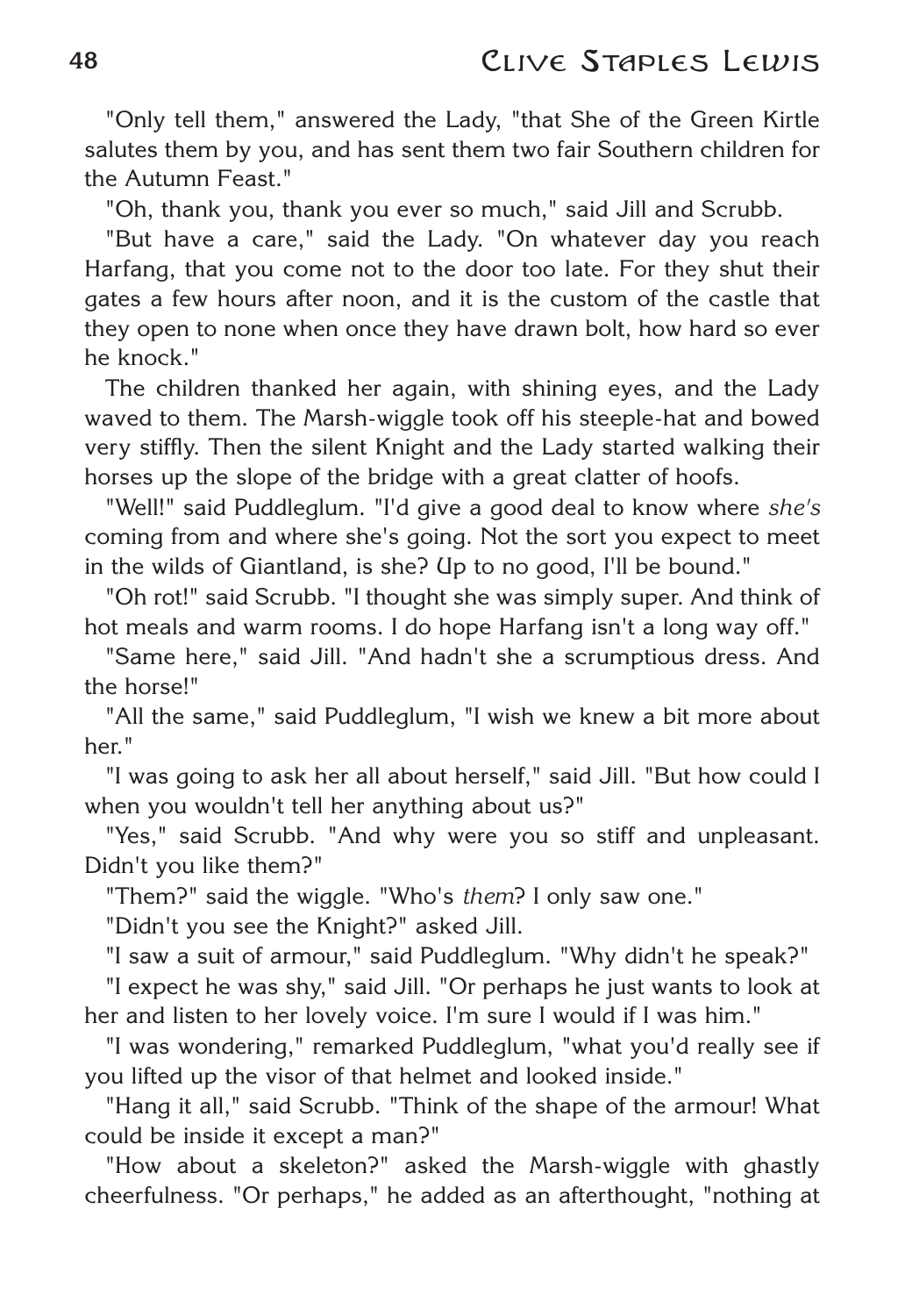"Only tell them," answered the Lady, "that She of the Green Kirtle salutes them by you, and has sent them two fair Southern children for the Autumn Feast."

"Oh, thank you, thank you ever so much," said Jill and Scrubb.

"But have a care," said the Lady. "On whatever day you reach Harfang, that you come not to the door too late. For they shut their gates a few hours after noon, and it is the custom of the castle that they open to none when once they have drawn bolt, how hard so ever he knock."

The children thanked her again, with shining eyes, and the Lady waved to them. The Marsh-wiggle took off his steeple-hat and bowed very stiffly. Then the silent Knight and the Lady started walking their horses up the slope of the bridge with a great clatter of hoofs.

"Well!" said Puddleglum. "I'd give a good deal to know where *she's* coming from and where she's going. Not the sort you expect to meet in the wilds of Giantland, is she? Up to no good, I'll be bound."

"Oh rot!" said Scrubb. "I thought she was simply super. And think of hot meals and warm rooms. I do hope Harfang isn't a long way off."

"Same here," said Jill. "And hadn't she a scrumptious dress. And the horse!"

"All the same," said Puddleglum, "I wish we knew a bit more about her."

"I was going to ask her all about herself," said Jill. "But how could I when you wouldn't tell her anything about us?"

"Yes," said Scrubb. "And why were you so stiff and unpleasant. Didn't you like them?"

"Them?" said the wiggle. "Who's *them*? I only saw one."

"Didn't you see the Knight?" asked Jill.

"I saw a suit of armour," said Puddleglum. "Why didn't he speak?"

"I expect he was shy," said Jill. "Or perhaps he just wants to look at her and listen to her lovely voice. I'm sure I would if I was him."

"I was wondering," remarked Puddleglum, "what you'd really see if you lifted up the visor of that helmet and looked inside."

"Hang it all," said Scrubb. "Think of the shape of the armour! What could be inside it except a man?"

"How about a skeleton?" asked the Marsh-wiggle with ghastly cheerfulness. "Or perhaps," he added as an afterthought, "nothing at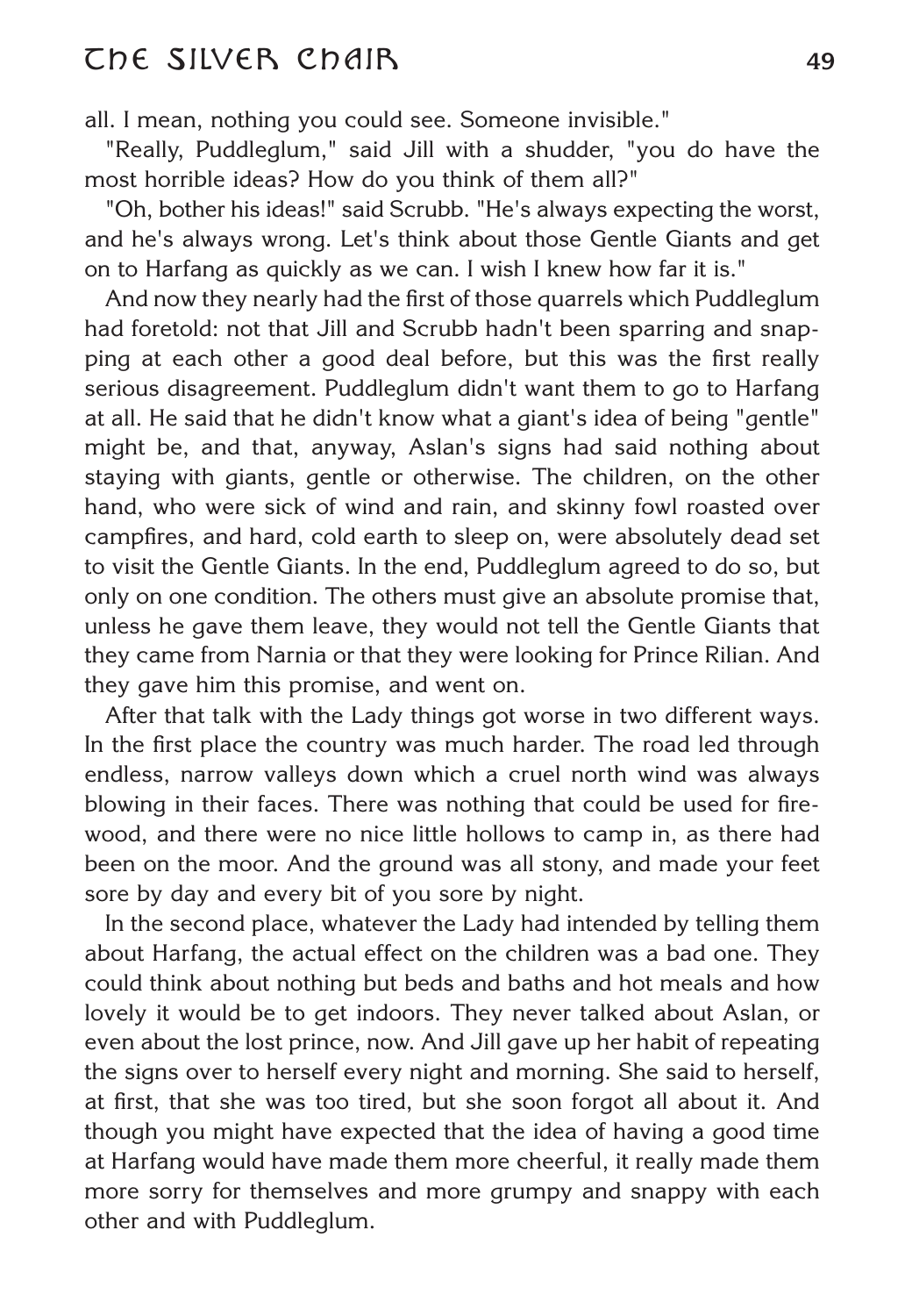all. I mean, nothing you could see. Someone invisible."

"Really, Puddleglum," said Jill with a shudder, "you do have the most horrible ideas? How do you think of them all?"

"Oh, bother his ideas!" said Scrubb. "He's always expecting the worst, and he's always wrong. Let's think about those Gentle Giants and get on to Harfang as quickly as we can. I wish I knew how far it is."

And now they nearly had the first of those quarrels which Puddleglum had foretold: not that Jill and Scrubb hadn't been sparring and snapping at each other a good deal before, but this was the first really serious disagreement. Puddleglum didn't want them to go to Harfang at all. He said that he didn't know what a giant's idea of being "gentle" might be, and that, anyway, Aslan's signs had said nothing about staying with giants, gentle or otherwise. The children, on the other hand, who were sick of wind and rain, and skinny fowl roasted over campfires, and hard, cold earth to sleep on, were absolutely dead set to visit the Gentle Giants. In the end, Puddleglum agreed to do so, but only on one condition. The others must give an absolute promise that, unless he gave them leave, they would not tell the Gentle Giants that they came from Narnia or that they were looking for Prince Rilian. And they gave him this promise, and went on.

After that talk with the Lady things got worse in two different ways. In the first place the country was much harder. The road led through endless, narrow valleys down which a cruel north wind was always blowing in their faces. There was nothing that could be used for firewood, and there were no nice little hollows to camp in, as there had been on the moor. And the ground was all stony, and made your feet sore by day and every bit of you sore by night.

In the second place, whatever the Lady had intended by telling them about Harfang, the actual effect on the children was a bad one. They could think about nothing but beds and baths and hot meals and how lovely it would be to get indoors. They never talked about Aslan, or even about the lost prince, now. And Jill gave up her habit of repeating the signs over to herself every night and morning. She said to herself, at first, that she was too tired, but she soon forgot all about it. And though you might have expected that the idea of having a good time at Harfang would have made them more cheerful, it really made them more sorry for themselves and more grumpy and snappy with each other and with Puddleglum.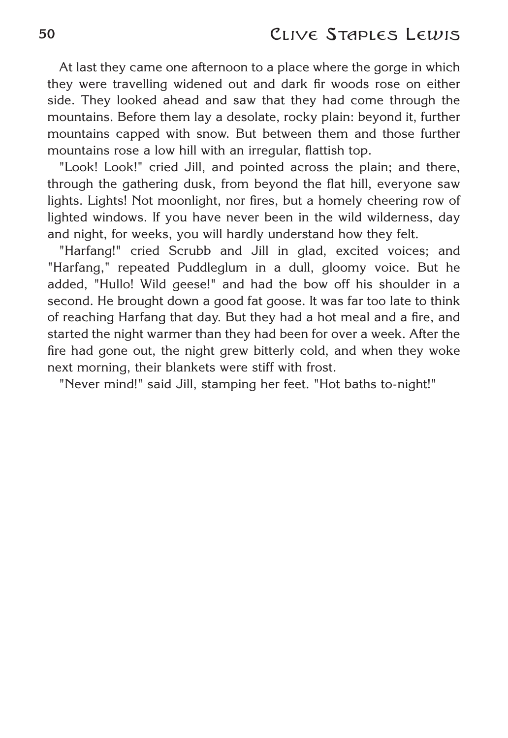At last they came one afternoon to a place where the gorge in which they were travelling widened out and dark fir woods rose on either side. They looked ahead and saw that they had come through the mountains. Before them lay a desolate, rocky plain: beyond it, further mountains capped with snow. But between them and those further mountains rose a low hill with an irregular, flattish top.

"Look! Look!" cried Jill, and pointed across the plain; and there, through the gathering dusk, from beyond the flat hill, everyone saw lights. Lights! Not moonlight, nor fires, but a homely cheering row of lighted windows. If you have never been in the wild wilderness, day and night, for weeks, you will hardly understand how they felt.

"Harfang!" cried Scrubb and Jill in glad, excited voices; and "Harfang," repeated Puddleglum in a dull, gloomy voice. But he added, "Hullo! Wild geese!" and had the bow off his shoulder in a second. He brought down a good fat goose. It was far too late to think of reaching Harfang that day. But they had a hot meal and a fire, and started the night warmer than they had been for over a week. After the fire had gone out, the night grew bitterly cold, and when they woke next morning, their blankets were stiff with frost.

"Never mind!" said Jill, stamping her feet. "Hot baths to-night!"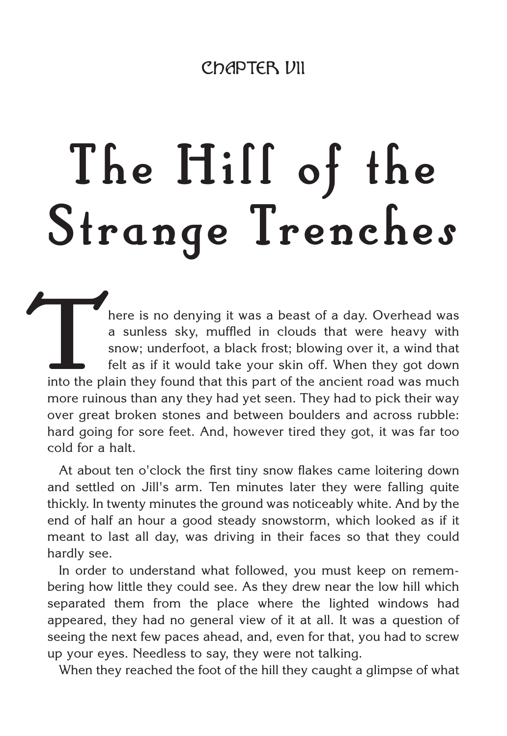CHAPTER VII

# The Hill of the Strange Trenches

There is no denying it was a beast of a day. Overhead was a sunless sky, muffled in clouds that were heavy with snow; underfoot, a black frost; blowing over it, a wind that felt as if it would take your skin off. When they got down into the plain they found that this part of the ancient road was much more ruinous than any they had yet seen. They had to pick their way over great broken stones and between boulders and across rubble: hard going for sore feet. And, however tired they got, it was far too cold for a halt.

At about ten o'clock the first tiny snow flakes came loitering down and settled on Jill's arm. Ten minutes later they were falling quite thickly. In twenty minutes the ground was noticeably white. And by the end of half an hour a good steady snowstorm, which looked as if it meant to last all day, was driving in their faces so that they could hardly see.

In order to understand what followed, you must keep on remembering how little they could see. As they drew near the low hill which separated them from the place where the lighted windows had appeared, they had no general view of it at all. It was a question of seeing the next few paces ahead, and, even for that, you had to screw up your eyes. Needless to say, they were not talking.

When they reached the foot of the hill they caught a glimpse of what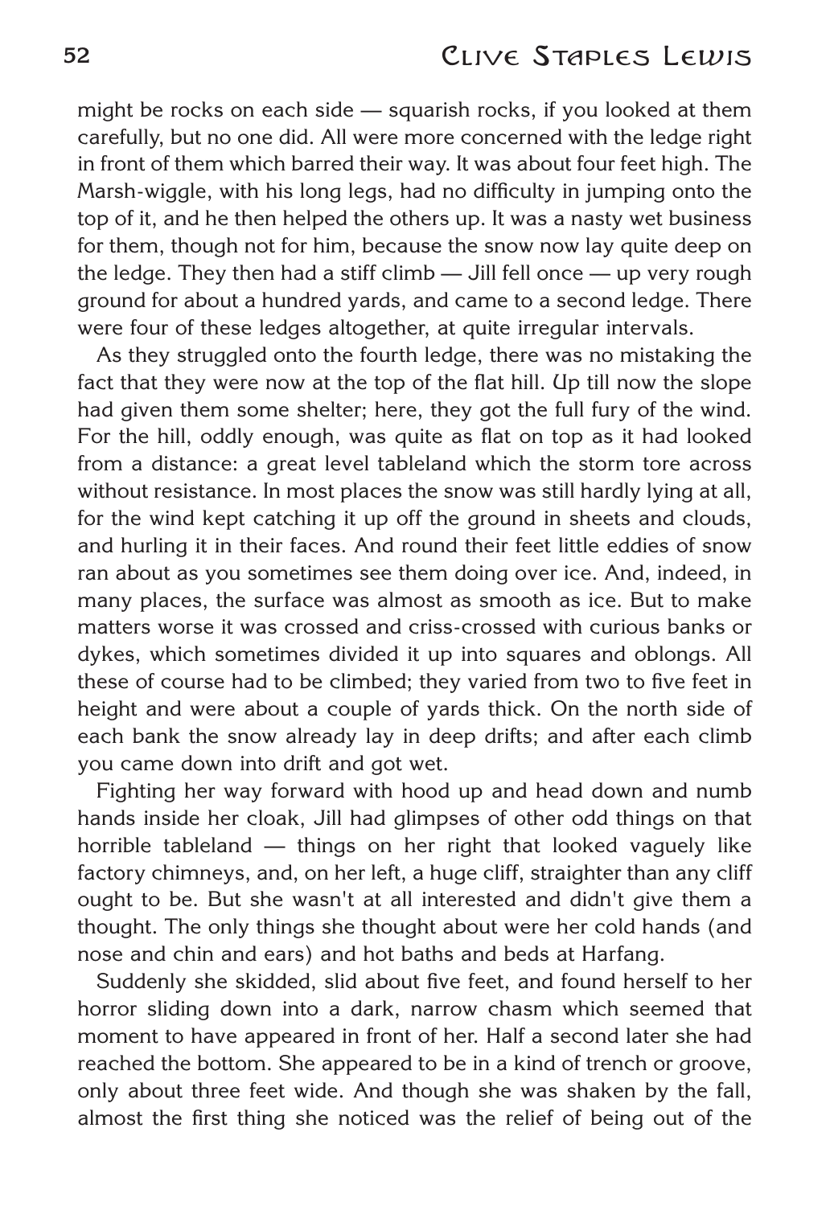might be rocks on each side — squarish rocks, if you looked at them carefully, but no one did. All were more concerned with the ledge right in front of them which barred their way. It was about four feet high. The Marsh-wiggle, with his long legs, had no difficulty in jumping onto the top of it, and he then helped the others up. It was a nasty wet business for them, though not for him, because the snow now lay quite deep on the ledge. They then had a stiff climb — Jill fell once — up very rough ground for about a hundred yards, and came to a second ledge. There were four of these ledges altogether, at quite irregular intervals.

As they struggled onto the fourth ledge, there was no mistaking the fact that they were now at the top of the flat hill. Up till now the slope had given them some shelter; here, they got the full fury of the wind. For the hill, oddly enough, was quite as flat on top as it had looked from a distance: a great level tableland which the storm tore across without resistance. In most places the snow was still hardly lying at all, for the wind kept catching it up off the ground in sheets and clouds, and hurling it in their faces. And round their feet little eddies of snow ran about as you sometimes see them doing over ice. And, indeed, in many places, the surface was almost as smooth as ice. But to make matters worse it was crossed and criss-crossed with curious banks or dykes, which sometimes divided it up into squares and oblongs. All these of course had to be climbed; they varied from two to five feet in height and were about a couple of yards thick. On the north side of each bank the snow already lay in deep drifts; and after each climb you came down into drift and got wet.

Fighting her way forward with hood up and head down and numb hands inside her cloak, Jill had glimpses of other odd things on that horrible tableland — things on her right that looked vaguely like factory chimneys, and, on her left, a huge cliff, straighter than any cliff ought to be. But she wasn't at all interested and didn't give them a thought. The only things she thought about were her cold hands (and nose and chin and ears) and hot baths and beds at Harfang.

Suddenly she skidded, slid about five feet, and found herself to her horror sliding down into a dark, narrow chasm which seemed that moment to have appeared in front of her. Half a second later she had reached the bottom. She appeared to be in a kind of trench or groove, only about three feet wide. And though she was shaken by the fall, almost the first thing she noticed was the relief of being out of the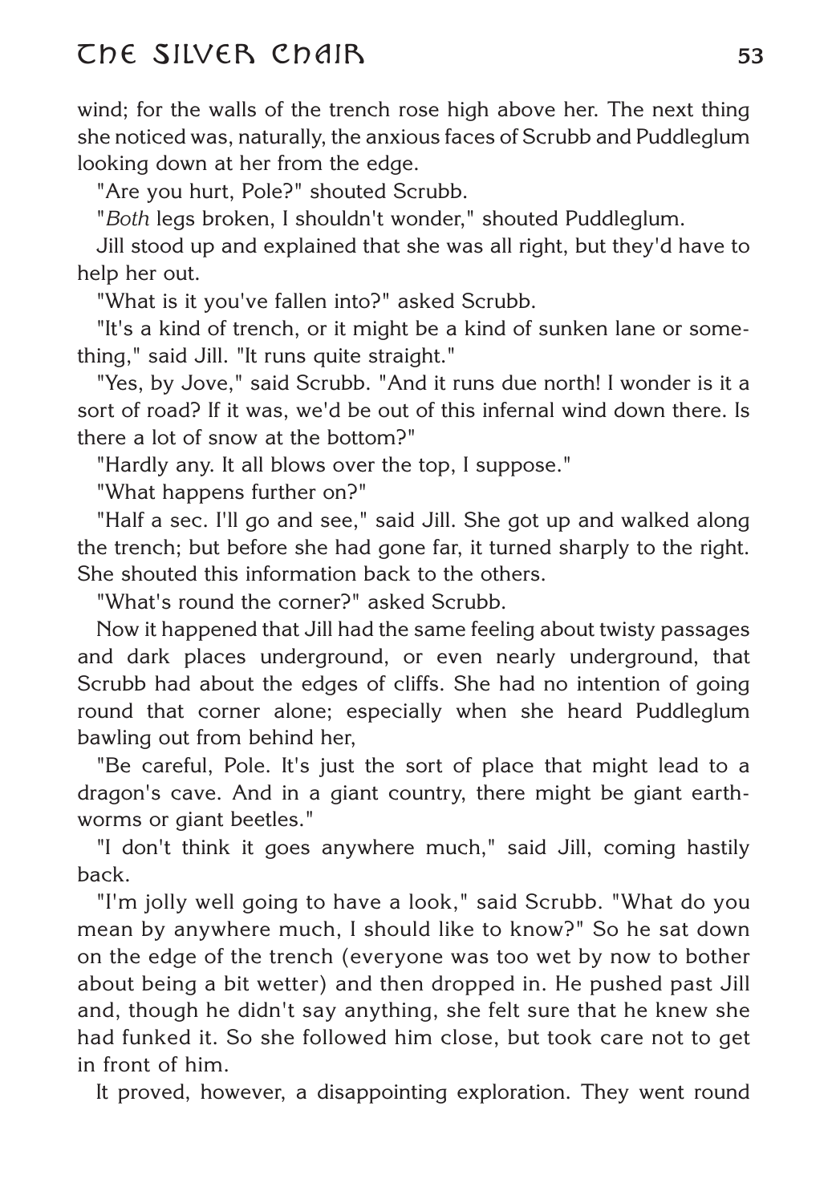wind; for the walls of the trench rose high above her. The next thing she noticed was, naturally, the anxious faces of Scrubb and Puddleglum looking down at her from the edge.

"Are you hurt, Pole?" shouted Scrubb.

"*Both* legs broken, I shouldn't wonder," shouted Puddleglum.

Jill stood up and explained that she was all right, but they'd have to help her out.

"What is it you've fallen into?" asked Scrubb.

"It's a kind of trench, or it might be a kind of sunken lane or something," said Jill. "It runs quite straight."

"Yes, by Jove," said Scrubb. "And it runs due north! I wonder is it a sort of road? If it was, we'd be out of this infernal wind down there. Is there a lot of snow at the bottom?"

"Hardly any. It all blows over the top, I suppose."

"What happens further on?"

"Half a sec. I'll go and see," said Jill. She got up and walked along the trench; but before she had gone far, it turned sharply to the right. She shouted this information back to the others.

"What's round the corner?" asked Scrubb.

Now it happened that Jill had the same feeling about twisty passages and dark places underground, or even nearly underground, that Scrubb had about the edges of cliffs. She had no intention of going round that corner alone; especially when she heard Puddleglum bawling out from behind her,

"Be careful, Pole. It's just the sort of place that might lead to a dragon's cave. And in a giant country, there might be giant earthworms or giant beetles."

"I don't think it goes anywhere much," said Jill, coming hastily back.

"I'm jolly well going to have a look," said Scrubb. "What do you mean by anywhere much, I should like to know?" So he sat down on the edge of the trench (everyone was too wet by now to bother about being a bit wetter) and then dropped in. He pushed past Jill and, though he didn't say anything, she felt sure that he knew she had funked it. So she followed him close, but took care not to get in front of him.

It proved, however, a disappointing exploration. They went round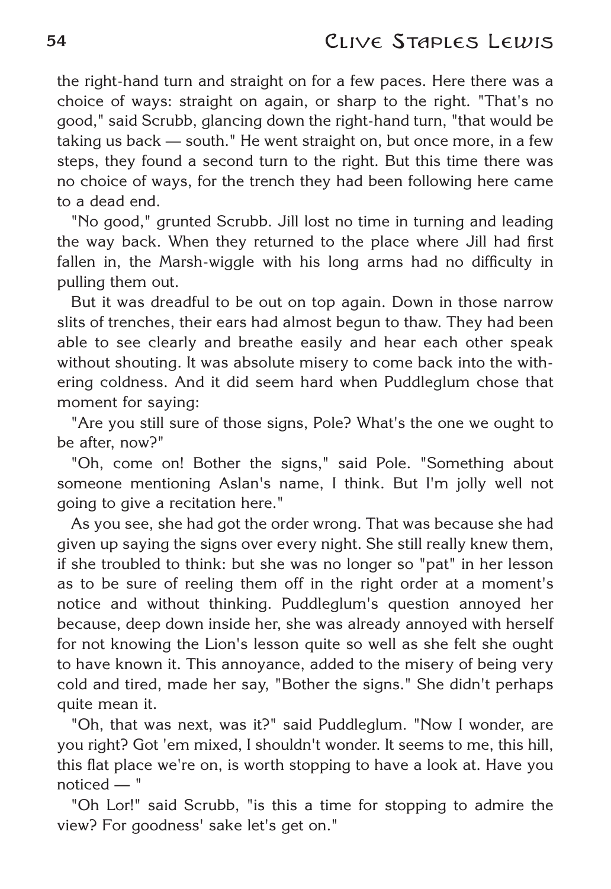the right-hand turn and straight on for a few paces. Here there was a choice of ways: straight on again, or sharp to the right. "That's no good," said Scrubb, glancing down the right-hand turn, "that would be taking us back — south." He went straight on, but once more, in a few steps, they found a second turn to the right. But this time there was no choice of ways, for the trench they had been following here came to a dead end.

"No good," grunted Scrubb. Jill lost no time in turning and leading the way back. When they returned to the place where Jill had first fallen in, the Marsh-wiggle with his long arms had no difficulty in pulling them out.

But it was dreadful to be out on top again. Down in those narrow slits of trenches, their ears had almost begun to thaw. They had been able to see clearly and breathe easily and hear each other speak without shouting. It was absolute misery to come back into the withering coldness. And it did seem hard when Puddleglum chose that moment for saying:

"Are you still sure of those signs, Pole? What's the one we ought to be after, now?"

"Oh, come on! Bother the signs," said Pole. "Something about someone mentioning Aslan's name, I think. But I'm jolly well not going to give a recitation here."

As you see, she had got the order wrong. That was because she had given up saying the signs over every night. She still really knew them, if she troubled to think: but she was no longer so "pat" in her lesson as to be sure of reeling them off in the right order at a moment's notice and without thinking. Puddleglum's question annoyed her because, deep down inside her, she was already annoyed with herself for not knowing the Lion's lesson quite so well as she felt she ought to have known it. This annoyance, added to the misery of being very cold and tired, made her say, "Bother the signs." She didn't perhaps quite mean it.

"Oh, that was next, was it?" said Puddleglum. "Now I wonder, are you right? Got 'em mixed, I shouldn't wonder. It seems to me, this hill, this flat place we're on, is worth stopping to have a look at. Have you noticed — "

"Oh Lor!" said Scrubb, "is this a time for stopping to admire the view? For goodness' sake let's get on."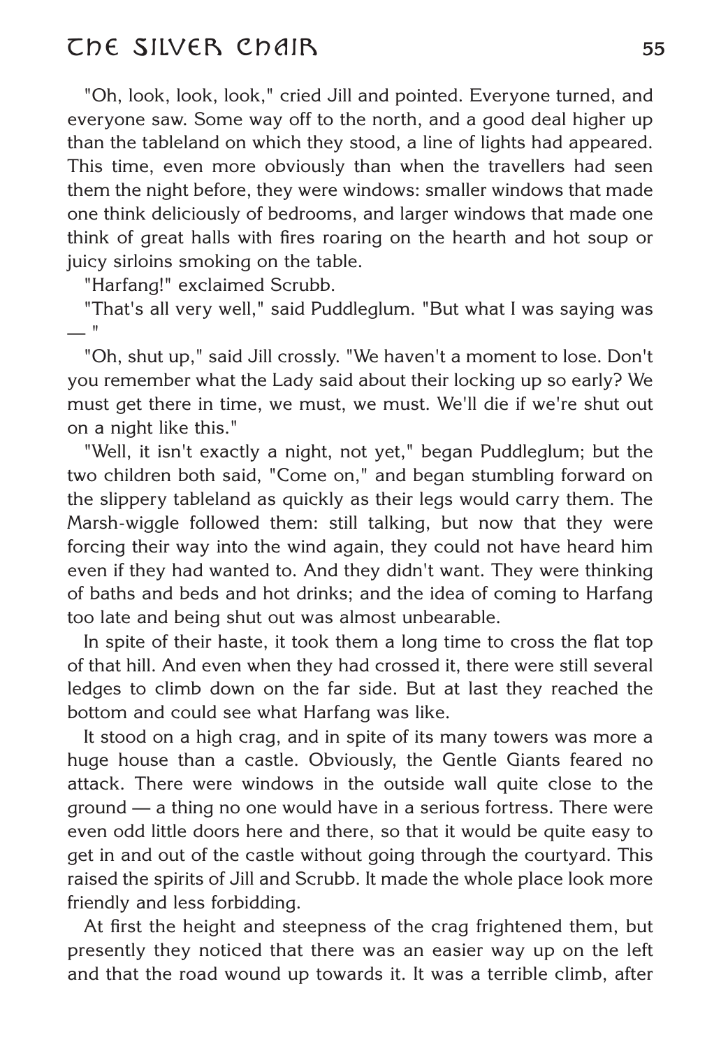"Oh, look, look, look," cried Jill and pointed. Everyone turned, and everyone saw. Some way off to the north, and a good deal higher up than the tableland on which they stood, a line of lights had appeared. This time, even more obviously than when the travellers had seen them the night before, they were windows: smaller windows that made one think deliciously of bedrooms, and larger windows that made one think of great halls with fires roaring on the hearth and hot soup or juicy sirloins smoking on the table.

"Harfang!" exclaimed Scrubb.

"That's all very well," said Puddleglum. "But what I was saying was — "

"Oh, shut up," said Jill crossly. "We haven't a moment to lose. Don't you remember what the Lady said about their locking up so early? We must get there in time, we must, we must. We'll die if we're shut out on a night like this."

"Well, it isn't exactly a night, not yet," began Puddleglum; but the two children both said, "Come on," and began stumbling forward on the slippery tableland as quickly as their legs would carry them. The Marsh-wiggle followed them: still talking, but now that they were forcing their way into the wind again, they could not have heard him even if they had wanted to. And they didn't want. They were thinking of baths and beds and hot drinks; and the idea of coming to Harfang too late and being shut out was almost unbearable.

In spite of their haste, it took them a long time to cross the flat top of that hill. And even when they had crossed it, there were still several ledges to climb down on the far side. But at last they reached the bottom and could see what Harfang was like.

It stood on a high crag, and in spite of its many towers was more a huge house than a castle. Obviously, the Gentle Giants feared no attack. There were windows in the outside wall quite close to the ground — a thing no one would have in a serious fortress. There were even odd little doors here and there, so that it would be quite easy to get in and out of the castle without going through the courtyard. This raised the spirits of Jill and Scrubb. It made the whole place look more friendly and less forbidding.

At first the height and steepness of the crag frightened them, but presently they noticed that there was an easier way up on the left and that the road wound up towards it. It was a terrible climb, after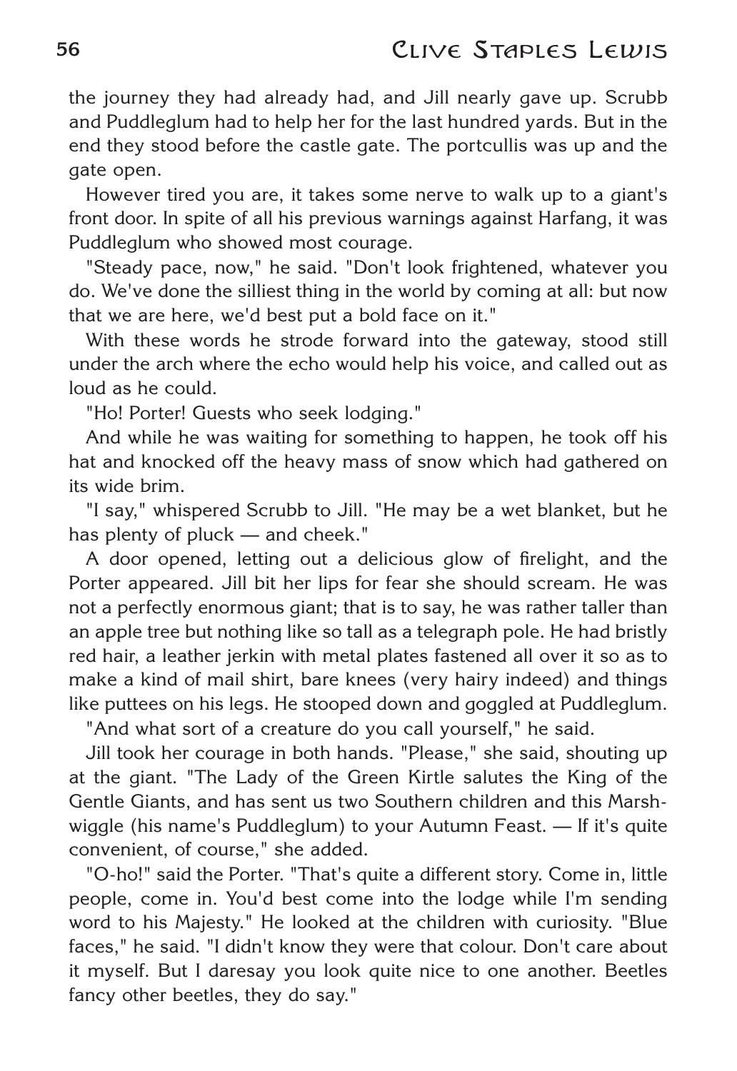the journey they had already had, and Jill nearly gave up. Scrubb and Puddleglum had to help her for the last hundred yards. But in the end they stood before the castle gate. The portcullis was up and the gate open.

However tired you are, it takes some nerve to walk up to a giant's front door. In spite of all his previous warnings against Harfang, it was Puddleglum who showed most courage.

"Steady pace, now," he said. "Don't look frightened, whatever you do. We've done the silliest thing in the world by coming at all: but now that we are here, we'd best put a bold face on it."

With these words he strode forward into the gateway, stood still under the arch where the echo would help his voice, and called out as loud as he could.

"Ho! Porter! Guests who seek lodging."

And while he was waiting for something to happen, he took off his hat and knocked off the heavy mass of snow which had gathered on its wide brim.

"I say," whispered Scrubb to Jill. "He may be a wet blanket, but he has plenty of pluck — and cheek."

A door opened, letting out a delicious glow of firelight, and the Porter appeared. Jill bit her lips for fear she should scream. He was not a perfectly enormous giant; that is to say, he was rather taller than an apple tree but nothing like so tall as a telegraph pole. He had bristly red hair, a leather jerkin with metal plates fastened all over it so as to make a kind of mail shirt, bare knees (very hairy indeed) and things like puttees on his legs. He stooped down and goggled at Puddleglum.

"And what sort of a creature do you call yourself," he said.

Jill took her courage in both hands. "Please," she said, shouting up at the giant. "The Lady of the Green Kirtle salutes the King of the Gentle Giants, and has sent us two Southern children and this Marsh-wiggle (his name's Puddleglum) to your Autumn Feast. — If it's quite convenient, of course," she added.

"O-ho!" said the Porter. "That's quite a different story. Come in, little people, come in. You'd best come into the lodge while I'm sending word to his Majesty." He looked at the children with curiosity. "Blue faces," he said. "I didn't know they were that colour. Don't care about it myself. But I daresay you look quite nice to one another. Beetles fancy other beetles, they do say."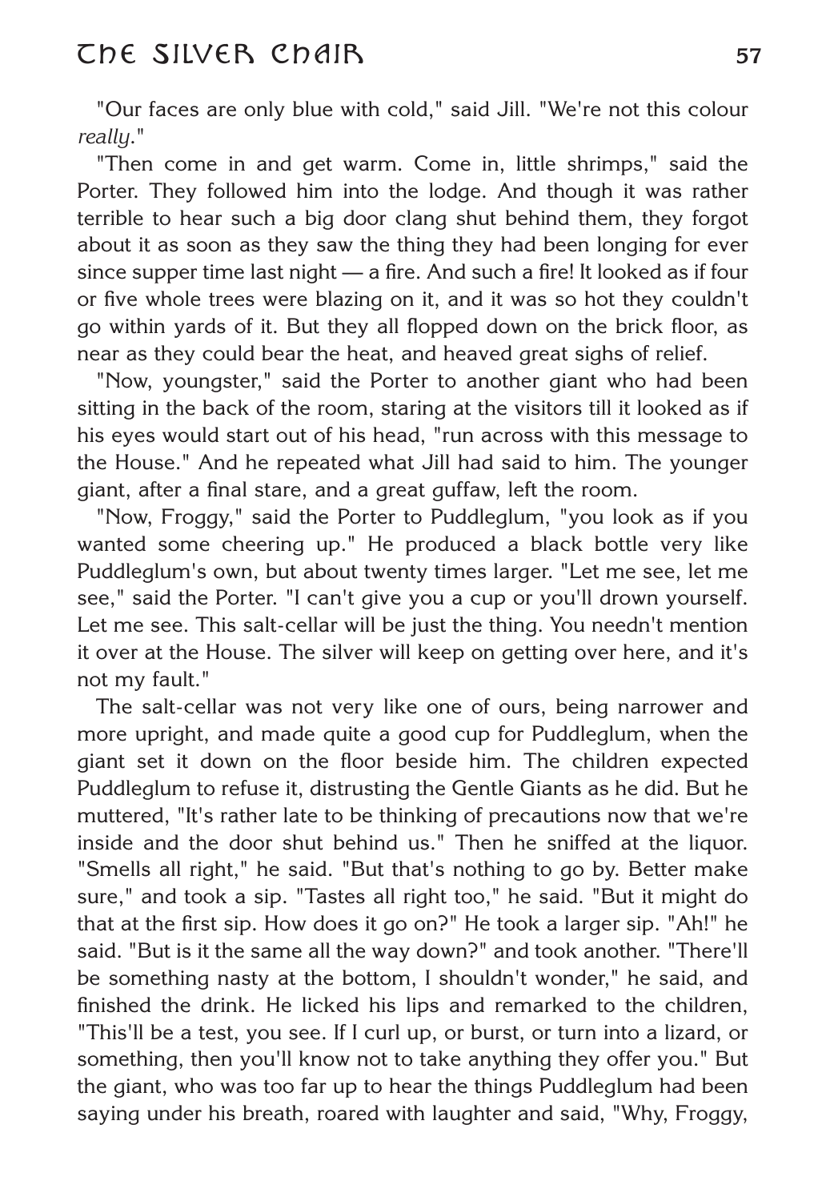"Our faces are only blue with cold," said Jill. "We're not this colour *really*."

"Then come in and get warm. Come in, little shrimps," said the Porter. They followed him into the lodge. And though it was rather terrible to hear such a big door clang shut behind them, they forgot about it as soon as they saw the thing they had been longing for ever since supper time last night — a fire. And such a fire! It looked as if four or five whole trees were blazing on it, and it was so hot they couldn't go within yards of it. But they all flopped down on the brick floor, as near as they could bear the heat, and heaved great sighs of relief.

"Now, youngster," said the Porter to another giant who had been sitting in the back of the room, staring at the visitors till it looked as if his eyes would start out of his head, "run across with this message to the House." And he repeated what Jill had said to him. The younger giant, after a final stare, and a great guffaw, left the room.

"Now, Froggy," said the Porter to Puddleglum, "you look as if you wanted some cheering up." He produced a black bottle very like Puddleglum's own, but about twenty times larger. "Let me see, let me see," said the Porter. "I can't give you a cup or you'll drown yourself. Let me see. This salt-cellar will be just the thing. You needn't mention it over at the House. The silver will keep on getting over here, and it's not my fault."

The salt-cellar was not very like one of ours, being narrower and more upright, and made quite a good cup for Puddleglum, when the giant set it down on the floor beside him. The children expected Puddleglum to refuse it, distrusting the Gentle Giants as he did. But he muttered, "It's rather late to be thinking of precautions now that we're inside and the door shut behind us." Then he sniffed at the liquor. "Smells all right," he said. "But that's nothing to go by. Better make sure," and took a sip. "Tastes all right too," he said. "But it might do that at the first sip. How does it go on?" He took a larger sip. "Ah!" he said. "But is it the same all the way down?" and took another. "There'll be something nasty at the bottom, I shouldn't wonder," he said, and finished the drink. He licked his lips and remarked to the children, "This'll be a test, you see. If I curl up, or burst, or turn into a lizard, or something, then you'll know not to take anything they offer you." But the giant, who was too far up to hear the things Puddleglum had been saying under his breath, roared with laughter and said, "Why, Froggy,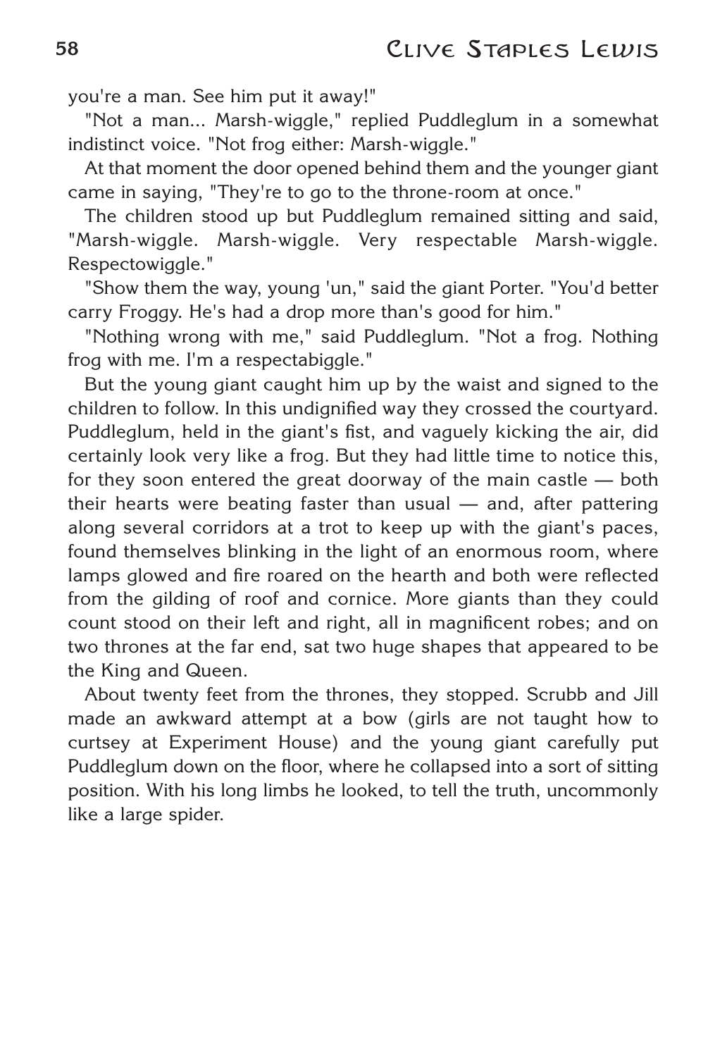you're a man. See him put it away!"

"Not a man... Marsh-wiggle," replied Puddleglum in a somewhat indistinct voice. "Not frog either: Marsh-wiggle."

At that moment the door opened behind them and the younger giant came in saying, "They're to go to the throne-room at once."

The children stood up but Puddleglum remained sitting and said, "Marsh-wiggle. Marsh-wiggle. Very respectable Marsh-wiggle. Respectowiggle."

"Show them the way, young 'un," said the giant Porter. "You'd better carry Froggy. He's had a drop more than's good for him."

"Nothing wrong with me," said Puddleglum. "Not a frog. Nothing frog with me. I'm a respectabiggle."

But the young giant caught him up by the waist and signed to the children to follow. In this undignified way they crossed the courtyard. Puddleglum, held in the giant's fist, and vaguely kicking the air, did certainly look very like a frog. But they had little time to notice this, for they soon entered the great doorway of the main castle — both their hearts were beating faster than usual — and, after pattering along several corridors at a trot to keep up with the giant's paces, found themselves blinking in the light of an enormous room, where lamps glowed and fire roared on the hearth and both were reflected from the gilding of roof and cornice. More giants than they could count stood on their left and right, all in magnificent robes; and on two thrones at the far end, sat two huge shapes that appeared to be the King and Queen.

About twenty feet from the thrones, they stopped. Scrubb and Jill made an awkward attempt at a bow (girls are not taught how to curtsey at Experiment House) and the young giant carefully put Puddleglum down on the floor, where he collapsed into a sort of sitting position. With his long limbs he looked, to tell the truth, uncommonly like a large spider.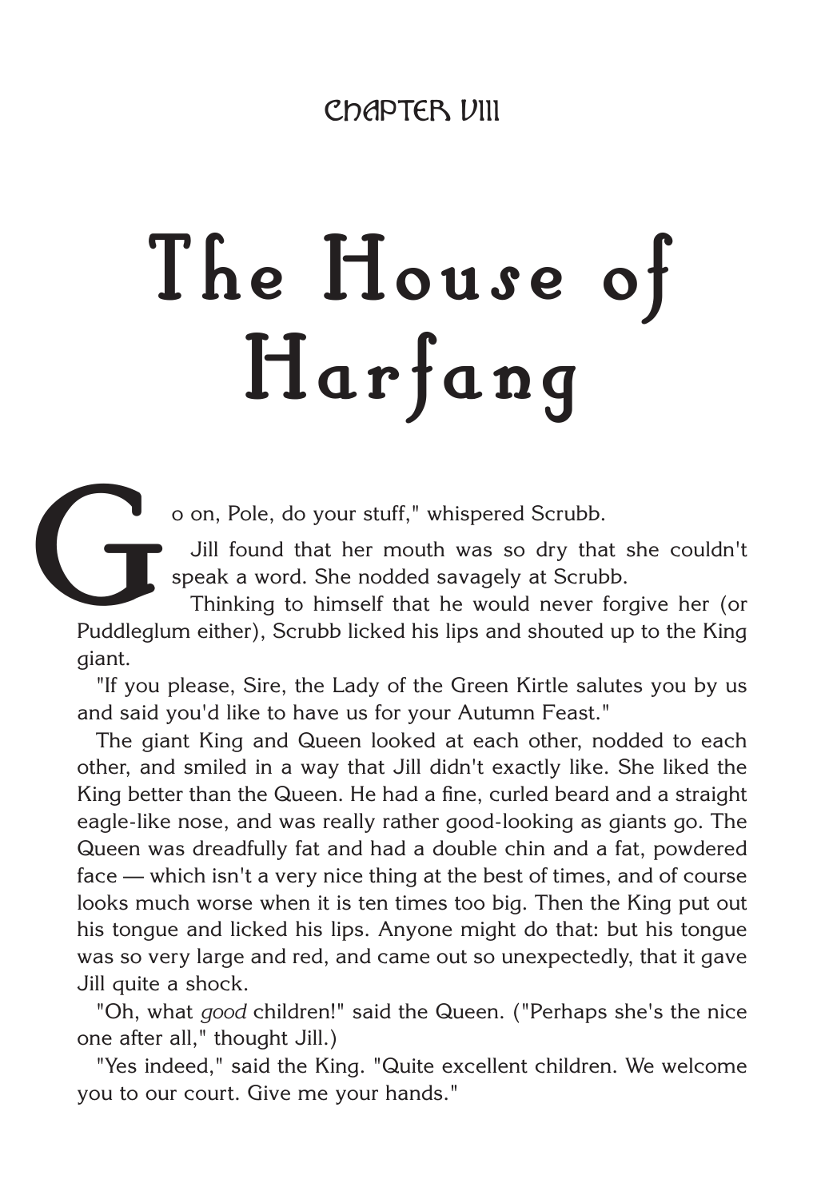## CHAPTER VIII

# The House of Harfang

"Go on, Pole, do your stuff," whispered Scrubb.

Jill found that her mouth was so dry that she couldn't speak a word. She nodded savagely at Scrubb.

Thinking to himself that he would never forgive her (or Puddleglum either), Scrubb licked his lips and shouted up to the King giant.

"If you please, Sire, the Lady of the Green Kirtle salutes you by us and said you'd like to have us for your Autumn Feast."

The giant King and Queen looked at each other, nodded to each other, and smiled in a way that Jill didn't exactly like. She liked the King better than the Queen. He had a fine, curled beard and a straight eagle-like nose, and was really rather good-looking as giants go. The Queen was dreadfully fat and had a double chin and a fat, powdered face — which isn't a very nice thing at the best of times, and of course looks much worse when it is ten times too big. Then the King put out his tongue and licked his lips. Anyone might do that: but his tongue was so very large and red, and came out so unexpectedly, that it gave Jill quite a shock.

"Oh, what *good* children!" said the Queen. ("Perhaps she's the nice one after all," thought Jill.)

"Yes indeed," said the King. "Quite excellent children. We welcome you to our court. Give me your hands."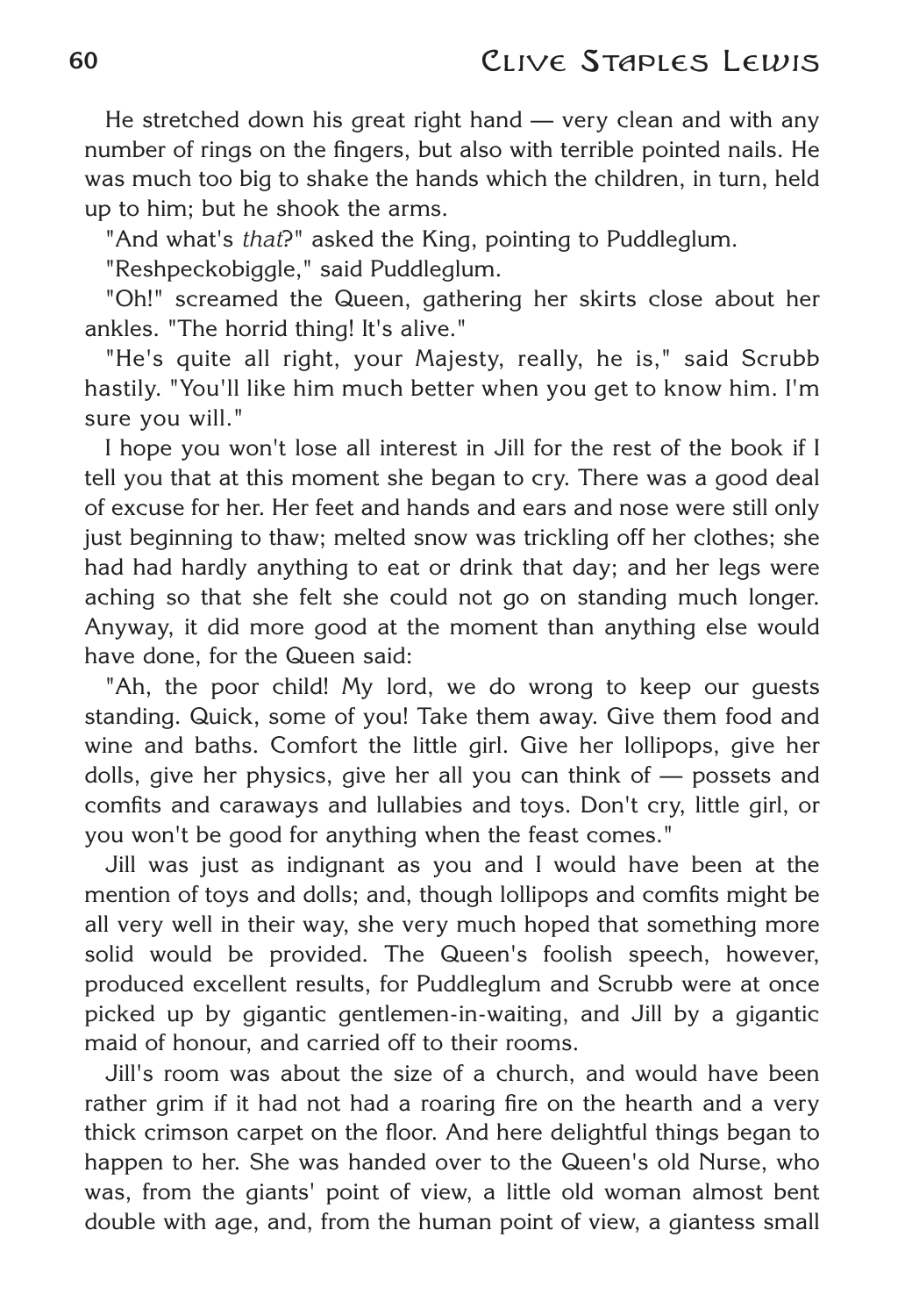He stretched down his great right hand — very clean and with any number of rings on the fingers, but also with terrible pointed nails. He was much too big to shake the hands which the children, in turn, held up to him; but he shook the arms.

"And what's *that*?" asked the King, pointing to Puddleglum.

"Reshpeckobiggle," said Puddleglum.

"Oh!" screamed the Queen, gathering her skirts close about her ankles. "The horrid thing! It's alive."

"He's quite all right, your Majesty, really, he is," said Scrubb hastily. "You'll like him much better when you get to know him. I'm sure you will."

I hope you won't lose all interest in Jill for the rest of the book if I tell you that at this moment she began to cry. There was a good deal of excuse for her. Her feet and hands and ears and nose were still only just beginning to thaw; melted snow was trickling off her clothes; she had had hardly anything to eat or drink that day; and her legs were aching so that she felt she could not go on standing much longer. Anyway, it did more good at the moment than anything else would have done, for the Queen said:

"Ah, the poor child! My lord, we do wrong to keep our guests standing. Quick, some of you! Take them away. Give them food and wine and baths. Comfort the little girl. Give her lollipops, give her dolls, give her physics, give her all you can think of — possets and comfits and caraways and lullabies and toys. Don't cry, little girl, or you won't be good for anything when the feast comes."

Jill was just as indignant as you and I would have been at the mention of toys and dolls; and, though lollipops and comfits might be all very well in their way, she very much hoped that something more solid would be provided. The Queen's foolish speech, however, produced excellent results, for Puddleglum and Scrubb were at once picked up by gigantic gentlemen-in-waiting, and Jill by a gigantic maid of honour, and carried off to their rooms.

Jill's room was about the size of a church, and would have been rather grim if it had not had a roaring fire on the hearth and a very thick crimson carpet on the floor. And here delightful things began to happen to her. She was handed over to the Queen's old Nurse, who was, from the giants' point of view, a little old woman almost bent double with age, and, from the human point of view, a giantess small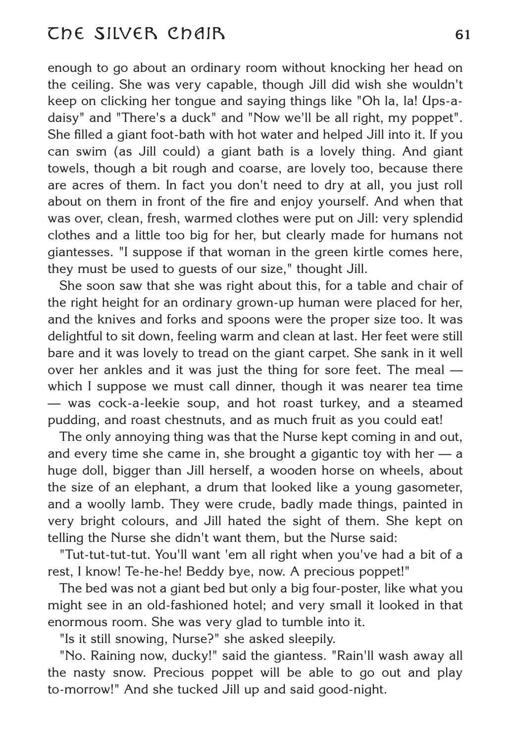enough to go about an ordinary room without knocking her head on the ceiling. She was very capable, though Jill did wish she wouldn't keep on clicking her tongue and saying things like "Oh la, la! Ups-a-daisy" and "There's a duck" and "Now we'll be all right, my poppet". She filled a giant foot-bath with hot water and helped Jill into it. If you can swim (as Jill could) a giant bath is a lovely thing. And giant towels, though a bit rough and coarse, are lovely too, because there are acres of them. In fact you don't need to dry at all, you just roll about on them in front of the fire and enjoy yourself. And when that was over, clean, fresh, warmed clothes were put on Jill: very splendid clothes and a little too big for her, but clearly made for humans not giantesses. "I suppose if that woman in the green kirtle comes here, they must be used to guests of our size," thought Jill.

She soon saw that she was right about this, for a table and chair of the right height for an ordinary grown-up human were placed for her, and the knives and forks and spoons were the proper size too. It was delightful to sit down, feeling warm and clean at last. Her feet were still bare and it was lovely to tread on the giant carpet. She sank in it well over her ankles and it was just the thing for sore feet. The meal — which I suppose we must call dinner, though it was nearer tea time — was cock-a-leekie soup, and hot roast turkey, and a steamed pudding, and roast chestnuts, and as much fruit as you could eat!

The only annoying thing was that the Nurse kept coming in and out, and every time she came in, she brought a gigantic toy with her — a huge doll, bigger than Jill herself, a wooden horse on wheels, about the size of an elephant, a drum that looked like a young gasometer, and a woolly lamb. They were crude, badly made things, painted in very bright colours, and Jill hated the sight of them. She kept on telling the Nurse she didn't want them, but the Nurse said:

"Tut-tut-tut-tut. You'll want 'em all right when you've had a bit of a rest, I know! Te-he-he! Beddy bye, now. A precious poppet!"

The bed was not a giant bed but only a big four-poster, like what you might see in an old-fashioned hotel; and very small it looked in that enormous room. She was very glad to tumble into it.

"Is it still snowing, Nurse?" she asked sleepily.

"No. Raining now, ducky!" said the giantess. "Rain'll wash away all the nasty snow. Precious poppet will be able to go out and play to-morrow!" And she tucked Jill up and said good-night.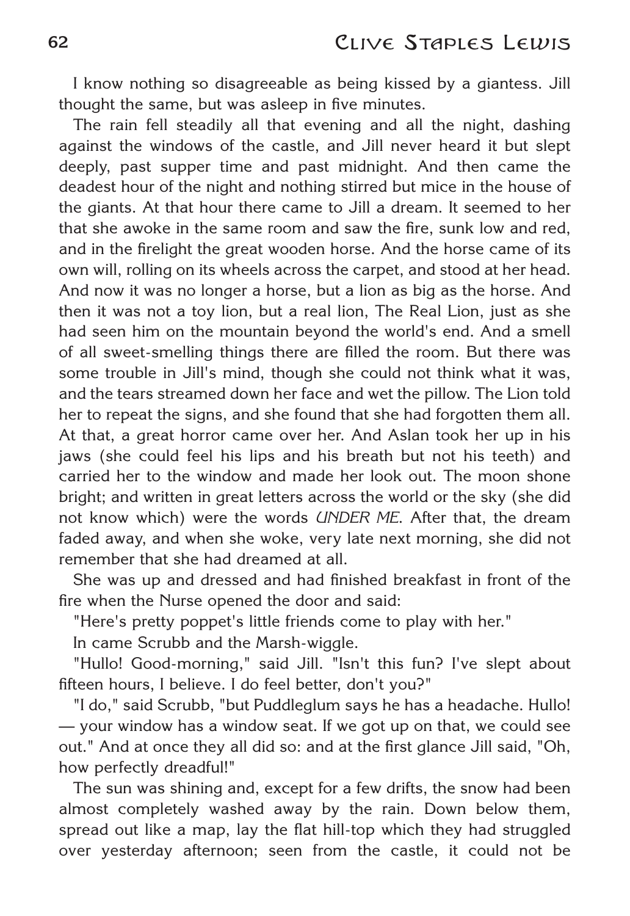I know nothing so disagreeable as being kissed by a giantess. Jill thought the same, but was asleep in five minutes.

The rain fell steadily all that evening and all the night, dashing against the windows of the castle, and Jill never heard it but slept deeply, past supper time and past midnight. And then came the deadest hour of the night and nothing stirred but mice in the house of the giants. At that hour there came to Jill a dream. It seemed to her that she awoke in the same room and saw the fire, sunk low and red, and in the firelight the great wooden horse. And the horse came of its own will, rolling on its wheels across the carpet, and stood at her head. And now it was no longer a horse, but a lion as big as the horse. And then it was not a toy lion, but a real lion, The Real Lion, just as she had seen him on the mountain beyond the world's end. And a smell of all sweet-smelling things there are filled the room. But there was some trouble in Jill's mind, though she could not think what it was, and the tears streamed down her face and wet the pillow. The Lion told her to repeat the signs, and she found that she had forgotten them all. At that, a great horror came over her. And Aslan took her up in his jaws (she could feel his lips and his breath but not his teeth) and carried her to the window and made her look out. The moon shone bright; and written in great letters across the world or the sky (she did not know which) were the words *UNDER ME*. After that, the dream faded away, and when she woke, very late next morning, she did not remember that she had dreamed at all.

She was up and dressed and had finished breakfast in front of the fire when the Nurse opened the door and said:

"Here's pretty poppet's little friends come to play with her."

In came Scrubb and the Marsh-wiggle.

"Hullo! Good-morning," said Jill. "Isn't this fun? I've slept about fifteen hours, I believe. I do feel better, don't you?"

"I do," said Scrubb, "but Puddleglum says he has a headache. Hullo! — your window has a window seat. If we got up on that, we could see out." And at once they all did so: and at the first glance Jill said, "Oh, how perfectly dreadful!"

The sun was shining and, except for a few drifts, the snow had been almost completely washed away by the rain. Down below them, spread out like a map, lay the flat hill-top which they had struggled over yesterday afternoon; seen from the castle, it could not be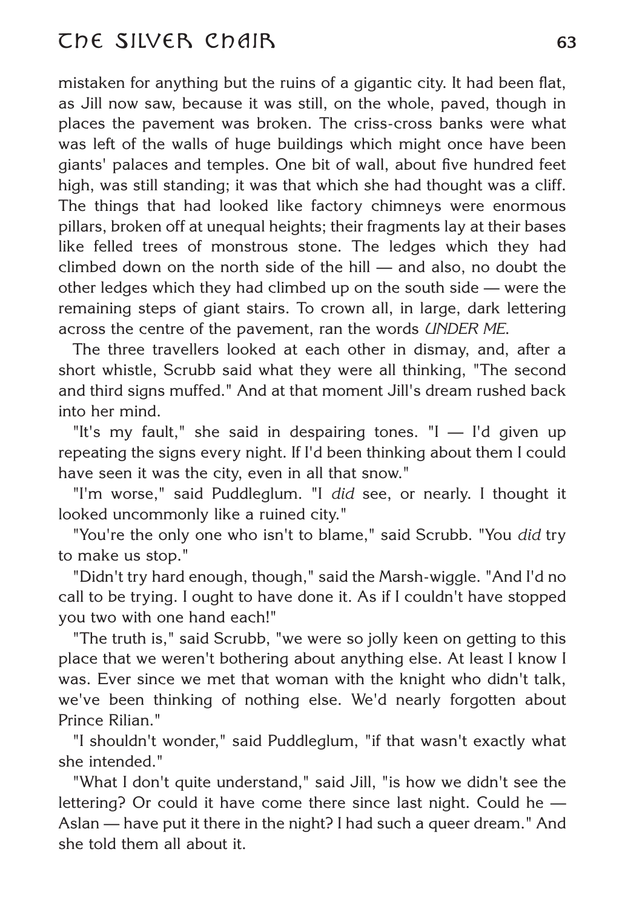mistaken for anything but the ruins of a gigantic city. It had been flat, as Jill now saw, because it was still, on the whole, paved, though in places the pavement was broken. The criss-cross banks were what was left of the walls of huge buildings which might once have been giants' palaces and temples. One bit of wall, about five hundred feet high, was still standing; it was that which she had thought was a cliff. The things that had looked like factory chimneys were enormous pillars, broken off at unequal heights; their fragments lay at their bases like felled trees of monstrous stone. The ledges which they had climbed down on the north side of the hill — and also, no doubt the other ledges which they had climbed up on the south side — were the remaining steps of giant stairs. To crown all, in large, dark lettering across the centre of the pavement, ran the words *UNDER ME*.

The three travellers looked at each other in dismay, and, after a short whistle, Scrubb said what they were all thinking, "The second and third signs muffed." And at that moment Jill's dream rushed back into her mind.

"It's my fault," she said in despairing tones. "I — I'd given up repeating the signs every night. If I'd been thinking about them I could have seen it was the city, even in all that snow."

"I'm worse," said Puddleglum. "I *did* see, or nearly. I thought it looked uncommonly like a ruined city."

"You're the only one who isn't to blame," said Scrubb. "You *did* try to make us stop."

"Didn't try hard enough, though," said the Marsh-wiggle. "And I'd no call to be trying. I ought to have done it. As if I couldn't have stopped you two with one hand each!"

"The truth is," said Scrubb, "we were so jolly keen on getting to this place that we weren't bothering about anything else. At least I know I was. Ever since we met that woman with the knight who didn't talk, we've been thinking of nothing else. We'd nearly forgotten about Prince Rilian."

"I shouldn't wonder," said Puddleglum, "if that wasn't exactly what she intended."

"What I don't quite understand," said Jill, "is how we didn't see the lettering? Or could it have come there since last night. Could he — Aslan — have put it there in the night? I had such a queer dream." And she told them all about it.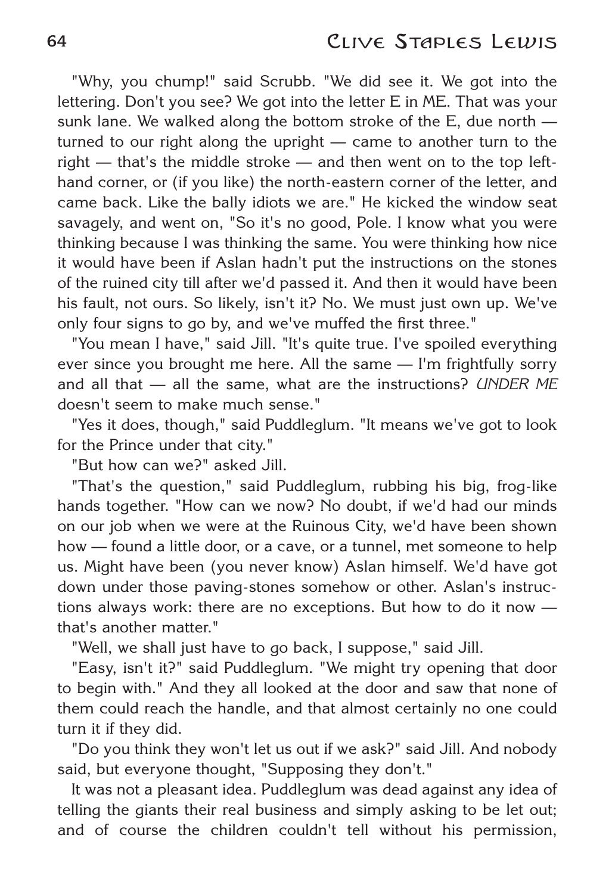"Why, you chump!" said Scrubb. "We did see it. We got into the lettering. Don't you see? We got into the letter E in ME. That was your sunk lane. We walked along the bottom stroke of the E, due north — turned to our right along the upright — came to another turn to the right — that's the middle stroke — and then went on to the top left-hand corner, or (if you like) the north-eastern corner of the letter, and came back. Like the bally idiots we are." He kicked the window seat savagely, and went on, "So it's no good, Pole. I know what you were thinking because I was thinking the same. You were thinking how nice it would have been if Aslan hadn't put the instructions on the stones of the ruined city till after we'd passed it. And then it would have been his fault, not ours. So likely, isn't it? No. We must just own up. We've only four signs to go by, and we've muffed the first three."

"You mean I have," said Jill. "It's quite true. I've spoiled everything ever since you brought me here. All the same — I'm frightfully sorry and all that — all the same, what are the instructions? *UNDER ME* doesn't seem to make much sense."

"Yes it does, though," said Puddleglum. "It means we've got to look for the Prince under that city."

"But how can we?" asked Jill.

"That's the question," said Puddleglum, rubbing his big, frog-like hands together. "How can we now? No doubt, if we'd had our minds on our job when we were at the Ruinous City, we'd have been shown how — found a little door, or a cave, or a tunnel, met someone to help us. Might have been (you never know) Aslan himself. We'd have got down under those paving-stones somehow or other. Aslan's instructions always work: there are no exceptions. But how to do it now — that's another matter."

"Well, we shall just have to go back, I suppose," said Jill.

"Easy, isn't it?" said Puddleglum. "We might try opening that door to begin with." And they all looked at the door and saw that none of them could reach the handle, and that almost certainly no one could turn it if they did.

"Do you think they won't let us out if we ask?" said Jill. And nobody said, but everyone thought, "Supposing they don't."

It was not a pleasant idea. Puddleglum was dead against any idea of telling the giants their real business and simply asking to be let out; and of course the children couldn't tell without his permission,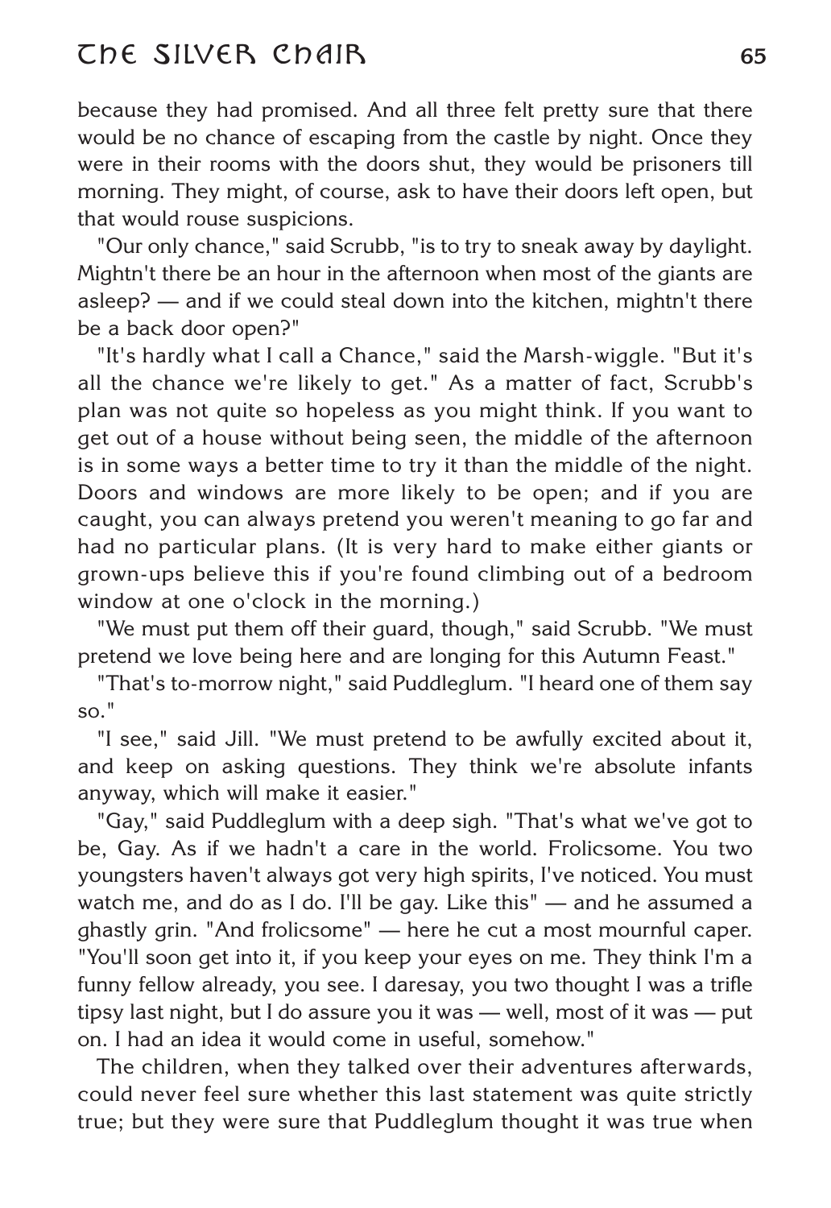because they had promised. And all three felt pretty sure that there would be no chance of escaping from the castle by night. Once they were in their rooms with the doors shut, they would be prisoners till morning. They might, of course, ask to have their doors left open, but that would rouse suspicions.

"Our only chance," said Scrubb, "is to try to sneak away by daylight. Mightn't there be an hour in the afternoon when most of the giants are asleep? — and if we could steal down into the kitchen, mightn't there be a back door open?"

"It's hardly what I call a Chance," said the Marsh-wiggle. "But it's all the chance we're likely to get." As a matter of fact, Scrubb's plan was not quite so hopeless as you might think. If you want to get out of a house without being seen, the middle of the afternoon is in some ways a better time to try it than the middle of the night. Doors and windows are more likely to be open; and if you are caught, you can always pretend you weren't meaning to go far and had no particular plans. (It is very hard to make either giants or grown-ups believe this if you're found climbing out of a bedroom window at one o'clock in the morning.)

"We must put them off their guard, though," said Scrubb. "We must pretend we love being here and are longing for this Autumn Feast."

"That's to-morrow night," said Puddleglum. "I heard one of them say so."

"I see," said Jill. "We must pretend to be awfully excited about it, and keep on asking questions. They think we're absolute infants anyway, which will make it easier."

"Gay," said Puddleglum with a deep sigh. "That's what we've got to be, Gay. As if we hadn't a care in the world. Frolicsome. You two youngsters haven't always got very high spirits, I've noticed. You must watch me, and do as I do. I'll be gay. Like this" — and he assumed a ghastly grin. "And frolicsome" — here he cut a most mournful caper. "You'll soon get into it, if you keep your eyes on me. They think I'm a funny fellow already, you see. I daresay, you two thought I was a trifle tipsy last night, but I do assure you it was — well, most of it was — put on. I had an idea it would come in useful, somehow."

The children, when they talked over their adventures afterwards, could never feel sure whether this last statement was quite strictly true; but they were sure that Puddleglum thought it was true when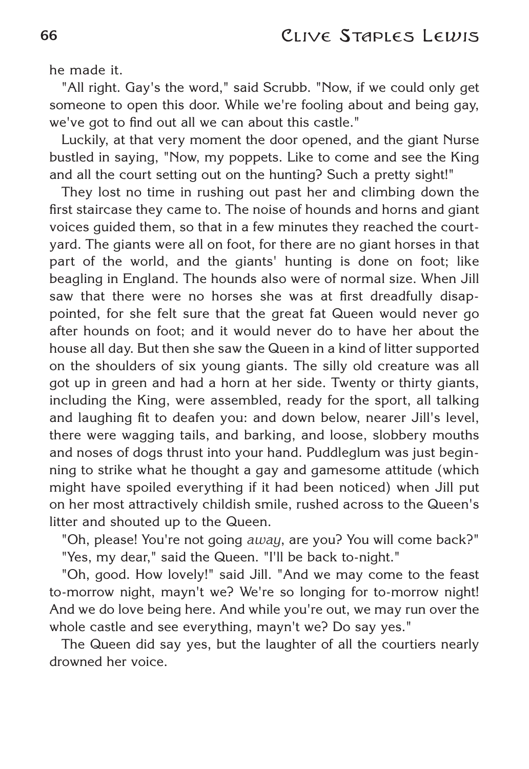he made it.

"All right. Gay's the word," said Scrubb. "Now, if we could only get someone to open this door. While we're fooling about and being gay, we've got to find out all we can about this castle."

Luckily, at that very moment the door opened, and the giant Nurse bustled in saying, "Now, my poppets. Like to come and see the King and all the court setting out on the hunting? Such a pretty sight!"

They lost no time in rushing out past her and climbing down the first staircase they came to. The noise of hounds and horns and giant voices guided them, so that in a few minutes they reached the courtyard. The giants were all on foot, for there are no giant horses in that part of the world, and the giants' hunting is done on foot; like beagling in England. The hounds also were of normal size. When Jill saw that there were no horses she was at first dreadfully disappointed, for she felt sure that the great fat Queen would never go after hounds on foot; and it would never do to have her about the house all day. But then she saw the Queen in a kind of litter supported on the shoulders of six young giants. The silly old creature was all got up in green and had a horn at her side. Twenty or thirty giants, including the King, were assembled, ready for the sport, all talking and laughing fit to deafen you: and down below, nearer Jill's level, there were wagging tails, and barking, and loose, slobbery mouths and noses of dogs thrust into your hand. Puddleglum was just beginning to strike what he thought a gay and gamesome attitude (which might have spoiled everything if it had been noticed) when Jill put on her most attractively childish smile, rushed across to the Queen's litter and shouted up to the Queen.

"Oh, please! You're not going *away*, are you? You will come back?"

"Yes, my dear," said the Queen. "I'll be back to-night."

"Oh, good. How lovely!" said Jill. "And we may come to the feast to-morrow night, mayn't we? We're so longing for to-morrow night! And we do love being here. And while you're out, we may run over the whole castle and see everything, mayn't we? Do say yes."

The Queen did say yes, but the laughter of all the courtiers nearly drowned her voice.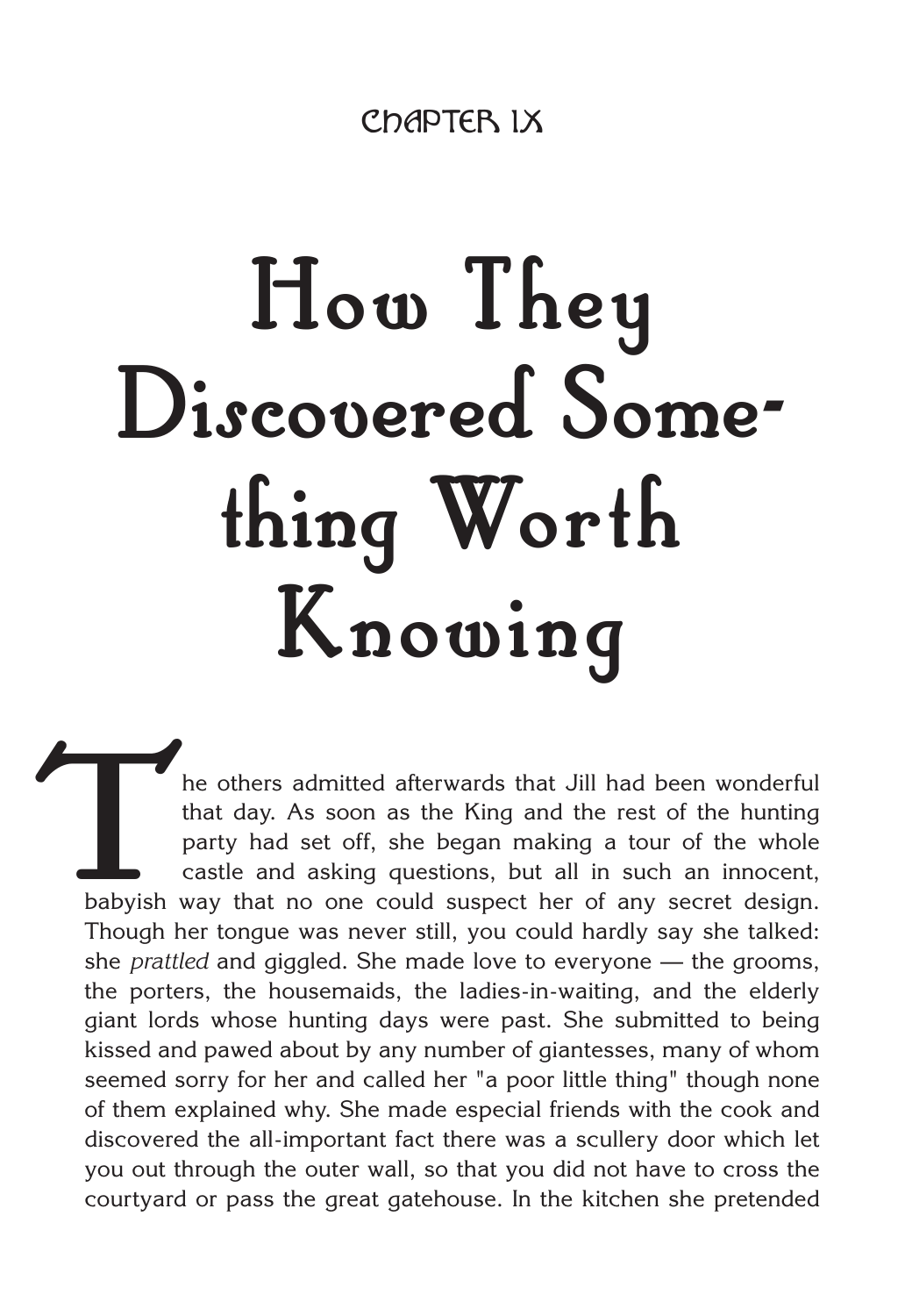CHAPTER IX

# How They Discovered Something Worth Knowing

The others admitted afterwards that Jill had been wonderful that day. As soon as the King and the rest of the hunting party had set off, she began making a tour of the whole castle and asking questions, but all in such an innocent, babyish way that no one could suspect her of any secret design. Though her tongue was never still, you could hardly say she talked: she *prattled* and giggled. She made love to everyone — the grooms, the porters, the housemaids, the ladies-in-waiting, and the elderly giant lords whose hunting days were past. She submitted to being kissed and pawed about by any number of giantesses, many of whom seemed sorry for her and called her "a poor little thing" though none of them explained why. She made especial friends with the cook and discovered the all-important fact there was a scullery door which let you out through the outer wall, so that you did not have to cross the courtyard or pass the great gatehouse. In the kitchen she pretended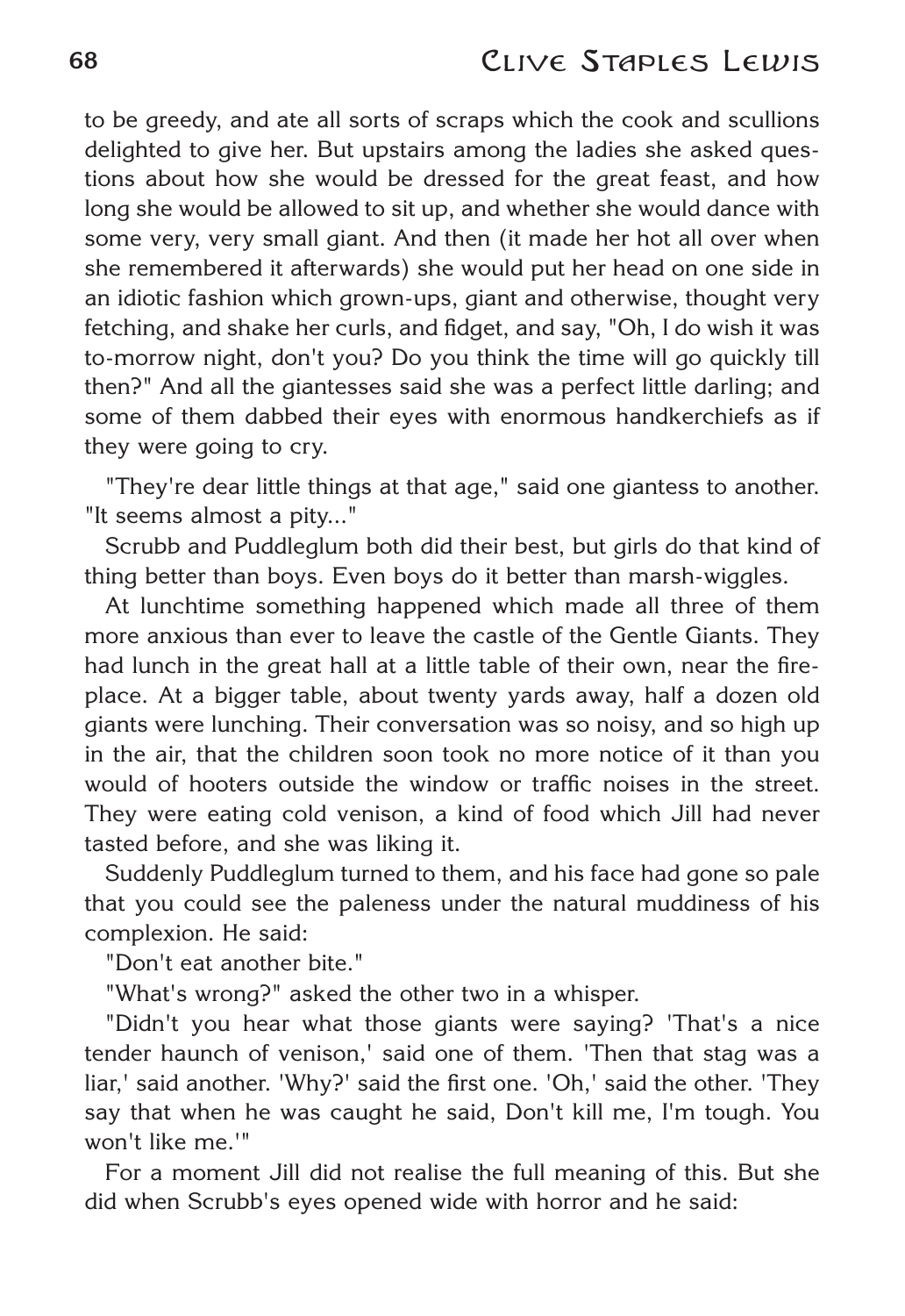to be greedy, and ate all sorts of scraps which the cook and scullions delighted to give her. But upstairs among the ladies she asked questions about how she would be dressed for the great feast, and how long she would be allowed to sit up, and whether she would dance with some very, very small giant. And then (it made her hot all over when she remembered it afterwards) she would put her head on one side in an idiotic fashion which grown-ups, giant and otherwise, thought very fetching, and shake her curls, and fidget, and say, "Oh, I do wish it was to-morrow night, don't you? Do you think the time will go quickly till then?" And all the giantesses said she was a perfect little darling; and some of them dabbed their eyes with enormous handkerchiefs as if they were going to cry.

"They're dear little things at that age," said one giantess to another. "It seems almost a pity..."

Scrubb and Puddleglum both did their best, but girls do that kind of thing better than boys. Even boys do it better than marsh-wiggles.

At lunchtime something happened which made all three of them more anxious than ever to leave the castle of the Gentle Giants. They had lunch in the great hall at a little table of their own, near the fireplace. At a bigger table, about twenty yards away, half a dozen old giants were lunching. Their conversation was so noisy, and so high up in the air, that the children soon took no more notice of it than you would of hooters outside the window or traffic noises in the street. They were eating cold venison, a kind of food which Jill had never tasted before, and she was liking it.

Suddenly Puddleglum turned to them, and his face had gone so pale that you could see the paleness under the natural muddiness of his complexion. He said:

"Don't eat another bite."

"What's wrong?" asked the other two in a whisper.

"Didn't you hear what those giants were saying? 'That's a nice tender haunch of venison,' said one of them. 'Then that stag was a liar,' said another. 'Why?' said the first one. 'Oh,' said the other. 'They say that when he was caught he said, Don't kill me, I'm tough. You won't like me.'"

For a moment Jill did not realise the full meaning of this. But she did when Scrubb's eyes opened wide with horror and he said: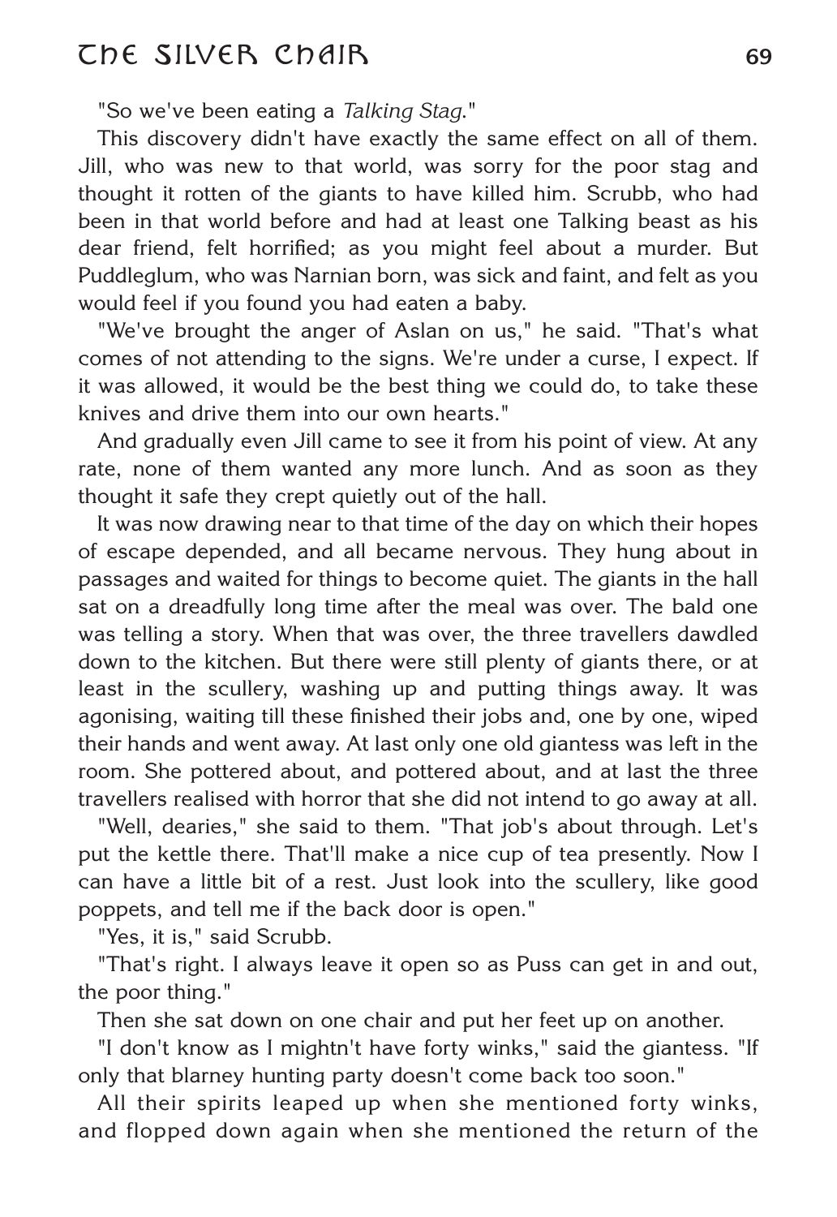"So we've been eating a *Talking Stag*."

This discovery didn't have exactly the same effect on all of them. Jill, who was new to that world, was sorry for the poor stag and thought it rotten of the giants to have killed him. Scrubb, who had been in that world before and had at least one Talking beast as his dear friend, felt horrified; as you might feel about a murder. But Puddleglum, who was Narnian born, was sick and faint, and felt as you would feel if you found you had eaten a baby.

"We've brought the anger of Aslan on us," he said. "That's what comes of not attending to the signs. We're under a curse, I expect. If it was allowed, it would be the best thing we could do, to take these knives and drive them into our own hearts."

And gradually even Jill came to see it from his point of view. At any rate, none of them wanted any more lunch. And as soon as they thought it safe they crept quietly out of the hall.

It was now drawing near to that time of the day on which their hopes of escape depended, and all became nervous. They hung about in passages and waited for things to become quiet. The giants in the hall sat on a dreadfully long time after the meal was over. The bald one was telling a story. When that was over, the three travellers dawdled down to the kitchen. But there were still plenty of giants there, or at least in the scullery, washing up and putting things away. It was agonising, waiting till these finished their jobs and, one by one, wiped their hands and went away. At last only one old giantess was left in the room. She pottered about, and pottered about, and at last the three travellers realised with horror that she did not intend to go away at all.

"Well, dearies," she said to them. "That job's about through. Let's put the kettle there. That'll make a nice cup of tea presently. Now I can have a little bit of a rest. Just look into the scullery, like good poppets, and tell me if the back door is open."

"Yes, it is," said Scrubb.

"That's right. I always leave it open so as Puss can get in and out, the poor thing."

Then she sat down on one chair and put her feet up on another.

"I don't know as I mightn't have forty winks," said the giantess. "If only that blarney hunting party doesn't come back too soon."

All their spirits leaped up when she mentioned forty winks, and flopped down again when she mentioned the return of the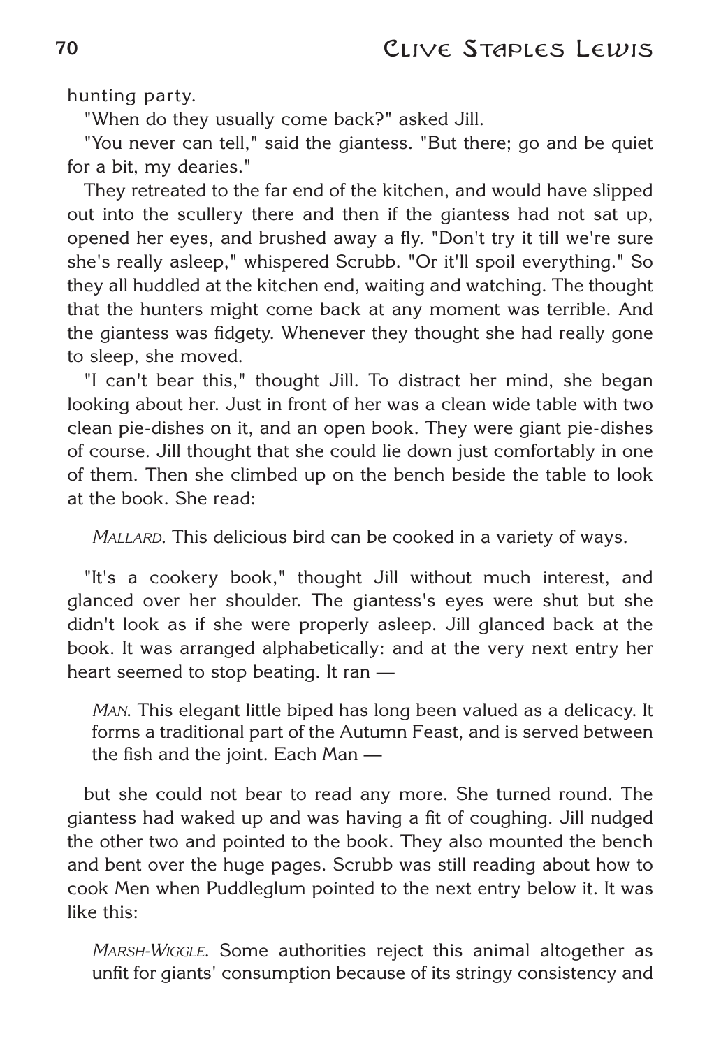hunting party.

"When do they usually come back?" asked Jill.

"You never can tell," said the giantess. "But there; go and be quiet for a bit, my dearies."

They retreated to the far end of the kitchen, and would have slipped out into the scullery there and then if the giantess had not sat up, opened her eyes, and brushed away a fly. "Don't try it till we're sure she's really asleep," whispered Scrubb. "Or it'll spoil everything." So they all huddled at the kitchen end, waiting and watching. The thought that the hunters might come back at any moment was terrible. And the giantess was fidgety. Whenever they thought she had really gone to sleep, she moved.

"I can't bear this," thought Jill. To distract her mind, she began looking about her. Just in front of her was a clean wide table with two clean pie-dishes on it, and an open book. They were giant pie-dishes of course. Jill thought that she could lie down just comfortably in one of them. Then she climbed up on the bench beside the table to look at the book. She read:

> *MALLARD*. This delicious bird can be cooked in a variety of ways.

"It's a cookery book," thought Jill without much interest, and glanced over her shoulder. The giantess's eyes were shut but she didn't look as if she were properly asleep. Jill glanced back at the book. It was arranged alphabetically: and at the very next entry her heart seemed to stop beating. It ran —

> *MAN*. This elegant little biped has long been valued as a delicacy. It forms a traditional part of the Autumn Feast, and is served between the fish and the joint. Each Man —

but she could not bear to read any more. She turned round. The giantess had waked up and was having a fit of coughing. Jill nudged the other two and pointed to the book. They also mounted the bench and bent over the huge pages. Scrubb was still reading about how to cook Men when Puddleglum pointed to the next entry below it. It was like this:

> *MARSH-WIGGLE*. Some authorities reject this animal altogether as unfit for giants' consumption because of its stringy consistency and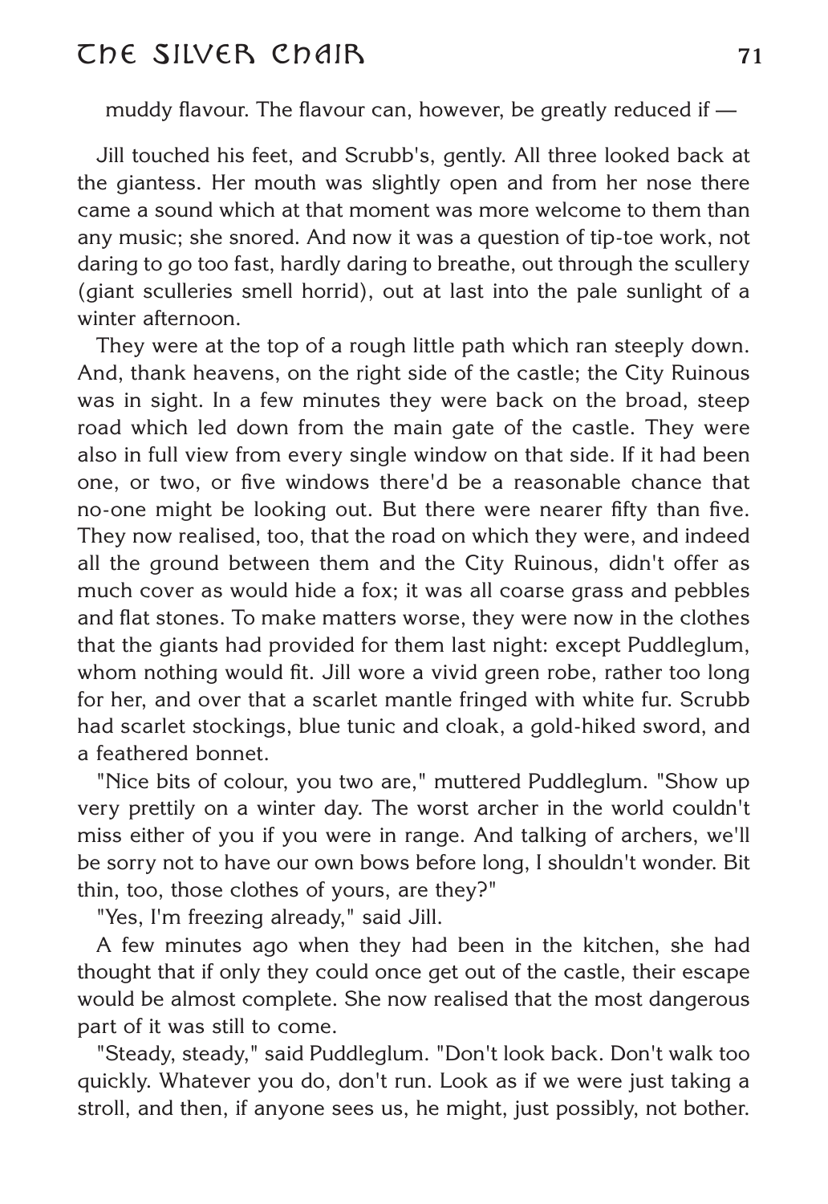muddy flavour. The flavour can, however, be greatly reduced if —

Jill touched his feet, and Scrubb's, gently. All three looked back at the giantess. Her mouth was slightly open and from her nose there came a sound which at that moment was more welcome to them than any music; she snored. And now it was a question of tip-toe work, not daring to go too fast, hardly daring to breathe, out through the scullery (giant sculleries smell horrid), out at last into the pale sunlight of a winter afternoon.

They were at the top of a rough little path which ran steeply down. And, thank heavens, on the right side of the castle; the City Ruinous was in sight. In a few minutes they were back on the broad, steep road which led down from the main gate of the castle. They were also in full view from every single window on that side. If it had been one, or two, or five windows there'd be a reasonable chance that no-one might be looking out. But there were nearer fifty than five. They now realised, too, that the road on which they were, and indeed all the ground between them and the City Ruinous, didn't offer as much cover as would hide a fox; it was all coarse grass and pebbles and flat stones. To make matters worse, they were now in the clothes that the giants had provided for them last night: except Puddleglum, whom nothing would fit. Jill wore a vivid green robe, rather too long for her, and over that a scarlet mantle fringed with white fur. Scrubb had scarlet stockings, blue tunic and cloak, a gold-hiked sword, and a feathered bonnet.

"Nice bits of colour, you two are," muttered Puddleglum. "Show up very prettily on a winter day. The worst archer in the world couldn't miss either of you if you were in range. And talking of archers, we'll be sorry not to have our own bows before long, I shouldn't wonder. Bit thin, too, those clothes of yours, are they?"

"Yes, I'm freezing already," said Jill.

A few minutes ago when they had been in the kitchen, she had thought that if only they could once get out of the castle, their escape would be almost complete. She now realised that the most dangerous part of it was still to come.

"Steady, steady," said Puddleglum. "Don't look back. Don't walk too quickly. Whatever you do, don't run. Look as if we were just taking a stroll, and then, if anyone sees us, he might, just possibly, not bother.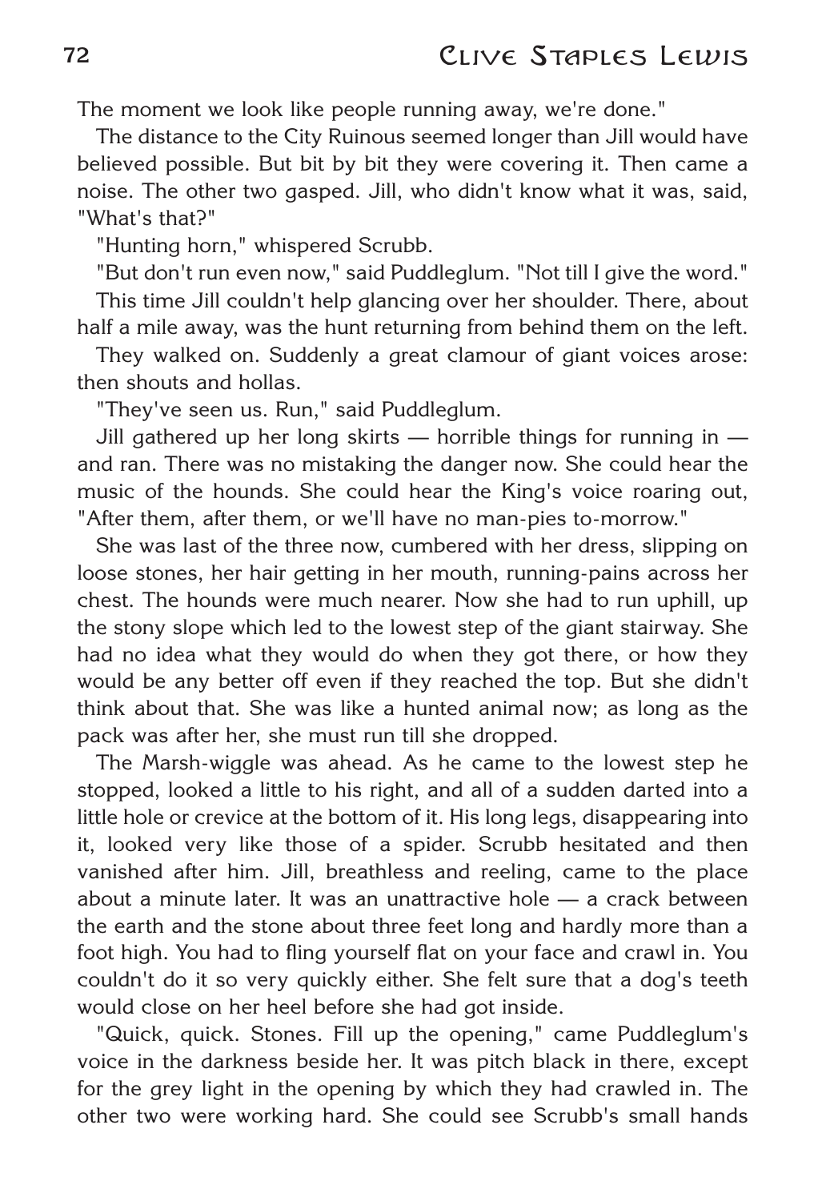The moment we look like people running away, we're done."

The distance to the City Ruinous seemed longer than Jill would have believed possible. But bit by bit they were covering it. Then came a noise. The other two gasped. Jill, who didn't know what it was, said, "What's that?"

"Hunting horn," whispered Scrubb.

"But don't run even now," said Puddleglum. "Not till I give the word."

This time Jill couldn't help glancing over her shoulder. There, about half a mile away, was the hunt returning from behind them on the left.

They walked on. Suddenly a great clamour of giant voices arose: then shouts and hollas.

"They've seen us. Run," said Puddleglum.

Jill gathered up her long skirts — horrible things for running in — and ran. There was no mistaking the danger now. She could hear the music of the hounds. She could hear the King's voice roaring out, "After them, after them, or we'll have no man-pies to-morrow."

She was last of the three now, cumbered with her dress, slipping on loose stones, her hair getting in her mouth, running-pains across her chest. The hounds were much nearer. Now she had to run uphill, up the stony slope which led to the lowest step of the giant stairway. She had no idea what they would do when they got there, or how they would be any better off even if they reached the top. But she didn't think about that. She was like a hunted animal now; as long as the pack was after her, she must run till she dropped.

The Marsh-wiggle was ahead. As he came to the lowest step he stopped, looked a little to his right, and all of a sudden darted into a little hole or crevice at the bottom of it. His long legs, disappearing into it, looked very like those of a spider. Scrubb hesitated and then vanished after him. Jill, breathless and reeling, came to the place about a minute later. It was an unattractive hole — a crack between the earth and the stone about three feet long and hardly more than a foot high. You had to fling yourself flat on your face and crawl in. You couldn't do it so very quickly either. She felt sure that a dog's teeth would close on her heel before she had got inside.

"Quick, quick. Stones. Fill up the opening," came Puddleglum's voice in the darkness beside her. It was pitch black in there, except for the grey light in the opening by which they had crawled in. The other two were working hard. She could see Scrubb's small hands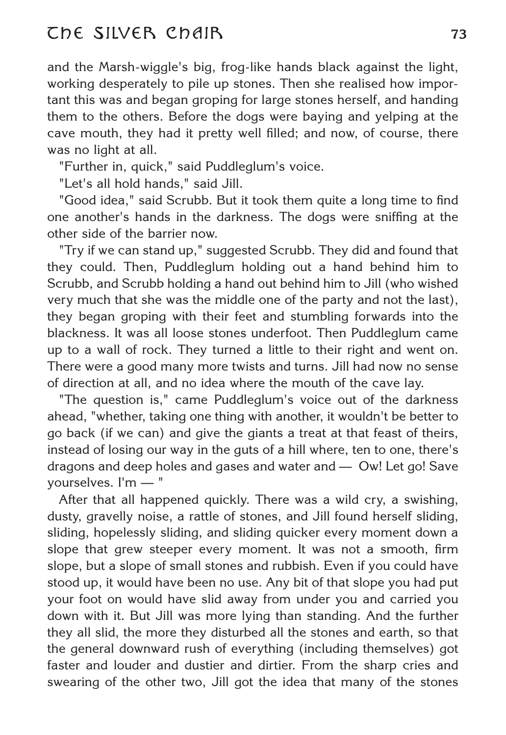and the Marsh-wiggle's big, frog-like hands black against the light, working desperately to pile up stones. Then she realised how important this was and began groping for large stones herself, and handing them to the others. Before the dogs were baying and yelping at the cave mouth, they had it pretty well filled; and now, of course, there was no light at all.

"Further in, quick," said Puddleglum's voice.

"Let's all hold hands," said Jill.

"Good idea," said Scrubb. But it took them quite a long time to find one another's hands in the darkness. The dogs were sniffing at the other side of the barrier now.

"Try if we can stand up," suggested Scrubb. They did and found that they could. Then, Puddleglum holding out a hand behind him to Scrubb, and Scrubb holding a hand out behind him to Jill (who wished very much that she was the middle one of the party and not the last), they began groping with their feet and stumbling forwards into the blackness. It was all loose stones underfoot. Then Puddleglum came up to a wall of rock. They turned a little to their right and went on. There were a good many more twists and turns. Jill had now no sense of direction at all, and no idea where the mouth of the cave lay.

"The question is," came Puddleglum's voice out of the darkness ahead, "whether, taking one thing with another, it wouldn't be better to go back (if we can) and give the giants a treat at that feast of theirs, instead of losing our way in the guts of a hill where, ten to one, there's dragons and deep holes and gases and water and — Ow! Let go! Save yourselves. I'm — "

After that all happened quickly. There was a wild cry, a swishing, dusty, gravelly noise, a rattle of stones, and Jill found herself sliding, sliding, hopelessly sliding, and sliding quicker every moment down a slope that grew steeper every moment. It was not a smooth, firm slope, but a slope of small stones and rubbish. Even if you could have stood up, it would have been no use. Any bit of that slope you had put your foot on would have slid away from under you and carried you down with it. But Jill was more lying than standing. And the further they all slid, the more they disturbed all the stones and earth, so that the general downward rush of everything (including themselves) got faster and louder and dustier and dirtier. From the sharp cries and swearing of the other two, Jill got the idea that many of the stones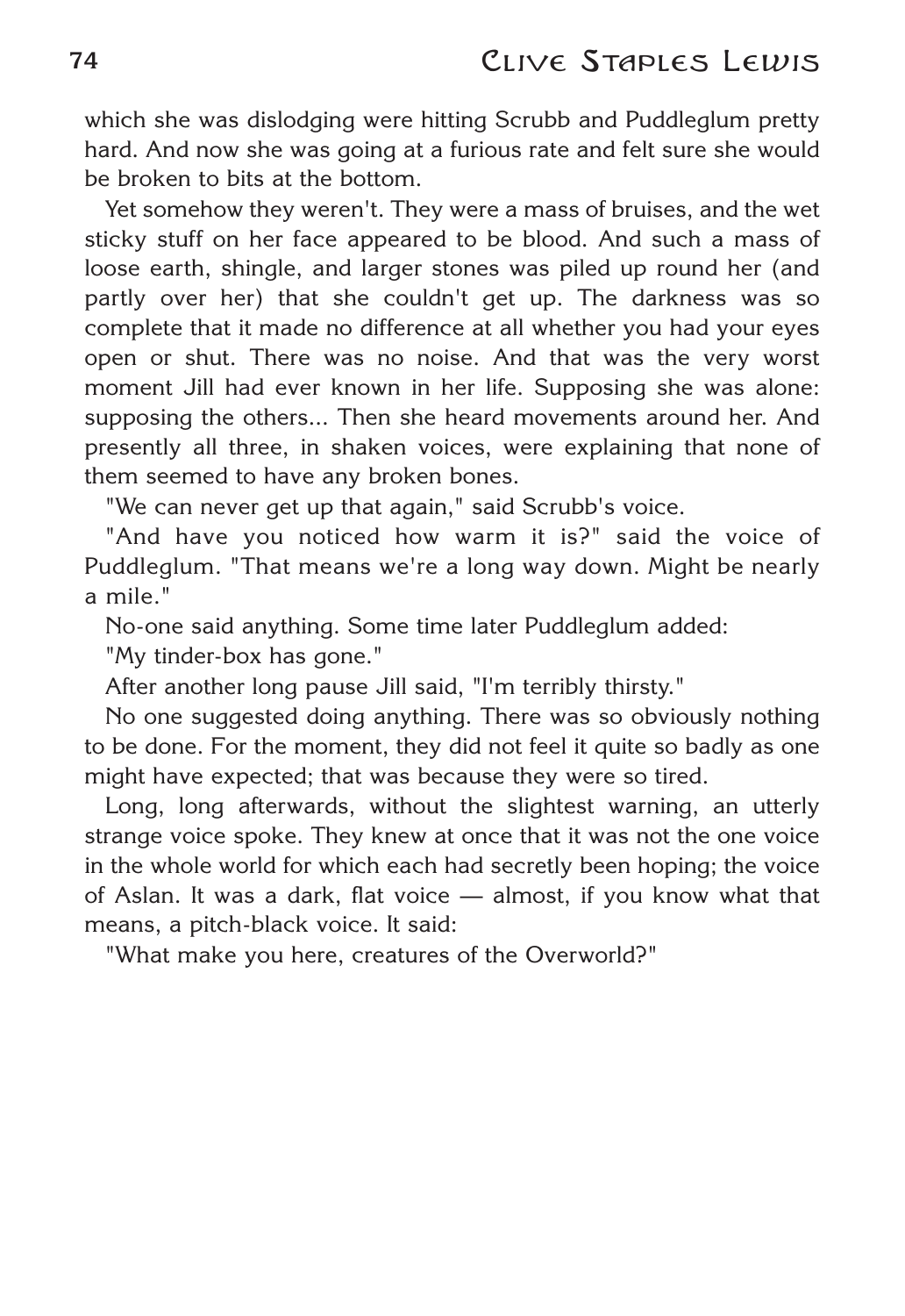which she was dislodging were hitting Scrubb and Puddleglum pretty hard. And now she was going at a furious rate and felt sure she would be broken to bits at the bottom.

Yet somehow they weren't. They were a mass of bruises, and the wet sticky stuff on her face appeared to be blood. And such a mass of loose earth, shingle, and larger stones was piled up round her (and partly over her) that she couldn't get up. The darkness was so complete that it made no difference at all whether you had your eyes open or shut. There was no noise. And that was the very worst moment Jill had ever known in her life. Supposing she was alone: supposing the others... Then she heard movements around her. And presently all three, in shaken voices, were explaining that none of them seemed to have any broken bones.

"We can never get up that again," said Scrubb's voice.

"And have you noticed how warm it is?" said the voice of Puddleglum. "That means we're a long way down. Might be nearly a mile."

No-one said anything. Some time later Puddleglum added:

"My tinder-box has gone."

After another long pause Jill said, "I'm terribly thirsty."

No one suggested doing anything. There was so obviously nothing to be done. For the moment, they did not feel it quite so badly as one might have expected; that was because they were so tired.

Long, long afterwards, without the slightest warning, an utterly strange voice spoke. They knew at once that it was not the one voice in the whole world for which each had secretly been hoping; the voice of Aslan. It was a dark, flat voice — almost, if you know what that means, a pitch-black voice. It said:

"What make you here, creatures of the Overworld?"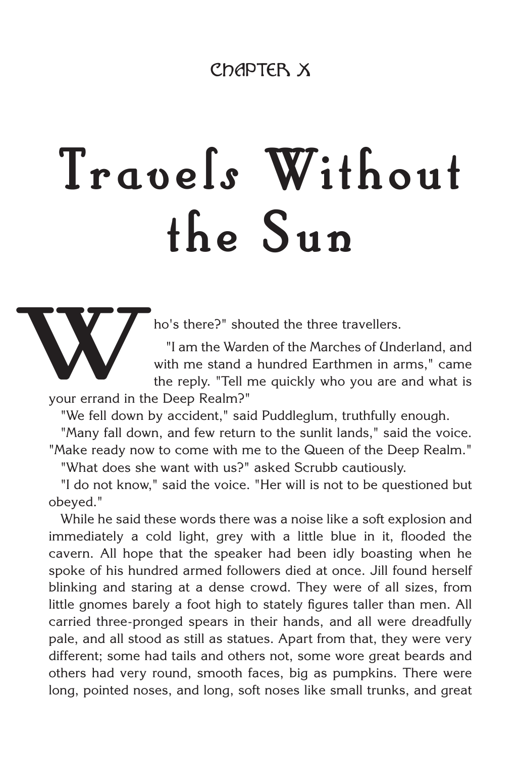## CHAPTER X

# Travels Without the Sun

"Who's there?" shouted the three travellers.

"I am the Warden of the Marches of Underland, and with me stand a hundred Earthmen in arms," came the reply. "Tell me quickly who you are and what is your errand in the Deep Realm?"

"We fell down by accident," said Puddleglum, truthfully enough.

"Many fall down, and few return to the sunlit lands," said the voice. "Make ready now to come with me to the Queen of the Deep Realm."

"What does she want with us?" asked Scrubb cautiously.

"I do not know," said the voice. "Her will is not to be questioned but obeyed."

While he said these words there was a noise like a soft explosion and immediately a cold light, grey with a little blue in it, flooded the cavern. All hope that the speaker had been idly boasting when he spoke of his hundred armed followers died at once. Jill found herself blinking and staring at a dense crowd. They were of all sizes, from little gnomes barely a foot high to stately figures taller than men. All carried three-pronged spears in their hands, and all were dreadfully pale, and all stood as still as statues. Apart from that, they were very different; some had tails and others not, some wore great beards and others had very round, smooth faces, big as pumpkins. There were long, pointed noses, and long, soft noses like small trunks, and great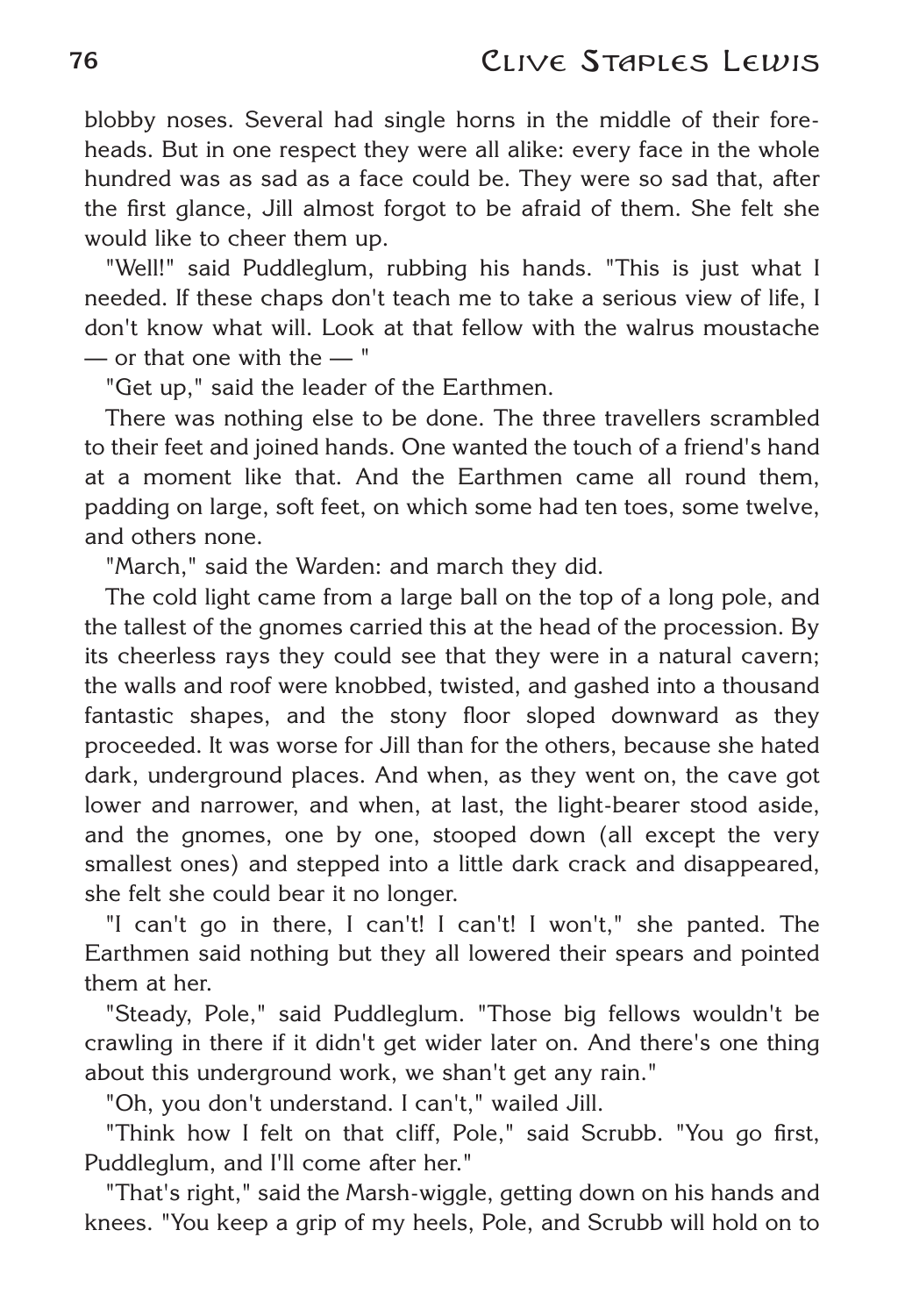blobby noses. Several had single horns in the middle of their foreheads. But in one respect they were all alike: every face in the whole hundred was as sad as a face could be. They were so sad that, after the first glance, Jill almost forgot to be afraid of them. She felt she would like to cheer them up.

"Well!" said Puddleglum, rubbing his hands. "This is just what I needed. If these chaps don't teach me to take a serious view of life, I don't know what will. Look at that fellow with the walrus moustache — or that one with the — "

"Get up," said the leader of the Earthmen.

There was nothing else to be done. The three travellers scrambled to their feet and joined hands. One wanted the touch of a friend's hand at a moment like that. And the Earthmen came all round them, padding on large, soft feet, on which some had ten toes, some twelve, and others none.

"March," said the Warden: and march they did.

The cold light came from a large ball on the top of a long pole, and the tallest of the gnomes carried this at the head of the procession. By its cheerless rays they could see that they were in a natural cavern; the walls and roof were knobbed, twisted, and gashed into a thousand fantastic shapes, and the stony floor sloped downward as they proceeded. It was worse for Jill than for the others, because she hated dark, underground places. And when, as they went on, the cave got lower and narrower, and when, at last, the light-bearer stood aside, and the gnomes, one by one, stooped down (all except the very smallest ones) and stepped into a little dark crack and disappeared, she felt she could bear it no longer.

"I can't go in there, I can't! I can't! I won't," she panted. The Earthmen said nothing but they all lowered their spears and pointed them at her.

"Steady, Pole," said Puddleglum. "Those big fellows wouldn't be crawling in there if it didn't get wider later on. And there's one thing about this underground work, we shan't get any rain."

"Oh, you don't understand. I can't," wailed Jill.

"Think how I felt on that cliff, Pole," said Scrubb. "You go first, Puddleglum, and I'll come after her."

"That's right," said the Marsh-wiggle, getting down on his hands and knees. "You keep a grip of my heels, Pole, and Scrubb will hold on to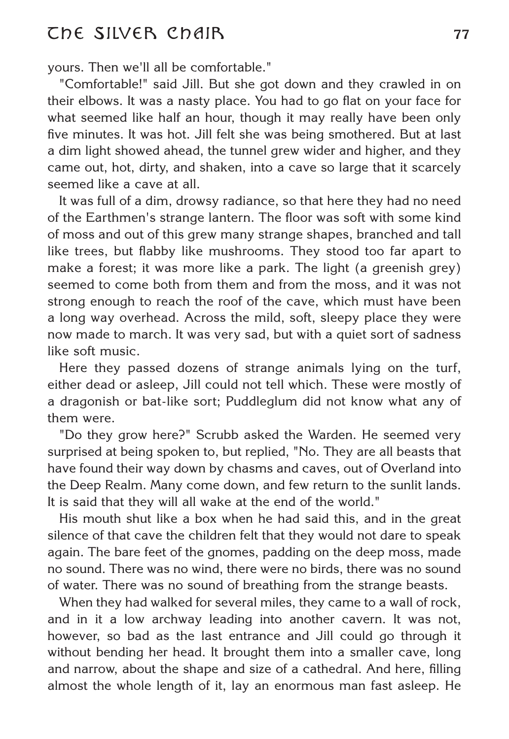yours. Then we'll all be comfortable."

"Comfortable!" said Jill. But she got down and they crawled in on their elbows. It was a nasty place. You had to go flat on your face for what seemed like half an hour, though it may really have been only five minutes. It was hot. Jill felt she was being smothered. But at last a dim light showed ahead, the tunnel grew wider and higher, and they came out, hot, dirty, and shaken, into a cave so large that it scarcely seemed like a cave at all.

It was full of a dim, drowsy radiance, so that here they had no need of the Earthmen's strange lantern. The floor was soft with some kind of moss and out of this grew many strange shapes, branched and tall like trees, but flabby like mushrooms. They stood too far apart to make a forest; it was more like a park. The light (a greenish grey) seemed to come both from them and from the moss, and it was not strong enough to reach the roof of the cave, which must have been a long way overhead. Across the mild, soft, sleepy place they were now made to march. It was very sad, but with a quiet sort of sadness like soft music.

Here they passed dozens of strange animals lying on the turf, either dead or asleep, Jill could not tell which. These were mostly of a dragonish or bat-like sort; Puddleglum did not know what any of them were.

"Do they grow here?" Scrubb asked the Warden. He seemed very surprised at being spoken to, but replied, "No. They are all beasts that have found their way down by chasms and caves, out of Overland into the Deep Realm. Many come down, and few return to the sunlit lands. It is said that they will all wake at the end of the world."

His mouth shut like a box when he had said this, and in the great silence of that cave the children felt that they would not dare to speak again. The bare feet of the gnomes, padding on the deep moss, made no sound. There was no wind, there were no birds, there was no sound of water. There was no sound of breathing from the strange beasts.

When they had walked for several miles, they came to a wall of rock, and in it a low archway leading into another cavern. It was not, however, so bad as the last entrance and Jill could go through it without bending her head. It brought them into a smaller cave, long and narrow, about the shape and size of a cathedral. And here, filling almost the whole length of it, lay an enormous man fast asleep. He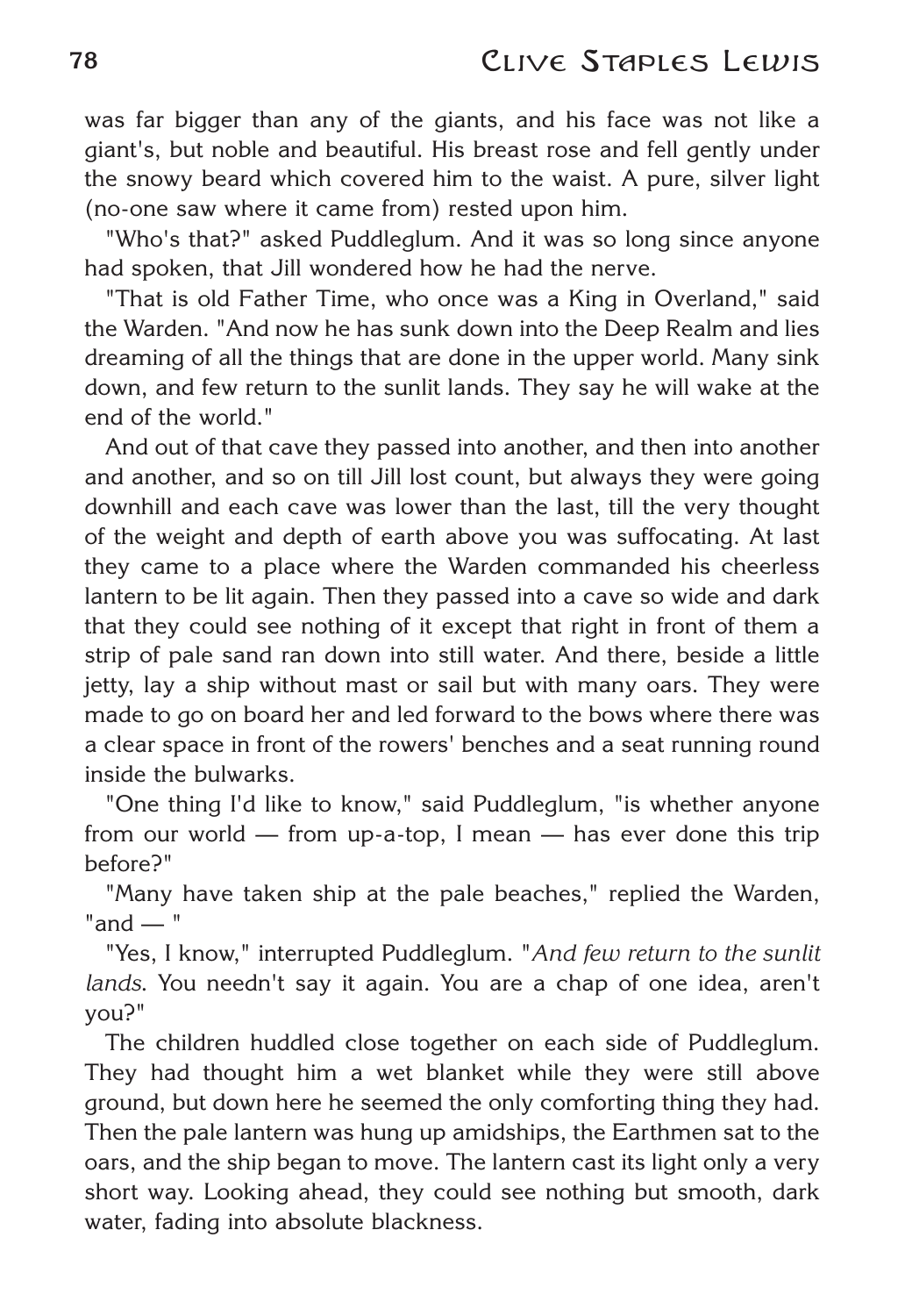was far bigger than any of the giants, and his face was not like a giant's, but noble and beautiful. His breast rose and fell gently under the snowy beard which covered him to the waist. A pure, silver light (no-one saw where it came from) rested upon him.

"Who's that?" asked Puddleglum. And it was so long since anyone had spoken, that Jill wondered how he had the nerve.

"That is old Father Time, who once was a King in Overland," said the Warden. "And now he has sunk down into the Deep Realm and lies dreaming of all the things that are done in the upper world. Many sink down, and few return to the sunlit lands. They say he will wake at the end of the world."

And out of that cave they passed into another, and then into another and another, and so on till Jill lost count, but always they were going downhill and each cave was lower than the last, till the very thought of the weight and depth of earth above you was suffocating. At last they came to a place where the Warden commanded his cheerless lantern to be lit again. Then they passed into a cave so wide and dark that they could see nothing of it except that right in front of them a strip of pale sand ran down into still water. And there, beside a little jetty, lay a ship without mast or sail but with many oars. They were made to go on board her and led forward to the bows where there was a clear space in front of the rowers' benches and a seat running round inside the bulwarks.

"One thing I'd like to know," said Puddleglum, "is whether anyone from our world — from up-a-top, I mean — has ever done this trip before?"

"Many have taken ship at the pale beaches," replied the Warden, "and — "

"Yes, I know," interrupted Puddleglum. "*And few return to the sunlit lands*. You needn't say it again. You are a chap of one idea, aren't you?"

The children huddled close together on each side of Puddleglum. They had thought him a wet blanket while they were still above ground, but down here he seemed the only comforting thing they had. Then the pale lantern was hung up amidships, the Earthmen sat to the oars, and the ship began to move. The lantern cast its light only a very short way. Looking ahead, they could see nothing but smooth, dark water, fading into absolute blackness.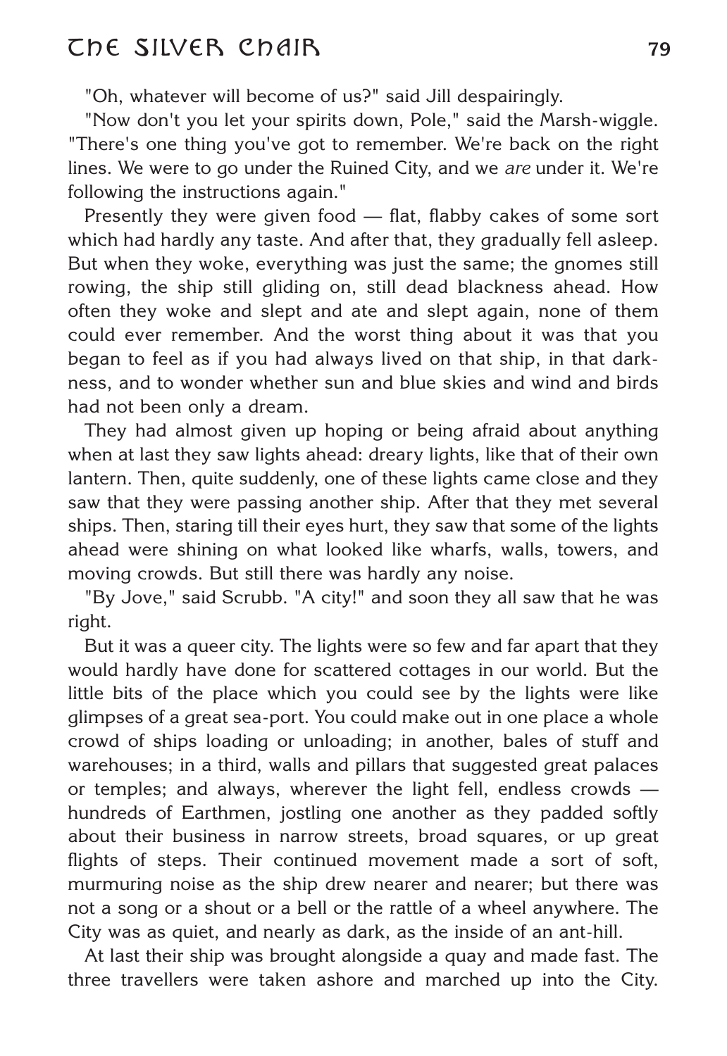"Oh, whatever will become of us?" said Jill despairingly.

"Now don't you let your spirits down, Pole," said the Marsh-wiggle. "There's one thing you've got to remember. We're back on the right lines. We were to go under the Ruined City, and we *are* under it. We're following the instructions again."

Presently they were given food — flat, flabby cakes of some sort which had hardly any taste. And after that, they gradually fell asleep. But when they woke, everything was just the same; the gnomes still rowing, the ship still gliding on, still dead blackness ahead. How often they woke and slept and ate and slept again, none of them could ever remember. And the worst thing about it was that you began to feel as if you had always lived on that ship, in that darkness, and to wonder whether sun and blue skies and wind and birds had not been only a dream.

They had almost given up hoping or being afraid about anything when at last they saw lights ahead: dreary lights, like that of their own lantern. Then, quite suddenly, one of these lights came close and they saw that they were passing another ship. After that they met several ships. Then, staring till their eyes hurt, they saw that some of the lights ahead were shining on what looked like wharfs, walls, towers, and moving crowds. But still there was hardly any noise.

"By Jove," said Scrubb. "A city!" and soon they all saw that he was right.

But it was a queer city. The lights were so few and far apart that they would hardly have done for scattered cottages in our world. But the little bits of the place which you could see by the lights were like glimpses of a great sea-port. You could make out in one place a whole crowd of ships loading or unloading; in another, bales of stuff and warehouses; in a third, walls and pillars that suggested great palaces or temples; and always, wherever the light fell, endless crowds — hundreds of Earthmen, jostling one another as they padded softly about their business in narrow streets, broad squares, or up great flights of steps. Their continued movement made a sort of soft, murmuring noise as the ship drew nearer and nearer; but there was not a song or a shout or a bell or the rattle of a wheel anywhere. The City was as quiet, and nearly as dark, as the inside of an ant-hill.

At last their ship was brought alongside a quay and made fast. The three travellers were taken ashore and marched up into the City.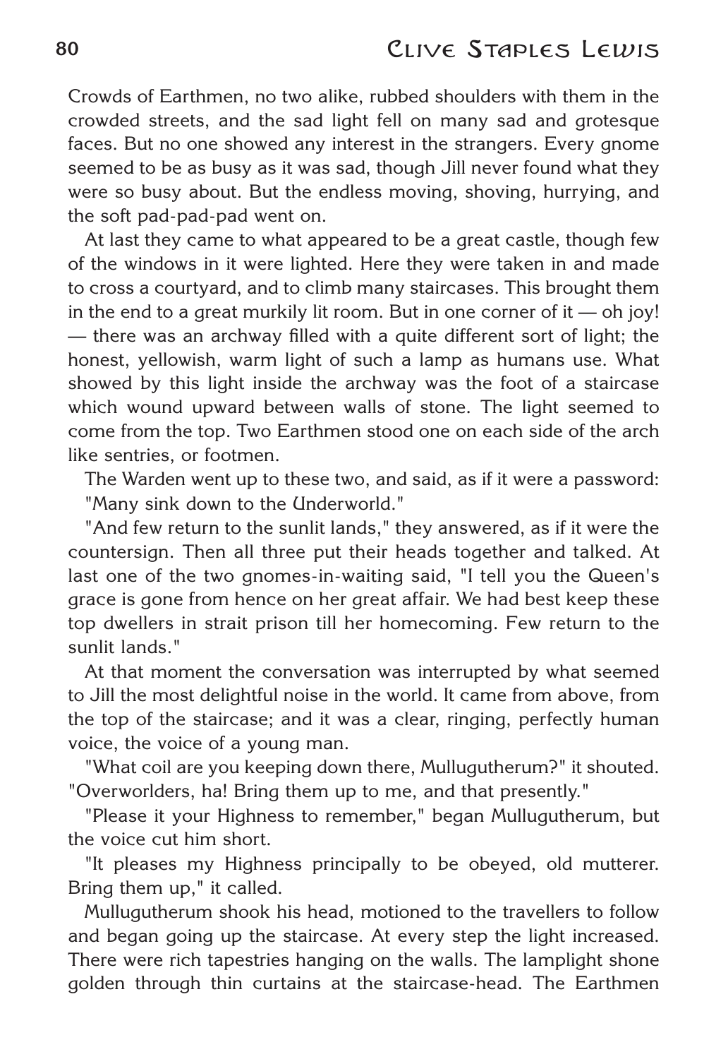Crowds of Earthmen, no two alike, rubbed shoulders with them in the crowded streets, and the sad light fell on many sad and grotesque faces. But no one showed any interest in the strangers. Every gnome seemed to be as busy as it was sad, though Jill never found what they were so busy about. But the endless moving, shoving, hurrying, and the soft pad-pad-pad went on.

At last they came to what appeared to be a great castle, though few of the windows in it were lighted. Here they were taken in and made to cross a courtyard, and to climb many staircases. This brought them in the end to a great murkily lit room. But in one corner of it — oh joy! — there was an archway filled with a quite different sort of light; the honest, yellowish, warm light of such a lamp as humans use. What showed by this light inside the archway was the foot of a staircase which wound upward between walls of stone. The light seemed to come from the top. Two Earthmen stood one on each side of the arch like sentries, or footmen.

The Warden went up to these two, and said, as if it were a password: "Many sink down to the Underworld."

"And few return to the sunlit lands," they answered, as if it were the countersign. Then all three put their heads together and talked. At last one of the two gnomes-in-waiting said, "I tell you the Queen's grace is gone from hence on her great affair. We had best keep these top dwellers in strait prison till her homecoming. Few return to the sunlit lands."

At that moment the conversation was interrupted by what seemed to Jill the most delightful noise in the world. It came from above, from the top of the staircase; and it was a clear, ringing, perfectly human voice, the voice of a young man.

"What coil are you keeping down there, Mullugutherum?" it shouted. "Overworlders, ha! Bring them up to me, and that presently."

"Please it your Highness to remember," began Mullugutherum, but the voice cut him short.

"It pleases my Highness principally to be obeyed, old mutterer. Bring them up," it called.

Mullugutherum shook his head, motioned to the travellers to follow and began going up the staircase. At every step the light increased. There were rich tapestries hanging on the walls. The lamplight shone golden through thin curtains at the staircase-head. The Earthmen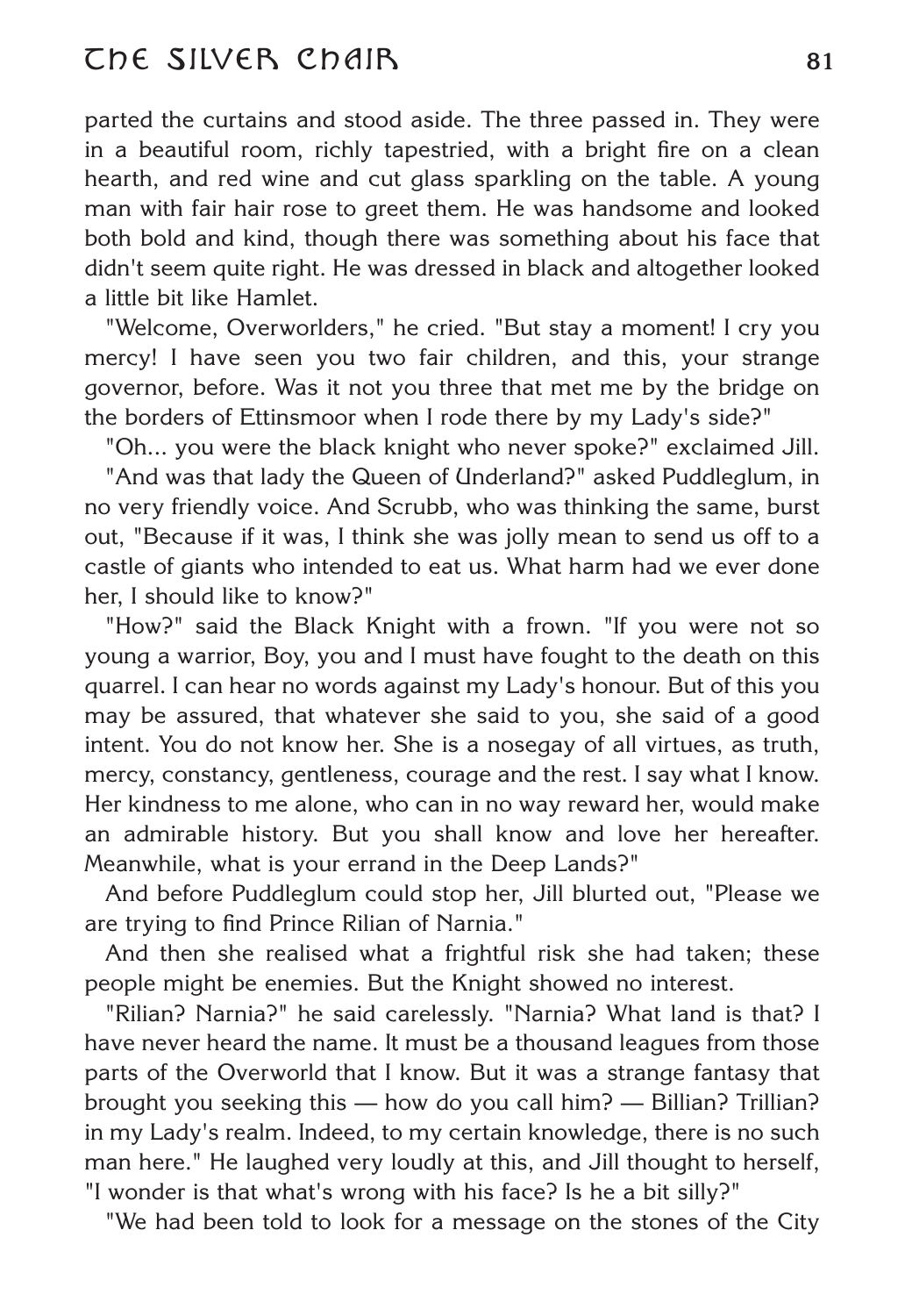parted the curtains and stood aside. The three passed in. They were in a beautiful room, richly tapestried, with a bright fire on a clean hearth, and red wine and cut glass sparkling on the table. A young man with fair hair rose to greet them. He was handsome and looked both bold and kind, though there was something about his face that didn't seem quite right. He was dressed in black and altogether looked a little bit like Hamlet.

"Welcome, Overworlders," he cried. "But stay a moment! I cry you mercy! I have seen you two fair children, and this, your strange governor, before. Was it not you three that met me by the bridge on the borders of Ettinsmoor when I rode there by my Lady's side?"

"Oh... you were the black knight who never spoke?" exclaimed Jill.

"And was that lady the Queen of Underland?" asked Puddleglum, in no very friendly voice. And Scrubb, who was thinking the same, burst out, "Because if it was, I think she was jolly mean to send us off to a castle of giants who intended to eat us. What harm had we ever done her, I should like to know?"

"How?" said the Black Knight with a frown. "If you were not so young a warrior, Boy, you and I must have fought to the death on this quarrel. I can hear no words against my Lady's honour. But of this you may be assured, that whatever she said to you, she said of a good intent. You do not know her. She is a nosegay of all virtues, as truth, mercy, constancy, gentleness, courage and the rest. I say what I know. Her kindness to me alone, who can in no way reward her, would make an admirable history. But you shall know and love her hereafter. Meanwhile, what is your errand in the Deep Lands?"

And before Puddleglum could stop her, Jill blurted out, "Please we are trying to find Prince Rilian of Narnia."

And then she realised what a frightful risk she had taken; these people might be enemies. But the Knight showed no interest.

"Rilian? Narnia?" he said carelessly. "Narnia? What land is that? I have never heard the name. It must be a thousand leagues from those parts of the Overworld that I know. But it was a strange fantasy that brought you seeking this — how do you call him? — Billian? Trillian? in my Lady's realm. Indeed, to my certain knowledge, there is no such man here." He laughed very loudly at this, and Jill thought to herself, "I wonder is that what's wrong with his face? Is he a bit silly?"

"We had been told to look for a message on the stones of the City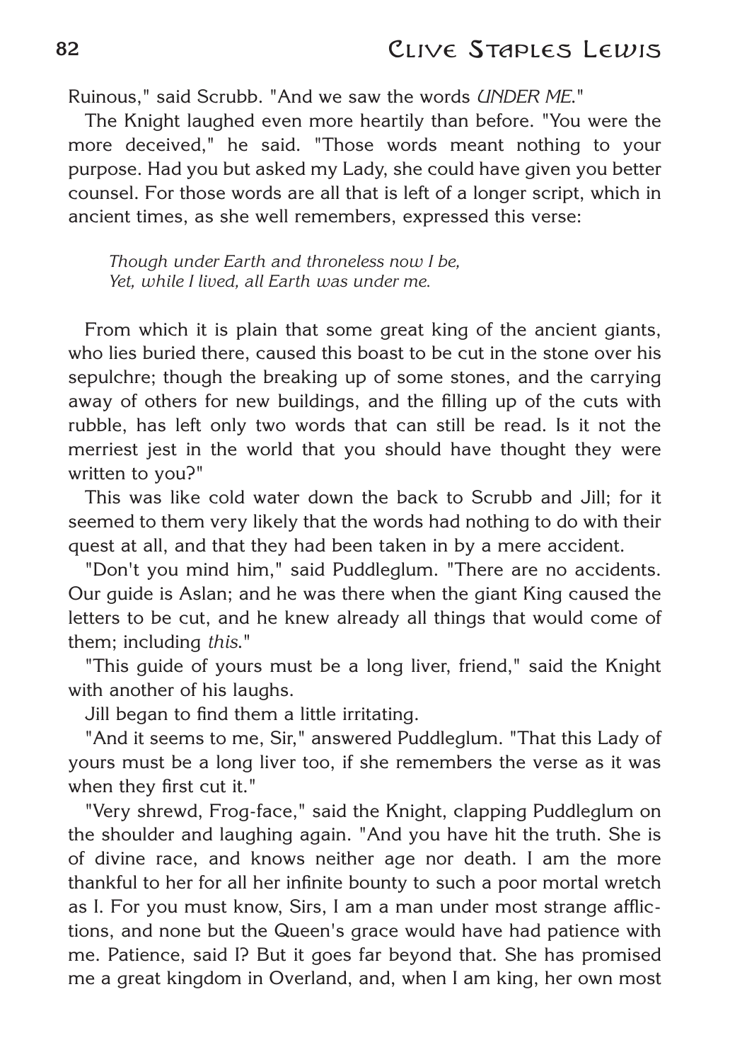Ruinous," said Scrubb. "And we saw the words *UNDER ME*."

The Knight laughed even more heartily than before. "You were the more deceived," he said. "Those words meant nothing to your purpose. Had you but asked my Lady, she could have given you better counsel. For those words are all that is left of a longer script, which in ancient times, as she well remembers, expressed this verse:

> *Though under Earth and throneless now I be,*
> *Yet, while I lived, all Earth was under me.*

From which it is plain that some great king of the ancient giants, who lies buried there, caused this boast to be cut in the stone over his sepulchre; though the breaking up of some stones, and the carrying away of others for new buildings, and the filling up of the cuts with rubble, has left only two words that can still be read. Is it not the merriest jest in the world that you should have thought they were written to you?"

This was like cold water down the back to Scrubb and Jill; for it seemed to them very likely that the words had nothing to do with their quest at all, and that they had been taken in by a mere accident.

"Don't you mind him," said Puddleglum. "There are no accidents. Our guide is Aslan; and he was there when the giant King caused the letters to be cut, and he knew already all things that would come of them; including *this*."

"This guide of yours must be a long liver, friend," said the Knight with another of his laughs.

Jill began to find them a little irritating.

"And it seems to me, Sir," answered Puddleglum. "That this Lady of yours must be a long liver too, if she remembers the verse as it was when they first cut it."

"Very shrewd, Frog-face," said the Knight, clapping Puddleglum on the shoulder and laughing again. "And you have hit the truth. She is of divine race, and knows neither age nor death. I am the more thankful to her for all her infinite bounty to such a poor mortal wretch as I. For you must know, Sirs, I am a man under most strange afflictions, and none but the Queen's grace would have had patience with me. Patience, said I? But it goes far beyond that. She has promised me a great kingdom in Overland, and, when I am king, her own most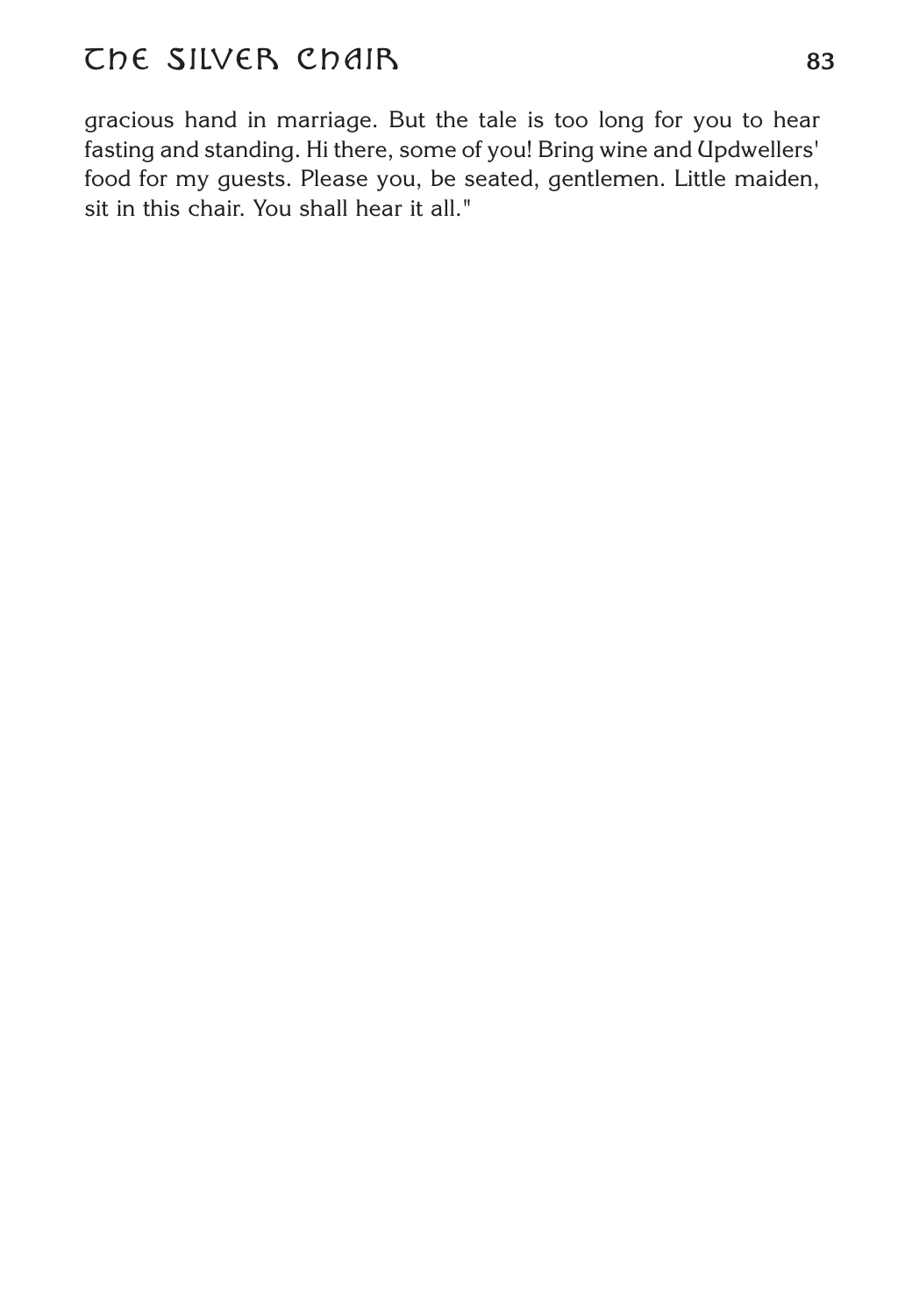gracious hand in marriage. But the tale is too long for you to hear fasting and standing. Hi there, some of you! Bring wine and Updwellers' food for my guests. Please you, be seated, gentlemen. Little maiden, sit in this chair. You shall hear it all."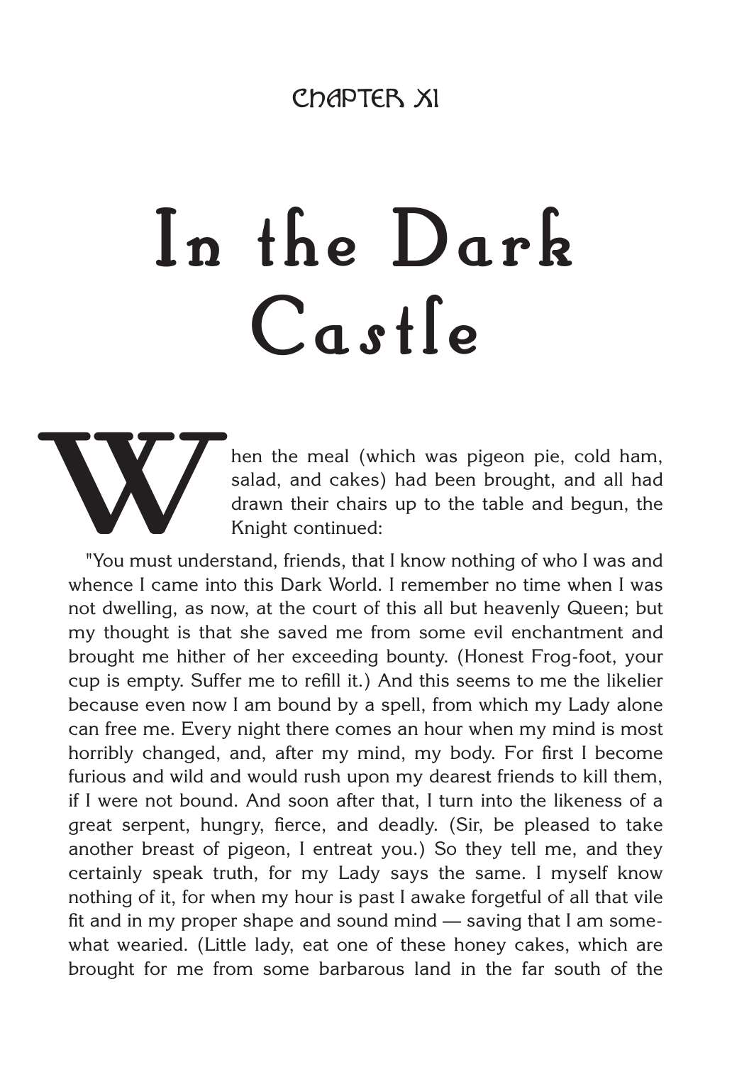## CHAPTER XI

# In the Dark Castle

When the meal (which was pigeon pie, cold ham, salad, and cakes) had been brought, and all had drawn their chairs up to the table and begun, the Knight continued:

"You must understand, friends, that I know nothing of who I was and whence I came into this Dark World. I remember no time when I was not dwelling, as now, at the court of this all but heavenly Queen; but my thought is that she saved me from some evil enchantment and brought me hither of her exceeding bounty. (Honest Frog-foot, your cup is empty. Suffer me to refill it.) And this seems to me the likelier because even now I am bound by a spell, from which my Lady alone can free me. Every night there comes an hour when my mind is most horribly changed, and, after my mind, my body. For first I become furious and wild and would rush upon my dearest friends to kill them, if I were not bound. And soon after that, I turn into the likeness of a great serpent, hungry, fierce, and deadly. (Sir, be pleased to take another breast of pigeon, I entreat you.) So they tell me, and they certainly speak truth, for my Lady says the same. I myself know nothing of it, for when my hour is past I awake forgetful of all that vile fit and in my proper shape and sound mind — saving that I am somewhat wearied. (Little lady, eat one of these honey cakes, which are brought for me from some barbarous land in the far south of the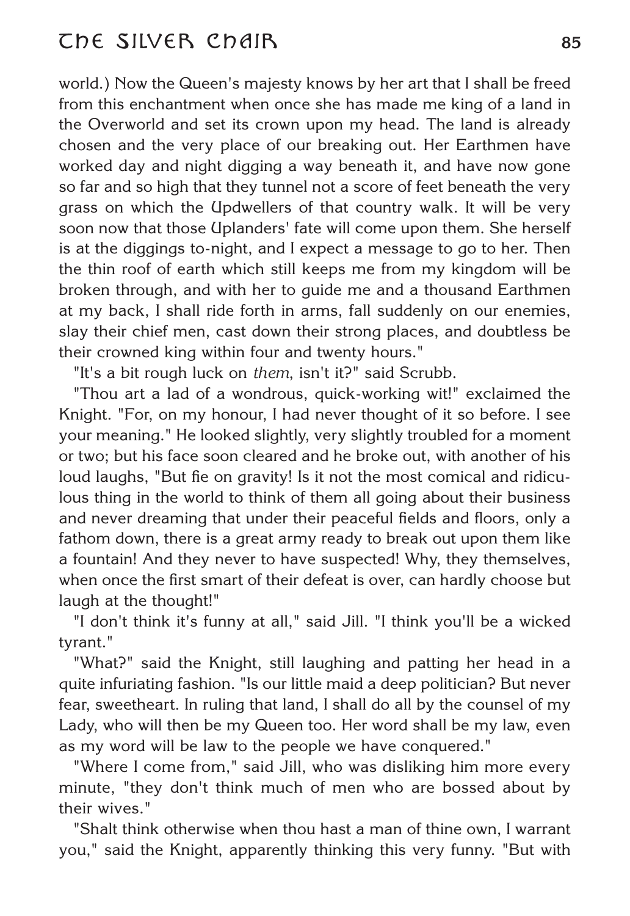world.) Now the Queen's majesty knows by her art that I shall be freed from this enchantment when once she has made me king of a land in the Overworld and set its crown upon my head. The land is already chosen and the very place of our breaking out. Her Earthmen have worked day and night digging a way beneath it, and have now gone so far and so high that they tunnel not a score of feet beneath the very grass on which the Updwellers of that country walk. It will be very soon now that those Uplanders' fate will come upon them. She herself is at the diggings to-night, and I expect a message to go to her. Then the thin roof of earth which still keeps me from my kingdom will be broken through, and with her to guide me and a thousand Earthmen at my back, I shall ride forth in arms, fall suddenly on our enemies, slay their chief men, cast down their strong places, and doubtless be their crowned king within four and twenty hours."

"It's a bit rough luck on *them*, isn't it?" said Scrubb.

"Thou art a lad of a wondrous, quick-working wit!" exclaimed the Knight. "For, on my honour, I had never thought of it so before. I see your meaning." He looked slightly, very slightly troubled for a moment or two; but his face soon cleared and he broke out, with another of his loud laughs, "But fie on gravity! Is it not the most comical and ridiculous thing in the world to think of them all going about their business and never dreaming that under their peaceful fields and floors, only a fathom down, there is a great army ready to break out upon them like a fountain! And they never to have suspected! Why, they themselves, when once the first smart of their defeat is over, can hardly choose but laugh at the thought!"

"I don't think it's funny at all," said Jill. "I think you'll be a wicked tyrant."

"What?" said the Knight, still laughing and patting her head in a quite infuriating fashion. "Is our little maid a deep politician? But never fear, sweetheart. In ruling that land, I shall do all by the counsel of my Lady, who will then be my Queen too. Her word shall be my law, even as my word will be law to the people we have conquered."

"Where I come from," said Jill, who was disliking him more every minute, "they don't think much of men who are bossed about by their wives."

"Shalt think otherwise when thou hast a man of thine own, I warrant you," said the Knight, apparently thinking this very funny. "But with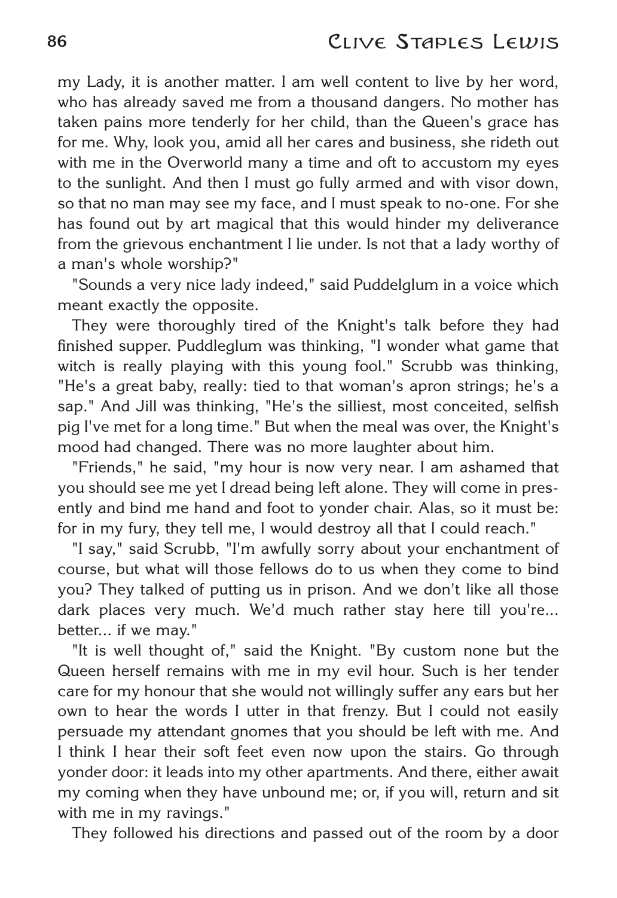my Lady, it is another matter. I am well content to live by her word, who has already saved me from a thousand dangers. No mother has taken pains more tenderly for her child, than the Queen's grace has for me. Why, look you, amid all her cares and business, she rideth out with me in the Overworld many a time and oft to accustom my eyes to the sunlight. And then I must go fully armed and with visor down, so that no man may see my face, and I must speak to no-one. For she has found out by art magical that this would hinder my deliverance from the grievous enchantment I lie under. Is not that a lady worthy of a man's whole worship?"

"Sounds a very nice lady indeed," said Puddelglum in a voice which meant exactly the opposite.

They were thoroughly tired of the Knight's talk before they had finished supper. Puddleglum was thinking, "I wonder what game that witch is really playing with this young fool." Scrubb was thinking, "He's a great baby, really: tied to that woman's apron strings; he's a sap." And Jill was thinking, "He's the silliest, most conceited, selfish pig I've met for a long time." But when the meal was over, the Knight's mood had changed. There was no more laughter about him.

"Friends," he said, "my hour is now very near. I am ashamed that you should see me yet I dread being left alone. They will come in presently and bind me hand and foot to yonder chair. Alas, so it must be: for in my fury, they tell me, I would destroy all that I could reach."

"I say," said Scrubb, "I'm awfully sorry about your enchantment of course, but what will those fellows do to us when they come to bind you? They talked of putting us in prison. And we don't like all those dark places very much. We'd much rather stay here till you're... better... if we may."

"It is well thought of," said the Knight. "By custom none but the Queen herself remains with me in my evil hour. Such is her tender care for my honour that she would not willingly suffer any ears but her own to hear the words I utter in that frenzy. But I could not easily persuade my attendant gnomes that you should be left with me. And I think I hear their soft feet even now upon the stairs. Go through yonder door: it leads into my other apartments. And there, either await my coming when they have unbound me; or, if you will, return and sit with me in my ravings."

They followed his directions and passed out of the room by a door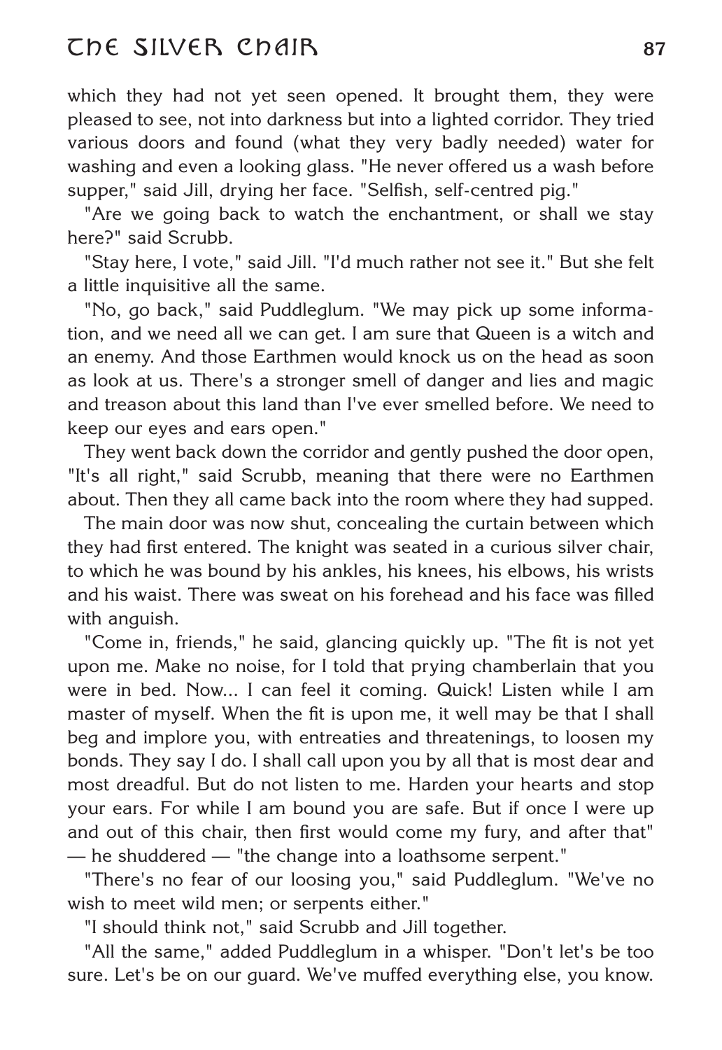which they had not yet seen opened. It brought them, they were pleased to see, not into darkness but into a lighted corridor. They tried various doors and found (what they very badly needed) water for washing and even a looking glass. "He never offered us a wash before supper," said Jill, drying her face. "Selfish, self-centred pig."

"Are we going back to watch the enchantment, or shall we stay here?" said Scrubb.

"Stay here, I vote," said Jill. "I'd much rather not see it." But she felt a little inquisitive all the same.

"No, go back," said Puddleglum. "We may pick up some information, and we need all we can get. I am sure that Queen is a witch and an enemy. And those Earthmen would knock us on the head as soon as look at us. There's a stronger smell of danger and lies and magic and treason about this land than I've ever smelled before. We need to keep our eyes and ears open."

They went back down the corridor and gently pushed the door open, "It's all right," said Scrubb, meaning that there were no Earthmen about. Then they all came back into the room where they had supped.

The main door was now shut, concealing the curtain between which they had first entered. The knight was seated in a curious silver chair, to which he was bound by his ankles, his knees, his elbows, his wrists and his waist. There was sweat on his forehead and his face was filled with anguish.

"Come in, friends," he said, glancing quickly up. "The fit is not yet upon me. Make no noise, for I told that prying chamberlain that you were in bed. Now... I can feel it coming. Quick! Listen while I am master of myself. When the fit is upon me, it well may be that I shall beg and implore you, with entreaties and threatenings, to loosen my bonds. They say I do. I shall call upon you by all that is most dear and most dreadful. But do not listen to me. Harden your hearts and stop your ears. For while I am bound you are safe. But if once I were up and out of this chair, then first would come my fury, and after that" — he shuddered — "the change into a loathsome serpent."

"There's no fear of our loosing you," said Puddleglum. "We've no wish to meet wild men; or serpents either."

"I should think not," said Scrubb and Jill together.

"All the same," added Puddleglum in a whisper. "Don't let's be too sure. Let's be on our guard. We've muffed everything else, you know.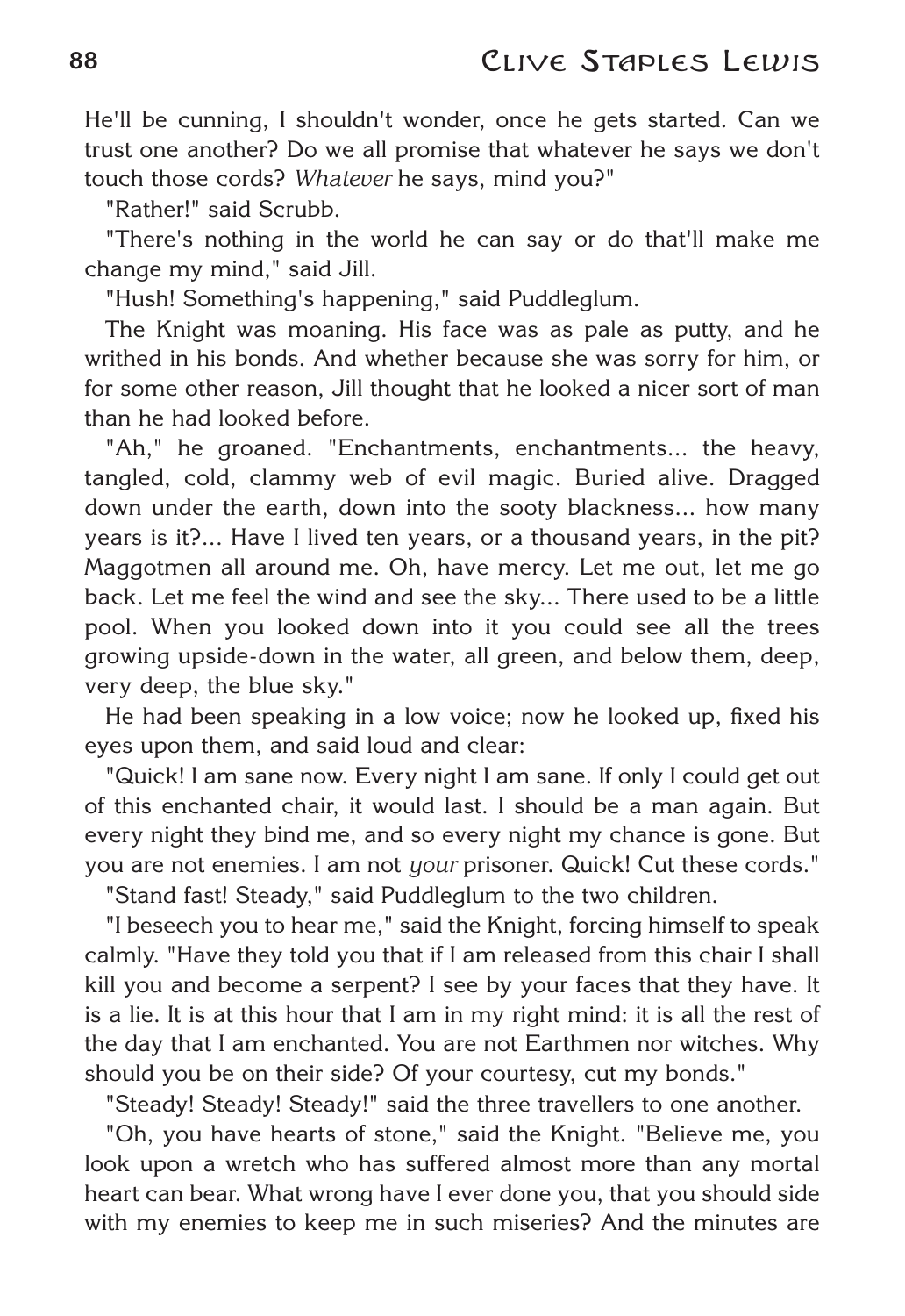He'll be cunning, I shouldn't wonder, once he gets started. Can we trust one another? Do we all promise that whatever he says we don't touch those cords? *Whatever* he says, mind you?"

"Rather!" said Scrubb.

"There's nothing in the world he can say or do that'll make me change my mind," said Jill.

"Hush! Something's happening," said Puddleglum.

The Knight was moaning. His face was as pale as putty, and he writhed in his bonds. And whether because she was sorry for him, or for some other reason, Jill thought that he looked a nicer sort of man than he had looked before.

"Ah," he groaned. "Enchantments, enchantments... the heavy, tangled, cold, clammy web of evil magic. Buried alive. Dragged down under the earth, down into the sooty blackness... how many years is it?... Have I lived ten years, or a thousand years, in the pit? Maggotmen all around me. Oh, have mercy. Let me out, let me go back. Let me feel the wind and see the sky... There used to be a little pool. When you looked down into it you could see all the trees growing upside-down in the water, all green, and below them, deep, very deep, the blue sky."

He had been speaking in a low voice; now he looked up, fixed his eyes upon them, and said loud and clear:

"Quick! I am sane now. Every night I am sane. If only I could get out of this enchanted chair, it would last. I should be a man again. But every night they bind me, and so every night my chance is gone. But you are not enemies. I am not *your* prisoner. Quick! Cut these cords."

"Stand fast! Steady," said Puddleglum to the two children.

"I beseech you to hear me," said the Knight, forcing himself to speak calmly. "Have they told you that if I am released from this chair I shall kill you and become a serpent? I see by your faces that they have. It is a lie. It is at this hour that I am in my right mind: it is all the rest of the day that I am enchanted. You are not Earthmen nor witches. Why should you be on their side? Of your courtesy, cut my bonds."

"Steady! Steady! Steady!" said the three travellers to one another.

"Oh, you have hearts of stone," said the Knight. "Believe me, you look upon a wretch who has suffered almost more than any mortal heart can bear. What wrong have I ever done you, that you should side with my enemies to keep me in such miseries? And the minutes are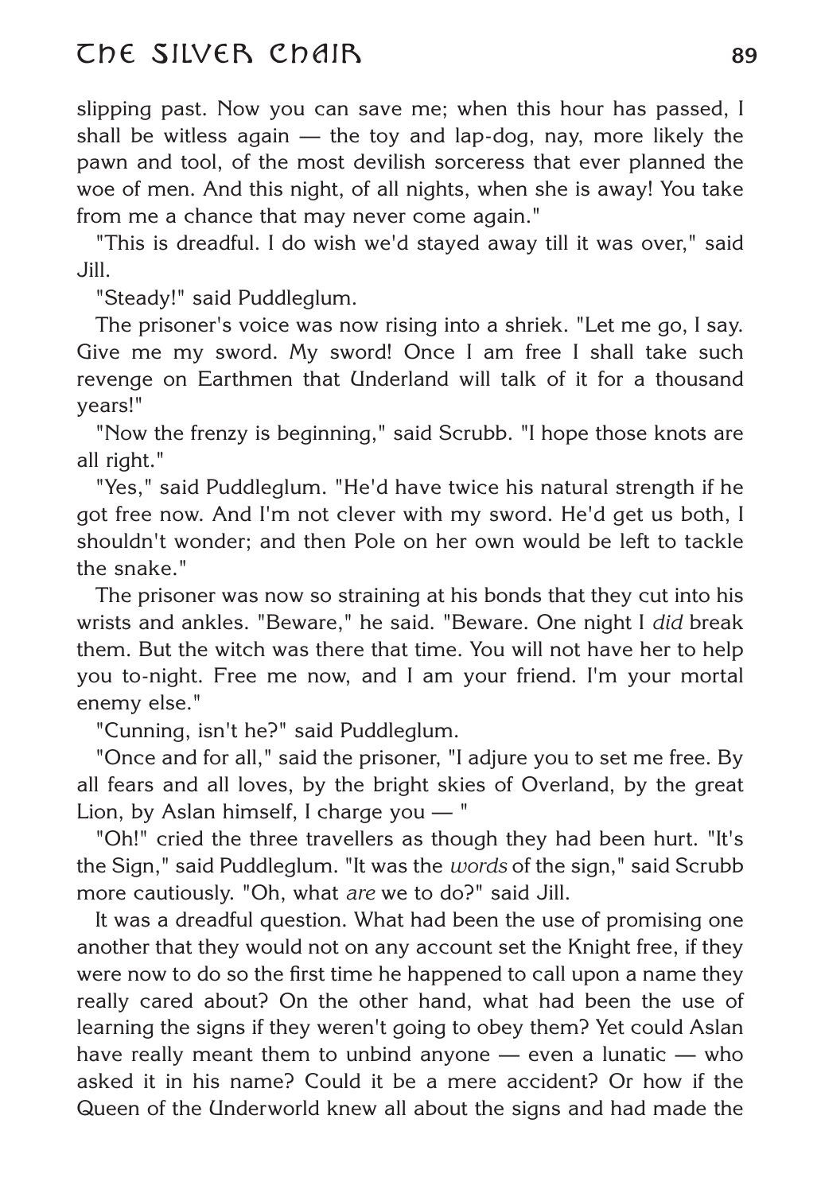slipping past. Now you can save me; when this hour has passed, I shall be witless again — the toy and lap-dog, nay, more likely the pawn and tool, of the most devilish sorceress that ever planned the woe of men. And this night, of all nights, when she is away! You take from me a chance that may never come again."

"This is dreadful. I do wish we'd stayed away till it was over," said Jill.

"Steady!" said Puddleglum.

The prisoner's voice was now rising into a shriek. "Let me go, I say. Give me my sword. My sword! Once I am free I shall take such revenge on Earthmen that Underland will talk of it for a thousand years!"

"Now the frenzy is beginning," said Scrubb. "I hope those knots are all right."

"Yes," said Puddleglum. "He'd have twice his natural strength if he got free now. And I'm not clever with my sword. He'd get us both, I shouldn't wonder; and then Pole on her own would be left to tackle the snake."

The prisoner was now so straining at his bonds that they cut into his wrists and ankles. "Beware," he said. "Beware. One night I *did* break them. But the witch was there that time. You will not have her to help you to-night. Free me now, and I am your friend. I'm your mortal enemy else."

"Cunning, isn't he?" said Puddleglum.

"Once and for all," said the prisoner, "I adjure you to set me free. By all fears and all loves, by the bright skies of Overland, by the great Lion, by Aslan himself, I charge you — "

"Oh!" cried the three travellers as though they had been hurt. "It's the Sign," said Puddleglum. "It was the *words* of the sign," said Scrubb more cautiously. "Oh, what *are* we to do?" said Jill.

It was a dreadful question. What had been the use of promising one another that they would not on any account set the Knight free, if they were now to do so the first time he happened to call upon a name they really cared about? On the other hand, what had been the use of learning the signs if they weren't going to obey them? Yet could Aslan have really meant them to unbind anyone — even a lunatic — who asked it in his name? Could it be a mere accident? Or how if the Queen of the Underworld knew all about the signs and had made the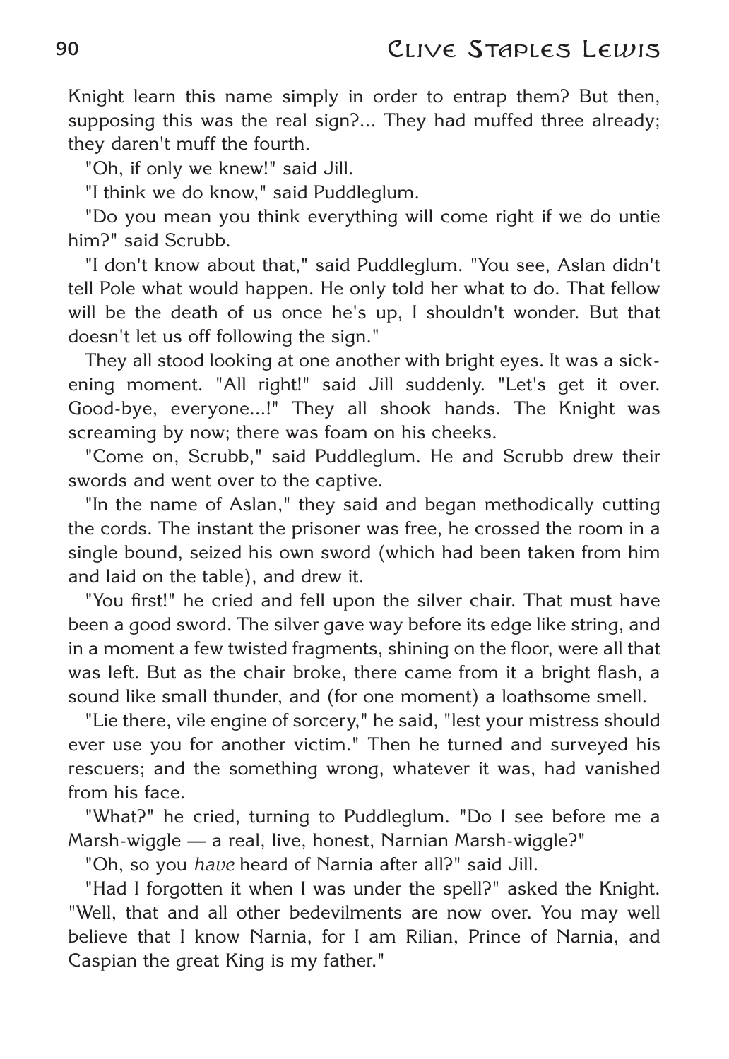Knight learn this name simply in order to entrap them? But then, supposing this was the real sign?... They had muffed three already; they daren't muff the fourth.

"Oh, if only we knew!" said Jill.

"I think we do know," said Puddleglum.

"Do you mean you think everything will come right if we do untie him?" said Scrubb.

"I don't know about that," said Puddleglum. "You see, Aslan didn't tell Pole what would happen. He only told her what to do. That fellow will be the death of us once he's up, I shouldn't wonder. But that doesn't let us off following the sign."

They all stood looking at one another with bright eyes. It was a sickening moment. "All right!" said Jill suddenly. "Let's get it over. Good-bye, everyone...!" They all shook hands. The Knight was screaming by now; there was foam on his cheeks.

"Come on, Scrubb," said Puddleglum. He and Scrubb drew their swords and went over to the captive.

"In the name of Aslan," they said and began methodically cutting the cords. The instant the prisoner was free, he crossed the room in a single bound, seized his own sword (which had been taken from him and laid on the table), and drew it.

"You first!" he cried and fell upon the silver chair. That must have been a good sword. The silver gave way before its edge like string, and in a moment a few twisted fragments, shining on the floor, were all that was left. But as the chair broke, there came from it a bright flash, a sound like small thunder, and (for one moment) a loathsome smell.

"Lie there, vile engine of sorcery," he said, "lest your mistress should ever use you for another victim." Then he turned and surveyed his rescuers; and the something wrong, whatever it was, had vanished from his face.

"What?" he cried, turning to Puddleglum. "Do I see before me a Marsh-wiggle — a real, live, honest, Narnian Marsh-wiggle?"

"Oh, so you *have* heard of Narnia after all?" said Jill.

"Had I forgotten it when I was under the spell?" asked the Knight. "Well, that and all other bedevilments are now over. You may well believe that I know Narnia, for I am Rilian, Prince of Narnia, and Caspian the great King is my father."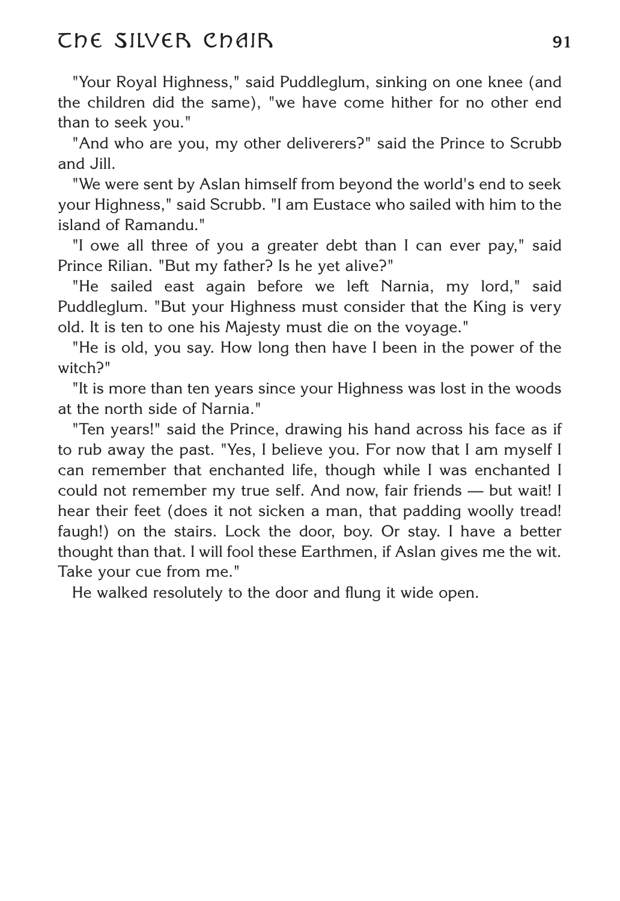"Your Royal Highness," said Puddleglum, sinking on one knee (and the children did the same), "we have come hither for no other end than to seek you."

"And who are you, my other deliverers?" said the Prince to Scrubb and Jill.

"We were sent by Aslan himself from beyond the world's end to seek your Highness," said Scrubb. "I am Eustace who sailed with him to the island of Ramandu."

"I owe all three of you a greater debt than I can ever pay," said Prince Rilian. "But my father? Is he yet alive?"

"He sailed east again before we left Narnia, my lord," said Puddleglum. "But your Highness must consider that the King is very old. It is ten to one his Majesty must die on the voyage."

"He is old, you say. How long then have I been in the power of the witch?"

"It is more than ten years since your Highness was lost in the woods at the north side of Narnia."

"Ten years!" said the Prince, drawing his hand across his face as if to rub away the past. "Yes, I believe you. For now that I am myself I can remember that enchanted life, though while I was enchanted I could not remember my true self. And now, fair friends — but wait! I hear their feet (does it not sicken a man, that padding woolly tread! faugh!) on the stairs. Lock the door, boy. Or stay. I have a better thought than that. I will fool these Earthmen, if Aslan gives me the wit. Take your cue from me."

He walked resolutely to the door and flung it wide open.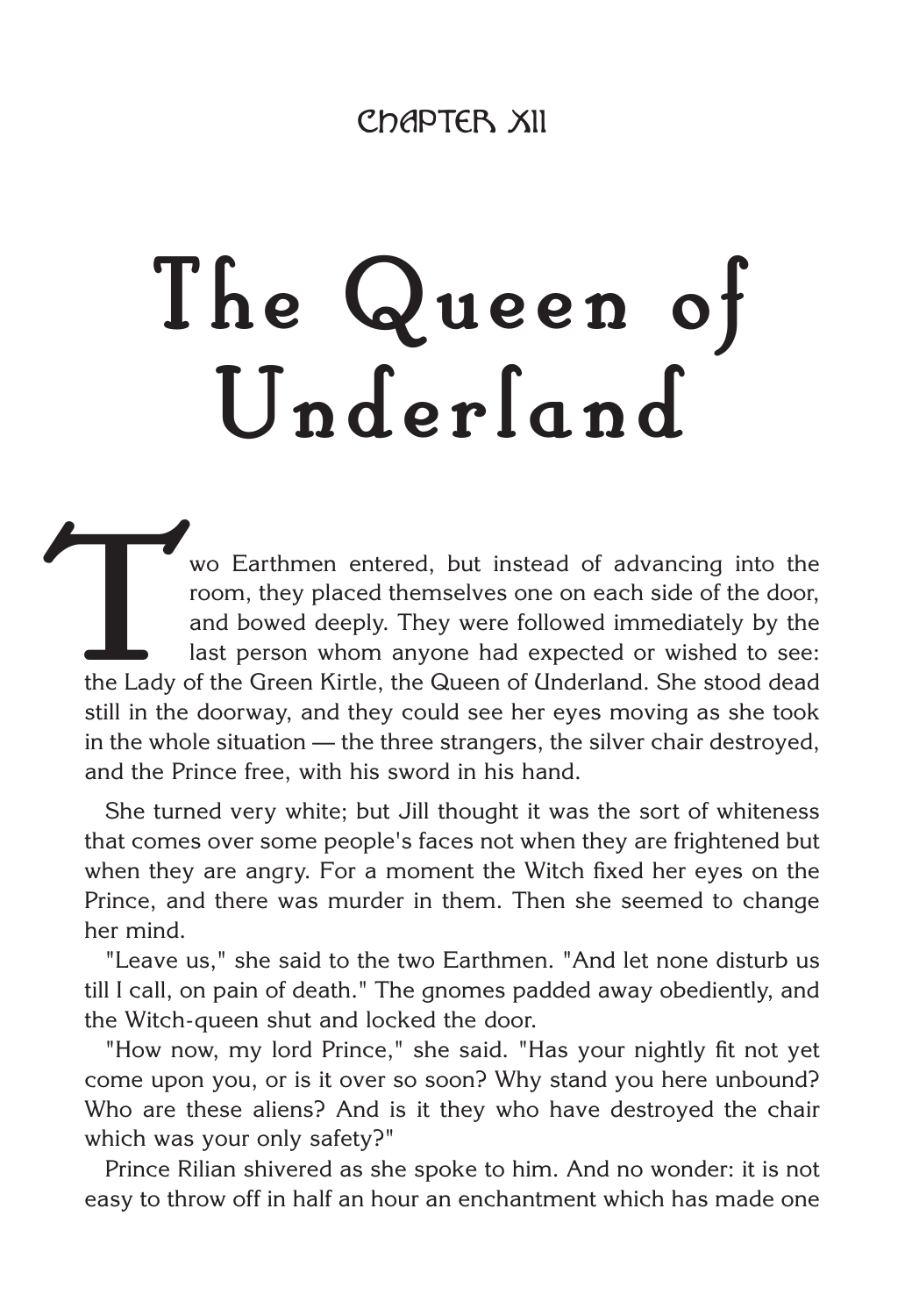CHAPTER XII

# The Queen of Underland

Two Earthmen entered, but instead of advancing into the room, they placed themselves one on each side of the door, and bowed deeply. They were followed immediately by the last person whom anyone had expected or wished to see: the Lady of the Green Kirtle, the Queen of Underland. She stood dead still in the doorway, and they could see her eyes moving as she took in the whole situation — the three strangers, the silver chair destroyed, and the Prince free, with his sword in his hand.

She turned very white; but Jill thought it was the sort of whiteness that comes over some people's faces not when they are frightened but when they are angry. For a moment the Witch fixed her eyes on the Prince, and there was murder in them. Then she seemed to change her mind.

"Leave us," she said to the two Earthmen. "And let none disturb us till I call, on pain of death." The gnomes padded away obediently, and the Witch-queen shut and locked the door.

"How now, my lord Prince," she said. "Has your nightly fit not yet come upon you, or is it over so soon? Why stand you here unbound? Who are these aliens? And is it they who have destroyed the chair which was your only safety?"

Prince Rilian shivered as she spoke to him. And no wonder: it is not easy to throw off in half an hour an enchantment which has made one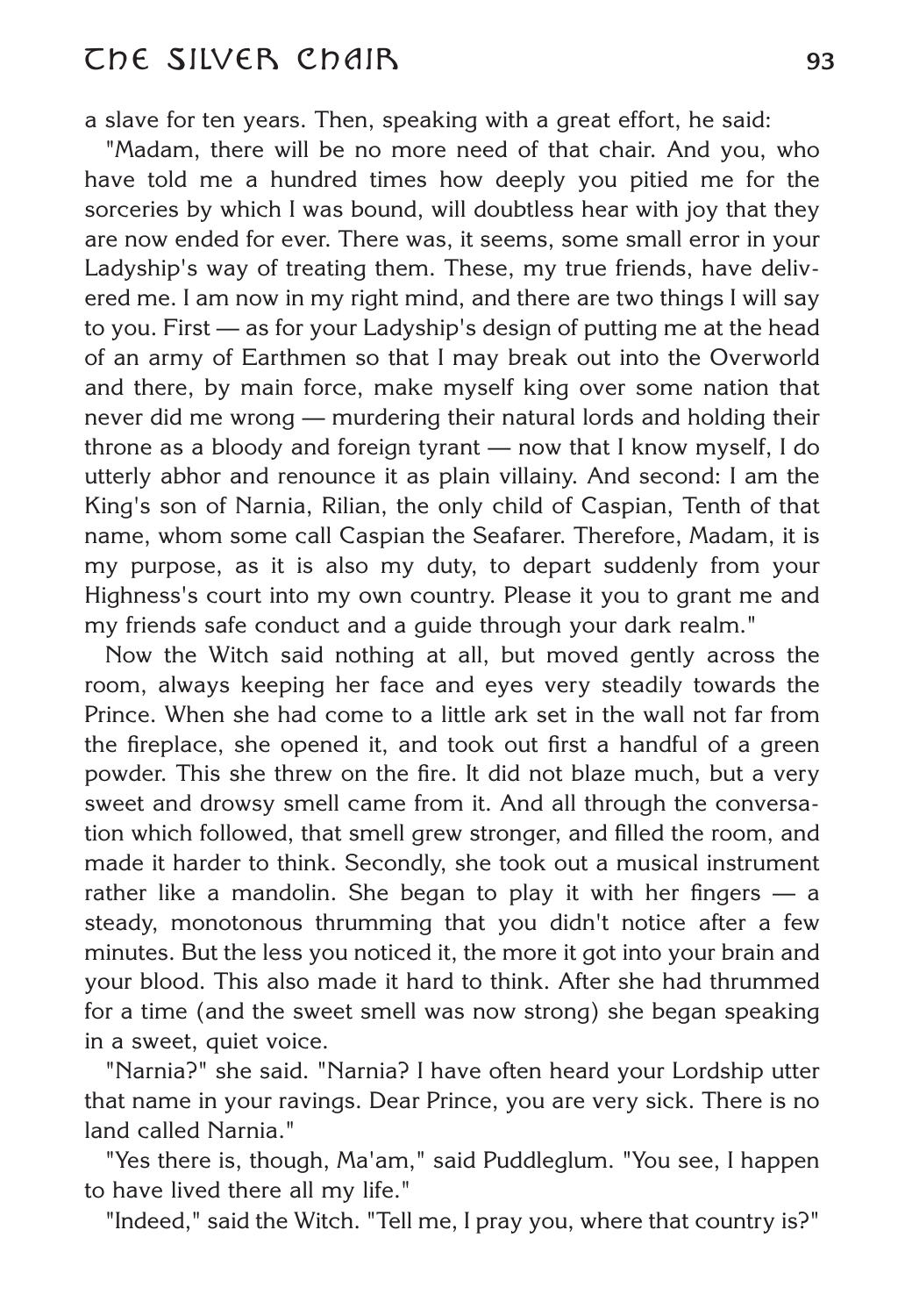a slave for ten years. Then, speaking with a great effort, he said:

"Madam, there will be no more need of that chair. And you, who have told me a hundred times how deeply you pitied me for the sorceries by which I was bound, will doubtless hear with joy that they are now ended for ever. There was, it seems, some small error in your Ladyship's way of treating them. These, my true friends, have delivered me. I am now in my right mind, and there are two things I will say to you. First — as for your Ladyship's design of putting me at the head of an army of Earthmen so that I may break out into the Overworld and there, by main force, make myself king over some nation that never did me wrong — murdering their natural lords and holding their throne as a bloody and foreign tyrant — now that I know myself, I do utterly abhor and renounce it as plain villainy. And second: I am the King's son of Narnia, Rilian, the only child of Caspian, Tenth of that name, whom some call Caspian the Seafarer. Therefore, Madam, it is my purpose, as it is also my duty, to depart suddenly from your Highness's court into my own country. Please it you to grant me and my friends safe conduct and a guide through your dark realm."

Now the Witch said nothing at all, but moved gently across the room, always keeping her face and eyes very steadily towards the Prince. When she had come to a little ark set in the wall not far from the fireplace, she opened it, and took out first a handful of a green powder. This she threw on the fire. It did not blaze much, but a very sweet and drowsy smell came from it. And all through the conversation which followed, that smell grew stronger, and filled the room, and made it harder to think. Secondly, she took out a musical instrument rather like a mandolin. She began to play it with her fingers — a steady, monotonous thrumming that you didn't notice after a few minutes. But the less you noticed it, the more it got into your brain and your blood. This also made it hard to think. After she had thrummed for a time (and the sweet smell was now strong) she began speaking in a sweet, quiet voice.

"Narnia?" she said. "Narnia? I have often heard your Lordship utter that name in your ravings. Dear Prince, you are very sick. There is no land called Narnia."

"Yes there is, though, Ma'am," said Puddleglum. "You see, I happen to have lived there all my life."

"Indeed," said the Witch. "Tell me, I pray you, where that country is?"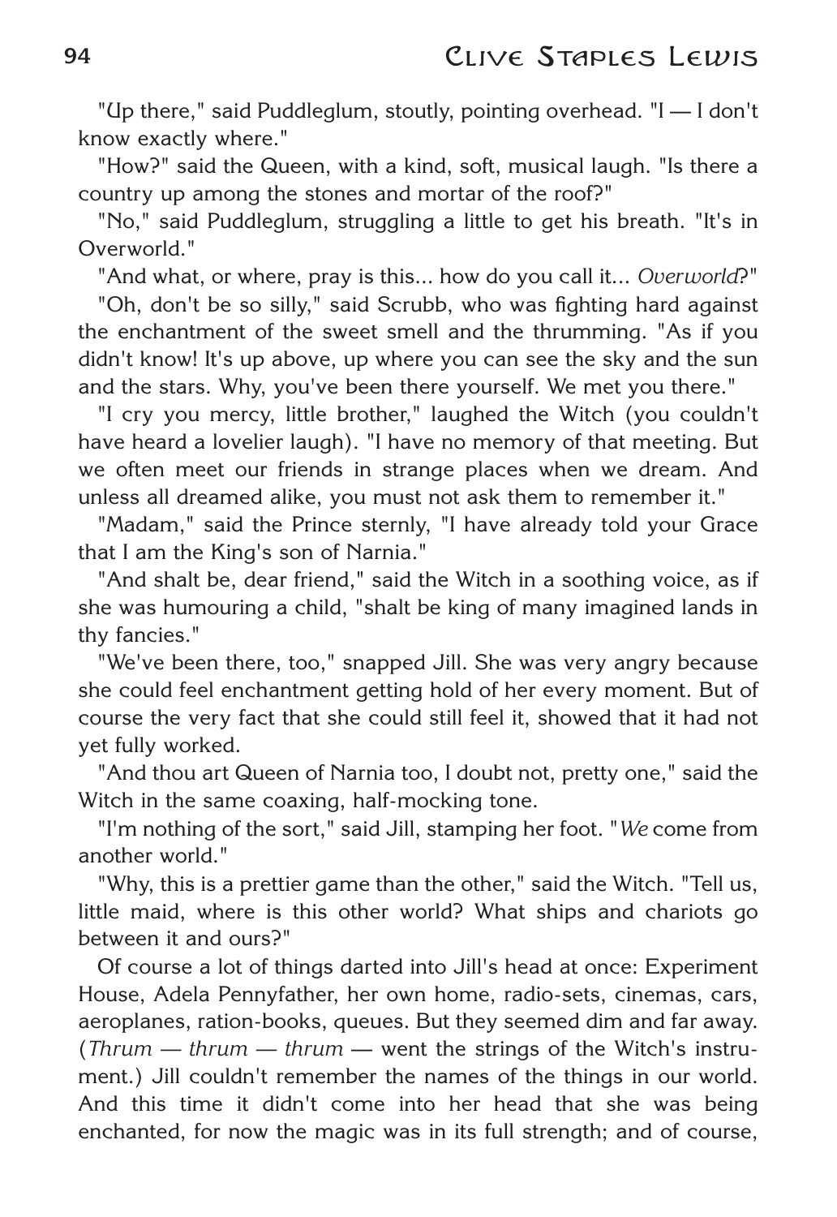"Up there," said Puddleglum, stoutly, pointing overhead. "I — I don't know exactly where."

"How?" said the Queen, with a kind, soft, musical laugh. "Is there a country up among the stones and mortar of the roof?"

"No," said Puddleglum, struggling a little to get his breath. "It's in Overworld."

"And what, or where, pray is this... how do you call it... *Overworld*?"

"Oh, don't be so silly," said Scrubb, who was fighting hard against the enchantment of the sweet smell and the thrumming. "As if you didn't know! It's up above, up where you can see the sky and the sun and the stars. Why, you've been there yourself. We met you there."

"I cry you mercy, little brother," laughed the Witch (you couldn't have heard a lovelier laugh). "I have no memory of that meeting. But we often meet our friends in strange places when we dream. And unless all dreamed alike, you must not ask them to remember it."

"Madam," said the Prince sternly, "I have already told your Grace that I am the King's son of Narnia."

"And shalt be, dear friend," said the Witch in a soothing voice, as if she was humouring a child, "shalt be king of many imagined lands in thy fancies."

"We've been there, too," snapped Jill. She was very angry because she could feel enchantment getting hold of her every moment. But of course the very fact that she could still feel it, showed that it had not yet fully worked.

"And thou art Queen of Narnia too, I doubt not, pretty one," said the Witch in the same coaxing, half-mocking tone.

"I'm nothing of the sort," said Jill, stamping her foot. "*We* come from another world."

"Why, this is a prettier game than the other," said the Witch. "Tell us, little maid, where is this other world? What ships and chariots go between it and ours?"

Of course a lot of things darted into Jill's head at once: Experiment House, Adela Pennyfather, her own home, radio-sets, cinemas, cars, aeroplanes, ration-books, queues. But they seemed dim and far away. (*Thrum — thrum — thrum* — went the strings of the Witch's instrument.) Jill couldn't remember the names of the things in our world. And this time it didn't come into her head that she was being enchanted, for now the magic was in its full strength; and of course,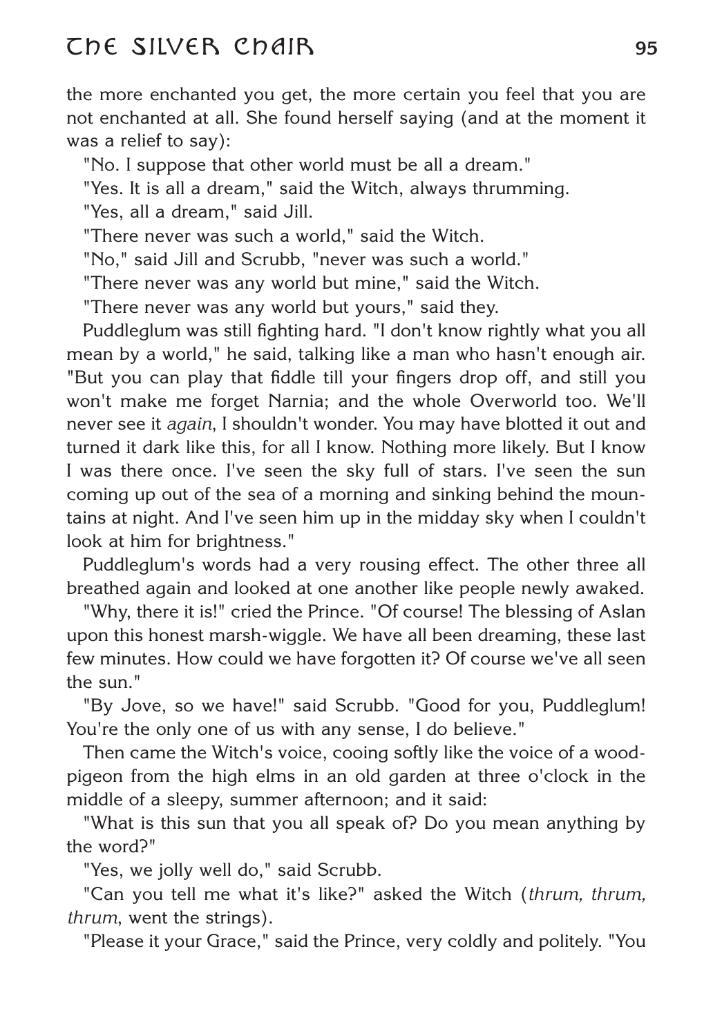the more enchanted you get, the more certain you feel that you are not enchanted at all. She found herself saying (and at the moment it was a relief to say):

"No. I suppose that other world must be all a dream."

"Yes. It is all a dream," said the Witch, always thrumming.

"Yes, all a dream," said Jill.

"There never was such a world," said the Witch.

"No," said Jill and Scrubb, "never was such a world."

"There never was any world but mine," said the Witch.

"There never was any world but yours," said they.

Puddleglum was still fighting hard. "I don't know rightly what you all mean by a world," he said, talking like a man who hasn't enough air. "But you can play that fiddle till your fingers drop off, and still you won't make me forget Narnia; and the whole Overworld too. We'll never see it *again*, I shouldn't wonder. You may have blotted it out and turned it dark like this, for all I know. Nothing more likely. But I know I was there once. I've seen the sky full of stars. I've seen the sun coming up out of the sea of a morning and sinking behind the mountains at night. And I've seen him up in the midday sky when I couldn't look at him for brightness."

Puddleglum's words had a very rousing effect. The other three all breathed again and looked at one another like people newly awaked.

"Why, there it is!" cried the Prince. "Of course! The blessing of Aslan upon this honest marsh-wiggle. We have all been dreaming, these last few minutes. How could we have forgotten it? Of course we've all seen the sun."

"By Jove, so we have!" said Scrubb. "Good for you, Puddleglum! You're the only one of us with any sense, I do believe."

Then came the Witch's voice, cooing softly like the voice of a wood-pigeon from the high elms in an old garden at three o'clock in the middle of a sleepy, summer afternoon; and it said:

"What is this sun that you all speak of? Do you mean anything by the word?"

"Yes, we jolly well do," said Scrubb.

"Can you tell me what it's like?" asked the Witch (*thrum, thrum, thrum*, went the strings).

"Please it your Grace," said the Prince, very coldly and politely. "You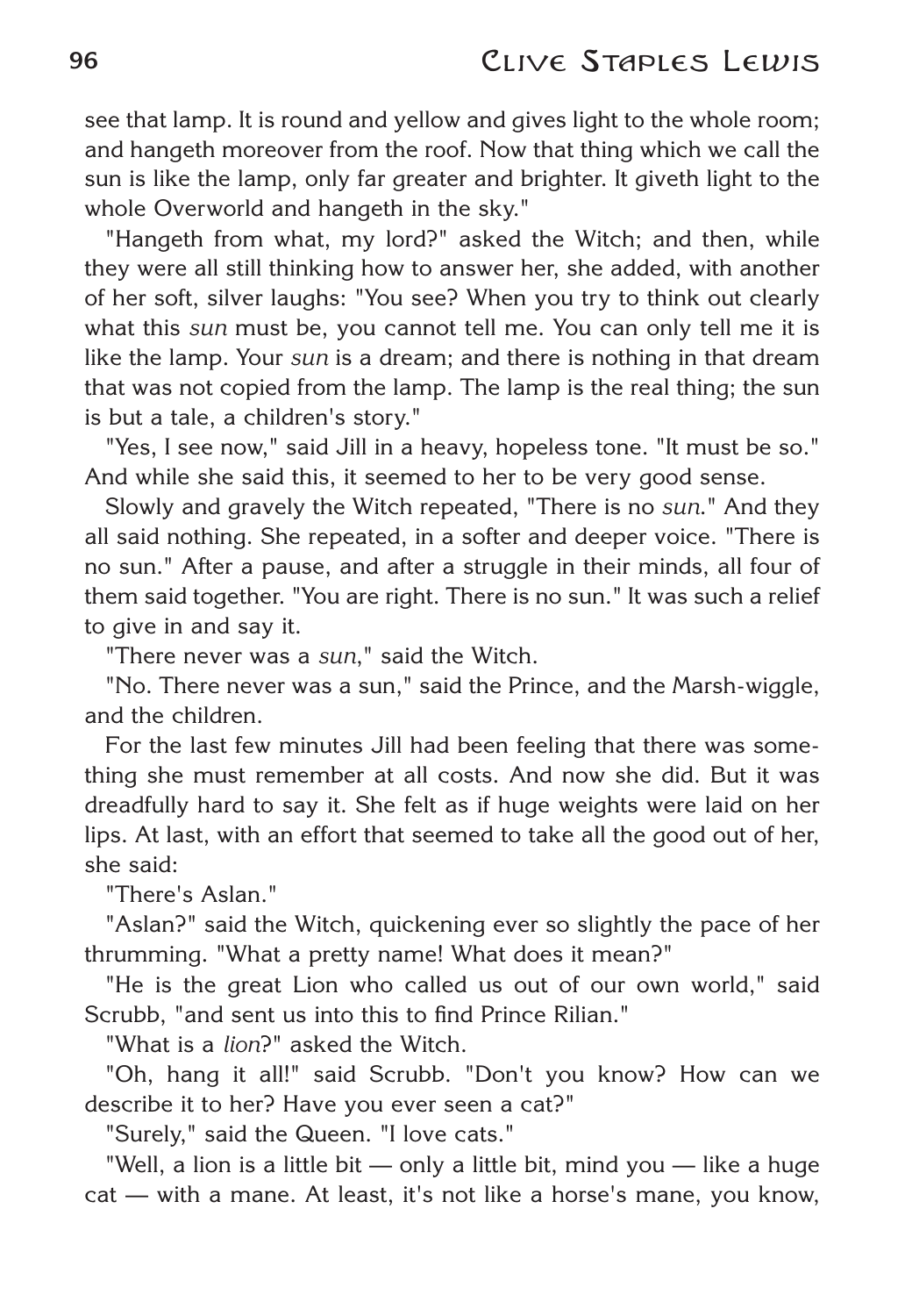see that lamp. It is round and yellow and gives light to the whole room; and hangeth moreover from the roof. Now that thing which we call the sun is like the lamp, only far greater and brighter. It giveth light to the whole Overworld and hangeth in the sky."

"Hangeth from what, my lord?" asked the Witch; and then, while they were all still thinking how to answer her, she added, with another of her soft, silver laughs: "You see? When you try to think out clearly what this *sun* must be, you cannot tell me. You can only tell me it is like the lamp. Your *sun* is a dream; and there is nothing in that dream that was not copied from the lamp. The lamp is the real thing; the sun is but a tale, a children's story."

"Yes, I see now," said Jill in a heavy, hopeless tone. "It must be so." And while she said this, it seemed to her to be very good sense.

Slowly and gravely the Witch repeated, "There is no *sun*." And they all said nothing. She repeated, in a softer and deeper voice. "There is no sun." After a pause, and after a struggle in their minds, all four of them said together. "You are right. There is no sun." It was such a relief to give in and say it.

"There never was a *sun*," said the Witch.

"No. There never was a sun," said the Prince, and the Marsh-wiggle, and the children.

For the last few minutes Jill had been feeling that there was something she must remember at all costs. And now she did. But it was dreadfully hard to say it. She felt as if huge weights were laid on her lips. At last, with an effort that seemed to take all the good out of her, she said:

"There's Aslan."

"Aslan?" said the Witch, quickening ever so slightly the pace of her thrumming. "What a pretty name! What does it mean?"

"He is the great Lion who called us out of our own world," said Scrubb, "and sent us into this to find Prince Rilian."

"What is a *lion*?" asked the Witch.

"Oh, hang it all!" said Scrubb. "Don't you know? How can we describe it to her? Have you ever seen a cat?"

"Surely," said the Queen. "I love cats."

"Well, a lion is a little bit — only a little bit, mind you — like a huge cat — with a mane. At least, it's not like a horse's mane, you know,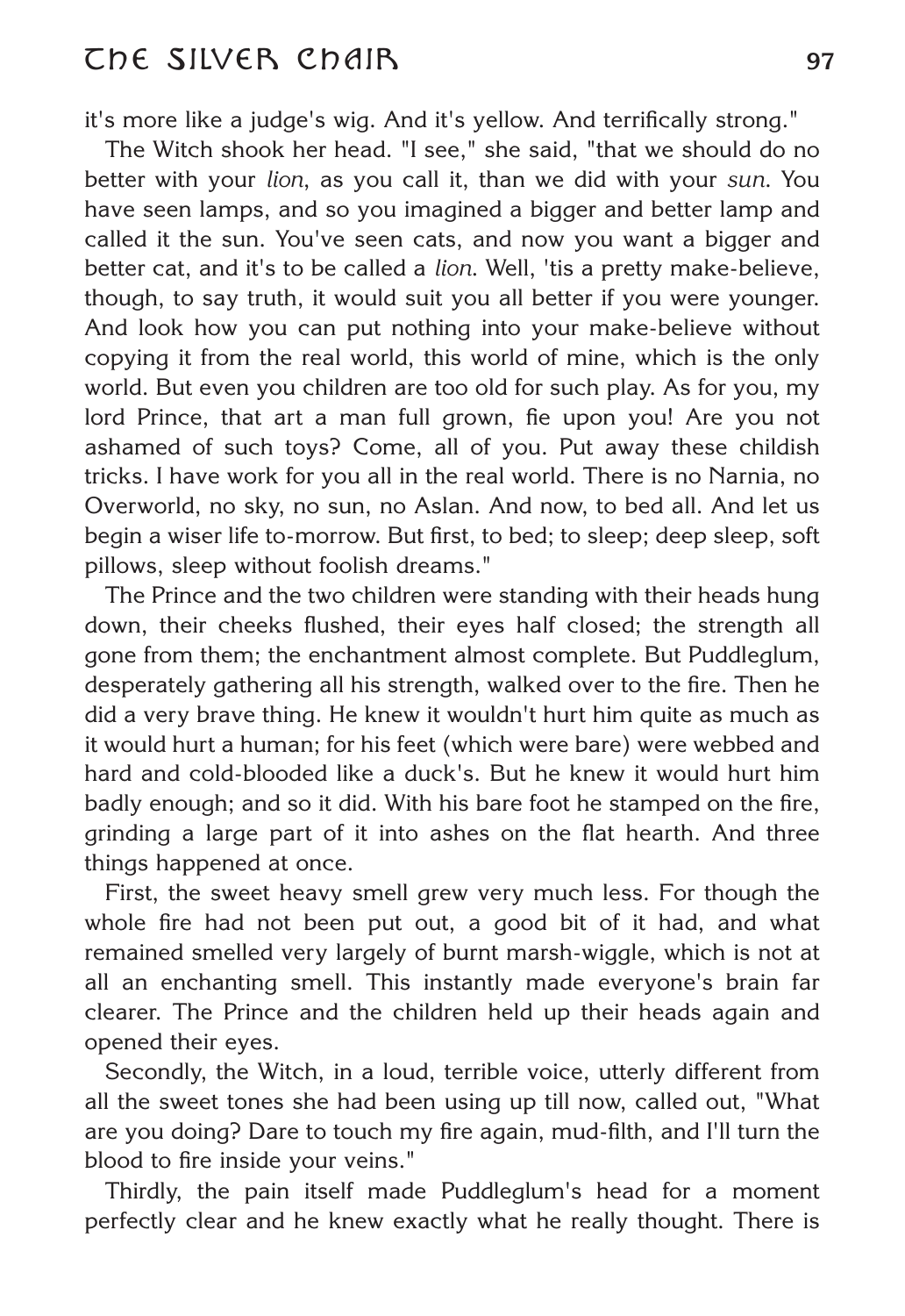it's more like a judge's wig. And it's yellow. And terrifically strong."

The Witch shook her head. "I see," she said, "that we should do no better with your *lion*, as you call it, than we did with your *sun*. You have seen lamps, and so you imagined a bigger and better lamp and called it the sun. You've seen cats, and now you want a bigger and better cat, and it's to be called a *lion*. Well, 'tis a pretty make-believe, though, to say truth, it would suit you all better if you were younger. And look how you can put nothing into your make-believe without copying it from the real world, this world of mine, which is the only world. But even you children are too old for such play. As for you, my lord Prince, that art a man full grown, fie upon you! Are you not ashamed of such toys? Come, all of you. Put away these childish tricks. I have work for you all in the real world. There is no Narnia, no Overworld, no sky, no sun, no Aslan. And now, to bed all. And let us begin a wiser life to-morrow. But first, to bed; to sleep; deep sleep, soft pillows, sleep without foolish dreams."

The Prince and the two children were standing with their heads hung down, their cheeks flushed, their eyes half closed; the strength all gone from them; the enchantment almost complete. But Puddleglum, desperately gathering all his strength, walked over to the fire. Then he did a very brave thing. He knew it wouldn't hurt him quite as much as it would hurt a human; for his feet (which were bare) were webbed and hard and cold-blooded like a duck's. But he knew it would hurt him badly enough; and so it did. With his bare foot he stamped on the fire, grinding a large part of it into ashes on the flat hearth. And three things happened at once.

First, the sweet heavy smell grew very much less. For though the whole fire had not been put out, a good bit of it had, and what remained smelled very largely of burnt marsh-wiggle, which is not at all an enchanting smell. This instantly made everyone's brain far clearer. The Prince and the children held up their heads again and opened their eyes.

Secondly, the Witch, in a loud, terrible voice, utterly different from all the sweet tones she had been using up till now, called out, "What are you doing? Dare to touch my fire again, mud-filth, and I'll turn the blood to fire inside your veins."

Thirdly, the pain itself made Puddleglum's head for a moment perfectly clear and he knew exactly what he really thought. There is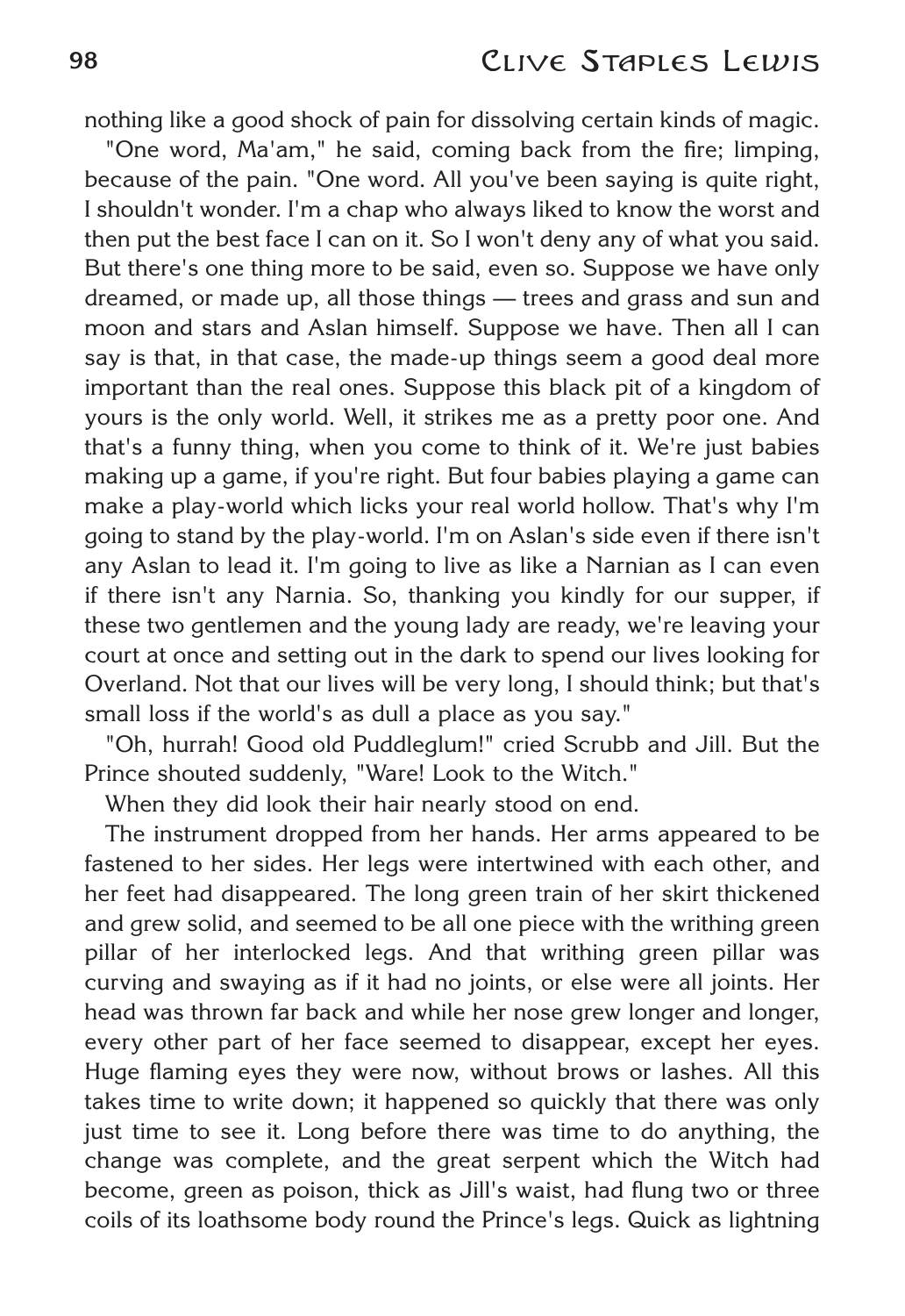nothing like a good shock of pain for dissolving certain kinds of magic.

"One word, Ma'am," he said, coming back from the fire; limping, because of the pain. "One word. All you've been saying is quite right, I shouldn't wonder. I'm a chap who always liked to know the worst and then put the best face I can on it. So I won't deny any of what you said. But there's one thing more to be said, even so. Suppose we have only dreamed, or made up, all those things — trees and grass and sun and moon and stars and Aslan himself. Suppose we have. Then all I can say is that, in that case, the made-up things seem a good deal more important than the real ones. Suppose this black pit of a kingdom of yours is the only world. Well, it strikes me as a pretty poor one. And that's a funny thing, when you come to think of it. We're just babies making up a game, if you're right. But four babies playing a game can make a play-world which licks your real world hollow. That's why I'm going to stand by the play-world. I'm on Aslan's side even if there isn't any Aslan to lead it. I'm going to live as like a Narnian as I can even if there isn't any Narnia. So, thanking you kindly for our supper, if these two gentlemen and the young lady are ready, we're leaving your court at once and setting out in the dark to spend our lives looking for Overland. Not that our lives will be very long, I should think; but that's small loss if the world's as dull a place as you say."

"Oh, hurrah! Good old Puddleglum!" cried Scrubb and Jill. But the Prince shouted suddenly, "Ware! Look to the Witch."

When they did look their hair nearly stood on end.

The instrument dropped from her hands. Her arms appeared to be fastened to her sides. Her legs were intertwined with each other, and her feet had disappeared. The long green train of her skirt thickened and grew solid, and seemed to be all one piece with the writhing green pillar of her interlocked legs. And that writhing green pillar was curving and swaying as if it had no joints, or else were all joints. Her head was thrown far back and while her nose grew longer and longer, every other part of her face seemed to disappear, except her eyes. Huge flaming eyes they were now, without brows or lashes. All this takes time to write down; it happened so quickly that there was only just time to see it. Long before there was time to do anything, the change was complete, and the great serpent which the Witch had become, green as poison, thick as Jill's waist, had flung two or three coils of its loathsome body round the Prince's legs. Quick as lightning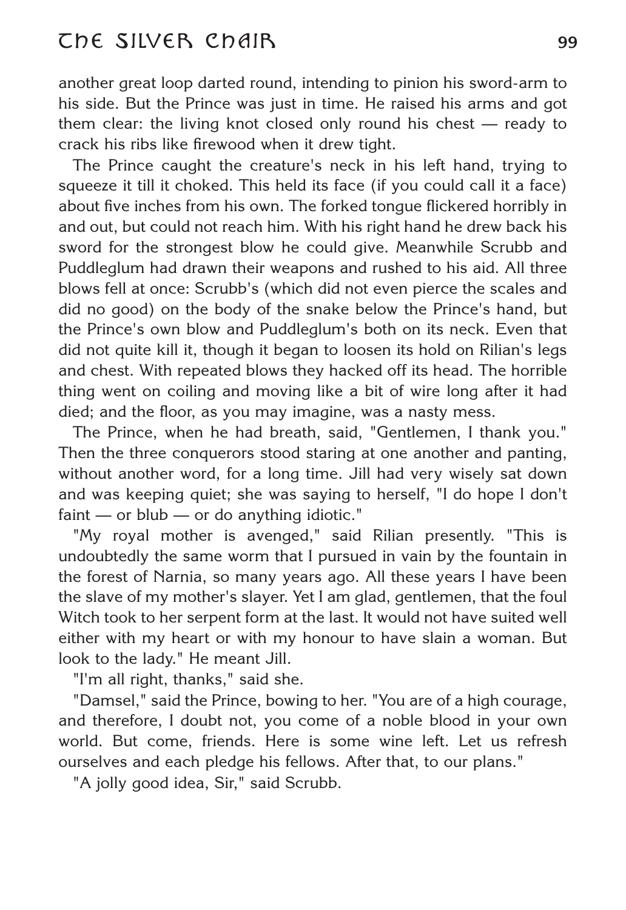another great loop darted round, intending to pinion his sword-arm to his side. But the Prince was just in time. He raised his arms and got them clear: the living knot closed only round his chest — ready to crack his ribs like firewood when it drew tight.

The Prince caught the creature's neck in his left hand, trying to squeeze it till it choked. This held its face (if you could call it a face) about five inches from his own. The forked tongue flickered horribly in and out, but could not reach him. With his right hand he drew back his sword for the strongest blow he could give. Meanwhile Scrubb and Puddleglum had drawn their weapons and rushed to his aid. All three blows fell at once: Scrubb's (which did not even pierce the scales and did no good) on the body of the snake below the Prince's hand, but the Prince's own blow and Puddleglum's both on its neck. Even that did not quite kill it, though it began to loosen its hold on Rilian's legs and chest. With repeated blows they hacked off its head. The horrible thing went on coiling and moving like a bit of wire long after it had died; and the floor, as you may imagine, was a nasty mess.

The Prince, when he had breath, said, "Gentlemen, I thank you." Then the three conquerors stood staring at one another and panting, without another word, for a long time. Jill had very wisely sat down and was keeping quiet; she was saying to herself, "I do hope I don't faint — or blub — or do anything idiotic."

"My royal mother is avenged," said Rilian presently. "This is undoubtedly the same worm that I pursued in vain by the fountain in the forest of Narnia, so many years ago. All these years I have been the slave of my mother's slayer. Yet I am glad, gentlemen, that the foul Witch took to her serpent form at the last. It would not have suited well either with my heart or with my honour to have slain a woman. But look to the lady." He meant Jill.

"I'm all right, thanks," said she.

"Damsel," said the Prince, bowing to her. "You are of a high courage, and therefore, I doubt not, you come of a noble blood in your own world. But come, friends. Here is some wine left. Let us refresh ourselves and each pledge his fellows. After that, to our plans."

"A jolly good idea, Sir," said Scrubb.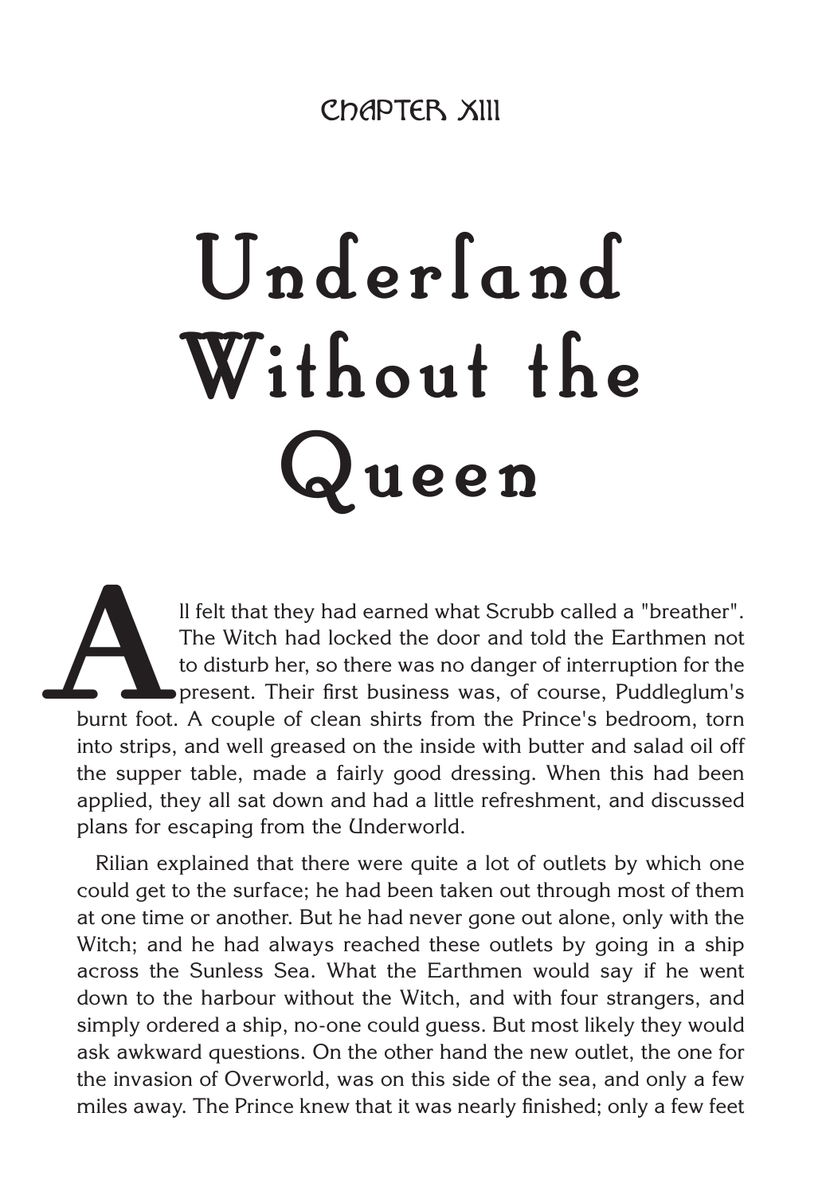CHAPTER XIII

# Underland Without the Queen

All felt that they had earned what Scrubb called a "breather". The Witch had locked the door and told the Earthmen not to disturb her, so there was no danger of interruption for the present. Their first business was, of course, Puddleglum's burnt foot. A couple of clean shirts from the Prince's bedroom, torn into strips, and well greased on the inside with butter and salad oil off the supper table, made a fairly good dressing. When this had been applied, they all sat down and had a little refreshment, and discussed plans for escaping from the Underworld.

Rilian explained that there were quite a lot of outlets by which one could get to the surface; he had been taken out through most of them at one time or another. But he had never gone out alone, only with the Witch; and he had always reached these outlets by going in a ship across the Sunless Sea. What the Earthmen would say if he went down to the harbour without the Witch, and with four strangers, and simply ordered a ship, no-one could guess. But most likely they would ask awkward questions. On the other hand the new outlet, the one for the invasion of Overworld, was on this side of the sea, and only a few miles away. The Prince knew that it was nearly finished; only a few feet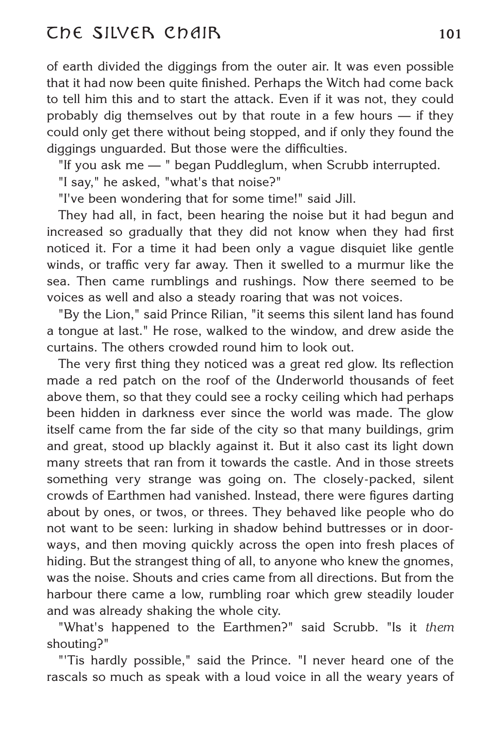of earth divided the diggings from the outer air. It was even possible that it had now been quite finished. Perhaps the Witch had come back to tell him this and to start the attack. Even if it was not, they could probably dig themselves out by that route in a few hours — if they could only get there without being stopped, and if only they found the diggings unguarded. But those were the difficulties.

"If you ask me — " began Puddleglum, when Scrubb interrupted.

"I say," he asked, "what's that noise?"

"I've been wondering that for some time!" said Jill.

They had all, in fact, been hearing the noise but it had begun and increased so gradually that they did not know when they had first noticed it. For a time it had been only a vague disquiet like gentle winds, or traffic very far away. Then it swelled to a murmur like the sea. Then came rumblings and rushings. Now there seemed to be voices as well and also a steady roaring that was not voices.

"By the Lion," said Prince Rilian, "it seems this silent land has found a tongue at last." He rose, walked to the window, and drew aside the curtains. The others crowded round him to look out.

The very first thing they noticed was a great red glow. Its reflection made a red patch on the roof of the Underworld thousands of feet above them, so that they could see a rocky ceiling which had perhaps been hidden in darkness ever since the world was made. The glow itself came from the far side of the city so that many buildings, grim and great, stood up blackly against it. But it also cast its light down many streets that ran from it towards the castle. And in those streets something very strange was going on. The closely-packed, silent crowds of Earthmen had vanished. Instead, there were figures darting about by ones, or twos, or threes. They behaved like people who do not want to be seen: lurking in shadow behind buttresses or in doorways, and then moving quickly across the open into fresh places of hiding. But the strangest thing of all, to anyone who knew the gnomes, was the noise. Shouts and cries came from all directions. But from the harbour there came a low, rumbling roar which grew steadily louder and was already shaking the whole city.

"What's happened to the Earthmen?" said Scrubb. "Is it *them* shouting?"

"'Tis hardly possible," said the Prince. "I never heard one of the rascals so much as speak with a loud voice in all the weary years of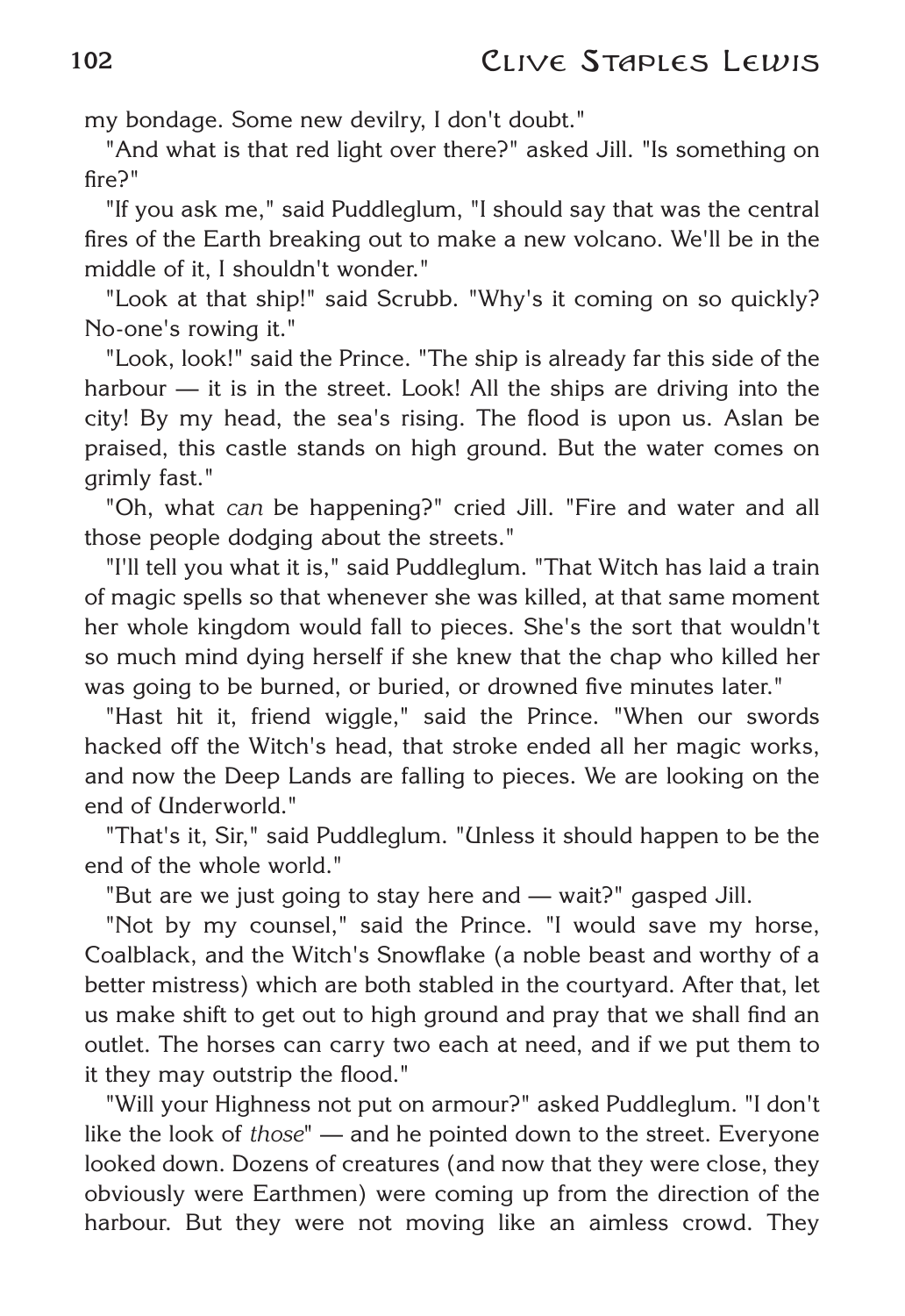my bondage. Some new devilry, I don't doubt."

"And what is that red light over there?" asked Jill. "Is something on fire?"

"If you ask me," said Puddleglum, "I should say that was the central fires of the Earth breaking out to make a new volcano. We'll be in the middle of it, I shouldn't wonder."

"Look at that ship!" said Scrubb. "Why's it coming on so quickly? No-one's rowing it."

"Look, look!" said the Prince. "The ship is already far this side of the harbour — it is in the street. Look! All the ships are driving into the city! By my head, the sea's rising. The flood is upon us. Aslan be praised, this castle stands on high ground. But the water comes on grimly fast."

"Oh, what *can* be happening?" cried Jill. "Fire and water and all those people dodging about the streets."

"I'll tell you what it is," said Puddleglum. "That Witch has laid a train of magic spells so that whenever she was killed, at that same moment her whole kingdom would fall to pieces. She's the sort that wouldn't so much mind dying herself if she knew that the chap who killed her was going to be burned, or buried, or drowned five minutes later."

"Hast hit it, friend wiggle," said the Prince. "When our swords hacked off the Witch's head, that stroke ended all her magic works, and now the Deep Lands are falling to pieces. We are looking on the end of Underworld."

"That's it, Sir," said Puddleglum. "Unless it should happen to be the end of the whole world."

"But are we just going to stay here and — wait?" gasped Jill.

"Not by my counsel," said the Prince. "I would save my horse, Coalblack, and the Witch's Snowflake (a noble beast and worthy of a better mistress) which are both stabled in the courtyard. After that, let us make shift to get out to high ground and pray that we shall find an outlet. The horses can carry two each at need, and if we put them to it they may outstrip the flood."

"Will your Highness not put on armour?" asked Puddleglum. "I don't like the look of *those*" — and he pointed down to the street. Everyone looked down. Dozens of creatures (and now that they were close, they obviously were Earthmen) were coming up from the direction of the harbour. But they were not moving like an aimless crowd. They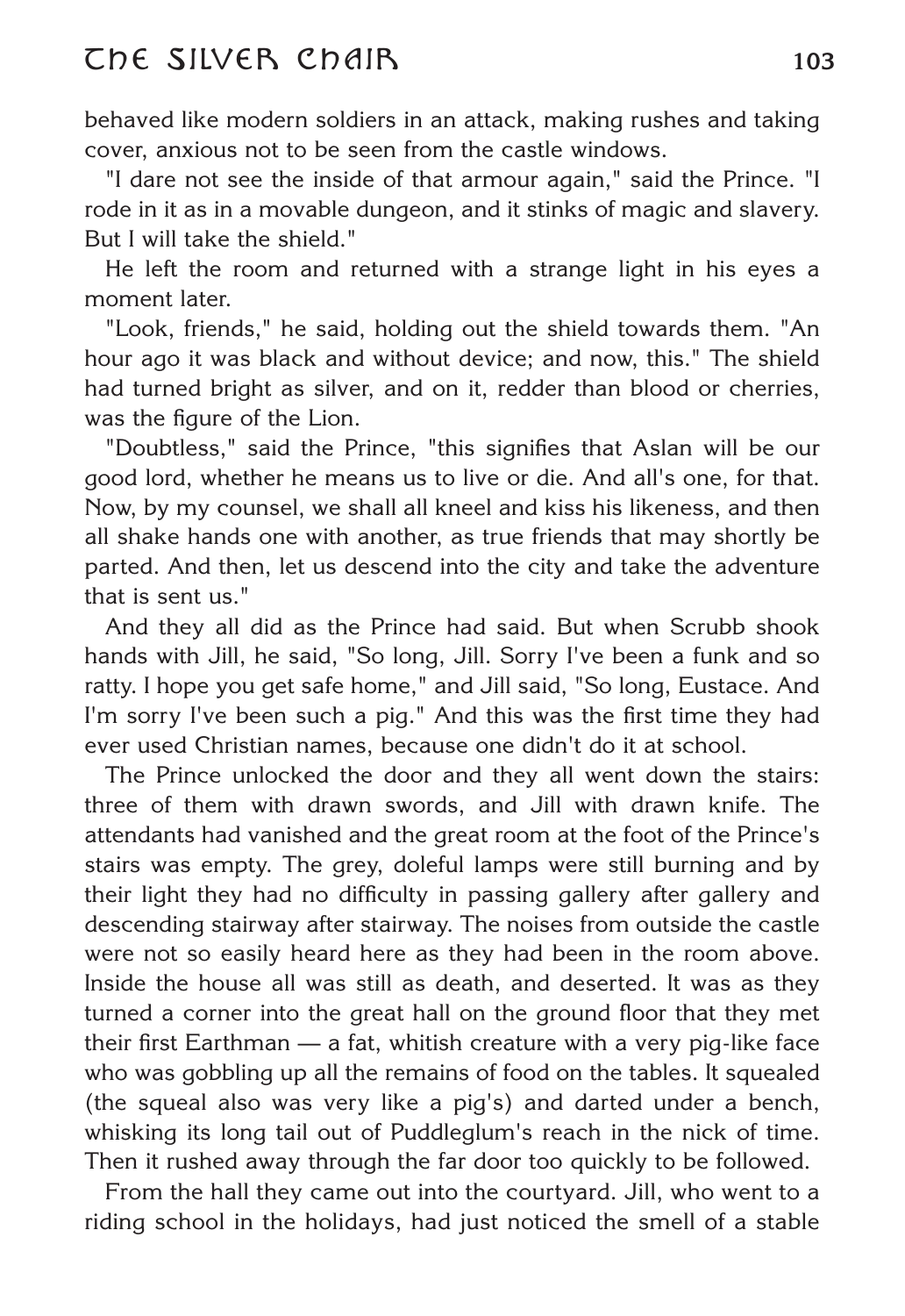behaved like modern soldiers in an attack, making rushes and taking cover, anxious not to be seen from the castle windows.

"I dare not see the inside of that armour again," said the Prince. "I rode in it as in a movable dungeon, and it stinks of magic and slavery. But I will take the shield."

He left the room and returned with a strange light in his eyes a moment later.

"Look, friends," he said, holding out the shield towards them. "An hour ago it was black and without device; and now, this." The shield had turned bright as silver, and on it, redder than blood or cherries, was the figure of the Lion.

"Doubtless," said the Prince, "this signifies that Aslan will be our good lord, whether he means us to live or die. And all's one, for that. Now, by my counsel, we shall all kneel and kiss his likeness, and then all shake hands one with another, as true friends that may shortly be parted. And then, let us descend into the city and take the adventure that is sent us."

And they all did as the Prince had said. But when Scrubb shook hands with Jill, he said, "So long, Jill. Sorry I've been a funk and so ratty. I hope you get safe home," and Jill said, "So long, Eustace. And I'm sorry I've been such a pig." And this was the first time they had ever used Christian names, because one didn't do it at school.

The Prince unlocked the door and they all went down the stairs: three of them with drawn swords, and Jill with drawn knife. The attendants had vanished and the great room at the foot of the Prince's stairs was empty. The grey, doleful lamps were still burning and by their light they had no difficulty in passing gallery after gallery and descending stairway after stairway. The noises from outside the castle were not so easily heard here as they had been in the room above. Inside the house all was still as death, and deserted. It was as they turned a corner into the great hall on the ground floor that they met their first Earthman — a fat, whitish creature with a very pig-like face who was gobbling up all the remains of food on the tables. It squealed (the squeal also was very like a pig's) and darted under a bench, whisking its long tail out of Puddleglum's reach in the nick of time. Then it rushed away through the far door too quickly to be followed.

From the hall they came out into the courtyard. Jill, who went to a riding school in the holidays, had just noticed the smell of a stable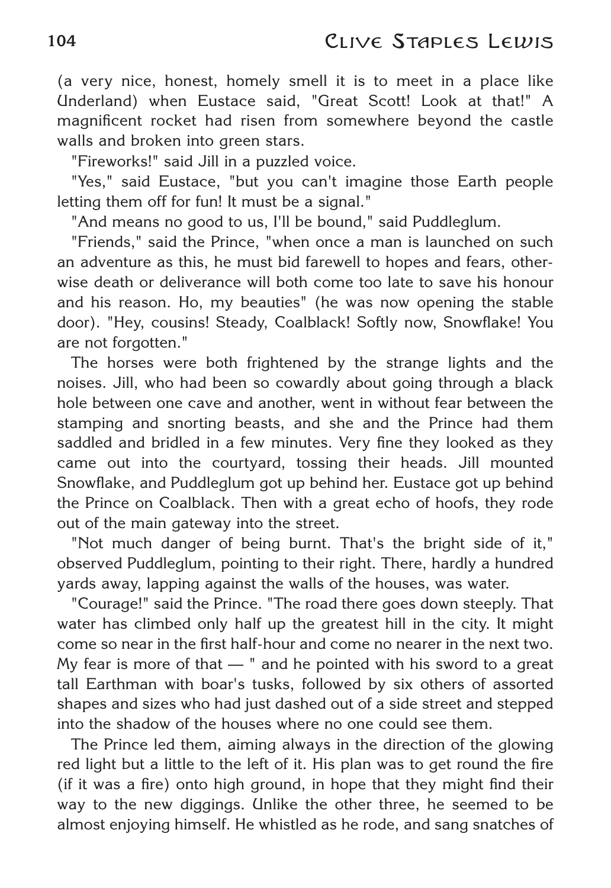(a very nice, honest, homely smell it is to meet in a place like Underland) when Eustace said, "Great Scott! Look at that!" A magnificent rocket had risen from somewhere beyond the castle walls and broken into green stars.

"Fireworks!" said Jill in a puzzled voice.

"Yes," said Eustace, "but you can't imagine those Earth people letting them off for fun! It must be a signal."

"And means no good to us, I'll be bound," said Puddleglum.

"Friends," said the Prince, "when once a man is launched on such an adventure as this, he must bid farewell to hopes and fears, otherwise death or deliverance will both come too late to save his honour and his reason. Ho, my beauties" (he was now opening the stable door). "Hey, cousins! Steady, Coalblack! Softly now, Snowflake! You are not forgotten."

The horses were both frightened by the strange lights and the noises. Jill, who had been so cowardly about going through a black hole between one cave and another, went in without fear between the stamping and snorting beasts, and she and the Prince had them saddled and bridled in a few minutes. Very fine they looked as they came out into the courtyard, tossing their heads. Jill mounted Snowflake, and Puddleglum got up behind her. Eustace got up behind the Prince on Coalblack. Then with a great echo of hoofs, they rode out of the main gateway into the street.

"Not much danger of being burnt. That's the bright side of it," observed Puddleglum, pointing to their right. There, hardly a hundred yards away, lapping against the walls of the houses, was water.

"Courage!" said the Prince. "The road there goes down steeply. That water has climbed only half up the greatest hill in the city. It might come so near in the first half-hour and come no nearer in the next two. My fear is more of that — " and he pointed with his sword to a great tall Earthman with boar's tusks, followed by six others of assorted shapes and sizes who had just dashed out of a side street and stepped into the shadow of the houses where no one could see them.

The Prince led them, aiming always in the direction of the glowing red light but a little to the left of it. His plan was to get round the fire (if it was a fire) onto high ground, in hope that they might find their way to the new diggings. Unlike the other three, he seemed to be almost enjoying himself. He whistled as he rode, and sang snatches of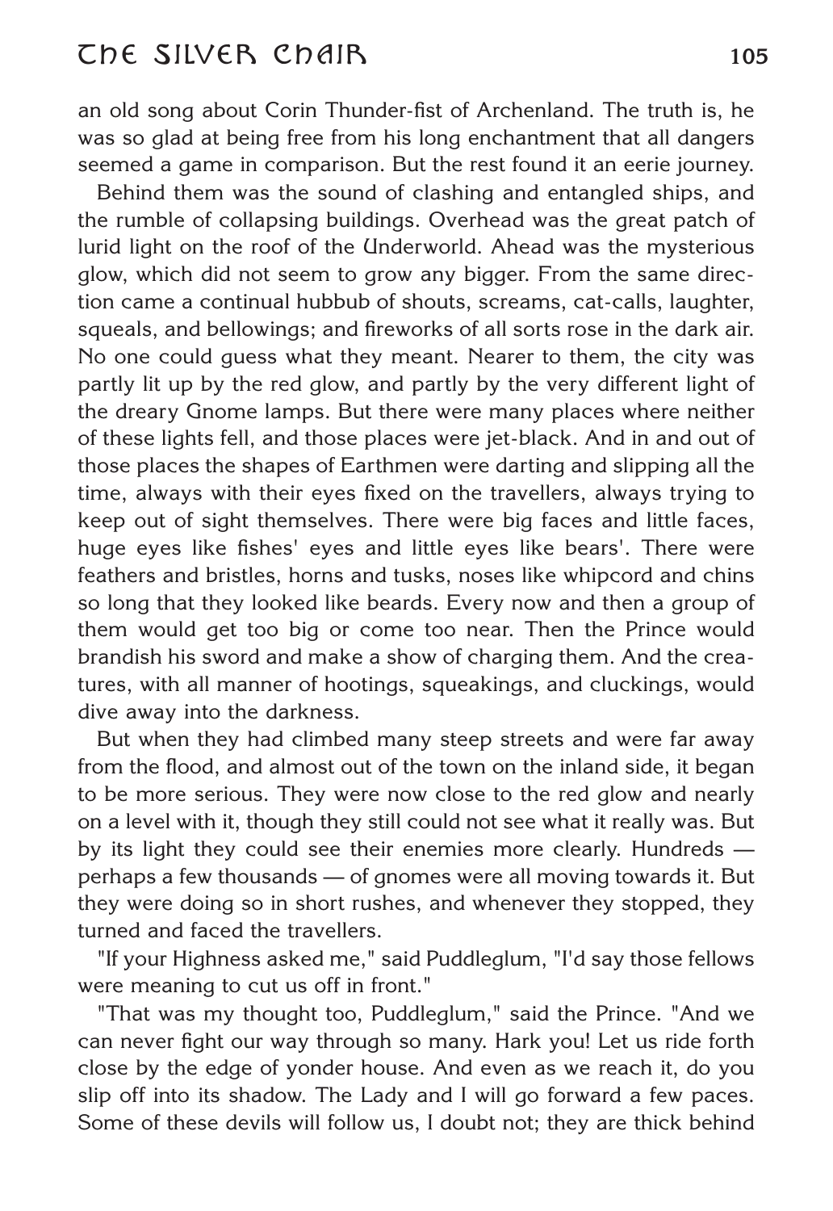an old song about Corin Thunder-fist of Archenland. The truth is, he was so glad at being free from his long enchantment that all dangers seemed a game in comparison. But the rest found it an eerie journey.

Behind them was the sound of clashing and entangled ships, and the rumble of collapsing buildings. Overhead was the great patch of lurid light on the roof of the Underworld. Ahead was the mysterious glow, which did not seem to grow any bigger. From the same direction came a continual hubbub of shouts, screams, cat-calls, laughter, squeals, and bellowings; and fireworks of all sorts rose in the dark air. No one could guess what they meant. Nearer to them, the city was partly lit up by the red glow, and partly by the very different light of the dreary Gnome lamps. But there were many places where neither of these lights fell, and those places were jet-black. And in and out of those places the shapes of Earthmen were darting and slipping all the time, always with their eyes fixed on the travellers, always trying to keep out of sight themselves. There were big faces and little faces, huge eyes like fishes' eyes and little eyes like bears'. There were feathers and bristles, horns and tusks, noses like whipcord and chins so long that they looked like beards. Every now and then a group of them would get too big or come too near. Then the Prince would brandish his sword and make a show of charging them. And the creatures, with all manner of hootings, squeakings, and cluckings, would dive away into the darkness.

But when they had climbed many steep streets and were far away from the flood, and almost out of the town on the inland side, it began to be more serious. They were now close to the red glow and nearly on a level with it, though they still could not see what it really was. But by its light they could see their enemies more clearly. Hundreds — perhaps a few thousands — of gnomes were all moving towards it. But they were doing so in short rushes, and whenever they stopped, they turned and faced the travellers.

"If your Highness asked me," said Puddleglum, "I'd say those fellows were meaning to cut us off in front."

"That was my thought too, Puddleglum," said the Prince. "And we can never fight our way through so many. Hark you! Let us ride forth close by the edge of yonder house. And even as we reach it, do you slip off into its shadow. The Lady and I will go forward a few paces. Some of these devils will follow us, I doubt not; they are thick behind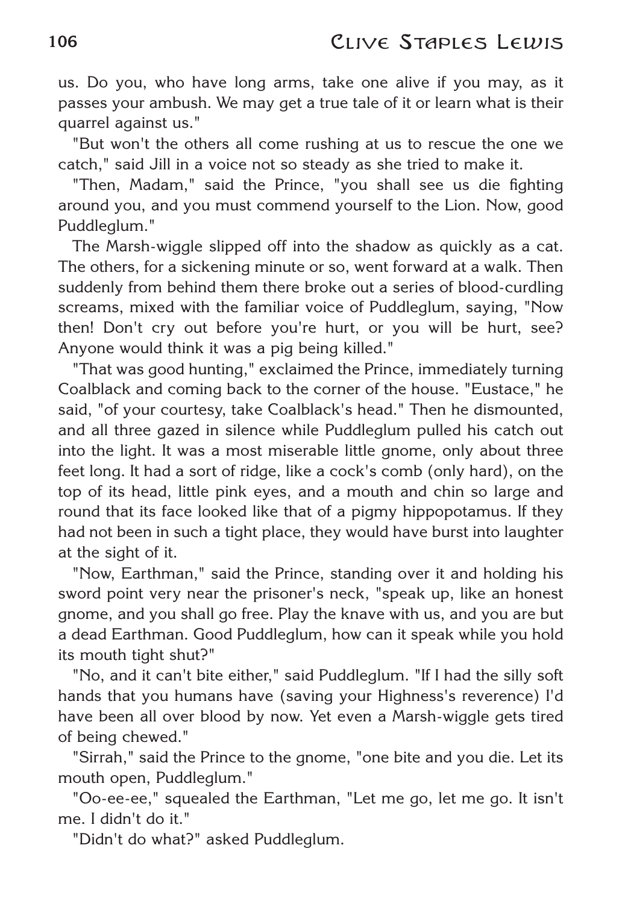us. Do you, who have long arms, take one alive if you may, as it passes your ambush. We may get a true tale of it or learn what is their quarrel against us."

"But won't the others all come rushing at us to rescue the one we catch," said Jill in a voice not so steady as she tried to make it.

"Then, Madam," said the Prince, "you shall see us die fighting around you, and you must commend yourself to the Lion. Now, good Puddleglum."

The Marsh-wiggle slipped off into the shadow as quickly as a cat. The others, for a sickening minute or so, went forward at a walk. Then suddenly from behind them there broke out a series of blood-curdling screams, mixed with the familiar voice of Puddleglum, saying, "Now then! Don't cry out before you're hurt, or you will be hurt, see? Anyone would think it was a pig being killed."

"That was good hunting," exclaimed the Prince, immediately turning Coalblack and coming back to the corner of the house. "Eustace," he said, "of your courtesy, take Coalblack's head." Then he dismounted, and all three gazed in silence while Puddleglum pulled his catch out into the light. It was a most miserable little gnome, only about three feet long. It had a sort of ridge, like a cock's comb (only hard), on the top of its head, little pink eyes, and a mouth and chin so large and round that its face looked like that of a pigmy hippopotamus. If they had not been in such a tight place, they would have burst into laughter at the sight of it.

"Now, Earthman," said the Prince, standing over it and holding his sword point very near the prisoner's neck, "speak up, like an honest gnome, and you shall go free. Play the knave with us, and you are but a dead Earthman. Good Puddleglum, how can it speak while you hold its mouth tight shut?"

"No, and it can't bite either," said Puddleglum. "If I had the silly soft hands that you humans have (saving your Highness's reverence) I'd have been all over blood by now. Yet even a Marsh-wiggle gets tired of being chewed."

"Sirrah," said the Prince to the gnome, "one bite and you die. Let its mouth open, Puddleglum."

"Oo-ee-ee," squealed the Earthman, "Let me go, let me go. It isn't me. I didn't do it."

"Didn't do what?" asked Puddleglum.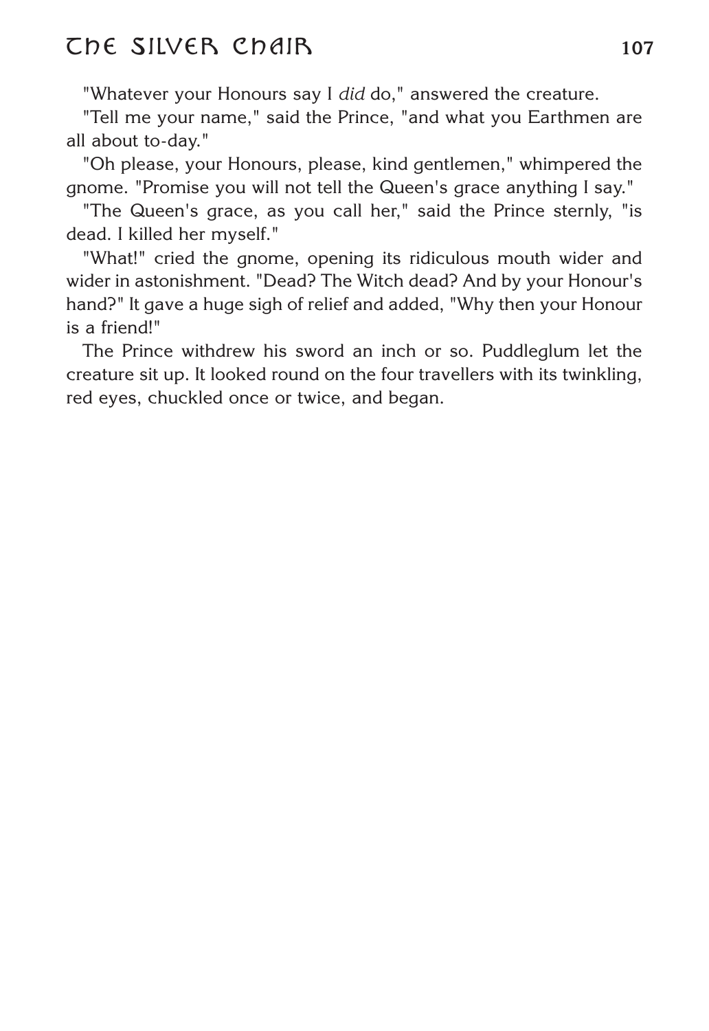"Whatever your Honours say I *did* do," answered the creature.

"Tell me your name," said the Prince, "and what you Earthmen are all about to-day."

"Oh please, your Honours, please, kind gentlemen," whimpered the gnome. "Promise you will not tell the Queen's grace anything I say."

"The Queen's grace, as you call her," said the Prince sternly, "is dead. I killed her myself."

"What!" cried the gnome, opening its ridiculous mouth wider and wider in astonishment. "Dead? The Witch dead? And by your Honour's hand?" It gave a huge sigh of relief and added, "Why then your Honour is a friend!"

The Prince withdrew his sword an inch or so. Puddleglum let the creature sit up. It looked round on the four travellers with its twinkling, red eyes, chuckled once or twice, and began.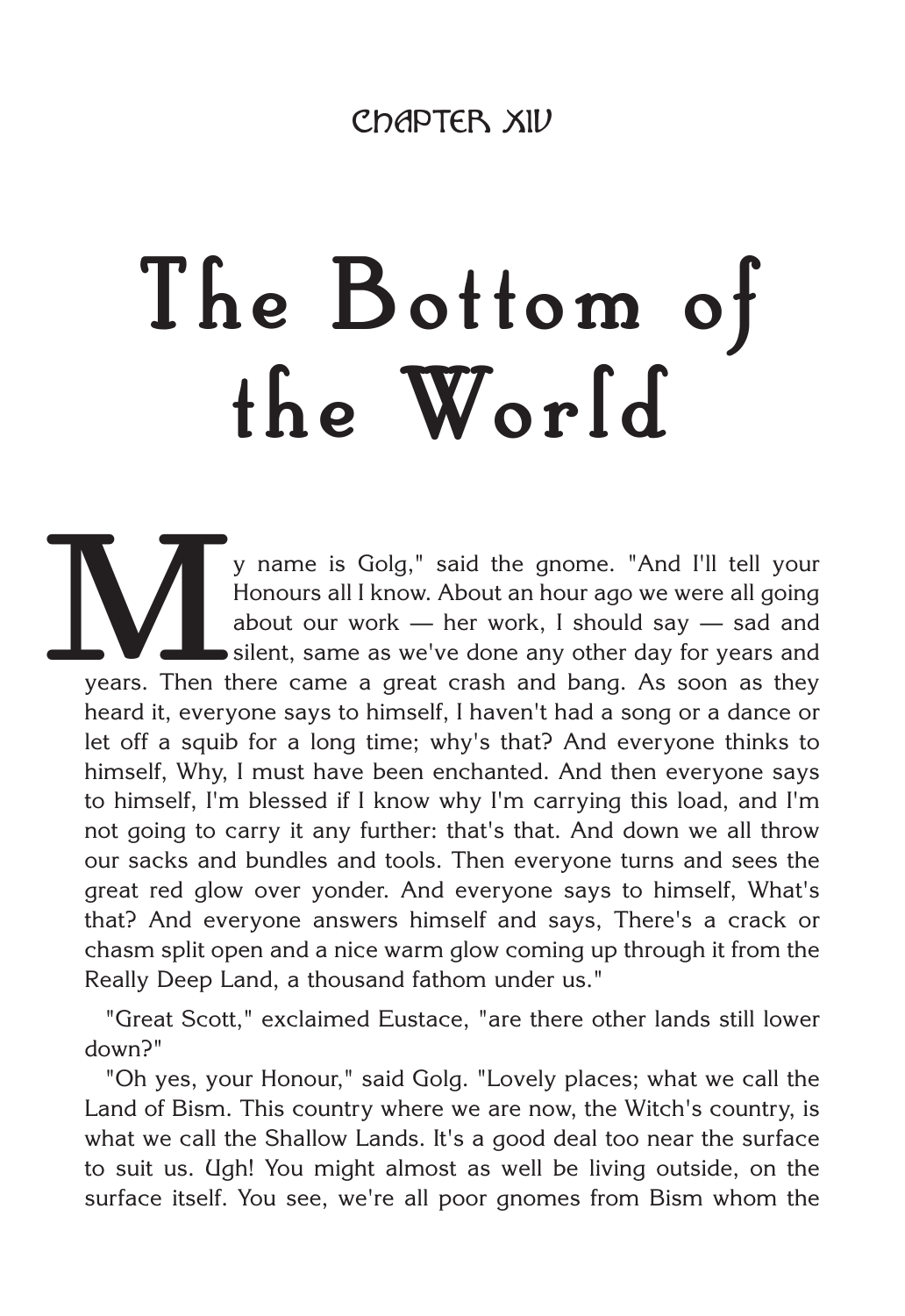CHAPTER XIV

# The Bottom of the World

"My name is Golg," said the gnome. "And I'll tell your Honours all I know. About an hour ago we were all going about our work — her work, I should say — sad and silent, same as we've done any other day for years and years. Then there came a great crash and bang. As soon as they heard it, everyone says to himself, I haven't had a song or a dance or let off a squib for a long time; why's that? And everyone thinks to himself, Why, I must have been enchanted. And then everyone says to himself, I'm blessed if I know why I'm carrying this load, and I'm not going to carry it any further: that's that. And down we all throw our sacks and bundles and tools. Then everyone turns and sees the great red glow over yonder. And everyone says to himself, What's that? And everyone answers himself and says, There's a crack or chasm split open and a nice warm glow coming up through it from the Really Deep Land, a thousand fathom under us."

"Great Scott," exclaimed Eustace, "are there other lands still lower down?"

"Oh yes, your Honour," said Golg. "Lovely places; what we call the Land of Bism. This country where we are now, the Witch's country, is what we call the Shallow Lands. It's a good deal too near the surface to suit us. Ugh! You might almost as well be living outside, on the surface itself. You see, we're all poor gnomes from Bism whom the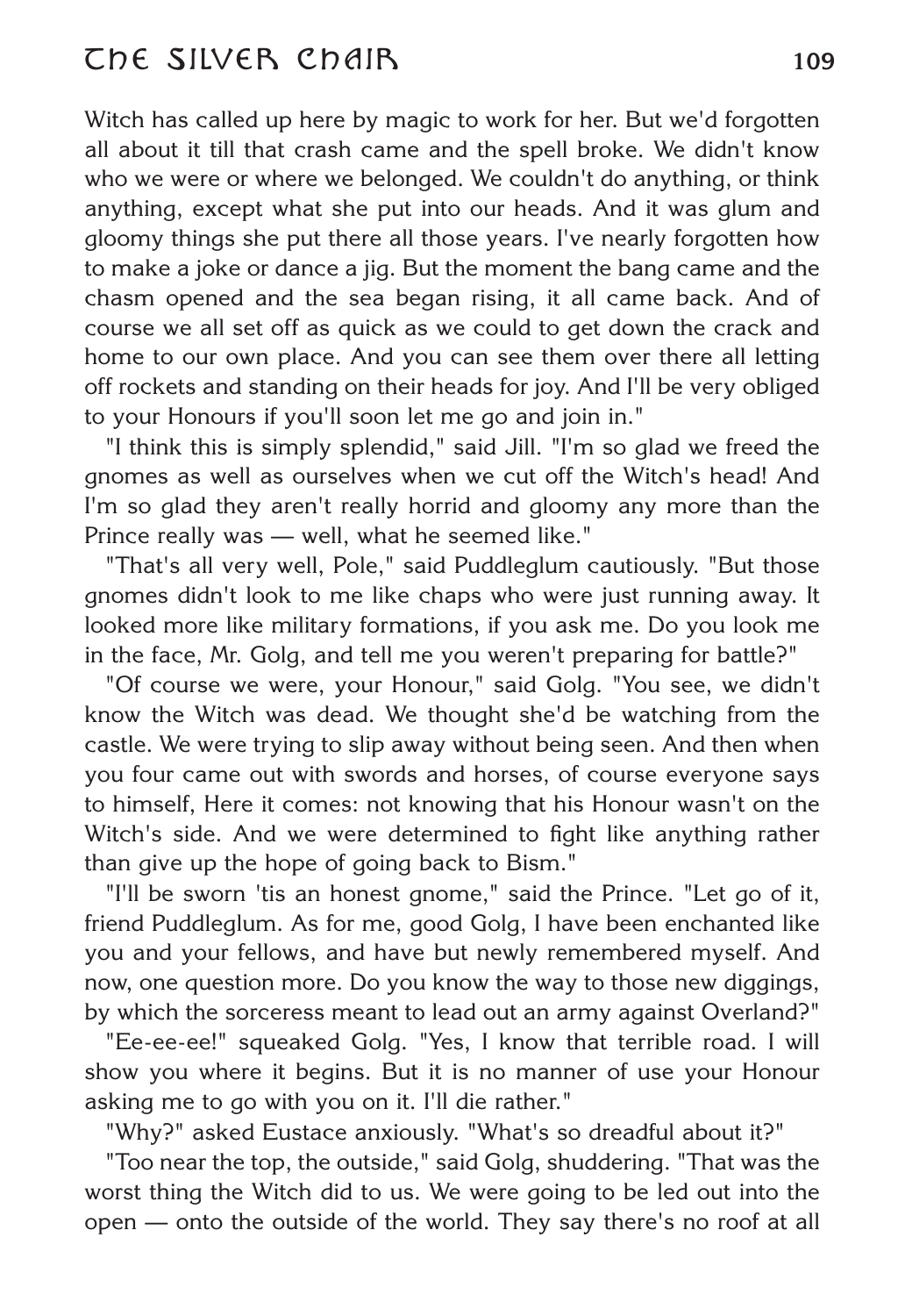Witch has called up here by magic to work for her. But we'd forgotten all about it till that crash came and the spell broke. We didn't know who we were or where we belonged. We couldn't do anything, or think anything, except what she put into our heads. And it was glum and gloomy things she put there all those years. I've nearly forgotten how to make a joke or dance a jig. But the moment the bang came and the chasm opened and the sea began rising, it all came back. And of course we all set off as quick as we could to get down the crack and home to our own place. And you can see them over there all letting off rockets and standing on their heads for joy. And I'll be very obliged to your Honours if you'll soon let me go and join in."

"I think this is simply splendid," said Jill. "I'm so glad we freed the gnomes as well as ourselves when we cut off the Witch's head! And I'm so glad they aren't really horrid and gloomy any more than the Prince really was — well, what he seemed like."

"That's all very well, Pole," said Puddleglum cautiously. "But those gnomes didn't look to me like chaps who were just running away. It looked more like military formations, if you ask me. Do you look me in the face, Mr. Golg, and tell me you weren't preparing for battle?"

"Of course we were, your Honour," said Golg. "You see, we didn't know the Witch was dead. We thought she'd be watching from the castle. We were trying to slip away without being seen. And then when you four came out with swords and horses, of course everyone says to himself, Here it comes: not knowing that his Honour wasn't on the Witch's side. And we were determined to fight like anything rather than give up the hope of going back to Bism."

"I'll be sworn 'tis an honest gnome," said the Prince. "Let go of it, friend Puddleglum. As for me, good Golg, I have been enchanted like you and your fellows, and have but newly remembered myself. And now, one question more. Do you know the way to those new diggings, by which the sorceress meant to lead out an army against Overland?"

"Ee-ee-ee!" squeaked Golg. "Yes, I know that terrible road. I will show you where it begins. But it is no manner of use your Honour asking me to go with you on it. I'll die rather."

"Why?" asked Eustace anxiously. "What's so dreadful about it?"

"Too near the top, the outside," said Golg, shuddering. "That was the worst thing the Witch did to us. We were going to be led out into the open — onto the outside of the world. They say there's no roof at all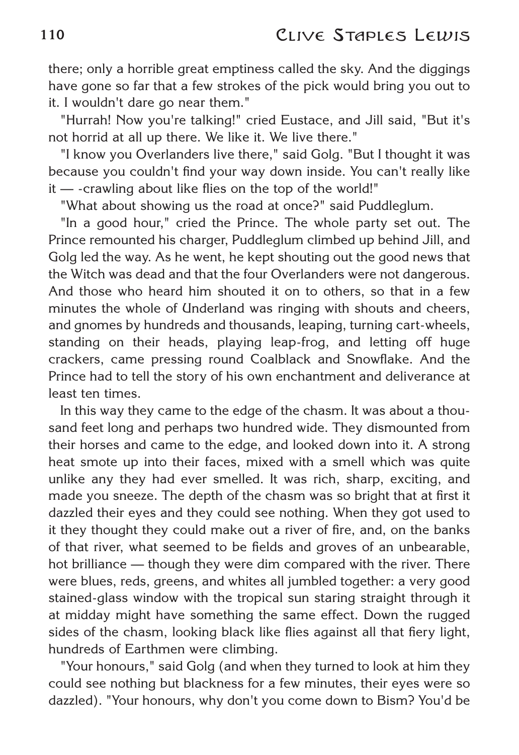there; only a horrible great emptiness called the sky. And the diggings have gone so far that a few strokes of the pick would bring you out to it. I wouldn't dare go near them."

"Hurrah! Now you're talking!" cried Eustace, and Jill said, "But it's not horrid at all up there. We like it. We live there."

"I know you Overlanders live there," said Golg. "But I thought it was because you couldn't find your way down inside. You can't really like it — -crawling about like flies on the top of the world!"

"What about showing us the road at once?" said Puddleglum.

"In a good hour," cried the Prince. The whole party set out. The Prince remounted his charger, Puddleglum climbed up behind Jill, and Golg led the way. As he went, he kept shouting out the good news that the Witch was dead and that the four Overlanders were not dangerous. And those who heard him shouted it on to others, so that in a few minutes the whole of Underland was ringing with shouts and cheers, and gnomes by hundreds and thousands, leaping, turning cart-wheels, standing on their heads, playing leap-frog, and letting off huge crackers, came pressing round Coalblack and Snowflake. And the Prince had to tell the story of his own enchantment and deliverance at least ten times.

In this way they came to the edge of the chasm. It was about a thousand feet long and perhaps two hundred wide. They dismounted from their horses and came to the edge, and looked down into it. A strong heat smote up into their faces, mixed with a smell which was quite unlike any they had ever smelled. It was rich, sharp, exciting, and made you sneeze. The depth of the chasm was so bright that at first it dazzled their eyes and they could see nothing. When they got used to it they thought they could make out a river of fire, and, on the banks of that river, what seemed to be fields and groves of an unbearable, hot brilliance — though they were dim compared with the river. There were blues, reds, greens, and whites all jumbled together: a very good stained-glass window with the tropical sun staring straight through it at midday might have something the same effect. Down the rugged sides of the chasm, looking black like flies against all that fiery light, hundreds of Earthmen were climbing.

"Your honours," said Golg (and when they turned to look at him they could see nothing but blackness for a few minutes, their eyes were so dazzled). "Your honours, why don't you come down to Bism? You'd be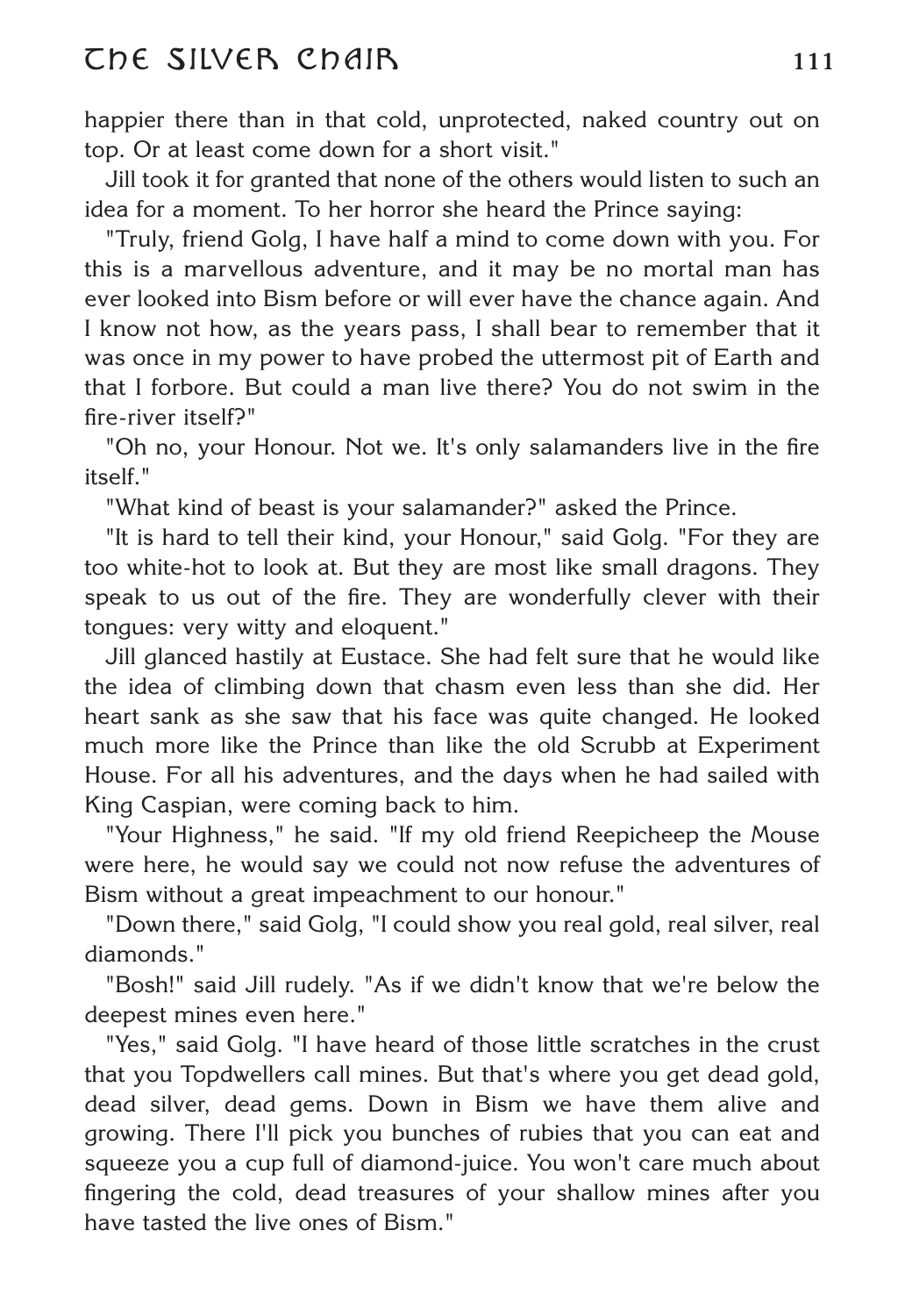happier there than in that cold, unprotected, naked country out on top. Or at least come down for a short visit."

Jill took it for granted that none of the others would listen to such an idea for a moment. To her horror she heard the Prince saying:

"Truly, friend Golg, I have half a mind to come down with you. For this is a marvellous adventure, and it may be no mortal man has ever looked into Bism before or will ever have the chance again. And I know not how, as the years pass, I shall bear to remember that it was once in my power to have probed the uttermost pit of Earth and that I forbore. But could a man live there? You do not swim in the fire-river itself?"

"Oh no, your Honour. Not we. It's only salamanders live in the fire itself."

"What kind of beast is your salamander?" asked the Prince.

"It is hard to tell their kind, your Honour," said Golg. "For they are too white-hot to look at. But they are most like small dragons. They speak to us out of the fire. They are wonderfully clever with their tongues: very witty and eloquent."

Jill glanced hastily at Eustace. She had felt sure that he would like the idea of climbing down that chasm even less than she did. Her heart sank as she saw that his face was quite changed. He looked much more like the Prince than like the old Scrubb at Experiment House. For all his adventures, and the days when he had sailed with King Caspian, were coming back to him.

"Your Highness," he said. "If my old friend Reepicheep the Mouse were here, he would say we could not now refuse the adventures of Bism without a great impeachment to our honour."

"Down there," said Golg, "I could show you real gold, real silver, real diamonds."

"Bosh!" said Jill rudely. "As if we didn't know that we're below the deepest mines even here."

"Yes," said Golg. "I have heard of those little scratches in the crust that you Topdwellers call mines. But that's where you get dead gold, dead silver, dead gems. Down in Bism we have them alive and growing. There I'll pick you bunches of rubies that you can eat and squeeze you a cup full of diamond-juice. You won't care much about fingering the cold, dead treasures of your shallow mines after you have tasted the live ones of Bism."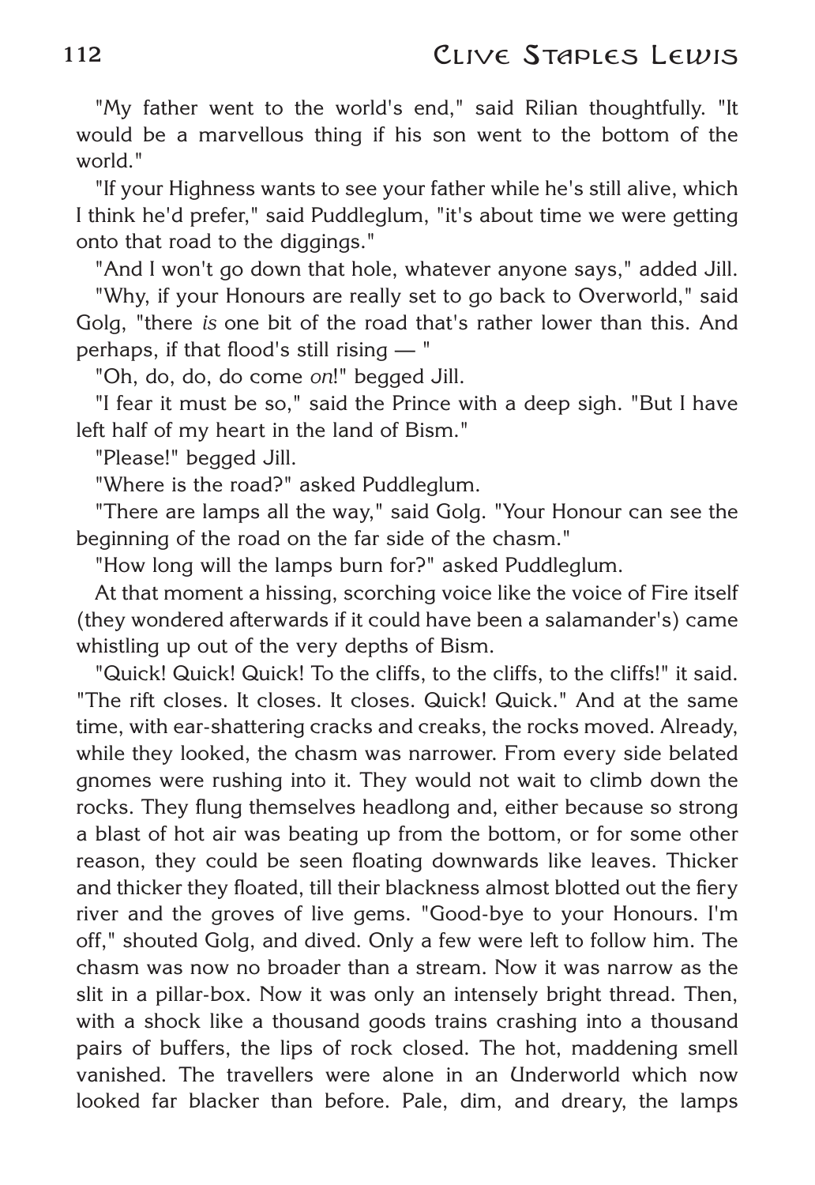"My father went to the world's end," said Rilian thoughtfully. "It would be a marvellous thing if his son went to the bottom of the world."

"If your Highness wants to see your father while he's still alive, which I think he'd prefer," said Puddleglum, "it's about time we were getting onto that road to the diggings."

"And I won't go down that hole, whatever anyone says," added Jill.

"Why, if your Honours are really set to go back to Overworld," said Golg, "there *is* one bit of the road that's rather lower than this. And perhaps, if that flood's still rising — "

"Oh, do, do, do come *on*!" begged Jill.

"I fear it must be so," said the Prince with a deep sigh. "But I have left half of my heart in the land of Bism."

"Please!" begged Jill.

"Where is the road?" asked Puddleglum.

"There are lamps all the way," said Golg. "Your Honour can see the beginning of the road on the far side of the chasm."

"How long will the lamps burn for?" asked Puddleglum.

At that moment a hissing, scorching voice like the voice of Fire itself (they wondered afterwards if it could have been a salamander's) came whistling up out of the very depths of Bism.

"Quick! Quick! Quick! To the cliffs, to the cliffs, to the cliffs!" it said. "The rift closes. It closes. It closes. Quick! Quick." And at the same time, with ear-shattering cracks and creaks, the rocks moved. Already, while they looked, the chasm was narrower. From every side belated gnomes were rushing into it. They would not wait to climb down the rocks. They flung themselves headlong and, either because so strong a blast of hot air was beating up from the bottom, or for some other reason, they could be seen floating downwards like leaves. Thicker and thicker they floated, till their blackness almost blotted out the fiery river and the groves of live gems. "Good-bye to your Honours. I'm off," shouted Golg, and dived. Only a few were left to follow him. The chasm was now no broader than a stream. Now it was narrow as the slit in a pillar-box. Now it was only an intensely bright thread. Then, with a shock like a thousand goods trains crashing into a thousand pairs of buffers, the lips of rock closed. The hot, maddening smell vanished. The travellers were alone in an Underworld which now looked far blacker than before. Pale, dim, and dreary, the lamps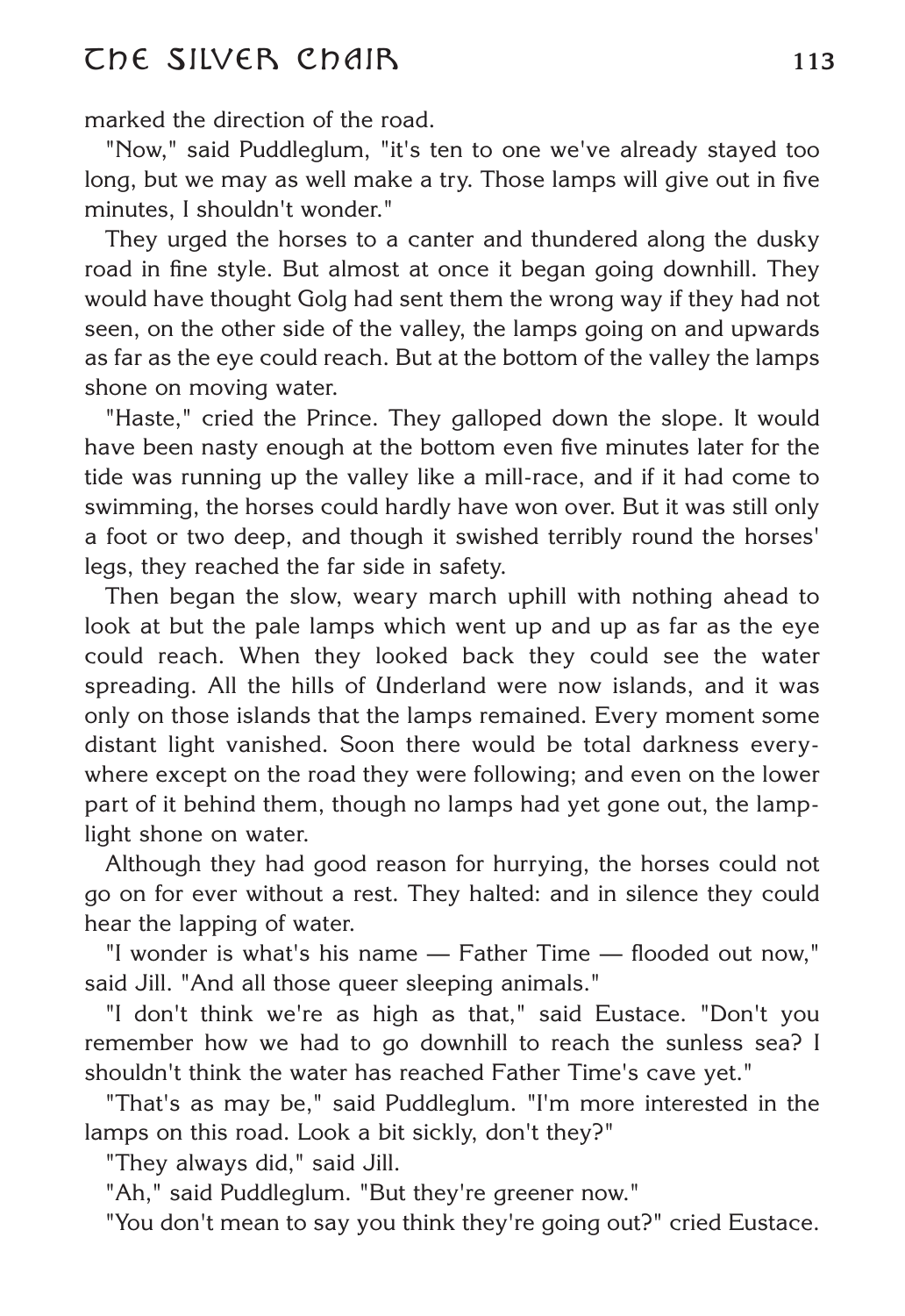marked the direction of the road.

"Now," said Puddleglum, "it's ten to one we've already stayed too long, but we may as well make a try. Those lamps will give out in five minutes, I shouldn't wonder."

They urged the horses to a canter and thundered along the dusky road in fine style. But almost at once it began going downhill. They would have thought Golg had sent them the wrong way if they had not seen, on the other side of the valley, the lamps going on and upwards as far as the eye could reach. But at the bottom of the valley the lamps shone on moving water.

"Haste," cried the Prince. They galloped down the slope. It would have been nasty enough at the bottom even five minutes later for the tide was running up the valley like a mill-race, and if it had come to swimming, the horses could hardly have won over. But it was still only a foot or two deep, and though it swished terribly round the horses' legs, they reached the far side in safety.

Then began the slow, weary march uphill with nothing ahead to look at but the pale lamps which went up and up as far as the eye could reach. When they looked back they could see the water spreading. All the hills of Underland were now islands, and it was only on those islands that the lamps remained. Every moment some distant light vanished. Soon there would be total darkness everywhere except on the road they were following; and even on the lower part of it behind them, though no lamps had yet gone out, the lamplight shone on water.

Although they had good reason for hurrying, the horses could not go on for ever without a rest. They halted: and in silence they could hear the lapping of water.

"I wonder is what's his name — Father Time — flooded out now," said Jill. "And all those queer sleeping animals."

"I don't think we're as high as that," said Eustace. "Don't you remember how we had to go downhill to reach the sunless sea? I shouldn't think the water has reached Father Time's cave yet."

"That's as may be," said Puddleglum. "I'm more interested in the lamps on this road. Look a bit sickly, don't they?"

"They always did," said Jill.

"Ah," said Puddleglum. "But they're greener now."

"You don't mean to say you think they're going out?" cried Eustace.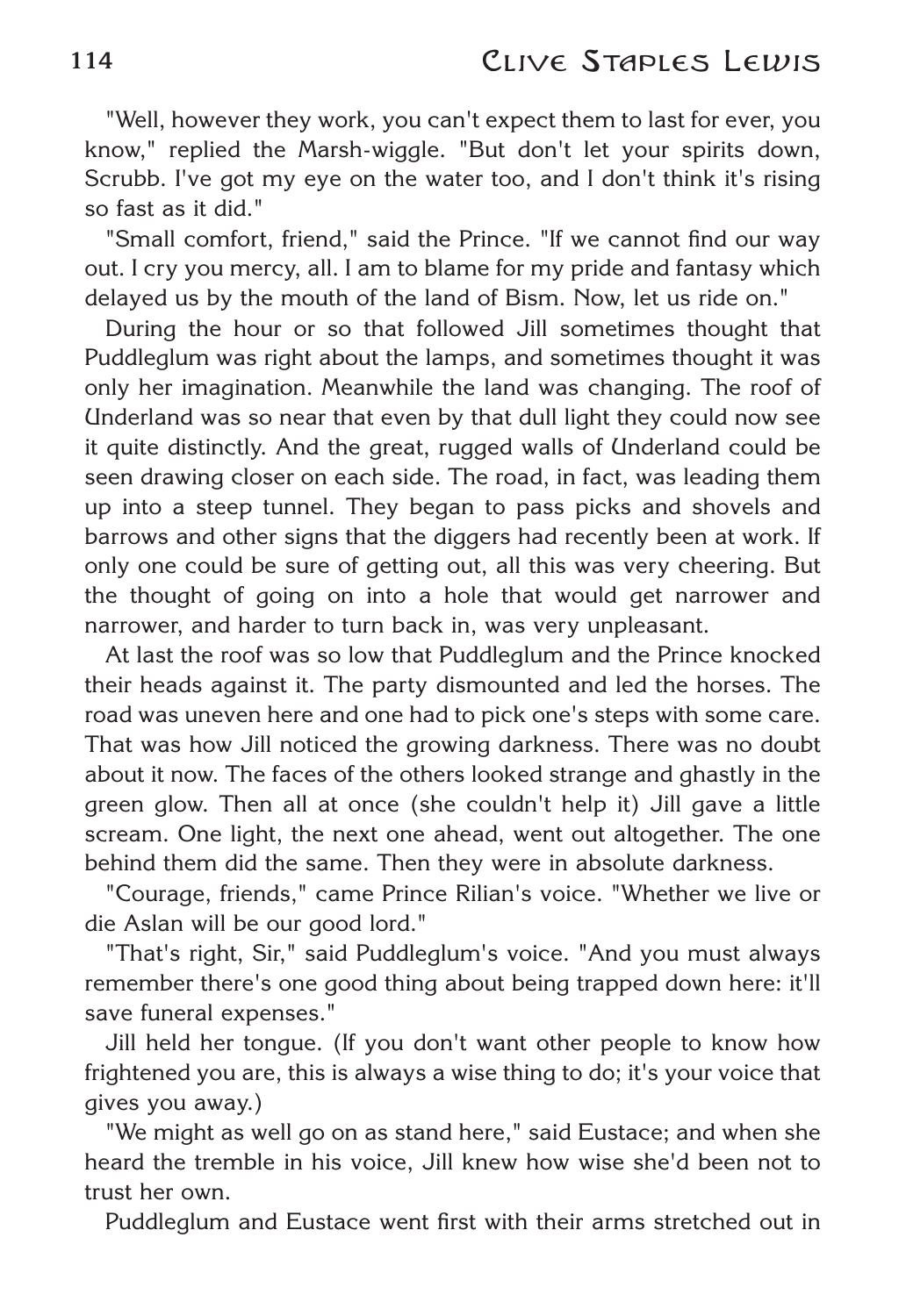"Well, however they work, you can't expect them to last for ever, you know," replied the Marsh-wiggle. "But don't let your spirits down, Scrubb. I've got my eye on the water too, and I don't think it's rising so fast as it did."

"Small comfort, friend," said the Prince. "If we cannot find our way out. I cry you mercy, all. I am to blame for my pride and fantasy which delayed us by the mouth of the land of Bism. Now, let us ride on."

During the hour or so that followed Jill sometimes thought that Puddleglum was right about the lamps, and sometimes thought it was only her imagination. Meanwhile the land was changing. The roof of Underland was so near that even by that dull light they could now see it quite distinctly. And the great, rugged walls of Underland could be seen drawing closer on each side. The road, in fact, was leading them up into a steep tunnel. They began to pass picks and shovels and barrows and other signs that the diggers had recently been at work. If only one could be sure of getting out, all this was very cheering. But the thought of going on into a hole that would get narrower and narrower, and harder to turn back in, was very unpleasant.

At last the roof was so low that Puddleglum and the Prince knocked their heads against it. The party dismounted and led the horses. The road was uneven here and one had to pick one's steps with some care. That was how Jill noticed the growing darkness. There was no doubt about it now. The faces of the others looked strange and ghastly in the green glow. Then all at once (she couldn't help it) Jill gave a little scream. One light, the next one ahead, went out altogether. The one behind them did the same. Then they were in absolute darkness.

"Courage, friends," came Prince Rilian's voice. "Whether we live or die Aslan will be our good lord."

"That's right, Sir," said Puddleglum's voice. "And you must always remember there's one good thing about being trapped down here: it'll save funeral expenses."

Jill held her tongue. (If you don't want other people to know how frightened you are, this is always a wise thing to do; it's your voice that gives you away.)

"We might as well go on as stand here," said Eustace; and when she heard the tremble in his voice, Jill knew how wise she'd been not to trust her own.

Puddleglum and Eustace went first with their arms stretched out in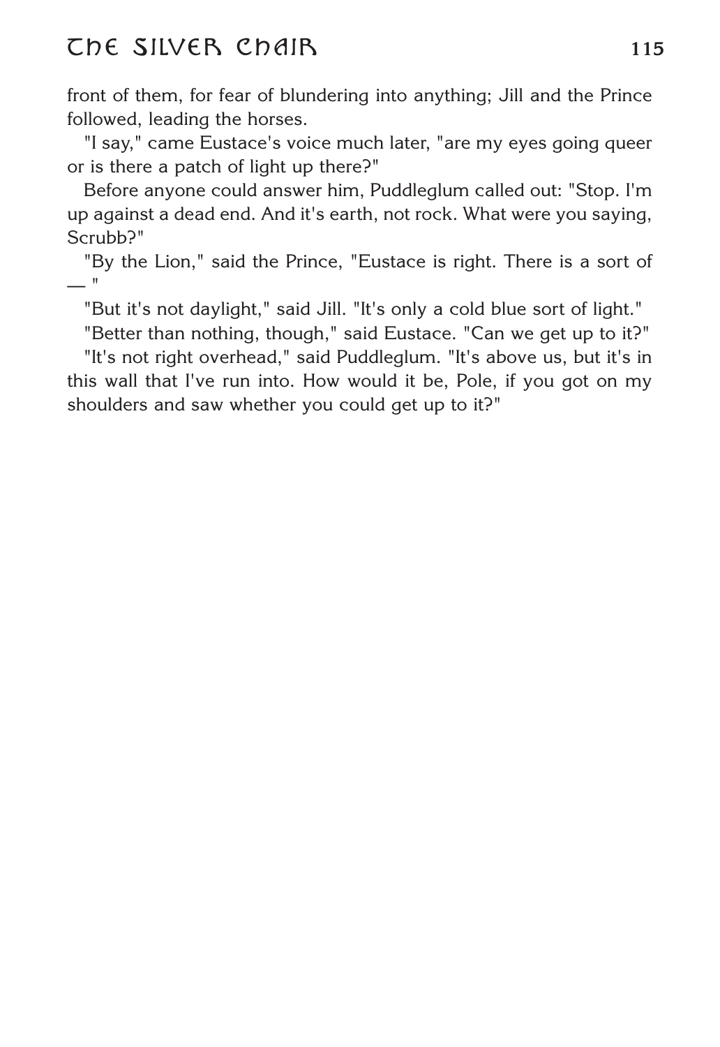front of them, for fear of blundering into anything; Jill and the Prince followed, leading the horses.

"I say," came Eustace's voice much later, "are my eyes going queer or is there a patch of light up there?"

Before anyone could answer him, Puddleglum called out: "Stop. I'm up against a dead end. And it's earth, not rock. What were you saying, Scrubb?"

"By the Lion," said the Prince, "Eustace is right. There is a sort of — "

"But it's not daylight," said Jill. "It's only a cold blue sort of light."

"Better than nothing, though," said Eustace. "Can we get up to it?"

"It's not right overhead," said Puddleglum. "It's above us, but it's in this wall that I've run into. How would it be, Pole, if you got on my shoulders and saw whether you could get up to it?"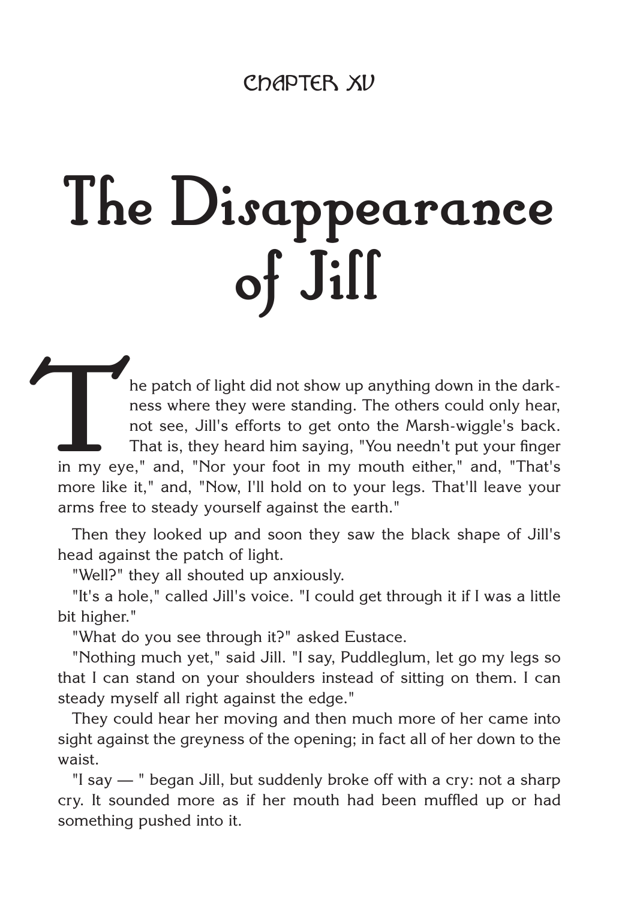## CHAPTER XV

# The Disappearance of Jill

The patch of light did not show up anything down in the darkness where they were standing. The others could only hear, not see, Jill's efforts to get onto the Marsh-wiggle's back. That is, they heard him saying, "You needn't put your finger in my eye," and, "Nor your foot in my mouth either," and, "That's more like it," and, "Now, I'll hold on to your legs. That'll leave your arms free to steady yourself against the earth."

Then they looked up and soon they saw the black shape of Jill's head against the patch of light.

"Well?" they all shouted up anxiously.

"It's a hole," called Jill's voice. "I could get through it if I was a little bit higher."

"What do you see through it?" asked Eustace.

"Nothing much yet," said Jill. "I say, Puddleglum, let go my legs so that I can stand on your shoulders instead of sitting on them. I can steady myself all right against the edge."

They could hear her moving and then much more of her came into sight against the greyness of the opening; in fact all of her down to the waist.

"I say — " began Jill, but suddenly broke off with a cry: not a sharp cry. It sounded more as if her mouth had been muffled up or had something pushed into it.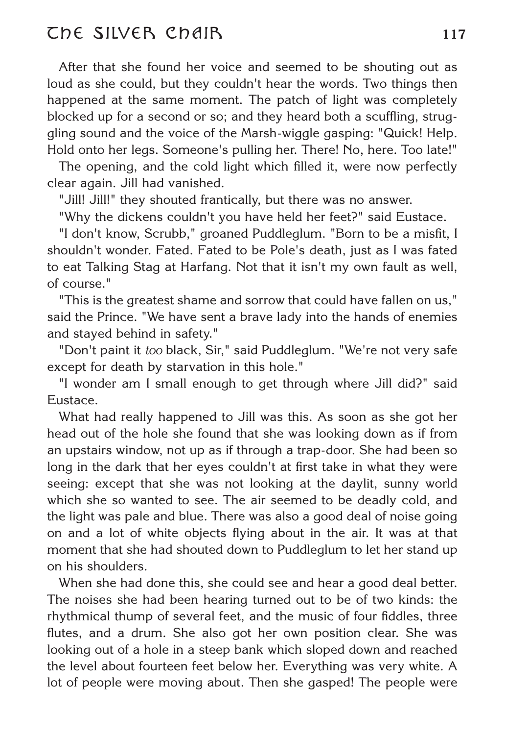After that she found her voice and seemed to be shouting out as loud as she could, but they couldn't hear the words. Two things then happened at the same moment. The patch of light was completely blocked up for a second or so; and they heard both a scuffling, struggling sound and the voice of the Marsh-wiggle gasping: "Quick! Help. Hold onto her legs. Someone's pulling her. There! No, here. Too late!"

The opening, and the cold light which filled it, were now perfectly clear again. Jill had vanished.

"Jill! Jill!" they shouted frantically, but there was no answer.

"Why the dickens couldn't you have held her feet?" said Eustace.

"I don't know, Scrubb," groaned Puddleglum. "Born to be a misfit, I shouldn't wonder. Fated. Fated to be Pole's death, just as I was fated to eat Talking Stag at Harfang. Not that it isn't my own fault as well, of course."

"This is the greatest shame and sorrow that could have fallen on us," said the Prince. "We have sent a brave lady into the hands of enemies and stayed behind in safety."

"Don't paint it *too* black, Sir," said Puddleglum. "We're not very safe except for death by starvation in this hole."

"I wonder am I small enough to get through where Jill did?" said Eustace.

What had really happened to Jill was this. As soon as she got her head out of the hole she found that she was looking down as if from an upstairs window, not up as if through a trap-door. She had been so long in the dark that her eyes couldn't at first take in what they were seeing: except that she was not looking at the daylit, sunny world which she so wanted to see. The air seemed to be deadly cold, and the light was pale and blue. There was also a good deal of noise going on and a lot of white objects flying about in the air. It was at that moment that she had shouted down to Puddleglum to let her stand up on his shoulders.

When she had done this, she could see and hear a good deal better. The noises she had been hearing turned out to be of two kinds: the rhythmical thump of several feet, and the music of four fiddles, three flutes, and a drum. She also got her own position clear. She was looking out of a hole in a steep bank which sloped down and reached the level about fourteen feet below her. Everything was very white. A lot of people were moving about. Then she gasped! The people were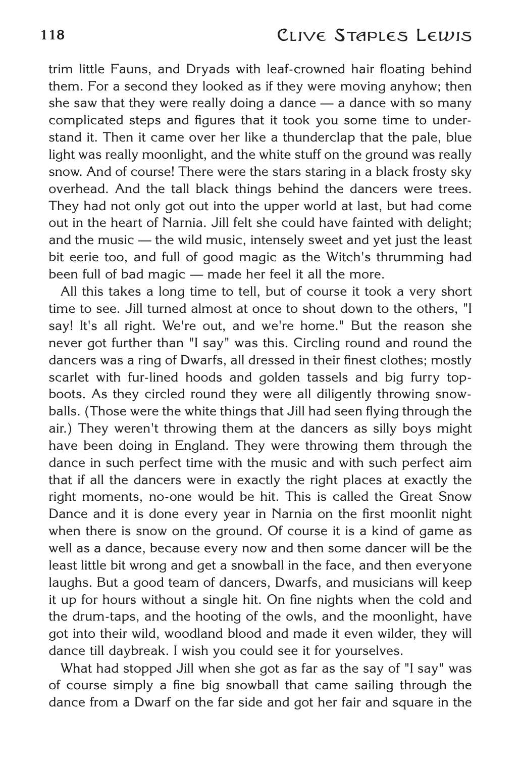trim little Fauns, and Dryads with leaf-crowned hair floating behind them. For a second they looked as if they were moving anyhow; then she saw that they were really doing a dance — a dance with so many complicated steps and figures that it took you some time to understand it. Then it came over her like a thunderclap that the pale, blue light was really moonlight, and the white stuff on the ground was really snow. And of course! There were the stars staring in a black frosty sky overhead. And the tall black things behind the dancers were trees. They had not only got out into the upper world at last, but had come out in the heart of Narnia. Jill felt she could have fainted with delight; and the music — the wild music, intensely sweet and yet just the least bit eerie too, and full of good magic as the Witch's thrumming had been full of bad magic — made her feel it all the more.

All this takes a long time to tell, but of course it took a very short time to see. Jill turned almost at once to shout down to the others, "I say! It's all right. We're out, and we're home." But the reason she never got further than "I say" was this. Circling round and round the dancers was a ring of Dwarfs, all dressed in their finest clothes; mostly scarlet with fur-lined hoods and golden tassels and big furry top-boots. As they circled round they were all diligently throwing snowballs. (Those were the white things that Jill had seen flying through the air.) They weren't throwing them at the dancers as silly boys might have been doing in England. They were throwing them through the dance in such perfect time with the music and with such perfect aim that if all the dancers were in exactly the right places at exactly the right moments, no-one would be hit. This is called the Great Snow Dance and it is done every year in Narnia on the first moonlit night when there is snow on the ground. Of course it is a kind of game as well as a dance, because every now and then some dancer will be the least little bit wrong and get a snowball in the face, and then everyone laughs. But a good team of dancers, Dwarfs, and musicians will keep it up for hours without a single hit. On fine nights when the cold and the drum-taps, and the hooting of the owls, and the moonlight, have got into their wild, woodland blood and made it even wilder, they will dance till daybreak. I wish you could see it for yourselves.

What had stopped Jill when she got as far as the say of "I say" was of course simply a fine big snowball that came sailing through the dance from a Dwarf on the far side and got her fair and square in the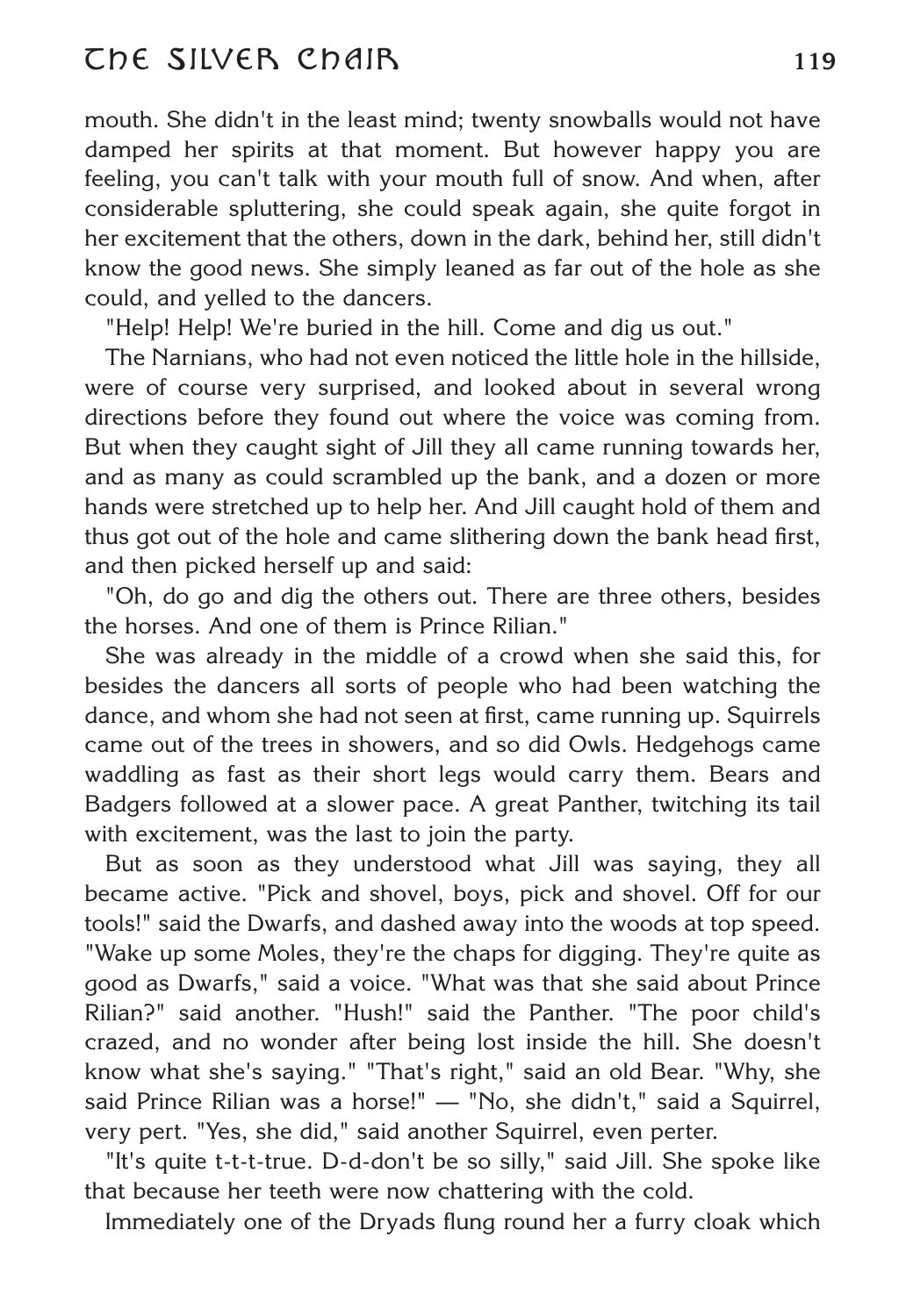mouth. She didn't in the least mind; twenty snowballs would not have damped her spirits at that moment. But however happy you are feeling, you can't talk with your mouth full of snow. And when, after considerable spluttering, she could speak again, she quite forgot in her excitement that the others, down in the dark, behind her, still didn't know the good news. She simply leaned as far out of the hole as she could, and yelled to the dancers.

"Help! Help! We're buried in the hill. Come and dig us out."

The Narnians, who had not even noticed the little hole in the hillside, were of course very surprised, and looked about in several wrong directions before they found out where the voice was coming from. But when they caught sight of Jill they all came running towards her, and as many as could scrambled up the bank, and a dozen or more hands were stretched up to help her. And Jill caught hold of them and thus got out of the hole and came slithering down the bank head first, and then picked herself up and said:

"Oh, do go and dig the others out. There are three others, besides the horses. And one of them is Prince Rilian."

She was already in the middle of a crowd when she said this, for besides the dancers all sorts of people who had been watching the dance, and whom she had not seen at first, came running up. Squirrels came out of the trees in showers, and so did Owls. Hedgehogs came waddling as fast as their short legs would carry them. Bears and Badgers followed at a slower pace. A great Panther, twitching its tail with excitement, was the last to join the party.

But as soon as they understood what Jill was saying, they all became active. "Pick and shovel, boys, pick and shovel. Off for our tools!" said the Dwarfs, and dashed away into the woods at top speed. "Wake up some Moles, they're the chaps for digging. They're quite as good as Dwarfs," said a voice. "What was that she said about Prince Rilian?" said another. "Hush!" said the Panther. "The poor child's crazed, and no wonder after being lost inside the hill. She doesn't know what she's saying." "That's right," said an old Bear. "Why, she said Prince Rilian was a horse!" — "No, she didn't," said a Squirrel, very pert. "Yes, she did," said another Squirrel, even perter.

"It's quite t-t-t-true. D-d-don't be so silly," said Jill. She spoke like that because her teeth were now chattering with the cold.

Immediately one of the Dryads flung round her a furry cloak which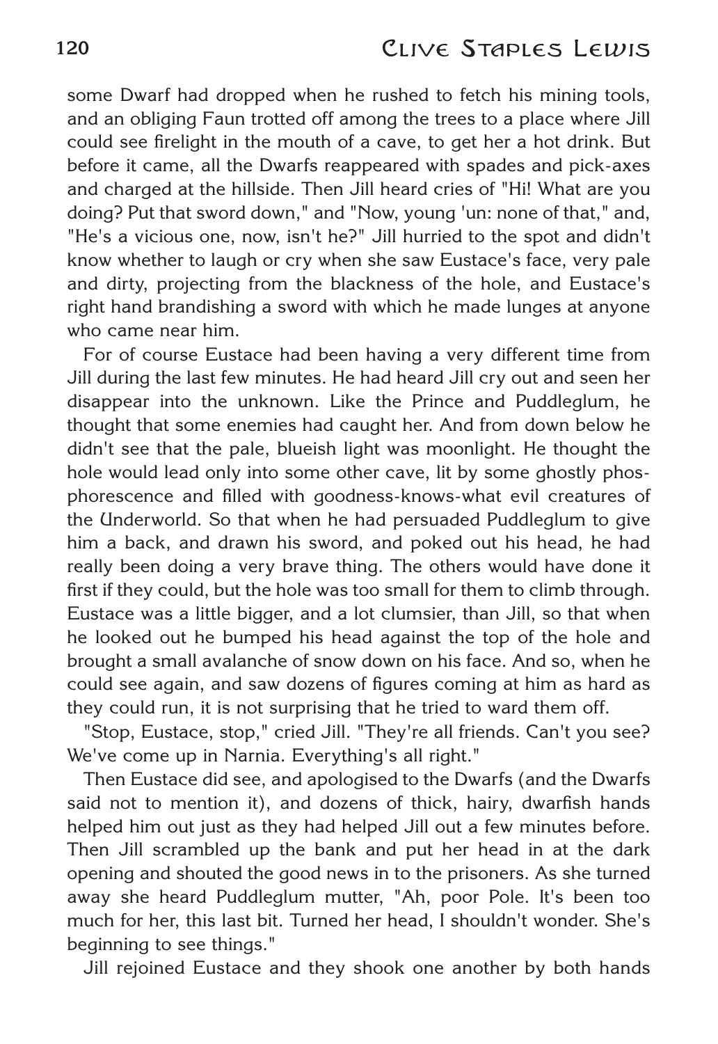some Dwarf had dropped when he rushed to fetch his mining tools, and an obliging Faun trotted off among the trees to a place where Jill could see firelight in the mouth of a cave, to get her a hot drink. But before it came, all the Dwarfs reappeared with spades and pick-axes and charged at the hillside. Then Jill heard cries of "Hi! What are you doing? Put that sword down," and "Now, young 'un: none of that," and, "He's a vicious one, now, isn't he?" Jill hurried to the spot and didn't know whether to laugh or cry when she saw Eustace's face, very pale and dirty, projecting from the blackness of the hole, and Eustace's right hand brandishing a sword with which he made lunges at anyone who came near him.

For of course Eustace had been having a very different time from Jill during the last few minutes. He had heard Jill cry out and seen her disappear into the unknown. Like the Prince and Puddleglum, he thought that some enemies had caught her. And from down below he didn't see that the pale, blueish light was moonlight. He thought the hole would lead only into some other cave, lit by some ghostly phosphorescence and filled with goodness-knows-what evil creatures of the Underworld. So that when he had persuaded Puddleglum to give him a back, and drawn his sword, and poked out his head, he had really been doing a very brave thing. The others would have done it first if they could, but the hole was too small for them to climb through. Eustace was a little bigger, and a lot clumsier, than Jill, so that when he looked out he bumped his head against the top of the hole and brought a small avalanche of snow down on his face. And so, when he could see again, and saw dozens of figures coming at him as hard as they could run, it is not surprising that he tried to ward them off.

"Stop, Eustace, stop," cried Jill. "They're all friends. Can't you see? We've come up in Narnia. Everything's all right."

Then Eustace did see, and apologised to the Dwarfs (and the Dwarfs said not to mention it), and dozens of thick, hairy, dwarfish hands helped him out just as they had helped Jill out a few minutes before. Then Jill scrambled up the bank and put her head in at the dark opening and shouted the good news in to the prisoners. As she turned away she heard Puddleglum mutter, "Ah, poor Pole. It's been too much for her, this last bit. Turned her head, I shouldn't wonder. She's beginning to see things."

Jill rejoined Eustace and they shook one another by both hands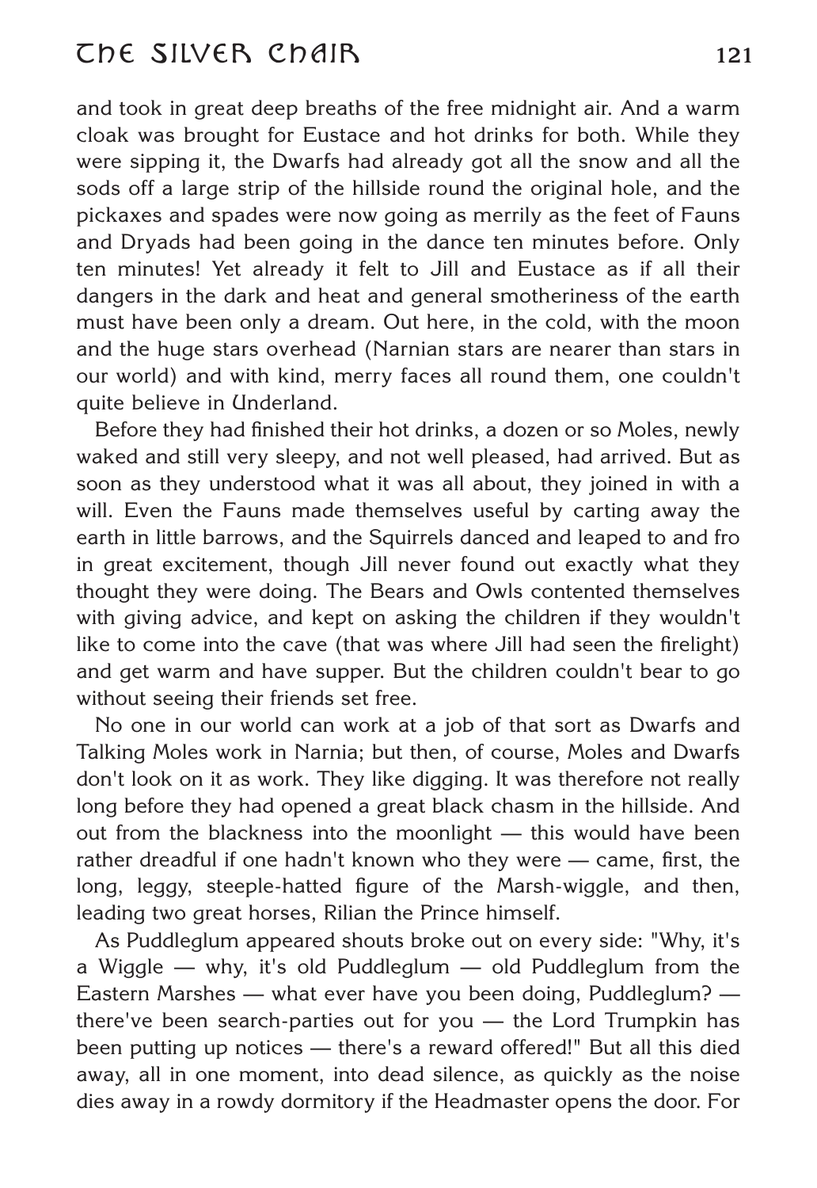and took in great deep breaths of the free midnight air. And a warm cloak was brought for Eustace and hot drinks for both. While they were sipping it, the Dwarfs had already got all the snow and all the sods off a large strip of the hillside round the original hole, and the pickaxes and spades were now going as merrily as the feet of Fauns and Dryads had been going in the dance ten minutes before. Only ten minutes! Yet already it felt to Jill and Eustace as if all their dangers in the dark and heat and general smotheriness of the earth must have been only a dream. Out here, in the cold, with the moon and the huge stars overhead (Narnian stars are nearer than stars in our world) and with kind, merry faces all round them, one couldn't quite believe in Underland.

Before they had finished their hot drinks, a dozen or so Moles, newly waked and still very sleepy, and not well pleased, had arrived. But as soon as they understood what it was all about, they joined in with a will. Even the Fauns made themselves useful by carting away the earth in little barrows, and the Squirrels danced and leaped to and fro in great excitement, though Jill never found out exactly what they thought they were doing. The Bears and Owls contented themselves with giving advice, and kept on asking the children if they wouldn't like to come into the cave (that was where Jill had seen the firelight) and get warm and have supper. But the children couldn't bear to go without seeing their friends set free.

No one in our world can work at a job of that sort as Dwarfs and Talking Moles work in Narnia; but then, of course, Moles and Dwarfs don't look on it as work. They like digging. It was therefore not really long before they had opened a great black chasm in the hillside. And out from the blackness into the moonlight — this would have been rather dreadful if one hadn't known who they were — came, first, the long, leggy, steeple-hatted figure of the Marsh-wiggle, and then, leading two great horses, Rilian the Prince himself.

As Puddleglum appeared shouts broke out on every side: "Why, it's a Wiggle — why, it's old Puddleglum — old Puddleglum from the Eastern Marshes — what ever have you been doing, Puddleglum? — there've been search-parties out for you — the Lord Trumpkin has been putting up notices — there's a reward offered!" But all this died away, all in one moment, into dead silence, as quickly as the noise dies away in a rowdy dormitory if the Headmaster opens the door. For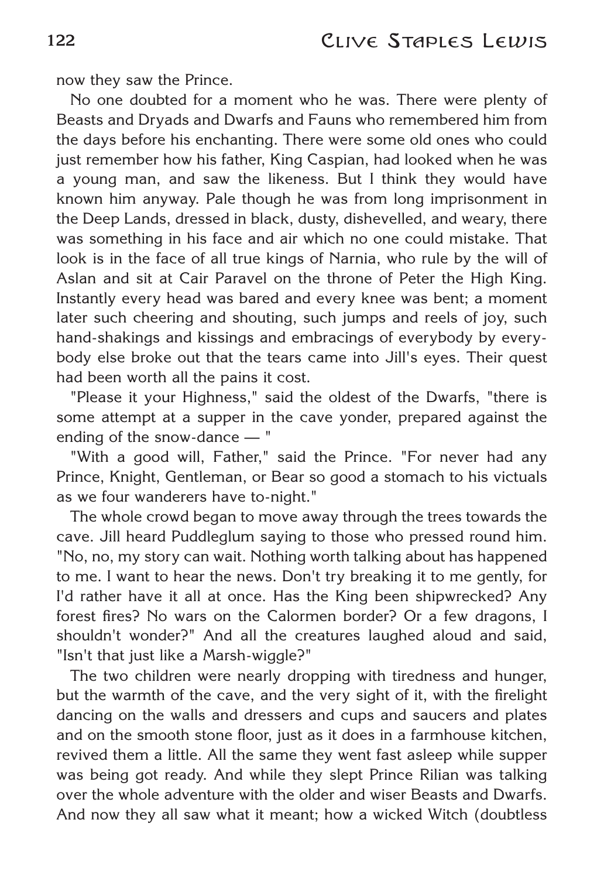now they saw the Prince.

No one doubted for a moment who he was. There were plenty of Beasts and Dryads and Dwarfs and Fauns who remembered him from the days before his enchanting. There were some old ones who could just remember how his father, King Caspian, had looked when he was a young man, and saw the likeness. But I think they would have known him anyway. Pale though he was from long imprisonment in the Deep Lands, dressed in black, dusty, dishevelled, and weary, there was something in his face and air which no one could mistake. That look is in the face of all true kings of Narnia, who rule by the will of Aslan and sit at Cair Paravel on the throne of Peter the High King. Instantly every head was bared and every knee was bent; a moment later such cheering and shouting, such jumps and reels of joy, such hand-shakings and kissings and embracings of everybody by everybody else broke out that the tears came into Jill's eyes. Their quest had been worth all the pains it cost.

"Please it your Highness," said the oldest of the Dwarfs, "there is some attempt at a supper in the cave yonder, prepared against the ending of the snow-dance — "

"With a good will, Father," said the Prince. "For never had any Prince, Knight, Gentleman, or Bear so good a stomach to his victuals as we four wanderers have to-night."

The whole crowd began to move away through the trees towards the cave. Jill heard Puddleglum saying to those who pressed round him. "No, no, my story can wait. Nothing worth talking about has happened to me. I want to hear the news. Don't try breaking it to me gently, for I'd rather have it all at once. Has the King been shipwrecked? Any forest fires? No wars on the Calormen border? Or a few dragons, I shouldn't wonder?" And all the creatures laughed aloud and said, "Isn't that just like a Marsh-wiggle?"

The two children were nearly dropping with tiredness and hunger, but the warmth of the cave, and the very sight of it, with the firelight dancing on the walls and dressers and cups and saucers and plates and on the smooth stone floor, just as it does in a farmhouse kitchen, revived them a little. All the same they went fast asleep while supper was being got ready. And while they slept Prince Rilian was talking over the whole adventure with the older and wiser Beasts and Dwarfs. And now they all saw what it meant; how a wicked Witch (doubtless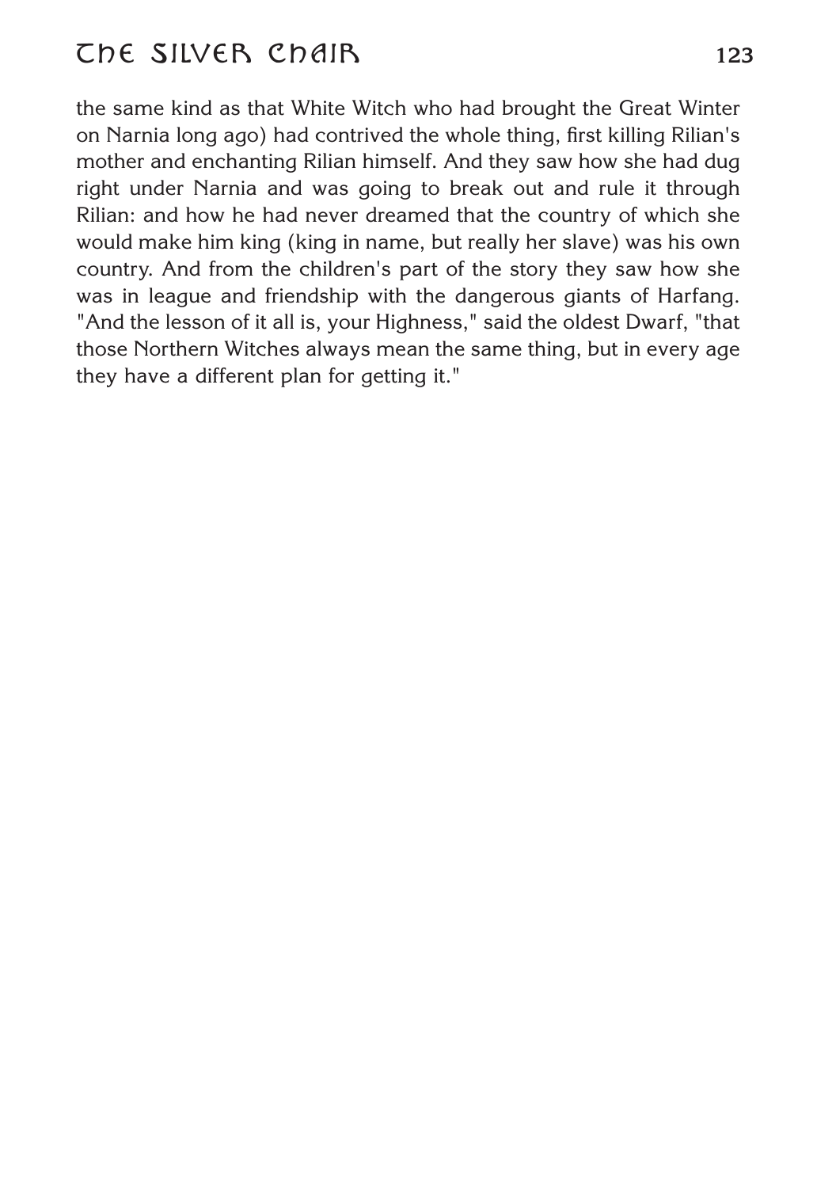the same kind as that White Witch who had brought the Great Winter on Narnia long ago) had contrived the whole thing, first killing Rilian's mother and enchanting Rilian himself. And they saw how she had dug right under Narnia and was going to break out and rule it through Rilian: and how he had never dreamed that the country of which she would make him king (king in name, but really her slave) was his own country. And from the children's part of the story they saw how she was in league and friendship with the dangerous giants of Harfang. "And the lesson of it all is, your Highness," said the oldest Dwarf, "that those Northern Witches always mean the same thing, but in every age they have a different plan for getting it."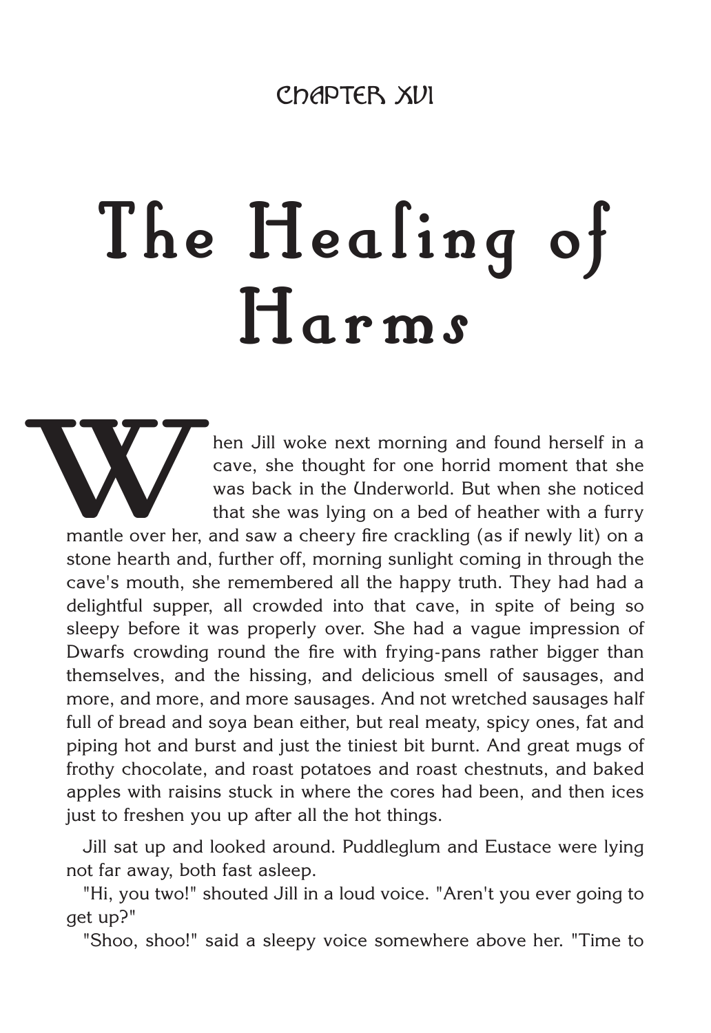## CHAPTER XVI

# The Healing of Harms

When Jill woke next morning and found herself in a cave, she thought for one horrid moment that she was back in the Underworld. But when she noticed that she was lying on a bed of heather with a furry mantle over her, and saw a cheery fire crackling (as if newly lit) on a stone hearth and, further off, morning sunlight coming in through the cave's mouth, she remembered all the happy truth. They had had a delightful supper, all crowded into that cave, in spite of being so sleepy before it was properly over. She had a vague impression of Dwarfs crowding round the fire with frying-pans rather bigger than themselves, and the hissing, and delicious smell of sausages, and more, and more, and more sausages. And not wretched sausages half full of bread and soya bean either, but real meaty, spicy ones, fat and piping hot and burst and just the tiniest bit burnt. And great mugs of frothy chocolate, and roast potatoes and roast chestnuts, and baked apples with raisins stuck in where the cores had been, and then ices just to freshen you up after all the hot things.

Jill sat up and looked around. Puddleglum and Eustace were lying not far away, both fast asleep.

"Hi, you two!" shouted Jill in a loud voice. "Aren't you ever going to get up?"

"Shoo, shoo!" said a sleepy voice somewhere above her. "Time to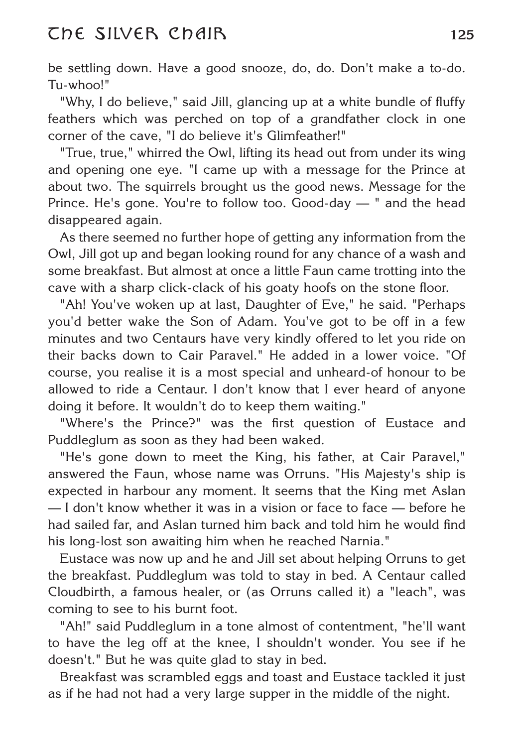be settling down. Have a good snooze, do, do. Don't make a to-do. Tu-whoo!"

"Why, I do believe," said Jill, glancing up at a white bundle of fluffy feathers which was perched on top of a grandfather clock in one corner of the cave, "I do believe it's Glimfeather!"

"True, true," whirred the Owl, lifting its head out from under its wing and opening one eye. "I came up with a message for the Prince at about two. The squirrels brought us the good news. Message for the Prince. He's gone. You're to follow too. Good-day — " and the head disappeared again.

As there seemed no further hope of getting any information from the Owl, Jill got up and began looking round for any chance of a wash and some breakfast. But almost at once a little Faun came trotting into the cave with a sharp click-clack of his goaty hoofs on the stone floor.

"Ah! You've woken up at last, Daughter of Eve," he said. "Perhaps you'd better wake the Son of Adam. You've got to be off in a few minutes and two Centaurs have very kindly offered to let you ride on their backs down to Cair Paravel." He added in a lower voice. "Of course, you realise it is a most special and unheard-of honour to be allowed to ride a Centaur. I don't know that I ever heard of anyone doing it before. It wouldn't do to keep them waiting."

"Where's the Prince?" was the first question of Eustace and Puddleglum as soon as they had been waked.

"He's gone down to meet the King, his father, at Cair Paravel," answered the Faun, whose name was Orruns. "His Majesty's ship is expected in harbour any moment. It seems that the King met Aslan — I don't know whether it was in a vision or face to face — before he had sailed far, and Aslan turned him back and told him he would find his long-lost son awaiting him when he reached Narnia."

Eustace was now up and he and Jill set about helping Orruns to get the breakfast. Puddleglum was told to stay in bed. A Centaur called Cloudbirth, a famous healer, or (as Orruns called it) a "leach", was coming to see to his burnt foot.

"Ah!" said Puddleglum in a tone almost of contentment, "he'll want to have the leg off at the knee, I shouldn't wonder. You see if he doesn't." But he was quite glad to stay in bed.

Breakfast was scrambled eggs and toast and Eustace tackled it just as if he had not had a very large supper in the middle of the night.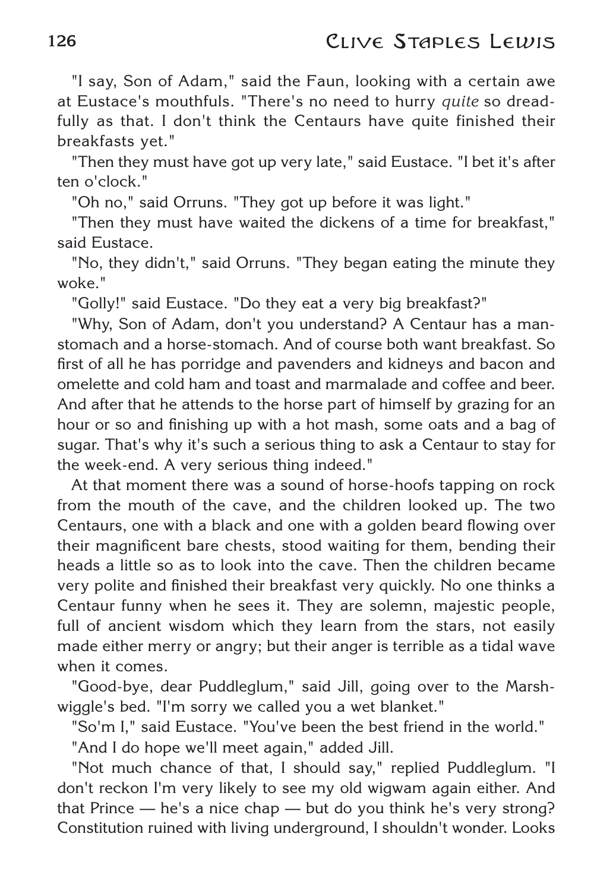"I say, Son of Adam," said the Faun, looking with a certain awe at Eustace's mouthfuls. "There's no need to hurry *quite* so dreadfully as that. I don't think the Centaurs have quite finished their breakfasts yet."

"Then they must have got up very late," said Eustace. "I bet it's after ten o'clock."

"Oh no," said Orruns. "They got up before it was light."

"Then they must have waited the dickens of a time for breakfast," said Eustace.

"No, they didn't," said Orruns. "They began eating the minute they woke."

"Golly!" said Eustace. "Do they eat a very big breakfast?"

"Why, Son of Adam, don't you understand? A Centaur has a man-stomach and a horse-stomach. And of course both want breakfast. So first of all he has porridge and pavenders and kidneys and bacon and omelette and cold ham and toast and marmalade and coffee and beer. And after that he attends to the horse part of himself by grazing for an hour or so and finishing up with a hot mash, some oats and a bag of sugar. That's why it's such a serious thing to ask a Centaur to stay for the week-end. A very serious thing indeed."

At that moment there was a sound of horse-hoofs tapping on rock from the mouth of the cave, and the children looked up. The two Centaurs, one with a black and one with a golden beard flowing over their magnificent bare chests, stood waiting for them, bending their heads a little so as to look into the cave. Then the children became very polite and finished their breakfast very quickly. No one thinks a Centaur funny when he sees it. They are solemn, majestic people, full of ancient wisdom which they learn from the stars, not easily made either merry or angry; but their anger is terrible as a tidal wave when it comes.

"Good-bye, dear Puddleglum," said Jill, going over to the Marsh-wiggle's bed. "I'm sorry we called you a wet blanket."

"So'm I," said Eustace. "You've been the best friend in the world."

"And I do hope we'll meet again," added Jill.

"Not much chance of that, I should say," replied Puddleglum. "I don't reckon I'm very likely to see my old wigwam again either. And that Prince — he's a nice chap — but do you think he's very strong? Constitution ruined with living underground, I shouldn't wonder. Looks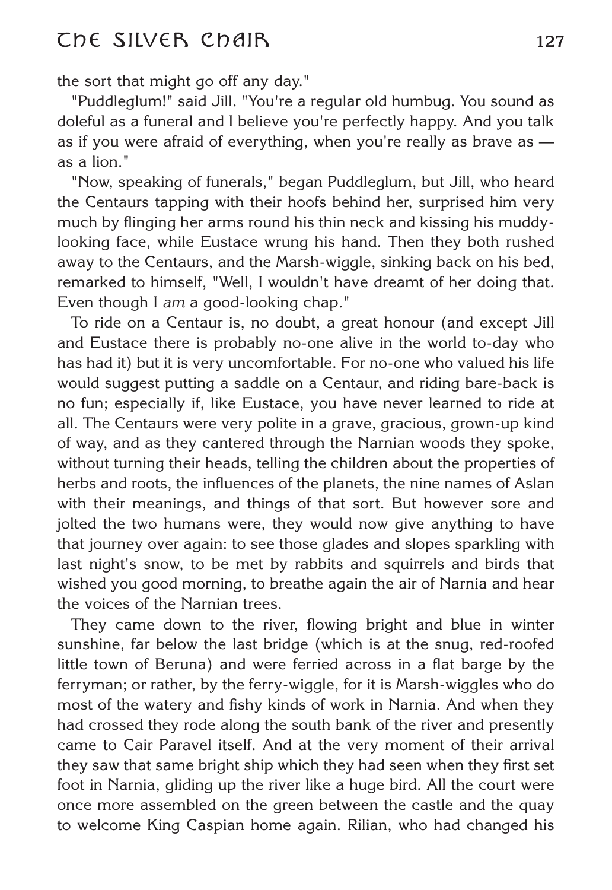the sort that might go off any day."

"Puddleglum!" said Jill. "You're a regular old humbug. You sound as doleful as a funeral and I believe you're perfectly happy. And you talk as if you were afraid of everything, when you're really as brave as — as a lion."

"Now, speaking of funerals," began Puddleglum, but Jill, who heard the Centaurs tapping with their hoofs behind her, surprised him very much by flinging her arms round his thin neck and kissing his muddy-looking face, while Eustace wrung his hand. Then they both rushed away to the Centaurs, and the Marsh-wiggle, sinking back on his bed, remarked to himself, "Well, I wouldn't have dreamt of her doing that. Even though I *am* a good-looking chap."

To ride on a Centaur is, no doubt, a great honour (and except Jill and Eustace there is probably no-one alive in the world to-day who has had it) but it is very uncomfortable. For no-one who valued his life would suggest putting a saddle on a Centaur, and riding bare-back is no fun; especially if, like Eustace, you have never learned to ride at all. The Centaurs were very polite in a grave, gracious, grown-up kind of way, and as they cantered through the Narnian woods they spoke, without turning their heads, telling the children about the properties of herbs and roots, the influences of the planets, the nine names of Aslan with their meanings, and things of that sort. But however sore and jolted the two humans were, they would now give anything to have that journey over again: to see those glades and slopes sparkling with last night's snow, to be met by rabbits and squirrels and birds that wished you good morning, to breathe again the air of Narnia and hear the voices of the Narnian trees.

They came down to the river, flowing bright and blue in winter sunshine, far below the last bridge (which is at the snug, red-roofed little town of Beruna) and were ferried across in a flat barge by the ferryman; or rather, by the ferry-wiggle, for it is Marsh-wiggles who do most of the watery and fishy kinds of work in Narnia. And when they had crossed they rode along the south bank of the river and presently came to Cair Paravel itself. And at the very moment of their arrival they saw that same bright ship which they had seen when they first set foot in Narnia, gliding up the river like a huge bird. All the court were once more assembled on the green between the castle and the quay to welcome King Caspian home again. Rilian, who had changed his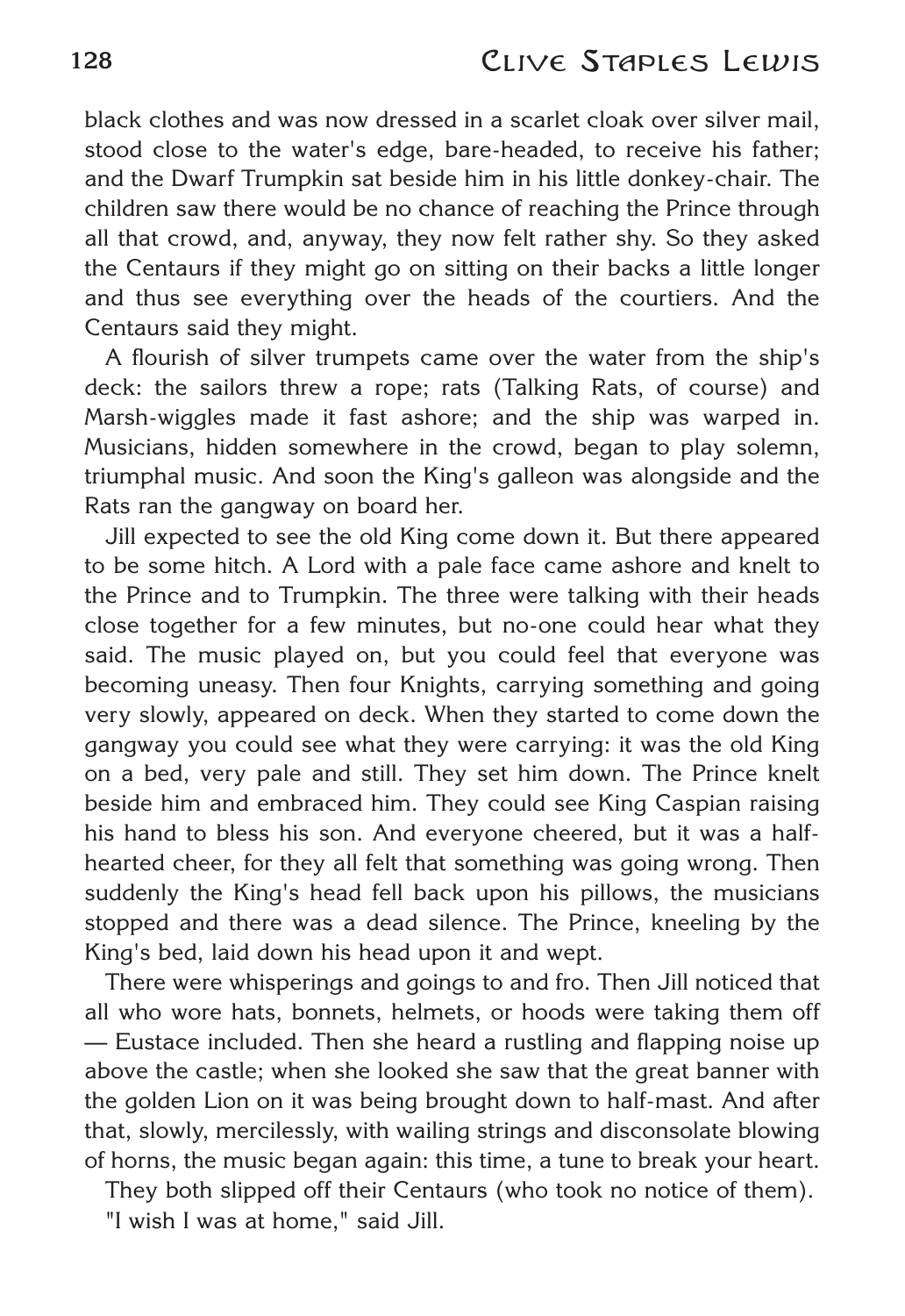black clothes and was now dressed in a scarlet cloak over silver mail, stood close to the water's edge, bare-headed, to receive his father; and the Dwarf Trumpkin sat beside him in his little donkey-chair. The children saw there would be no chance of reaching the Prince through all that crowd, and, anyway, they now felt rather shy. So they asked the Centaurs if they might go on sitting on their backs a little longer and thus see everything over the heads of the courtiers. And the Centaurs said they might.

A flourish of silver trumpets came over the water from the ship's deck: the sailors threw a rope; rats (Talking Rats, of course) and Marsh-wiggles made it fast ashore; and the ship was warped in. Musicians, hidden somewhere in the crowd, began to play solemn, triumphal music. And soon the King's galleon was alongside and the Rats ran the gangway on board her.

Jill expected to see the old King come down it. But there appeared to be some hitch. A Lord with a pale face came ashore and knelt to the Prince and to Trumpkin. The three were talking with their heads close together for a few minutes, but no-one could hear what they said. The music played on, but you could feel that everyone was becoming uneasy. Then four Knights, carrying something and going very slowly, appeared on deck. When they started to come down the gangway you could see what they were carrying: it was the old King on a bed, very pale and still. They set him down. The Prince knelt beside him and embraced him. They could see King Caspian raising his hand to bless his son. And everyone cheered, but it was a half-hearted cheer, for they all felt that something was going wrong. Then suddenly the King's head fell back upon his pillows, the musicians stopped and there was a dead silence. The Prince, kneeling by the King's bed, laid down his head upon it and wept.

There were whisperings and goings to and fro. Then Jill noticed that all who wore hats, bonnets, helmets, or hoods were taking them off — Eustace included. Then she heard a rustling and flapping noise up above the castle; when she looked she saw that the great banner with the golden Lion on it was being brought down to half-mast. And after that, slowly, mercilessly, with wailing strings and disconsolate blowing of horns, the music began again: this time, a tune to break your heart.

They both slipped off their Centaurs (who took no notice of them).

"I wish I was at home," said Jill.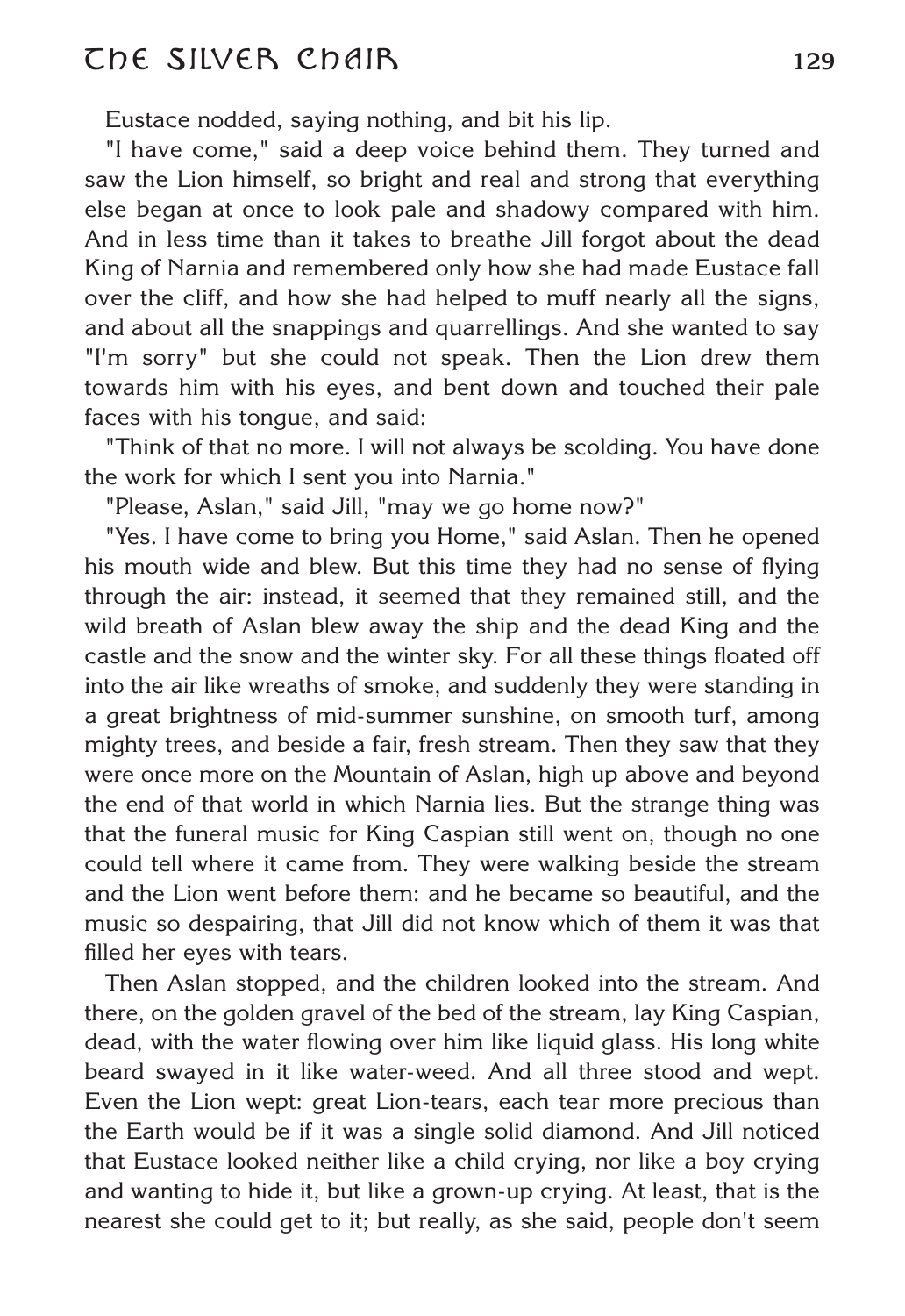Eustace nodded, saying nothing, and bit his lip.

"I have come," said a deep voice behind them. They turned and saw the Lion himself, so bright and real and strong that everything else began at once to look pale and shadowy compared with him. And in less time than it takes to breathe Jill forgot about the dead King of Narnia and remembered only how she had made Eustace fall over the cliff, and how she had helped to muff nearly all the signs, and about all the snappings and quarrellings. And she wanted to say "I'm sorry" but she could not speak. Then the Lion drew them towards him with his eyes, and bent down and touched their pale faces with his tongue, and said:

"Think of that no more. I will not always be scolding. You have done the work for which I sent you into Narnia."

"Please, Aslan," said Jill, "may we go home now?"

"Yes. I have come to bring you Home," said Aslan. Then he opened his mouth wide and blew. But this time they had no sense of flying through the air: instead, it seemed that they remained still, and the wild breath of Aslan blew away the ship and the dead King and the castle and the snow and the winter sky. For all these things floated off into the air like wreaths of smoke, and suddenly they were standing in a great brightness of mid-summer sunshine, on smooth turf, among mighty trees, and beside a fair, fresh stream. Then they saw that they were once more on the Mountain of Aslan, high up above and beyond the end of that world in which Narnia lies. But the strange thing was that the funeral music for King Caspian still went on, though no one could tell where it came from. They were walking beside the stream and the Lion went before them: and he became so beautiful, and the music so despairing, that Jill did not know which of them it was that filled her eyes with tears.

Then Aslan stopped, and the children looked into the stream. And there, on the golden gravel of the bed of the stream, lay King Caspian, dead, with the water flowing over him like liquid glass. His long white beard swayed in it like water-weed. And all three stood and wept. Even the Lion wept: great Lion-tears, each tear more precious than the Earth would be if it was a single solid diamond. And Jill noticed that Eustace looked neither like a child crying, nor like a boy crying and wanting to hide it, but like a grown-up crying. At least, that is the nearest she could get to it; but really, as she said, people don't seem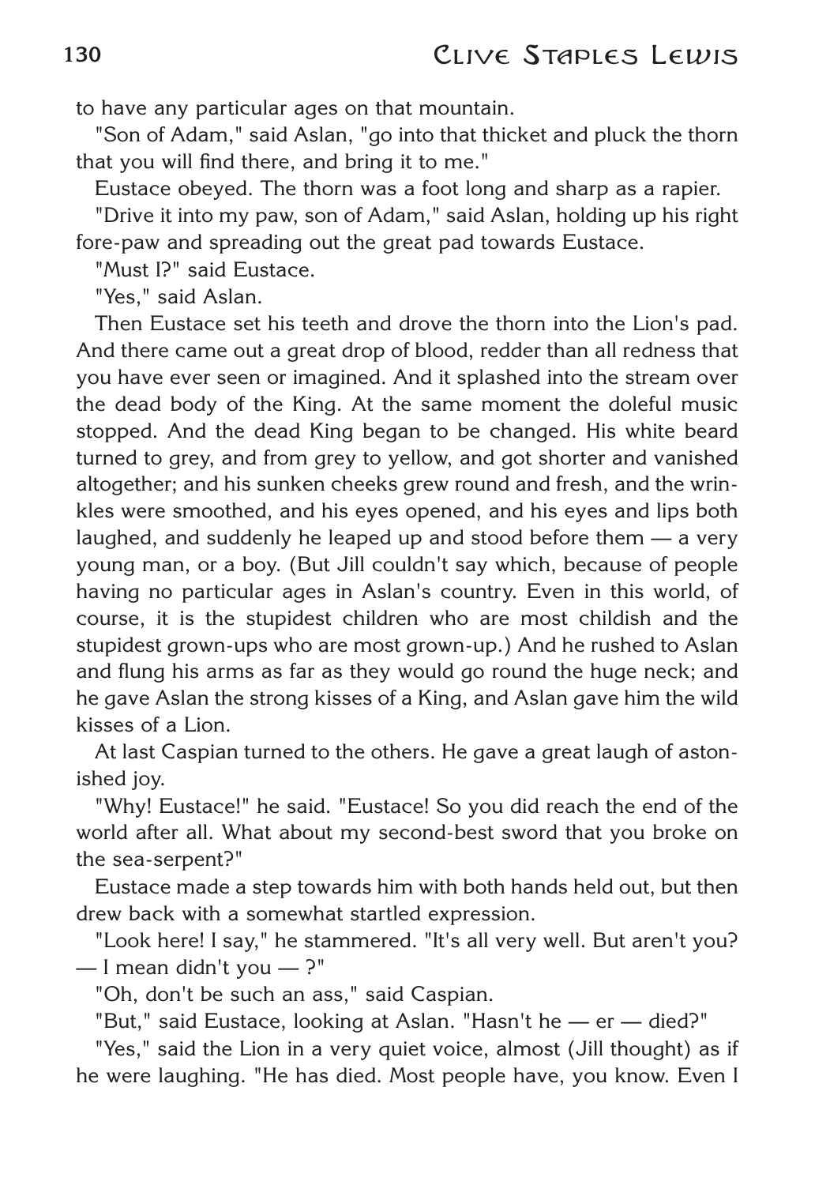to have any particular ages on that mountain.

"Son of Adam," said Aslan, "go into that thicket and pluck the thorn that you will find there, and bring it to me."

Eustace obeyed. The thorn was a foot long and sharp as a rapier.

"Drive it into my paw, son of Adam," said Aslan, holding up his right fore-paw and spreading out the great pad towards Eustace.

"Must I?" said Eustace.

"Yes," said Aslan.

Then Eustace set his teeth and drove the thorn into the Lion's pad. And there came out a great drop of blood, redder than all redness that you have ever seen or imagined. And it splashed into the stream over the dead body of the King. At the same moment the doleful music stopped. And the dead King began to be changed. His white beard turned to grey, and from grey to yellow, and got shorter and vanished altogether; and his sunken cheeks grew round and fresh, and the wrinkles were smoothed, and his eyes opened, and his eyes and lips both laughed, and suddenly he leaped up and stood before them — a very young man, or a boy. (But Jill couldn't say which, because of people having no particular ages in Aslan's country. Even in this world, of course, it is the stupidest children who are most childish and the stupidest grown-ups who are most grown-up.) And he rushed to Aslan and flung his arms as far as they would go round the huge neck; and he gave Aslan the strong kisses of a King, and Aslan gave him the wild kisses of a Lion.

At last Caspian turned to the others. He gave a great laugh of astonished joy.

"Why! Eustace!" he said. "Eustace! So you did reach the end of the world after all. What about my second-best sword that you broke on the sea-serpent?"

Eustace made a step towards him with both hands held out, but then drew back with a somewhat startled expression.

"Look here! I say," he stammered. "It's all very well. But aren't you? — I mean didn't you — ?"

"Oh, don't be such an ass," said Caspian.

"But," said Eustace, looking at Aslan. "Hasn't he — er — died?"

"Yes," said the Lion in a very quiet voice, almost (Jill thought) as if he were laughing. "He has died. Most people have, you know. Even I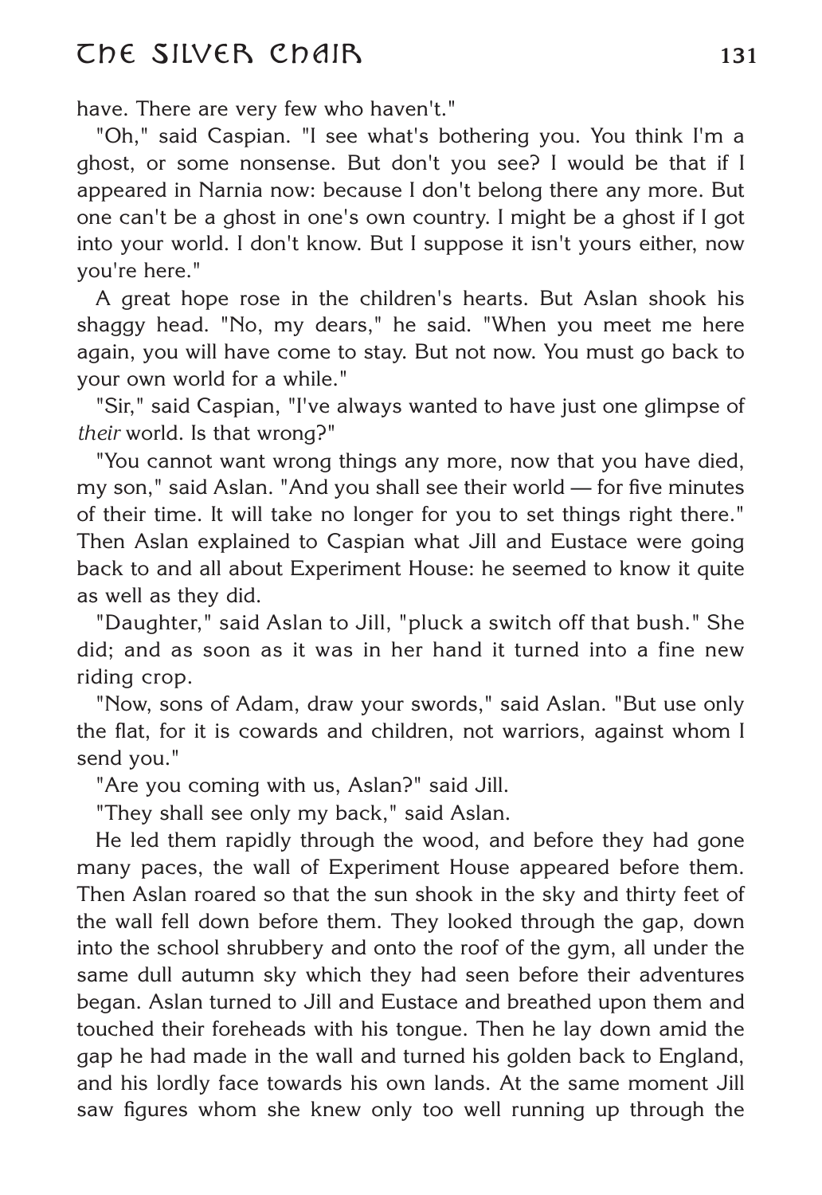have. There are very few who haven't."

"Oh," said Caspian. "I see what's bothering you. You think I'm a ghost, or some nonsense. But don't you see? I would be that if I appeared in Narnia now: because I don't belong there any more. But one can't be a ghost in one's own country. I might be a ghost if I got into your world. I don't know. But I suppose it isn't yours either, now you're here."

A great hope rose in the children's hearts. But Aslan shook his shaggy head. "No, my dears," he said. "When you meet me here again, you will have come to stay. But not now. You must go back to your own world for a while."

"Sir," said Caspian, "I've always wanted to have just one glimpse of *their* world. Is that wrong?"

"You cannot want wrong things any more, now that you have died, my son," said Aslan. "And you shall see their world — for five minutes of their time. It will take no longer for you to set things right there." Then Aslan explained to Caspian what Jill and Eustace were going back to and all about Experiment House: he seemed to know it quite as well as they did.

"Daughter," said Aslan to Jill, "pluck a switch off that bush." She did; and as soon as it was in her hand it turned into a fine new riding crop.

"Now, sons of Adam, draw your swords," said Aslan. "But use only the flat, for it is cowards and children, not warriors, against whom I send you."

"Are you coming with us, Aslan?" said Jill.

"They shall see only my back," said Aslan.

He led them rapidly through the wood, and before they had gone many paces, the wall of Experiment House appeared before them. Then Aslan roared so that the sun shook in the sky and thirty feet of the wall fell down before them. They looked through the gap, down into the school shrubbery and onto the roof of the gym, all under the same dull autumn sky which they had seen before their adventures began. Aslan turned to Jill and Eustace and breathed upon them and touched their foreheads with his tongue. Then he lay down amid the gap he had made in the wall and turned his golden back to England, and his lordly face towards his own lands. At the same moment Jill saw figures whom she knew only too well running up through the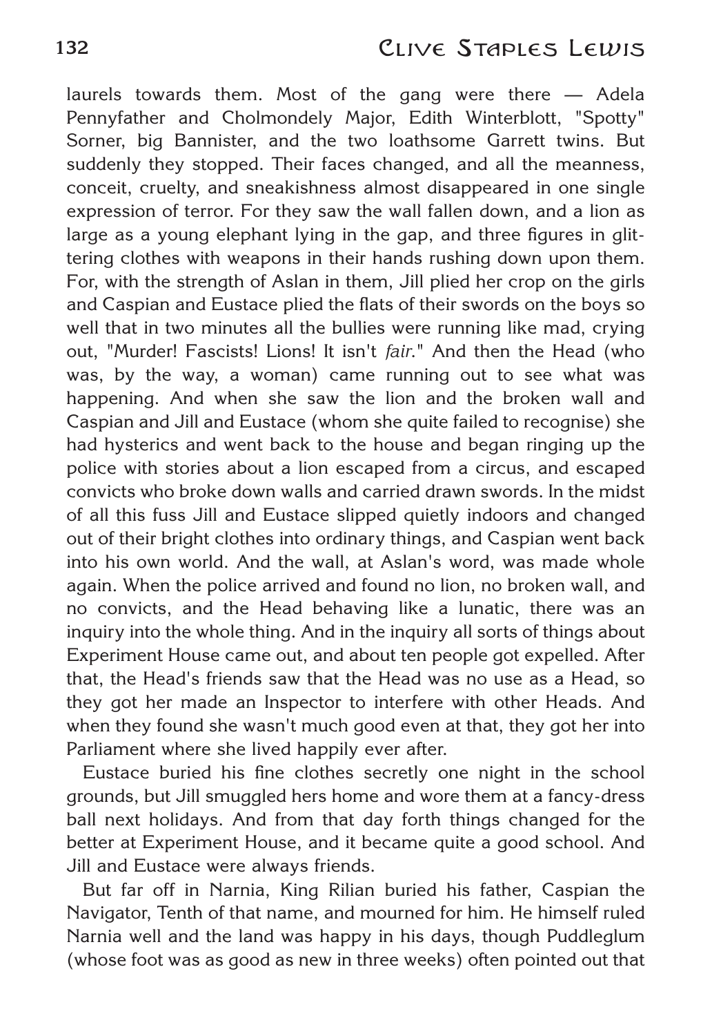laurels towards them. Most of the gang were there — Adela Pennyfather and Cholmondely Major, Edith Winterblott, "Spotty" Sorner, big Bannister, and the two loathsome Garrett twins. But suddenly they stopped. Their faces changed, and all the meanness, conceit, cruelty, and sneakishness almost disappeared in one single expression of terror. For they saw the wall fallen down, and a lion as large as a young elephant lying in the gap, and three figures in glittering clothes with weapons in their hands rushing down upon them. For, with the strength of Aslan in them, Jill plied her crop on the girls and Caspian and Eustace plied the flats of their swords on the boys so well that in two minutes all the bullies were running like mad, crying out, "Murder! Fascists! Lions! It isn't *fair*." And then the Head (who was, by the way, a woman) came running out to see what was happening. And when she saw the lion and the broken wall and Caspian and Jill and Eustace (whom she quite failed to recognise) she had hysterics and went back to the house and began ringing up the police with stories about a lion escaped from a circus, and escaped convicts who broke down walls and carried drawn swords. In the midst of all this fuss Jill and Eustace slipped quietly indoors and changed out of their bright clothes into ordinary things, and Caspian went back into his own world. And the wall, at Aslan's word, was made whole again. When the police arrived and found no lion, no broken wall, and no convicts, and the Head behaving like a lunatic, there was an inquiry into the whole thing. And in the inquiry all sorts of things about Experiment House came out, and about ten people got expelled. After that, the Head's friends saw that the Head was no use as a Head, so they got her made an Inspector to interfere with other Heads. And when they found she wasn't much good even at that, they got her into Parliament where she lived happily ever after.

Eustace buried his fine clothes secretly one night in the school grounds, but Jill smuggled hers home and wore them at a fancy-dress ball next holidays. And from that day forth things changed for the better at Experiment House, and it became quite a good school. And Jill and Eustace were always friends.

But far off in Narnia, King Rilian buried his father, Caspian the Navigator, Tenth of that name, and mourned for him. He himself ruled Narnia well and the land was happy in his days, though Puddleglum (whose foot was as good as new in three weeks) often pointed out that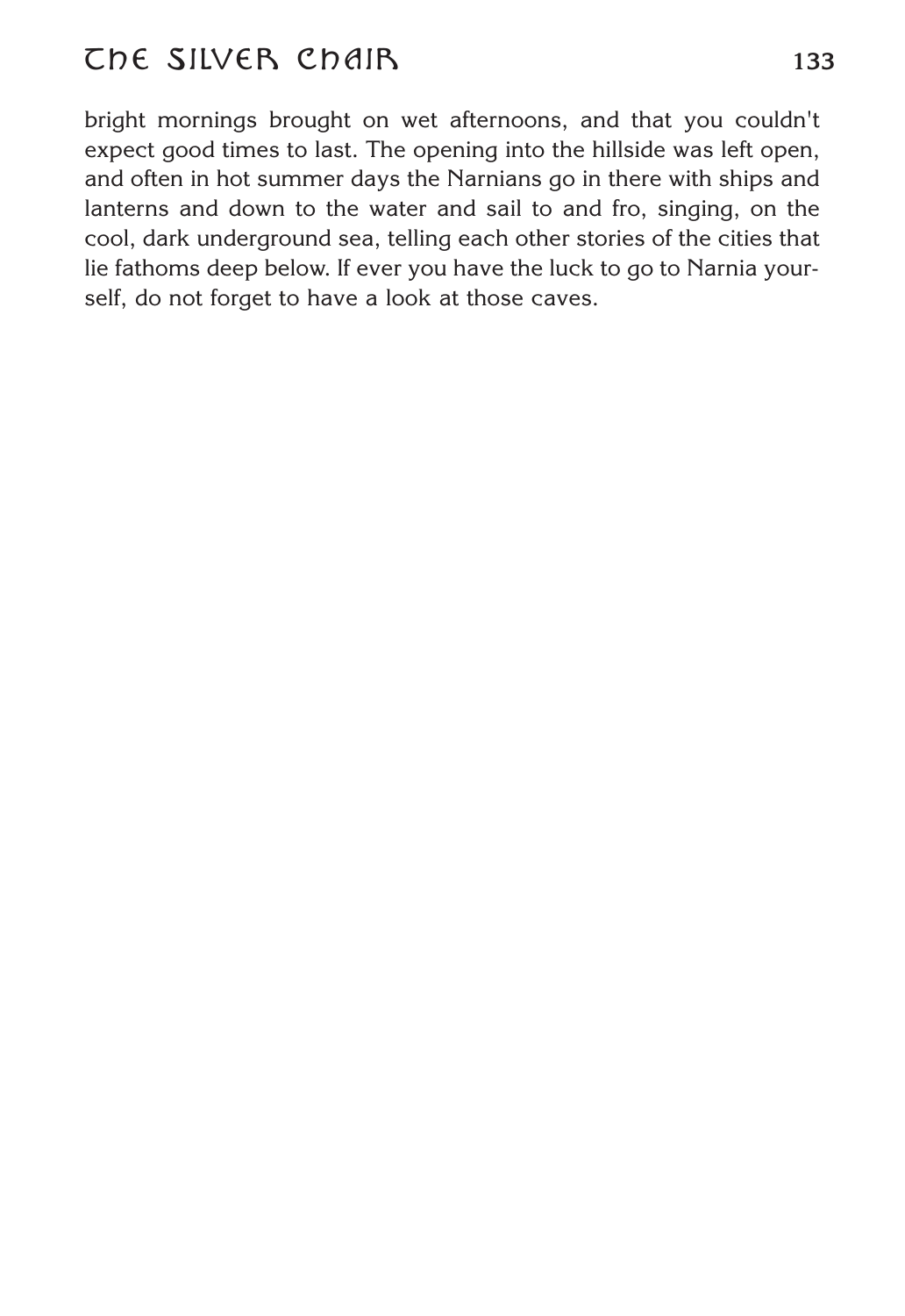bright mornings brought on wet afternoons, and that you couldn't expect good times to last. The opening into the hillside was left open, and often in hot summer days the Narnians go in there with ships and lanterns and down to the water and sail to and fro, singing, on the cool, dark underground sea, telling each other stories of the cities that lie fathoms deep below. If ever you have the luck to go to Narnia yourself, do not forget to have a look at those caves.